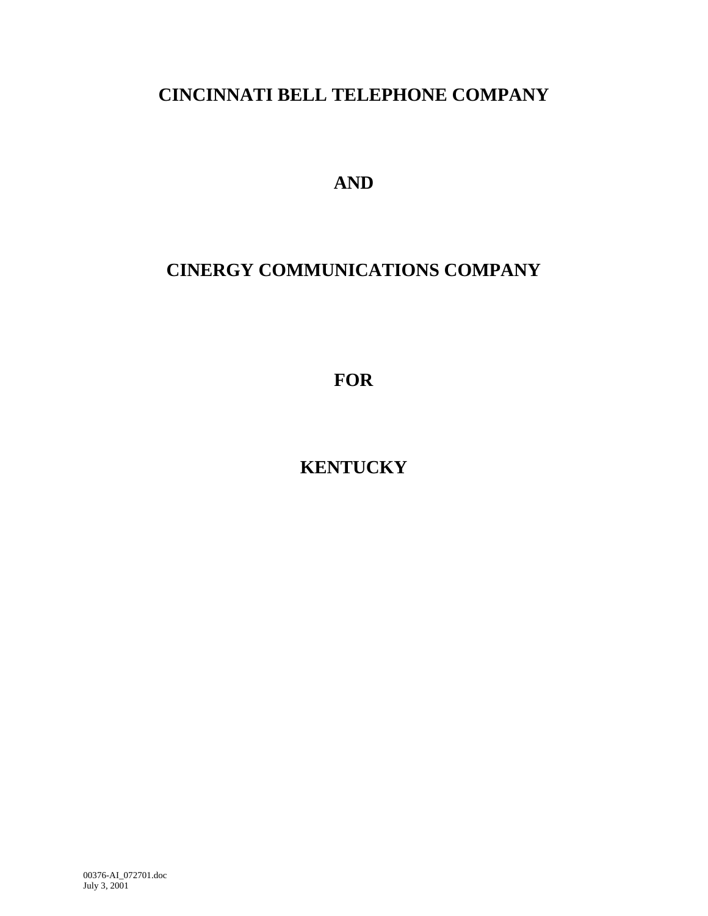# CINCINNATI BELL TELEPHONE COMPANY

# AND

# CINERGY COMMUNICATIONS COMPANY

# FOR

# KENTUCKY

00376-AI_072701.doc
July 3, 2001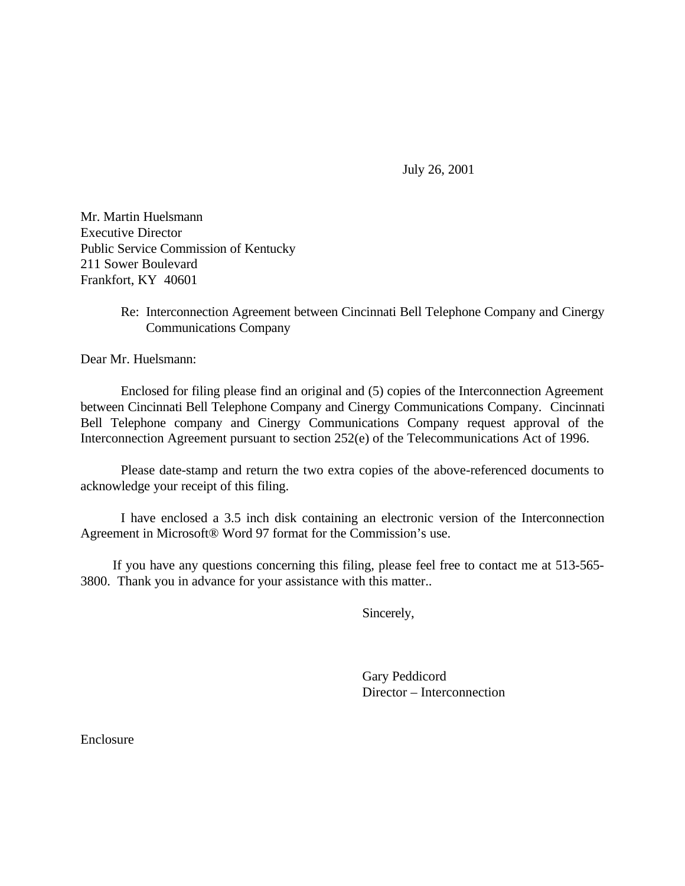July 26, 2001

Mr. Martin Huelsmann
Executive Director
Public Service Commission of Kentucky
211 Sower Boulevard
Frankfort, KY 40601

Re: Interconnection Agreement between Cincinnati Bell Telephone Company and Cinergy Communications Company

Dear Mr. Huelsmann:

Enclosed for filing please find an original and (5) copies of the Interconnection Agreement between Cincinnati Bell Telephone Company and Cinergy Communications Company. Cincinnati Bell Telephone company and Cinergy Communications Company request approval of the Interconnection Agreement pursuant to section 252(e) of the Telecommunications Act of 1996.

Please date-stamp and return the two extra copies of the above-referenced documents to acknowledge your receipt of this filing.

I have enclosed a 3.5 inch disk containing an electronic version of the Interconnection Agreement in Microsoft® Word 97 format for the Commission's use.

If you have any questions concerning this filing, please feel free to contact me at 513-565-3800. Thank you in advance for your assistance with this matter..

Sincerely,

Gary Peddicord
Director – Interconnection

Enclosure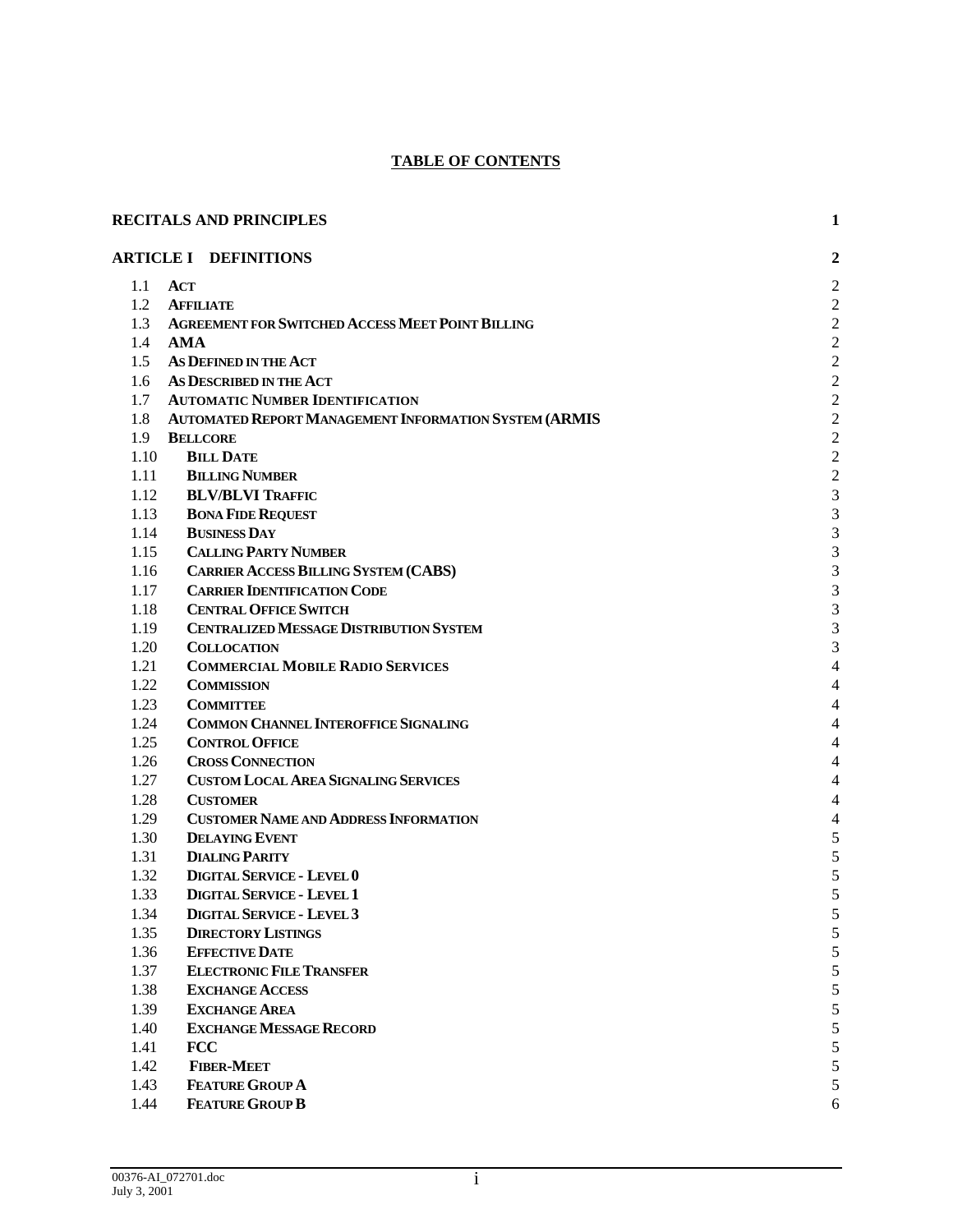# TABLE OF CONTENTS

| | | |
|---|---|---|
| **RECITALS AND PRINCIPLES** | | **1** |
| **ARTICLE I** | **DEFINITIONS** | **2** |
| 1.1 | **ACT** | 2 |
| 1.2 | **AFFILIATE** | 2 |
| 1.3 | **AGREEMENT FOR SWITCHED ACCESS MEET POINT BILLING** | 2 |
| 1.4 | **AMA** | 2 |
| 1.5 | **AS DEFINED IN THE ACT** | 2 |
| 1.6 | **AS DESCRIBED IN THE ACT** | 2 |
| 1.7 | **AUTOMATIC NUMBER IDENTIFICATION** | 2 |
| 1.8 | **AUTOMATED REPORT MANAGEMENT INFORMATION SYSTEM (ARMIS** | 2 |
| 1.9 | **BELLCORE** | 2 |
| 1.10 | **BILL DATE** | 2 |
| 1.11 | **BILLING NUMBER** | 2 |
| 1.12 | **BLV/BLVI TRAFFIC** | 3 |
| 1.13 | **BONA FIDE REQUEST** | 3 |
| 1.14 | **BUSINESS DAY** | 3 |
| 1.15 | **CALLING PARTY NUMBER** | 3 |
| 1.16 | **CARRIER ACCESS BILLING SYSTEM (CABS)** | 3 |
| 1.17 | **CARRIER IDENTIFICATION CODE** | 3 |
| 1.18 | **CENTRAL OFFICE SWITCH** | 3 |
| 1.19 | **CENTRALIZED MESSAGE DISTRIBUTION SYSTEM** | 3 |
| 1.20 | **COLLOCATION** | 3 |
| 1.21 | **COMMERCIAL MOBILE RADIO SERVICES** | 4 |
| 1.22 | **COMMISSION** | 4 |
| 1.23 | **COMMITTEE** | 4 |
| 1.24 | **COMMON CHANNEL INTEROFFICE SIGNALING** | 4 |
| 1.25 | **CONTROL OFFICE** | 4 |
| 1.26 | **CROSS CONNECTION** | 4 |
| 1.27 | **CUSTOM LOCAL AREA SIGNALING SERVICES** | 4 |
| 1.28 | **CUSTOMER** | 4 |
| 1.29 | **CUSTOMER NAME AND ADDRESS INFORMATION** | 4 |
| 1.30 | **DELAYING EVENT** | 5 |
| 1.31 | **DIALING PARITY** | 5 |
| 1.32 | **DIGITAL SERVICE - LEVEL 0** | 5 |
| 1.33 | **DIGITAL SERVICE - LEVEL 1** | 5 |
| 1.34 | **DIGITAL SERVICE - LEVEL 3** | 5 |
| 1.35 | **DIRECTORY LISTINGS** | 5 |
| 1.36 | **EFFECTIVE DATE** | 5 |
| 1.37 | **ELECTRONIC FILE TRANSFER** | 5 |
| 1.38 | **EXCHANGE ACCESS** | 5 |
| 1.39 | **EXCHANGE AREA** | 5 |
| 1.40 | **EXCHANGE MESSAGE RECORD** | 5 |
| 1.41 | **FCC** | 5 |
| 1.42 | **FIBER-MEET** | 5 |
| 1.43 | **FEATURE GROUP A** | 5 |
| 1.44 | **FEATURE GROUP B** | 6 |

00376-AI_072701.doc
July 3, 2001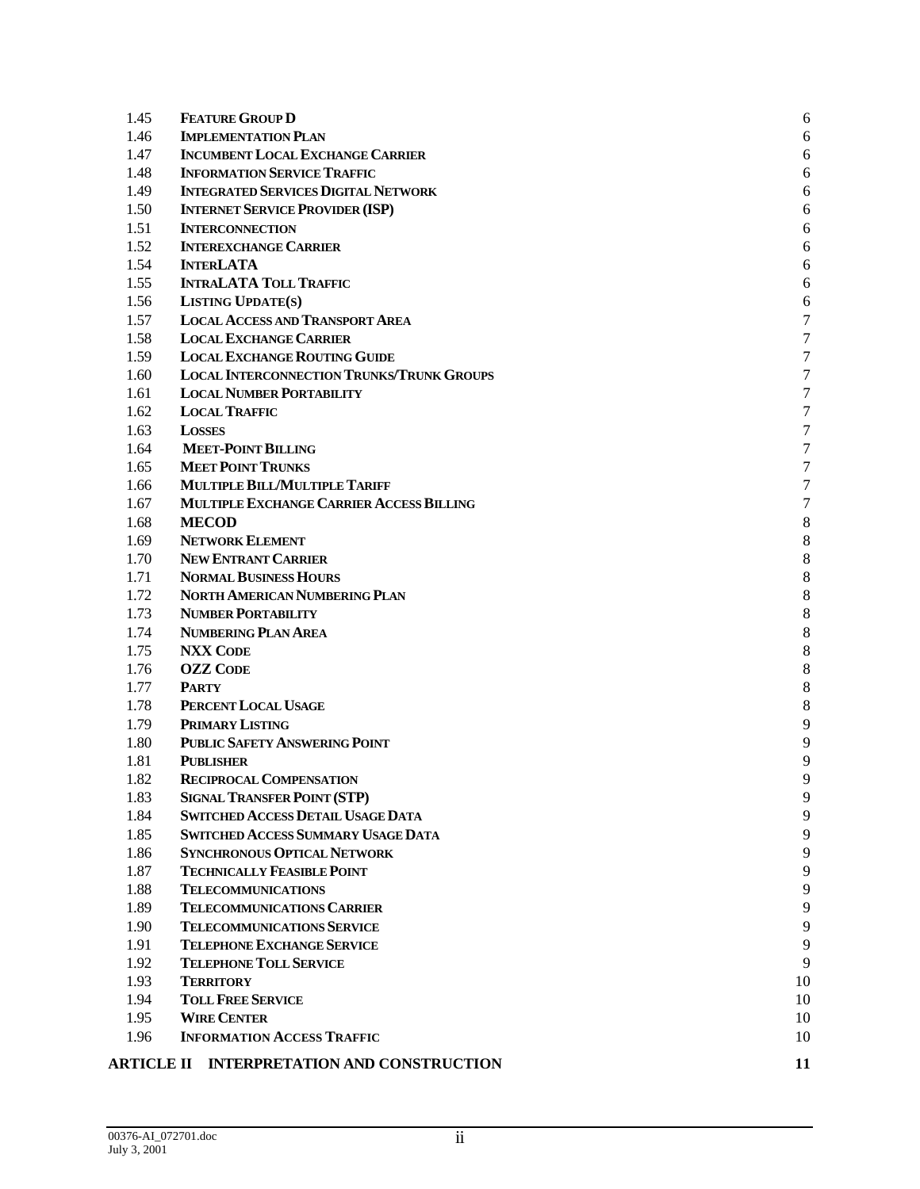| | | |
|---|---|---|
| 1.45 | **FEATURE GROUP D** | 6 |
| 1.46 | **IMPLEMENTATION PLAN** | 6 |
| 1.47 | **INCUMBENT LOCAL EXCHANGE CARRIER** | 6 |
| 1.48 | **INFORMATION SERVICE TRAFFIC** | 6 |
| 1.49 | **INTEGRATED SERVICES DIGITAL NETWORK** | 6 |
| 1.50 | **INTERNET SERVICE PROVIDER (ISP)** | 6 |
| 1.51 | **INTERCONNECTION** | 6 |
| 1.52 | **INTEREXCHANGE CARRIER** | 6 |
| 1.54 | **INTERLATA** | 6 |
| 1.55 | **INTRALATA TOLL TRAFFIC** | 6 |
| 1.56 | **LISTING UPDATE(S)** | 6 |
| 1.57 | **LOCAL ACCESS AND TRANSPORT AREA** | 7 |
| 1.58 | **LOCAL EXCHANGE CARRIER** | 7 |
| 1.59 | **LOCAL EXCHANGE ROUTING GUIDE** | 7 |
| 1.60 | **LOCAL INTERCONNECTION TRUNKS/TRUNK GROUPS** | 7 |
| 1.61 | **LOCAL NUMBER PORTABILITY** | 7 |
| 1.62 | **LOCAL TRAFFIC** | 7 |
| 1.63 | **LOSSES** | 7 |
| 1.64 | **MEET-POINT BILLING** | 7 |
| 1.65 | **MEET POINT TRUNKS** | 7 |
| 1.66 | **MULTIPLE BILL/MULTIPLE TARIFF** | 7 |
| 1.67 | **MULTIPLE EXCHANGE CARRIER ACCESS BILLING** | 7 |
| 1.68 | **MECOD** | 8 |
| 1.69 | **NETWORK ELEMENT** | 8 |
| 1.70 | **NEW ENTRANT CARRIER** | 8 |
| 1.71 | **NORMAL BUSINESS HOURS** | 8 |
| 1.72 | **NORTH AMERICAN NUMBERING PLAN** | 8 |
| 1.73 | **NUMBER PORTABILITY** | 8 |
| 1.74 | **NUMBERING PLAN AREA** | 8 |
| 1.75 | **NXX CODE** | 8 |
| 1.76 | **OZZ CODE** | 8 |
| 1.77 | **PARTY** | 8 |
| 1.78 | **PERCENT LOCAL USAGE** | 8 |
| 1.79 | **PRIMARY LISTING** | 9 |
| 1.80 | **PUBLIC SAFETY ANSWERING POINT** | 9 |
| 1.81 | **PUBLISHER** | 9 |
| 1.82 | **RECIPROCAL COMPENSATION** | 9 |
| 1.83 | **SIGNAL TRANSFER POINT (STP)** | 9 |
| 1.84 | **SWITCHED ACCESS DETAIL USAGE DATA** | 9 |
| 1.85 | **SWITCHED ACCESS SUMMARY USAGE DATA** | 9 |
| 1.86 | **SYNCHRONOUS OPTICAL NETWORK** | 9 |
| 1.87 | **TECHNICALLY FEASIBLE POINT** | 9 |
| 1.88 | **TELECOMMUNICATIONS** | 9 |
| 1.89 | **TELECOMMUNICATIONS CARRIER** | 9 |
| 1.90 | **TELECOMMUNICATIONS SERVICE** | 9 |
| 1.91 | **TELEPHONE EXCHANGE SERVICE** | 9 |
| 1.92 | **TELEPHONE TOLL SERVICE** | 9 |
| 1.93 | **TERRITORY** | 10 |
| 1.94 | **TOLL FREE SERVICE** | 10 |
| 1.95 | **WIRE CENTER** | 10 |
| 1.96 | **INFORMATION ACCESS TRAFFIC** | 10 |

**ARTICLE II INTERPRETATION AND CONSTRUCTION** **11**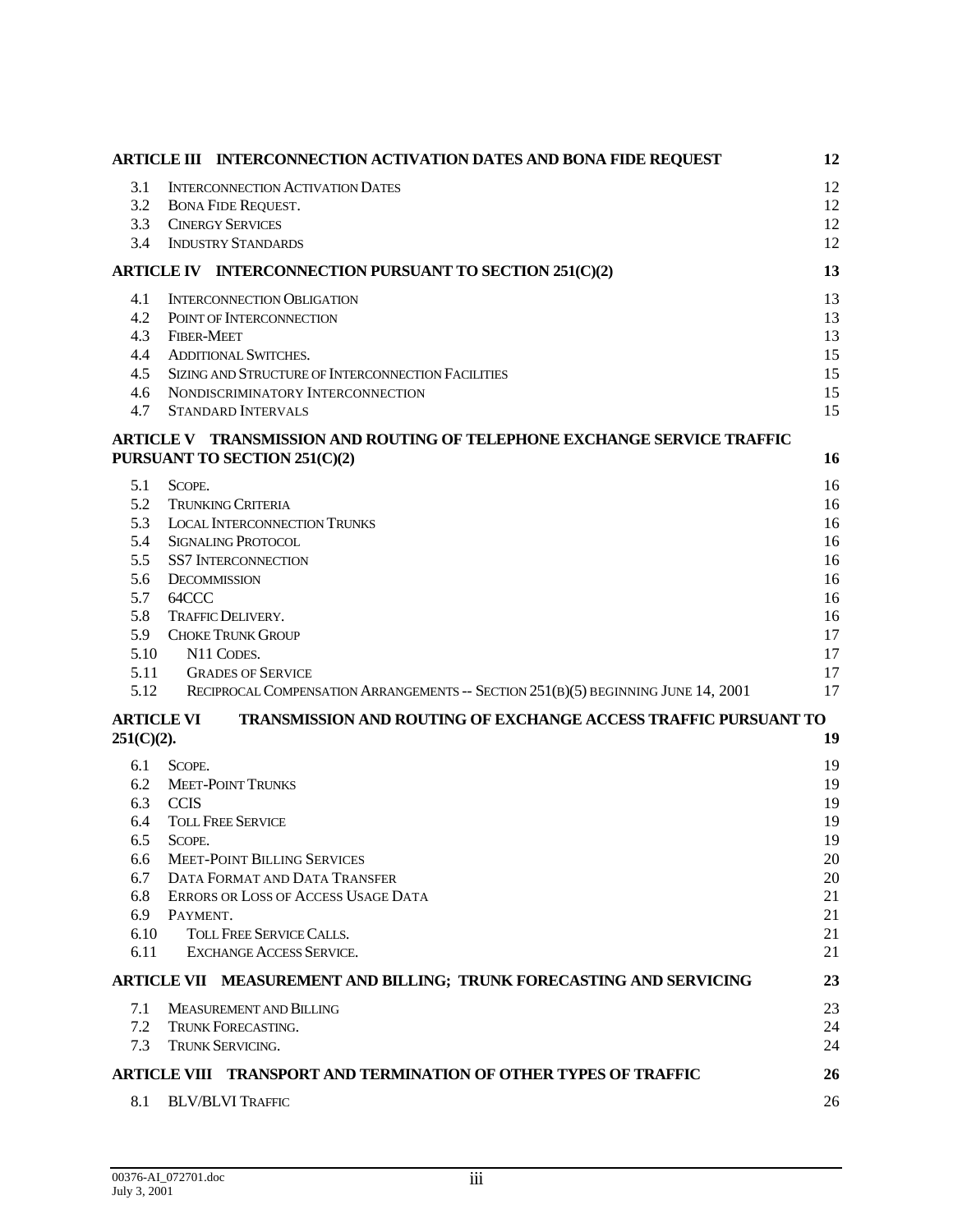| | | |
|---|---|---|
| **ARTICLE III INTERCONNECTION ACTIVATION DATES AND BONA FIDE REQUEST** | | **12** |
| 3.1 | INTERCONNECTION ACTIVATION DATES | 12 |
| 3.2 | BONA FIDE REQUEST. | 12 |
| 3.3 | CINERGY SERVICES | 12 |
| 3.4 | INDUSTRY STANDARDS | 12 |
| **ARTICLE IV INTERCONNECTION PURSUANT TO SECTION 251(C)(2)** | | **13** |
| 4.1 | INTERCONNECTION OBLIGATION | 13 |
| 4.2 | POINT OF INTERCONNECTION | 13 |
| 4.3 | FIBER-MEET | 13 |
| 4.4 | ADDITIONAL SWITCHES. | 15 |
| 4.5 | SIZING AND STRUCTURE OF INTERCONNECTION FACILITIES | 15 |
| 4.6 | NONDISCRIMINATORY INTERCONNECTION | 15 |
| 4.7 | STANDARD INTERVALS | 15 |
| **ARTICLE V TRANSMISSION AND ROUTING OF TELEPHONE EXCHANGE SERVICE TRAFFIC PURSUANT TO SECTION 251(C)(2)** | | **16** |
| 5.1 | SCOPE. | 16 |
| 5.2 | TRUNKING CRITERIA | 16 |
| 5.3 | LOCAL INTERCONNECTION TRUNKS | 16 |
| 5.4 | SIGNALING PROTOCOL | 16 |
| 5.5 | SS7 INTERCONNECTION | 16 |
| 5.6 | DECOMMISSION | 16 |
| 5.7 | 64CCC | 16 |
| 5.8 | TRAFFIC DELIVERY. | 16 |
| 5.9 | CHOKE TRUNK GROUP | 17 |
| 5.10 | N11 CODES. | 17 |
| 5.11 | GRADES OF SERVICE | 17 |
| 5.12 | RECIPROCAL COMPENSATION ARRANGEMENTS -- SECTION 251(B)(5) BEGINNING JUNE 14, 2001 | 17 |
| **ARTICLE VI TRANSMISSION AND ROUTING OF EXCHANGE ACCESS TRAFFIC PURSUANT TO 251(C)(2).** | | **19** |
| 6.1 | SCOPE. | 19 |
| 6.2 | MEET-POINT TRUNKS | 19 |
| 6.3 | CCIS | 19 |
| 6.4 | TOLL FREE SERVICE | 19 |
| 6.5 | SCOPE. | 19 |
| 6.6 | MEET-POINT BILLING SERVICES | 20 |
| 6.7 | DATA FORMAT AND DATA TRANSFER | 20 |
| 6.8 | ERRORS OR LOSS OF ACCESS USAGE DATA | 21 |
| 6.9 | PAYMENT. | 21 |
| 6.10 | TOLL FREE SERVICE CALLS. | 21 |
| 6.11 | EXCHANGE ACCESS SERVICE. | 21 |
| **ARTICLE VII MEASUREMENT AND BILLING; TRUNK FORECASTING AND SERVICING** | | **23** |
| 7.1 | MEASUREMENT AND BILLING | 23 |
| 7.2 | TRUNK FORECASTING. | 24 |
| 7.3 | TRUNK SERVICING. | 24 |
| **ARTICLE VIII TRANSPORT AND TERMINATION OF OTHER TYPES OF TRAFFIC** | | **26** |
| 8.1 | BLV/BLVI TRAFFIC | 26 |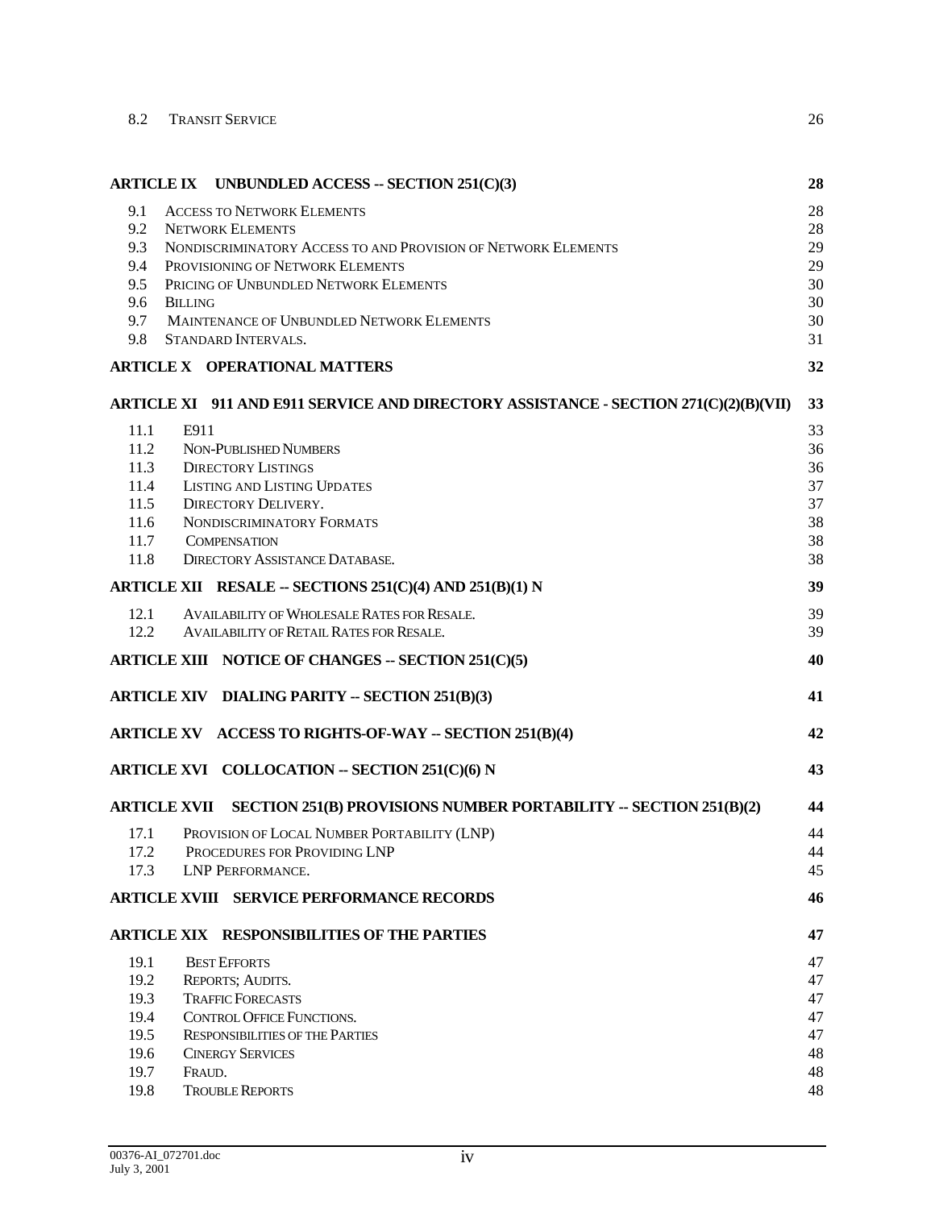| | | |
|---|---|---|
| 8.2 | TRANSIT SERVICE | 26 |
| **ARTICLE IX** | **UNBUNDLED ACCESS -- SECTION 251(C)(3)** | **28** |
| 9.1 | ACCESS TO NETWORK ELEMENTS | 28 |
| 9.2 | NETWORK ELEMENTS | 28 |
| 9.3 | NONDISCRIMINATORY ACCESS TO AND PROVISION OF NETWORK ELEMENTS | 29 |
| 9.4 | PROVISIONING OF NETWORK ELEMENTS | 29 |
| 9.5 | PRICING OF UNBUNDLED NETWORK ELEMENTS | 30 |
| 9.6 | BILLING | 30 |
| 9.7 | MAINTENANCE OF UNBUNDLED NETWORK ELEMENTS | 30 |
| 9.8 | STANDARD INTERVALS. | 31 |
| **ARTICLE X** | **OPERATIONAL MATTERS** | **32** |
| **ARTICLE XI** | **911 AND E911 SERVICE AND DIRECTORY ASSISTANCE - SECTION 271(C)(2)(B)(VII)** | **33** |
| 11.1 | E911 | 33 |
| 11.2 | NON-PUBLISHED NUMBERS | 36 |
| 11.3 | DIRECTORY LISTINGS | 36 |
| 11.4 | LISTING AND LISTING UPDATES | 37 |
| 11.5 | DIRECTORY DELIVERY. | 37 |
| 11.6 | NONDISCRIMINATORY FORMATS | 38 |
| 11.7 | COMPENSATION | 38 |
| 11.8 | DIRECTORY ASSISTANCE DATABASE. | 38 |
| **ARTICLE XII** | **RESALE -- SECTIONS 251(C)(4) AND 251(B)(1) N** | **39** |
| 12.1 | AVAILABILITY OF WHOLESALE RATES FOR RESALE. | 39 |
| 12.2 | AVAILABILITY OF RETAIL RATES FOR RESALE. | 39 |
| **ARTICLE XIII** | **NOTICE OF CHANGES -- SECTION 251(C)(5)** | **40** |
| **ARTICLE XIV** | **DIALING PARITY -- SECTION 251(B)(3)** | **41** |
| **ARTICLE XV** | **ACCESS TO RIGHTS-OF-WAY -- SECTION 251(B)(4)** | **42** |
| **ARTICLE XVI** | **COLLOCATION -- SECTION 251(C)(6) N** | **43** |
| **ARTICLE XVII** | **SECTION 251(B) PROVISIONS NUMBER PORTABILITY -- SECTION 251(B)(2)** | **44** |
| 17.1 | PROVISION OF LOCAL NUMBER PORTABILITY (LNP) | 44 |
| 17.2 | PROCEDURES FOR PROVIDING LNP | 44 |
| 17.3 | LNP PERFORMANCE. | 45 |
| **ARTICLE XVIII** | **SERVICE PERFORMANCE RECORDS** | **46** |
| **ARTICLE XIX** | **RESPONSIBILITIES OF THE PARTIES** | **47** |
| 19.1 | BEST EFFORTS | 47 |
| 19.2 | REPORTS; AUDITS. | 47 |
| 19.3 | TRAFFIC FORECASTS | 47 |
| 19.4 | CONTROL OFFICE FUNCTIONS. | 47 |
| 19.5 | RESPONSIBILITIES OF THE PARTIES | 47 |
| 19.6 | CINERGY SERVICES | 48 |
| 19.7 | FRAUD. | 48 |
| 19.8 | TROUBLE REPORTS | 48 |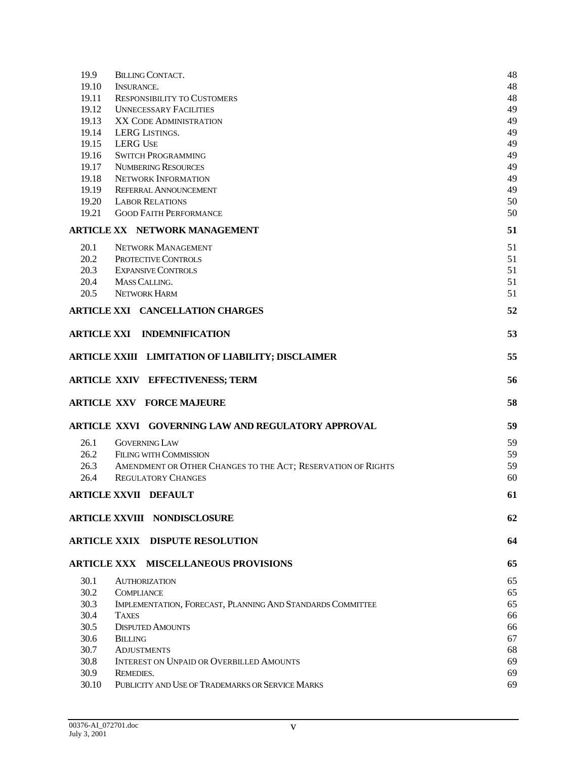| | | |
|---|---|---|
| 19.9 | BILLING CONTACT. | 48 |
| 19.10 | INSURANCE. | 48 |
| 19.11 | RESPONSIBILITY TO CUSTOMERS | 48 |
| 19.12 | UNNECESSARY FACILITIES | 49 |
| 19.13 | XX CODE ADMINISTRATION | 49 |
| 19.14 | LERG LISTINGS. | 49 |
| 19.15 | LERG USE | 49 |
| 19.16 | SWITCH PROGRAMMING | 49 |
| 19.17 | NUMBERING RESOURCES | 49 |
| 19.18 | NETWORK INFORMATION | 49 |
| 19.19 | REFERRAL ANNOUNCEMENT | 49 |
| 19.20 | LABOR RELATIONS | 50 |
| 19.21 | GOOD FAITH PERFORMANCE | 50 |

**ARTICLE XX NETWORK MANAGEMENT** 51

| | | |
|---|---|---|
| 20.1 | NETWORK MANAGEMENT | 51 |
| 20.2 | PROTECTIVE CONTROLS | 51 |
| 20.3 | EXPANSIVE CONTROLS | 51 |
| 20.4 | MASS CALLING. | 51 |
| 20.5 | NETWORK HARM | 51 |

**ARTICLE XXI CANCELLATION CHARGES** 52

**ARTICLE XXI INDEMNIFICATION** 53

**ARTICLE XXIII LIMITATION OF LIABILITY; DISCLAIMER** 55

**ARTICLE XXIV EFFECTIVENESS; TERM** 56

**ARTICLE XXV FORCE MAJEURE** 58

**ARTICLE XXVI GOVERNING LAW AND REGULATORY APPROVAL** 59

| | | |
|---|---|---|
| 26.1 | GOVERNING LAW | 59 |
| 26.2 | FILING WITH COMMISSION | 59 |
| 26.3 | AMENDMENT OR OTHER CHANGES TO THE ACT; RESERVATION OF RIGHTS | 59 |
| 26.4 | REGULATORY CHANGES | 60 |

**ARTICLE XXVII DEFAULT** 61

**ARTICLE XXVIII NONDISCLOSURE** 62

**ARTICLE XXIX DISPUTE RESOLUTION** 64

**ARTICLE XXX MISCELLANEOUS PROVISIONS** 65

| | | |
|---|---|---|
| 30.1 | AUTHORIZATION | 65 |
| 30.2 | COMPLIANCE | 65 |
| 30.3 | IMPLEMENTATION, FORECAST, PLANNING AND STANDARDS COMMITTEE | 65 |
| 30.4 | TAXES | 66 |
| 30.5 | DISPUTED AMOUNTS | 66 |
| 30.6 | BILLING | 67 |
| 30.7 | ADJUSTMENTS | 68 |
| 30.8 | INTEREST ON UNPAID OR OVERBILLED AMOUNTS | 69 |
| 30.9 | REMEDIES. | 69 |
| 30.10 | PUBLICITY AND USE OF TRADEMARKS OR SERVICE MARKS | 69 |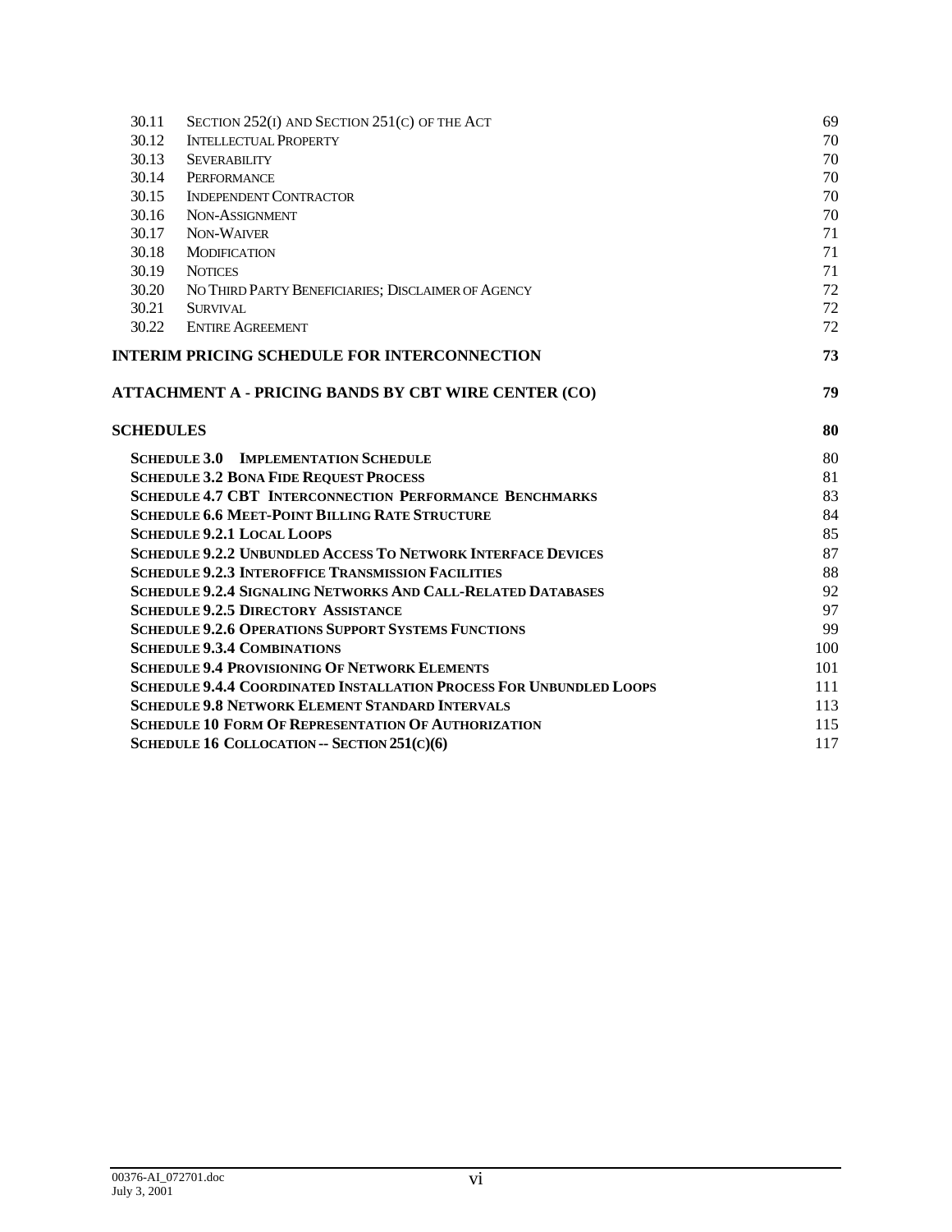| | | |
|---|---|---|
| 30.11 | SECTION 252(I) AND SECTION 251(C) OF THE ACT | 69 |
| 30.12 | INTELLECTUAL PROPERTY | 70 |
| 30.13 | SEVERABILITY | 70 |
| 30.14 | PERFORMANCE | 70 |
| 30.15 | INDEPENDENT CONTRACTOR | 70 |
| 30.16 | NON-ASSIGNMENT | 70 |
| 30.17 | NON-WAIVER | 71 |
| 30.18 | MODIFICATION | 71 |
| 30.19 | NOTICES | 71 |
| 30.20 | NO THIRD PARTY BENEFICIARIES; DISCLAIMER OF AGENCY | 72 |
| 30.21 | SURVIVAL | 72 |
| 30.22 | ENTIRE AGREEMENT | 72 |

**INTERIM PRICING SCHEDULE FOR INTERCONNECTION** 73

**ATTACHMENT A - PRICING BANDS BY CBT WIRE CENTER (CO)** 79

**SCHEDULES** 80

| | |
|---|---|
| **SCHEDULE 3.0 IMPLEMENTATION SCHEDULE** | 80 |
| **SCHEDULE 3.2 BONA FIDE REQUEST PROCESS** | 81 |
| **SCHEDULE 4.7 CBT INTERCONNECTION PERFORMANCE BENCHMARKS** | 83 |
| **SCHEDULE 6.6 MEET-POINT BILLING RATE STRUCTURE** | 84 |
| **SCHEDULE 9.2.1 LOCAL LOOPS** | 85 |
| **SCHEDULE 9.2.2 UNBUNDLED ACCESS TO NETWORK INTERFACE DEVICES** | 87 |
| **SCHEDULE 9.2.3 INTEROFFICE TRANSMISSION FACILITIES** | 88 |
| **SCHEDULE 9.2.4 SIGNALING NETWORKS AND CALL-RELATED DATABASES** | 92 |
| **SCHEDULE 9.2.5 DIRECTORY ASSISTANCE** | 97 |
| **SCHEDULE 9.2.6 OPERATIONS SUPPORT SYSTEMS FUNCTIONS** | 99 |
| **SCHEDULE 9.3.4 COMBINATIONS** | 100 |
| **SCHEDULE 9.4 PROVISIONING OF NETWORK ELEMENTS** | 101 |
| **SCHEDULE 9.4.4 COORDINATED INSTALLATION PROCESS FOR UNBUNDLED LOOPS** | 111 |
| **SCHEDULE 9.8 NETWORK ELEMENT STANDARD INTERVALS** | 113 |
| **SCHEDULE 10 FORM OF REPRESENTATION OF AUTHORIZATION** | 115 |
| **SCHEDULE 16 COLLOCATION -- SECTION 251(C)(6)** | 117 |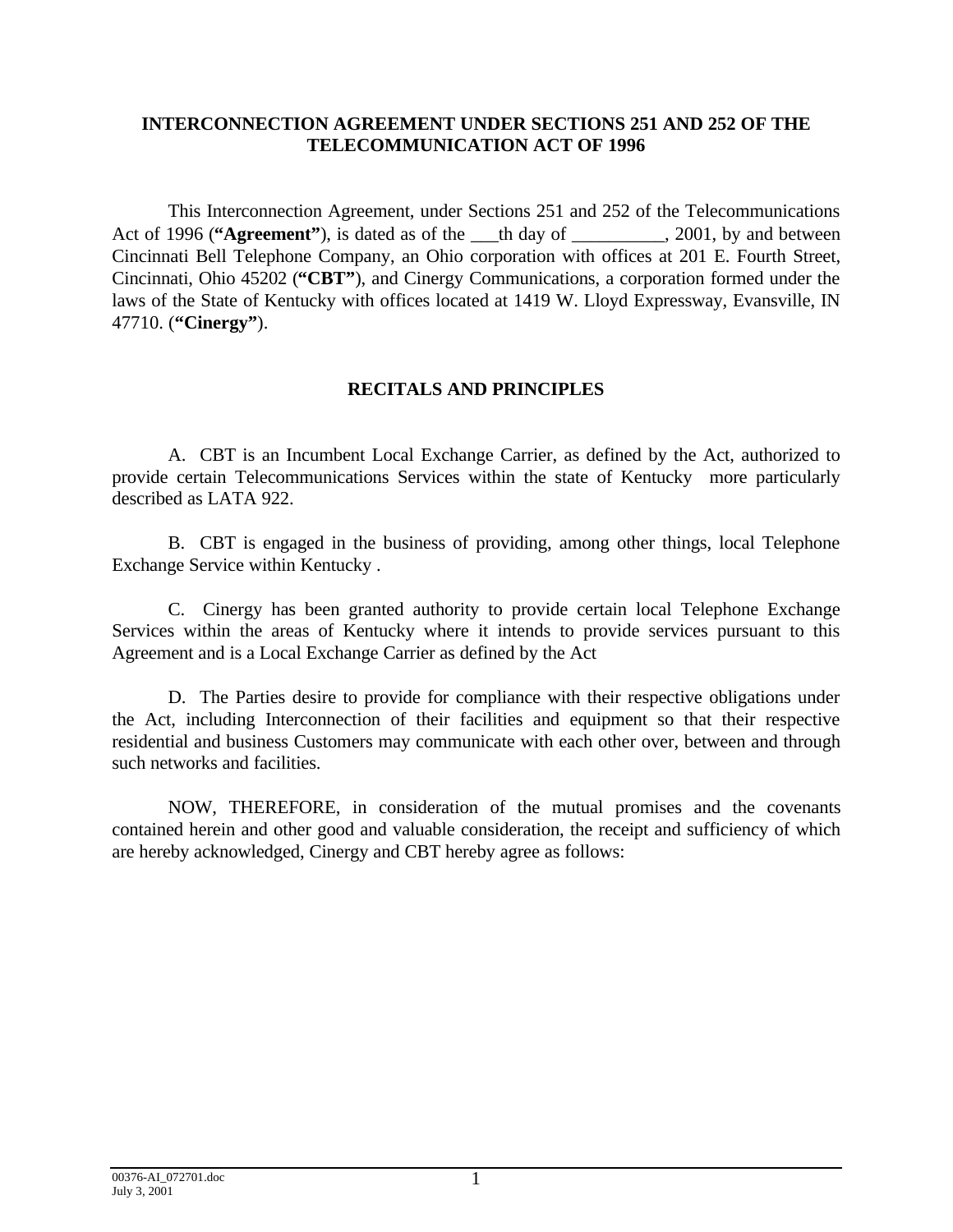# INTERCONNECTION AGREEMENT UNDER SECTIONS 251 AND 252 OF THE TELECOMMUNICATION ACT OF 1996

This Interconnection Agreement, under Sections 251 and 252 of the Telecommunications Act of 1996 (**"Agreement"**), is dated as of the ___th day of __________, 2001, by and between Cincinnati Bell Telephone Company, an Ohio corporation with offices at 201 E. Fourth Street, Cincinnati, Ohio 45202 (**"CBT"**), and Cinergy Communications, a corporation formed under the laws of the State of Kentucky with offices located at 1419 W. Lloyd Expressway, Evansville, IN 47710. (**"Cinergy"**).

## RECITALS AND PRINCIPLES

A. CBT is an Incumbent Local Exchange Carrier, as defined by the Act, authorized to provide certain Telecommunications Services within the state of Kentucky more particularly described as LATA 922.

B. CBT is engaged in the business of providing, among other things, local Telephone Exchange Service within Kentucky .

C. Cinergy has been granted authority to provide certain local Telephone Exchange Services within the areas of Kentucky where it intends to provide services pursuant to this Agreement and is a Local Exchange Carrier as defined by the Act

D. The Parties desire to provide for compliance with their respective obligations under the Act, including Interconnection of their facilities and equipment so that their respective residential and business Customers may communicate with each other over, between and through such networks and facilities.

NOW, THEREFORE, in consideration of the mutual promises and the covenants contained herein and other good and valuable consideration, the receipt and sufficiency of which are hereby acknowledged, Cinergy and CBT hereby agree as follows: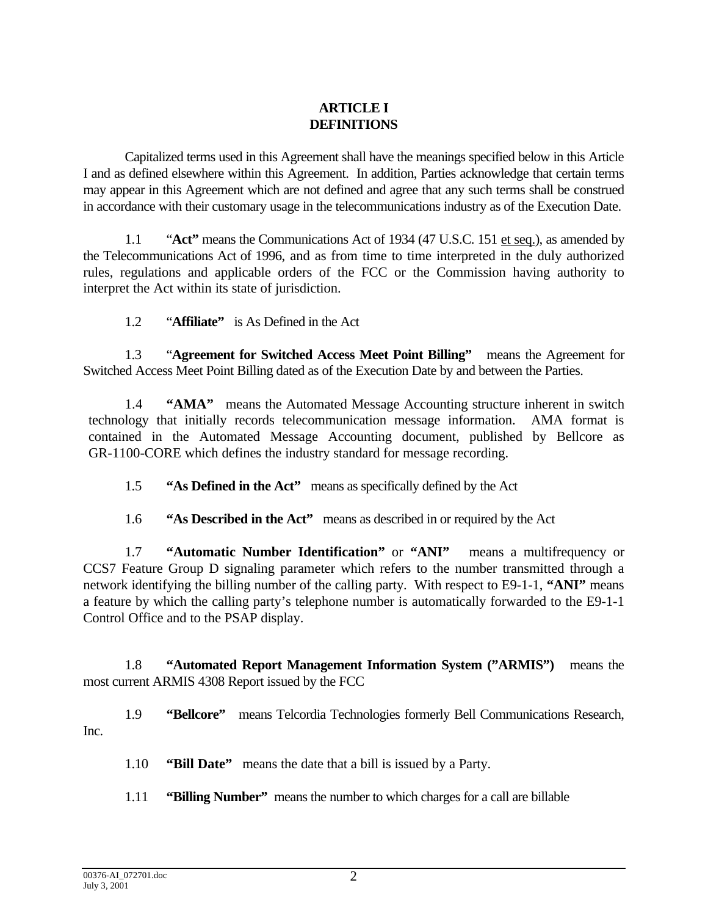# ARTICLE I
# DEFINITIONS

Capitalized terms used in this Agreement shall have the meanings specified below in this Article I and as defined elsewhere within this Agreement. In addition, Parties acknowledge that certain terms may appear in this Agreement which are not defined and agree that any such terms shall be construed in accordance with their customary usage in the telecommunications industry as of the Execution Date.

1.1 "**Act"** means the Communications Act of 1934 (47 U.S.C. 151 et seq.), as amended by the Telecommunications Act of 1996, and as from time to time interpreted in the duly authorized rules, regulations and applicable orders of the FCC or the Commission having authority to interpret the Act within its state of jurisdiction.

1.2 "**Affiliate"** is As Defined in the Act

1.3 "**Agreement for Switched Access Meet Point Billing"** means the Agreement for Switched Access Meet Point Billing dated as of the Execution Date by and between the Parties.

1.4 **"AMA"** means the Automated Message Accounting structure inherent in switch technology that initially records telecommunication message information. AMA format is contained in the Automated Message Accounting document, published by Bellcore as GR-1100-CORE which defines the industry standard for message recording.

1.5 **"As Defined in the Act"** means as specifically defined by the Act

1.6 **"As Described in the Act"** means as described in or required by the Act

1.7 **"Automatic Number Identification"** or **"ANI"** means a multifrequency or CCS7 Feature Group D signaling parameter which refers to the number transmitted through a network identifying the billing number of the calling party. With respect to E9-1-1, **"ANI"** means a feature by which the calling party's telephone number is automatically forwarded to the E9-1-1 Control Office and to the PSAP display.

1.8 **"Automated Report Management Information System ("ARMIS")** means the most current ARMIS 4308 Report issued by the FCC

1.9 **"Bellcore"** means Telcordia Technologies formerly Bell Communications Research, Inc.

1.10 **"Bill Date"** means the date that a bill is issued by a Party.

1.11 **"Billing Number"** means the number to which charges for a call are billable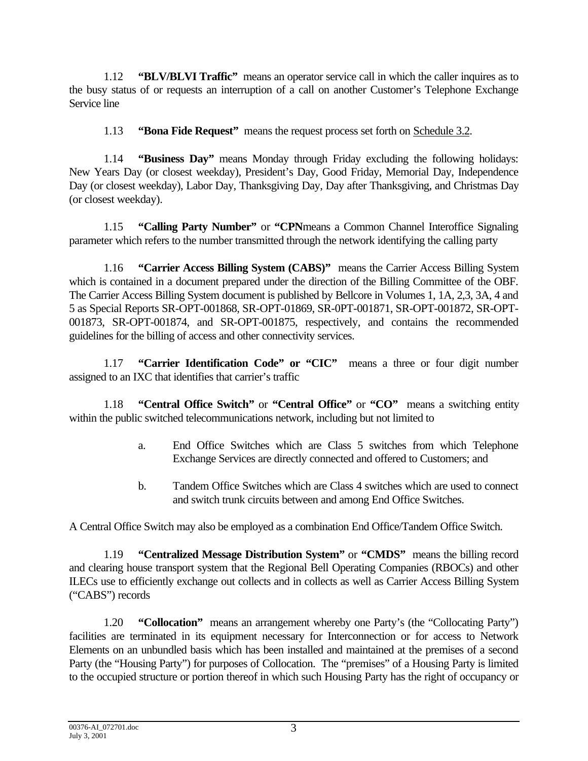1.12 **"BLV/BLVI Traffic"** means an operator service call in which the caller inquires as to the busy status of or requests an interruption of a call on another Customer's Telephone Exchange Service line

1.13 **"Bona Fide Request"** means the request process set forth on Schedule 3.2.

1.14 **"Business Day"** means Monday through Friday excluding the following holidays: New Years Day (or closest weekday), President's Day, Good Friday, Memorial Day, Independence Day (or closest weekday), Labor Day, Thanksgiving Day, Day after Thanksgiving, and Christmas Day (or closest weekday).

1.15 **"Calling Party Number"** or **"CPN**means a Common Channel Interoffice Signaling parameter which refers to the number transmitted through the network identifying the calling party

1.16 **"Carrier Access Billing System (CABS)"** means the Carrier Access Billing System which is contained in a document prepared under the direction of the Billing Committee of the OBF. The Carrier Access Billing System document is published by Bellcore in Volumes 1, 1A, 2,3, 3A, 4 and 5 as Special Reports SR-OPT-001868, SR-OPT-01869, SR-0PT-001871, SR-OPT-001872, SR-OPT-001873, SR-OPT-001874, and SR-OPT-001875, respectively, and contains the recommended guidelines for the billing of access and other connectivity services.

1.17 **"Carrier Identification Code" or "CIC"** means a three or four digit number assigned to an IXC that identifies that carrier's traffic

1.18 **"Central Office Switch"** or **"Central Office"** or **"CO"** means a switching entity within the public switched telecommunications network, including but not limited to

a. End Office Switches which are Class 5 switches from which Telephone Exchange Services are directly connected and offered to Customers; and

b. Tandem Office Switches which are Class 4 switches which are used to connect and switch trunk circuits between and among End Office Switches.

A Central Office Switch may also be employed as a combination End Office/Tandem Office Switch.

1.19 **"Centralized Message Distribution System"** or **"CMDS"** means the billing record and clearing house transport system that the Regional Bell Operating Companies (RBOCs) and other ILECs use to efficiently exchange out collects and in collects as well as Carrier Access Billing System ("CABS") records

1.20 **"Collocation"** means an arrangement whereby one Party's (the "Collocating Party") facilities are terminated in its equipment necessary for Interconnection or for access to Network Elements on an unbundled basis which has been installed and maintained at the premises of a second Party (the "Housing Party") for purposes of Collocation. The "premises" of a Housing Party is limited to the occupied structure or portion thereof in which such Housing Party has the right of occupancy or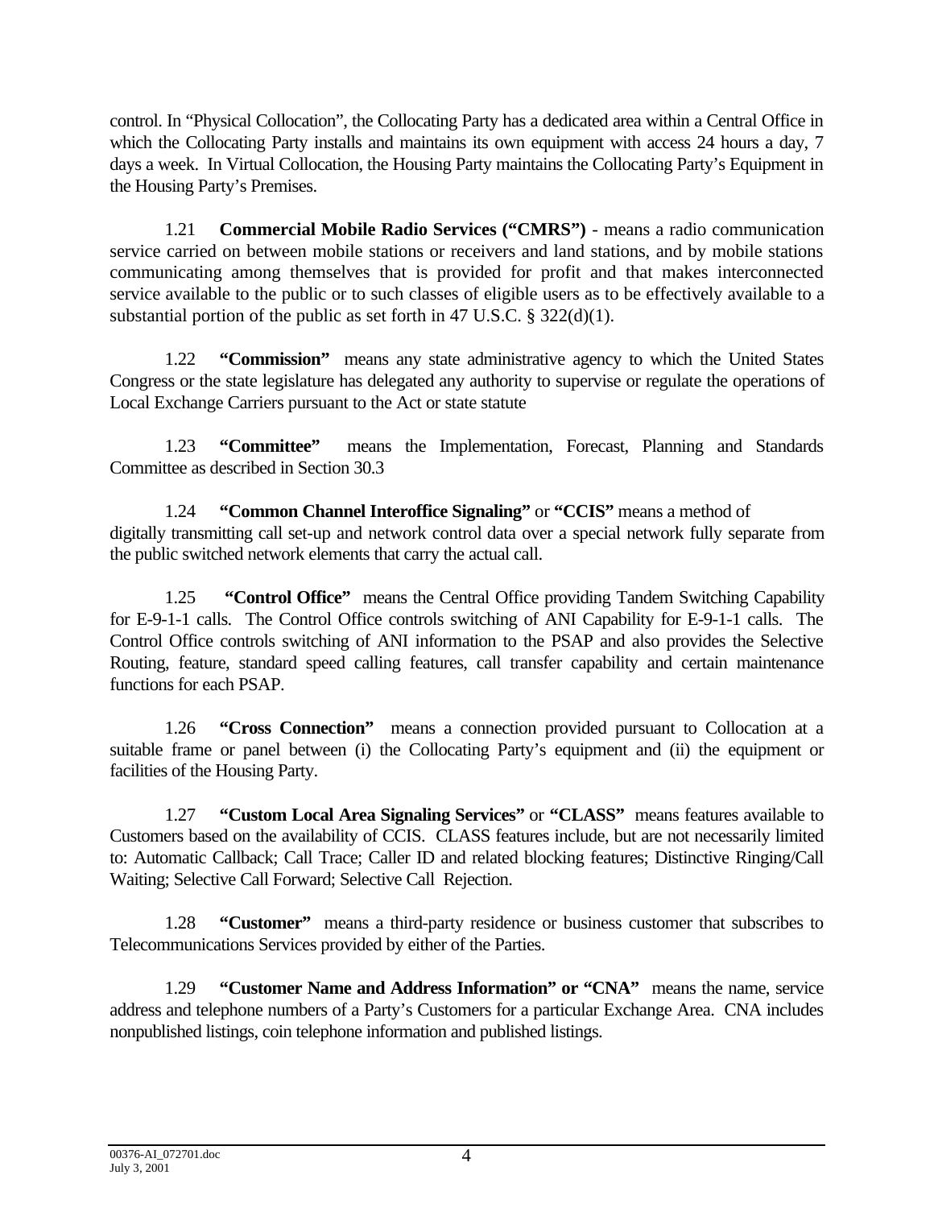control. In "Physical Collocation", the Collocating Party has a dedicated area within a Central Office in which the Collocating Party installs and maintains its own equipment with access 24 hours a day, 7 days a week. In Virtual Collocation, the Housing Party maintains the Collocating Party's Equipment in the Housing Party's Premises.

1.21 **Commercial Mobile Radio Services ("CMRS")** - means a radio communication service carried on between mobile stations or receivers and land stations, and by mobile stations communicating among themselves that is provided for profit and that makes interconnected service available to the public or to such classes of eligible users as to be effectively available to a substantial portion of the public as set forth in 47 U.S.C. § 322(d)(1).

1.22 **"Commission"** means any state administrative agency to which the United States Congress or the state legislature has delegated any authority to supervise or regulate the operations of Local Exchange Carriers pursuant to the Act or state statute

1.23 **"Committee"** means the Implementation, Forecast, Planning and Standards Committee as described in Section 30.3

1.24 **"Common Channel Interoffice Signaling"** or **"CCIS"** means a method of digitally transmitting call set-up and network control data over a special network fully separate from the public switched network elements that carry the actual call.

1.25 **"Control Office"** means the Central Office providing Tandem Switching Capability for E-9-1-1 calls. The Control Office controls switching of ANI Capability for E-9-1-1 calls. The Control Office controls switching of ANI information to the PSAP and also provides the Selective Routing, feature, standard speed calling features, call transfer capability and certain maintenance functions for each PSAP.

1.26 **"Cross Connection"** means a connection provided pursuant to Collocation at a suitable frame or panel between (i) the Collocating Party's equipment and (ii) the equipment or facilities of the Housing Party.

1.27 **"Custom Local Area Signaling Services"** or **"CLASS"** means features available to Customers based on the availability of CCIS. CLASS features include, but are not necessarily limited to: Automatic Callback; Call Trace; Caller ID and related blocking features; Distinctive Ringing/Call Waiting; Selective Call Forward; Selective Call Rejection.

1.28 **"Customer"** means a third-party residence or business customer that subscribes to Telecommunications Services provided by either of the Parties.

1.29 **"Customer Name and Address Information" or "CNA"** means the name, service address and telephone numbers of a Party's Customers for a particular Exchange Area. CNA includes nonpublished listings, coin telephone information and published listings.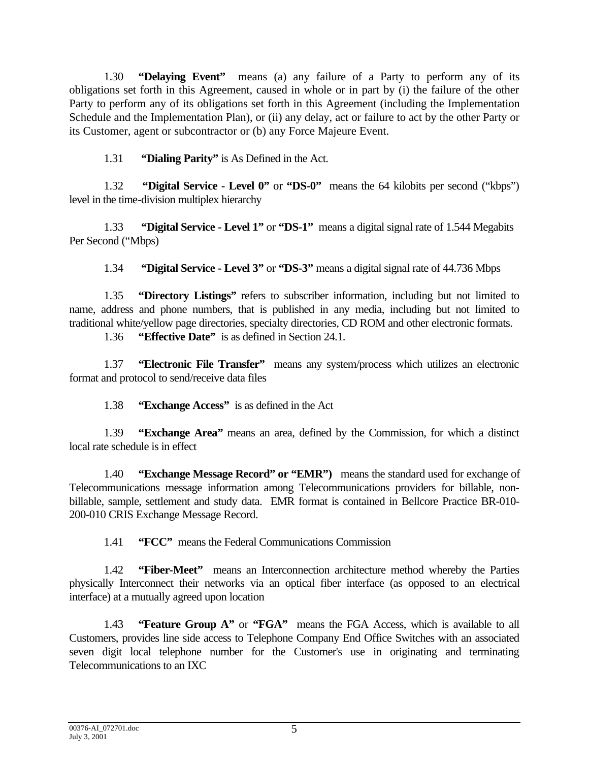1.30 **"Delaying Event"** means (a) any failure of a Party to perform any of its obligations set forth in this Agreement, caused in whole or in part by (i) the failure of the other Party to perform any of its obligations set forth in this Agreement (including the Implementation Schedule and the Implementation Plan), or (ii) any delay, act or failure to act by the other Party or its Customer, agent or subcontractor or (b) any Force Majeure Event.

1.31 **"Dialing Parity"** is As Defined in the Act.

1.32 **"Digital Service - Level 0"** or **"DS-0"** means the 64 kilobits per second ("kbps") level in the time-division multiplex hierarchy

1.33 **"Digital Service - Level 1"** or **"DS-1"** means a digital signal rate of 1.544 Megabits Per Second ("Mbps)

1.34 **"Digital Service - Level 3"** or **"DS-3"** means a digital signal rate of 44.736 Mbps

1.35 **"Directory Listings"** refers to subscriber information, including but not limited to name, address and phone numbers, that is published in any media, including but not limited to traditional white/yellow page directories, specialty directories, CD ROM and other electronic formats.

1.36 **"Effective Date"** is as defined in Section 24.1.

1.37 **"Electronic File Transfer"** means any system/process which utilizes an electronic format and protocol to send/receive data files

1.38 **"Exchange Access"** is as defined in the Act

1.39 **"Exchange Area"** means an area, defined by the Commission, for which a distinct local rate schedule is in effect

1.40 **"Exchange Message Record" or "EMR")** means the standard used for exchange of Telecommunications message information among Telecommunications providers for billable, non-billable, sample, settlement and study data. EMR format is contained in Bellcore Practice BR-010-200-010 CRIS Exchange Message Record.

1.41 **"FCC"** means the Federal Communications Commission

1.42 **"Fiber-Meet"** means an Interconnection architecture method whereby the Parties physically Interconnect their networks via an optical fiber interface (as opposed to an electrical interface) at a mutually agreed upon location

1.43 **"Feature Group A"** or **"FGA"** means the FGA Access, which is available to all Customers, provides line side access to Telephone Company End Office Switches with an associated seven digit local telephone number for the Customer's use in originating and terminating Telecommunications to an IXC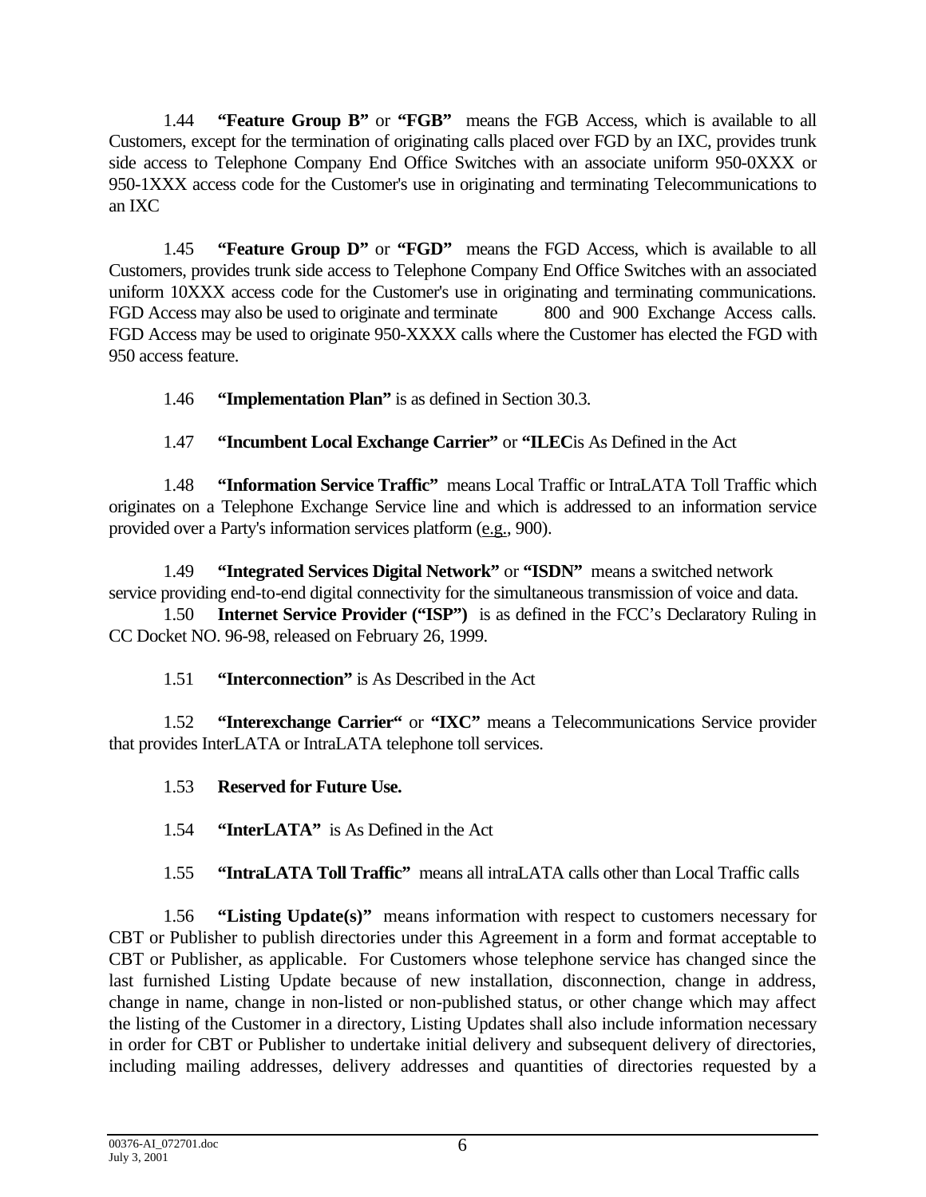1.44 **"Feature Group B"** or **"FGB"** means the FGB Access, which is available to all Customers, except for the termination of originating calls placed over FGD by an IXC, provides trunk side access to Telephone Company End Office Switches with an associate uniform 950-0XXX or 950-1XXX access code for the Customer's use in originating and terminating Telecommunications to an IXC

1.45 **"Feature Group D"** or **"FGD"** means the FGD Access, which is available to all Customers, provides trunk side access to Telephone Company End Office Switches with an associated uniform 10XXX access code for the Customer's use in originating and terminating communications. FGD Access may also be used to originate and terminate 800 and 900 Exchange Access calls. FGD Access may be used to originate 950-XXXX calls where the Customer has elected the FGD with 950 access feature.

1.46 **"Implementation Plan"** is as defined in Section 30.3.

1.47 **"Incumbent Local Exchange Carrier"** or **"ILEC**is As Defined in the Act

1.48 **"Information Service Traffic"** means Local Traffic or IntraLATA Toll Traffic which originates on a Telephone Exchange Service line and which is addressed to an information service provided over a Party's information services platform (e.g., 900).

1.49 **"Integrated Services Digital Network"** or **"ISDN"** means a switched network service providing end-to-end digital connectivity for the simultaneous transmission of voice and data.

1.50 **Internet Service Provider ("ISP")** is as defined in the FCC's Declaratory Ruling in CC Docket NO. 96-98, released on February 26, 1999.

1.51 **"Interconnection"** is As Described in the Act

1.52 **"Interexchange Carrier"** or **"IXC"** means a Telecommunications Service provider that provides InterLATA or IntraLATA telephone toll services.

1.53 **Reserved for Future Use.**

1.54 **"InterLATA"** is As Defined in the Act

1.55 **"IntraLATA Toll Traffic"** means all intraLATA calls other than Local Traffic calls

1.56 **"Listing Update(s)"** means information with respect to customers necessary for CBT or Publisher to publish directories under this Agreement in a form and format acceptable to CBT or Publisher, as applicable. For Customers whose telephone service has changed since the last furnished Listing Update because of new installation, disconnection, change in address, change in name, change in non-listed or non-published status, or other change which may affect the listing of the Customer in a directory, Listing Updates shall also include information necessary in order for CBT or Publisher to undertake initial delivery and subsequent delivery of directories, including mailing addresses, delivery addresses and quantities of directories requested by a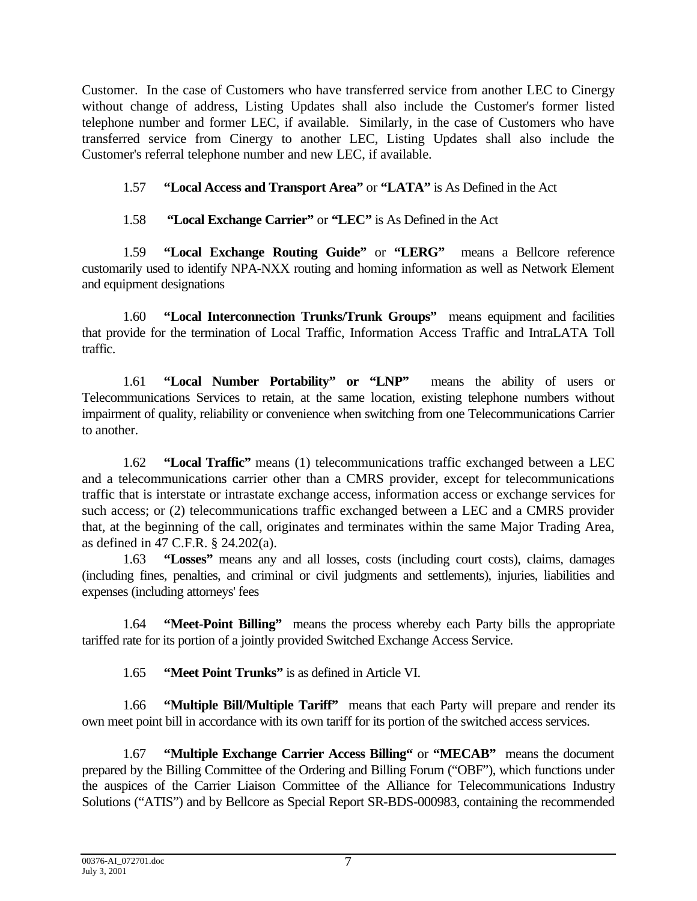Customer. In the case of Customers who have transferred service from another LEC to Cinergy without change of address, Listing Updates shall also include the Customer's former listed telephone number and former LEC, if available. Similarly, in the case of Customers who have transferred service from Cinergy to another LEC, Listing Updates shall also include the Customer's referral telephone number and new LEC, if available.

1.57 **"Local Access and Transport Area"** or **"LATA"** is As Defined in the Act

1.58 **"Local Exchange Carrier"** or **"LEC"** is As Defined in the Act

1.59 **"Local Exchange Routing Guide"** or **"LERG"** means a Bellcore reference customarily used to identify NPA-NXX routing and homing information as well as Network Element and equipment designations

1.60 **"Local Interconnection Trunks/Trunk Groups"** means equipment and facilities that provide for the termination of Local Traffic, Information Access Traffic and IntraLATA Toll traffic.

1.61 **"Local Number Portability" or "LNP"** means the ability of users or Telecommunications Services to retain, at the same location, existing telephone numbers without impairment of quality, reliability or convenience when switching from one Telecommunications Carrier to another.

1.62 **"Local Traffic"** means (1) telecommunications traffic exchanged between a LEC and a telecommunications carrier other than a CMRS provider, except for telecommunications traffic that is interstate or intrastate exchange access, information access or exchange services for such access; or (2) telecommunications traffic exchanged between a LEC and a CMRS provider that, at the beginning of the call, originates and terminates within the same Major Trading Area, as defined in 47 C.F.R. § 24.202(a).

1.63 **"Losses"** means any and all losses, costs (including court costs), claims, damages (including fines, penalties, and criminal or civil judgments and settlements), injuries, liabilities and expenses (including attorneys' fees

1.64 **"Meet-Point Billing"** means the process whereby each Party bills the appropriate tariffed rate for its portion of a jointly provided Switched Exchange Access Service.

1.65 **"Meet Point Trunks"** is as defined in Article VI.

1.66 **"Multiple Bill/Multiple Tariff"** means that each Party will prepare and render its own meet point bill in accordance with its own tariff for its portion of the switched access services.

1.67 **"Multiple Exchange Carrier Access Billing"** or **"MECAB"** means the document prepared by the Billing Committee of the Ordering and Billing Forum ("OBF"), which functions under the auspices of the Carrier Liaison Committee of the Alliance for Telecommunications Industry Solutions ("ATIS") and by Bellcore as Special Report SR-BDS-000983, containing the recommended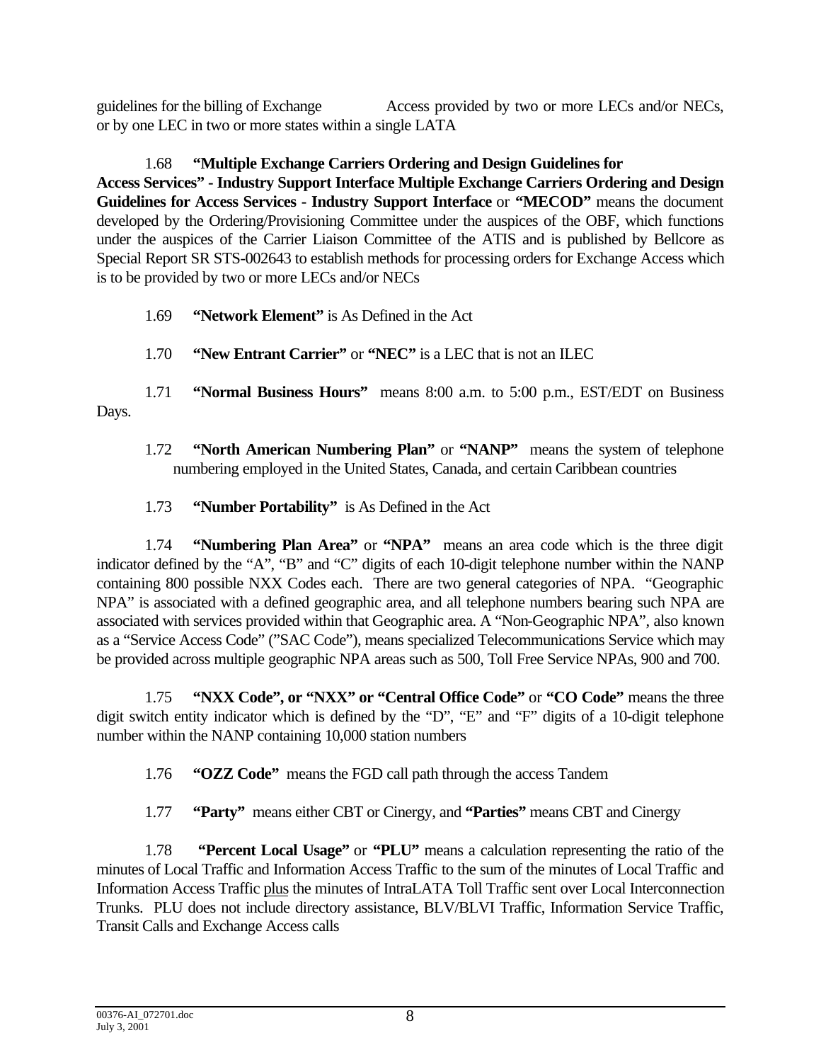guidelines for the billing of Exchange Access provided by two or more LECs and/or NECs, or by one LEC in two or more states within a single LATA

1.68 **"Multiple Exchange Carriers Ordering and Design Guidelines for Access Services" - Industry Support Interface Multiple Exchange Carriers Ordering and Design Guidelines for Access Services - Industry Support Interface** or **"MECOD"** means the document developed by the Ordering/Provisioning Committee under the auspices of the OBF, which functions under the auspices of the Carrier Liaison Committee of the ATIS and is published by Bellcore as Special Report SR STS-002643 to establish methods for processing orders for Exchange Access which is to be provided by two or more LECs and/or NECs

1.69 **"Network Element"** is As Defined in the Act

1.70 **"New Entrant Carrier"** or **"NEC"** is a LEC that is not an ILEC

1.71 **"Normal Business Hours"** means 8:00 a.m. to 5:00 p.m., EST/EDT on Business Days.

1.72 **"North American Numbering Plan"** or **"NANP"** means the system of telephone numbering employed in the United States, Canada, and certain Caribbean countries

1.73 **"Number Portability"** is As Defined in the Act

1.74 **"Numbering Plan Area"** or **"NPA"** means an area code which is the three digit indicator defined by the "A", "B" and "C" digits of each 10-digit telephone number within the NANP containing 800 possible NXX Codes each. There are two general categories of NPA. "Geographic NPA" is associated with a defined geographic area, and all telephone numbers bearing such NPA are associated with services provided within that Geographic area. A "Non-Geographic NPA", also known as a "Service Access Code" ("SAC Code"), means specialized Telecommunications Service which may be provided across multiple geographic NPA areas such as 500, Toll Free Service NPAs, 900 and 700.

1.75 **"NXX Code", or "NXX" or "Central Office Code"** or **"CO Code"** means the three digit switch entity indicator which is defined by the "D", "E" and "F" digits of a 10-digit telephone number within the NANP containing 10,000 station numbers

1.76 **"OZZ Code"** means the FGD call path through the access Tandem

1.77 **"Party"** means either CBT or Cinergy, and **"Parties"** means CBT and Cinergy

1.78 **"Percent Local Usage"** or **"PLU"** means a calculation representing the ratio of the minutes of Local Traffic and Information Access Traffic to the sum of the minutes of Local Traffic and Information Access Traffic plus the minutes of IntraLATA Toll Traffic sent over Local Interconnection Trunks. PLU does not include directory assistance, BLV/BLVI Traffic, Information Service Traffic, Transit Calls and Exchange Access calls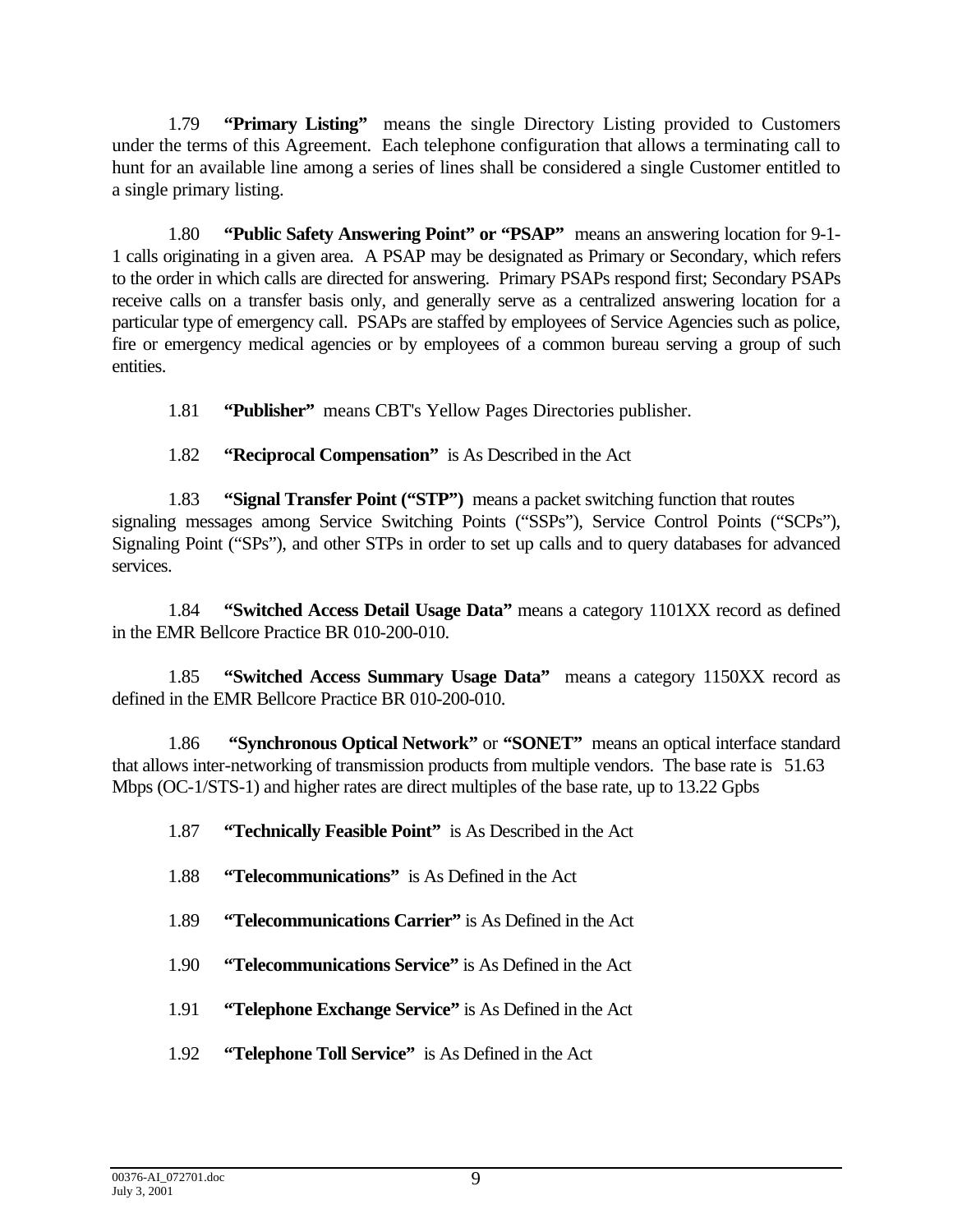1.79 **"Primary Listing"** means the single Directory Listing provided to Customers under the terms of this Agreement. Each telephone configuration that allows a terminating call to hunt for an available line among a series of lines shall be considered a single Customer entitled to a single primary listing.

1.80 **"Public Safety Answering Point" or "PSAP"** means an answering location for 9-1-1 calls originating in a given area. A PSAP may be designated as Primary or Secondary, which refers to the order in which calls are directed for answering. Primary PSAPs respond first; Secondary PSAPs receive calls on a transfer basis only, and generally serve as a centralized answering location for a particular type of emergency call. PSAPs are staffed by employees of Service Agencies such as police, fire or emergency medical agencies or by employees of a common bureau serving a group of such entities.

1.81 **"Publisher"** means CBT's Yellow Pages Directories publisher.

1.82 **"Reciprocal Compensation"** is As Described in the Act

1.83 **"Signal Transfer Point ("STP")** means a packet switching function that routes signaling messages among Service Switching Points ("SSPs"), Service Control Points ("SCPs"), Signaling Point ("SPs"), and other STPs in order to set up calls and to query databases for advanced services.

1.84 **"Switched Access Detail Usage Data"** means a category 1101XX record as defined in the EMR Bellcore Practice BR 010-200-010.

1.85 **"Switched Access Summary Usage Data"** means a category 1150XX record as defined in the EMR Bellcore Practice BR 010-200-010.

1.86 **"Synchronous Optical Network"** or **"SONET"** means an optical interface standard that allows inter-networking of transmission products from multiple vendors. The base rate is 51.63 Mbps (OC-1/STS-1) and higher rates are direct multiples of the base rate, up to 13.22 Gpbs

1.87 **"Technically Feasible Point"** is As Described in the Act

1.88 **"Telecommunications"** is As Defined in the Act

1.89 **"Telecommunications Carrier"** is As Defined in the Act

1.90 **"Telecommunications Service"** is As Defined in the Act

1.91 **"Telephone Exchange Service"** is As Defined in the Act

1.92 **"Telephone Toll Service"** is As Defined in the Act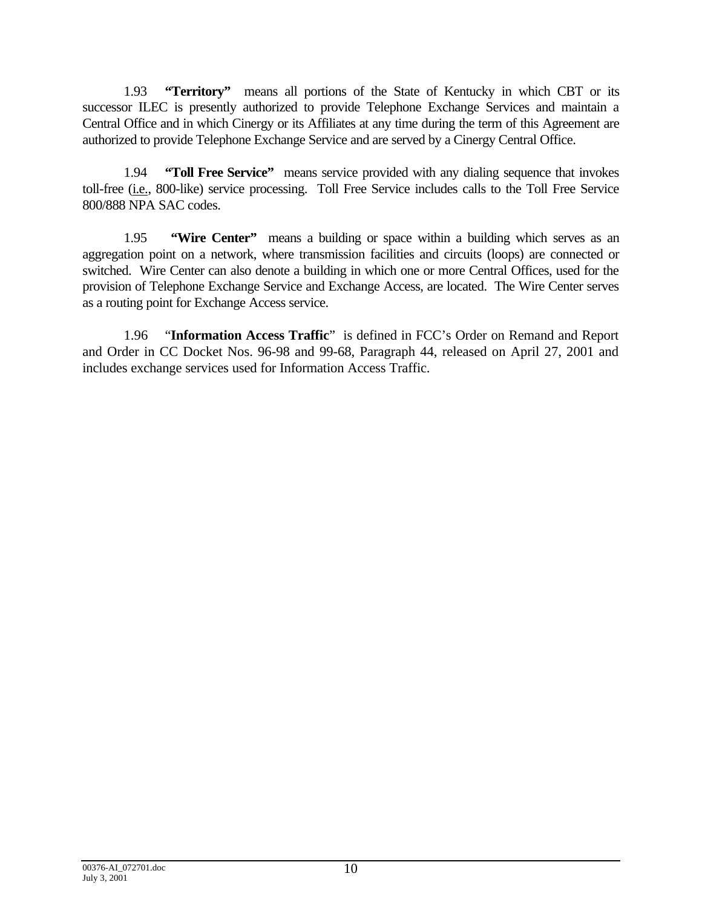1.93 **"Territory"** means all portions of the State of Kentucky in which CBT or its successor ILEC is presently authorized to provide Telephone Exchange Services and maintain a Central Office and in which Cinergy or its Affiliates at any time during the term of this Agreement are authorized to provide Telephone Exchange Service and are served by a Cinergy Central Office.

1.94 **"Toll Free Service"** means service provided with any dialing sequence that invokes toll-free (i.e., 800-like) service processing. Toll Service includes calls to the Toll Free Service 800/888 NPA SAC codes.

1.95 **"Wire Center"** means a building or space within a building which serves as an aggregation point on a network, where transmission facilities and circuits (loops) are connected or switched. Wire Center can also denote a building in which one or more Central Offices, used for the provision of Telephone Exchange Service and Exchange Access, are located. The Wire Center serves as a routing point for Exchange Access service.

1.96 "**Information Access Traffic**" is defined in FCC's Order on Remand and Report and Order in CC Docket Nos. 96-98 and 99-68, Paragraph 44, released on April 27, 2001 and includes exchange services used for Information Access Traffic.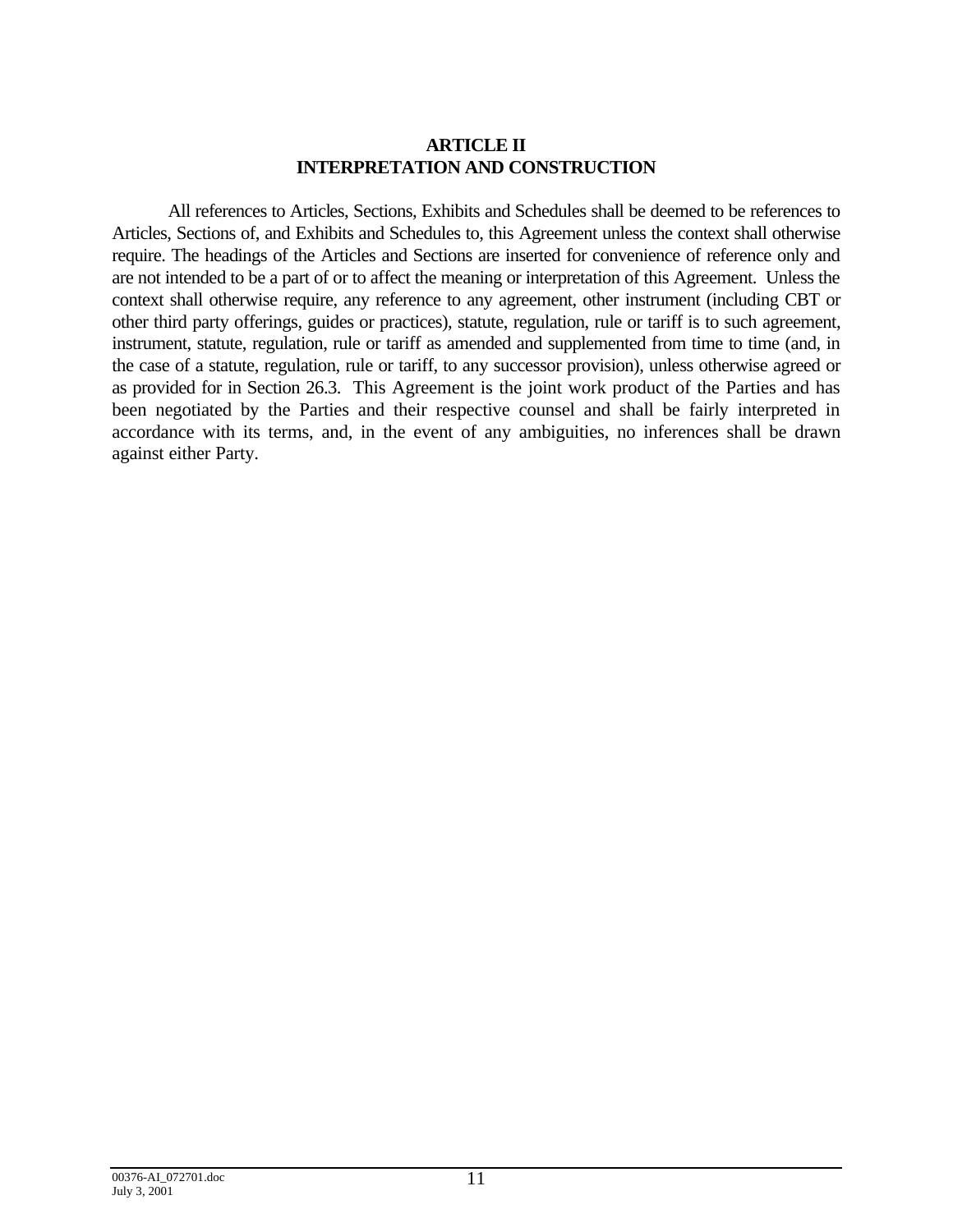## ARTICLE II
## INTERPRETATION AND CONSTRUCTION

All references to Articles, Sections, Exhibits and Schedules shall be deemed to be references to Articles, Sections of, and Exhibits and Schedules to, this Agreement unless the context shall otherwise require. The headings of the Articles and Sections are inserted for convenience of reference only and are not intended to be a part of or to affect the meaning or interpretation of this Agreement. Unless the context shall otherwise require, any reference to any agreement, other instrument (including CBT or other third party offerings, guides or practices), statute, regulation, rule or tariff is to such agreement, instrument, statute, regulation, rule or tariff as amended and supplemented from time to time (and, in the case of a statute, regulation, rule or tariff, to any successor provision), unless otherwise agreed or as provided for in Section 26.3. This Agreement is the joint work product of the Parties and has been negotiated by the Parties and their respective counsel and shall be fairly interpreted in accordance with its terms, and, in the event of any ambiguities, no inferences shall be drawn against either Party.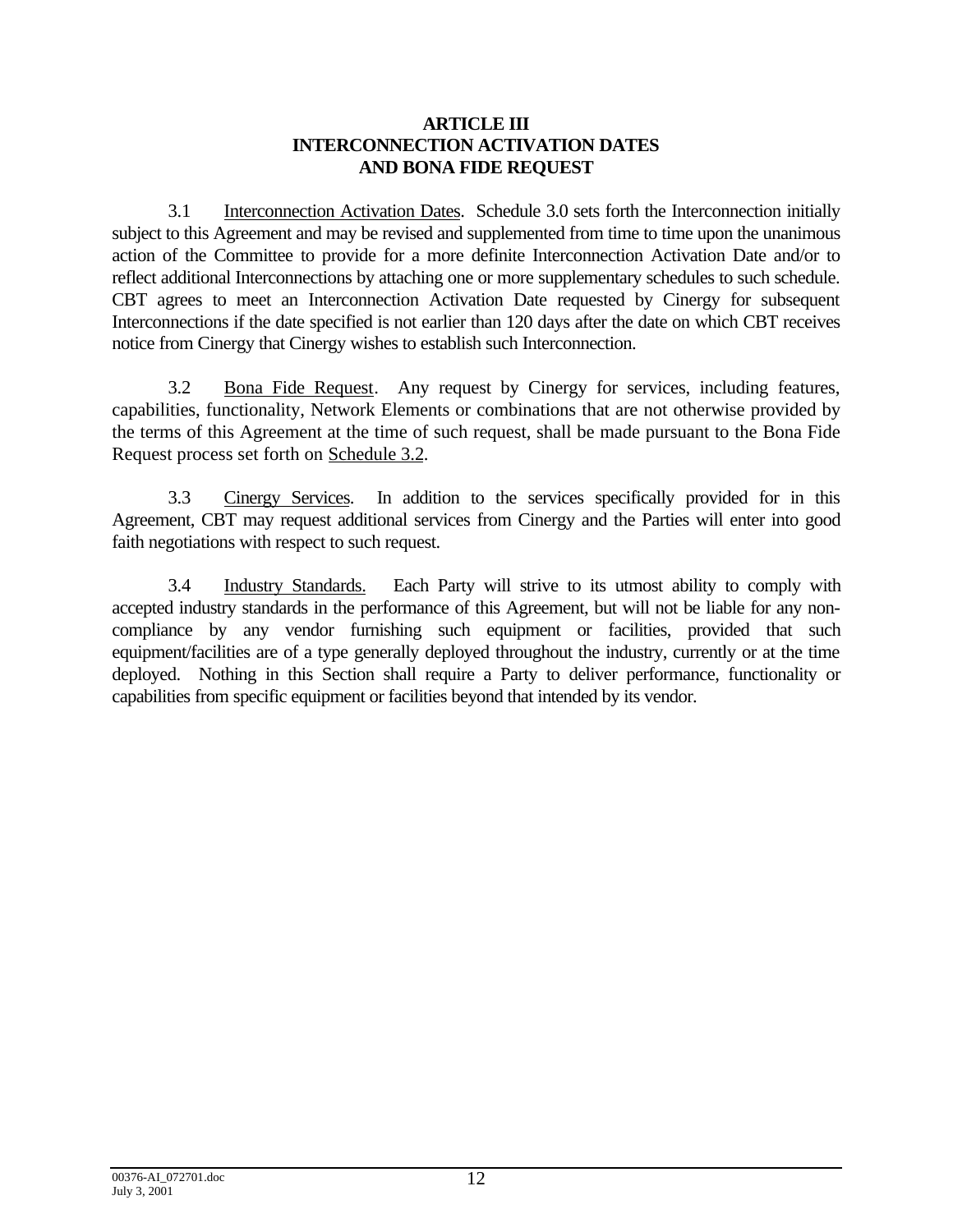# ARTICLE III
# INTERCONNECTION ACTIVATION DATES AND BONA FIDE REQUEST

3.1 Interconnection Activation Dates. Schedule 3.0 sets forth the Interconnection initially subject to this Agreement and may be revised and supplemented from time to time upon the unanimous action of the Committee to provide for a more definite Interconnection Activation Date and/or to reflect additional Interconnections by attaching one or more supplementary schedules to such schedule. CBT agrees to meet an Interconnection Activation Date requested by Cinergy for subsequent Interconnections if the date specified is not earlier than 120 days after the date on which CBT receives notice from Cinergy that Cinergy wishes to establish such Interconnection.

3.2 Bona Fide Request. Any request by Cinergy for services, including features, capabilities, functionality, Network Elements or combinations that are not otherwise provided by the terms of this Agreement at the time of such request, shall be made pursuant to the Bona Fide Request process set forth on Schedule 3.2.

3.3 Cinergy Services. In addition to the services specifically provided for in this Agreement, CBT may request additional services from Cinergy and the Parties will enter into good faith negotiations with respect to such request.

3.4 Industry Standards. Each Party will strive to its utmost ability to comply with accepted industry standards in the performance of this Agreement, but will not be liable for any non-compliance by any vendor furnishing such equipment or facilities, provided that such equipment/facilities are of a type generally deployed throughout the industry, currently or at the time deployed. Nothing in this Section shall require a Party to deliver performance, functionality or capabilities from specific equipment or facilities beyond that intended by its vendor.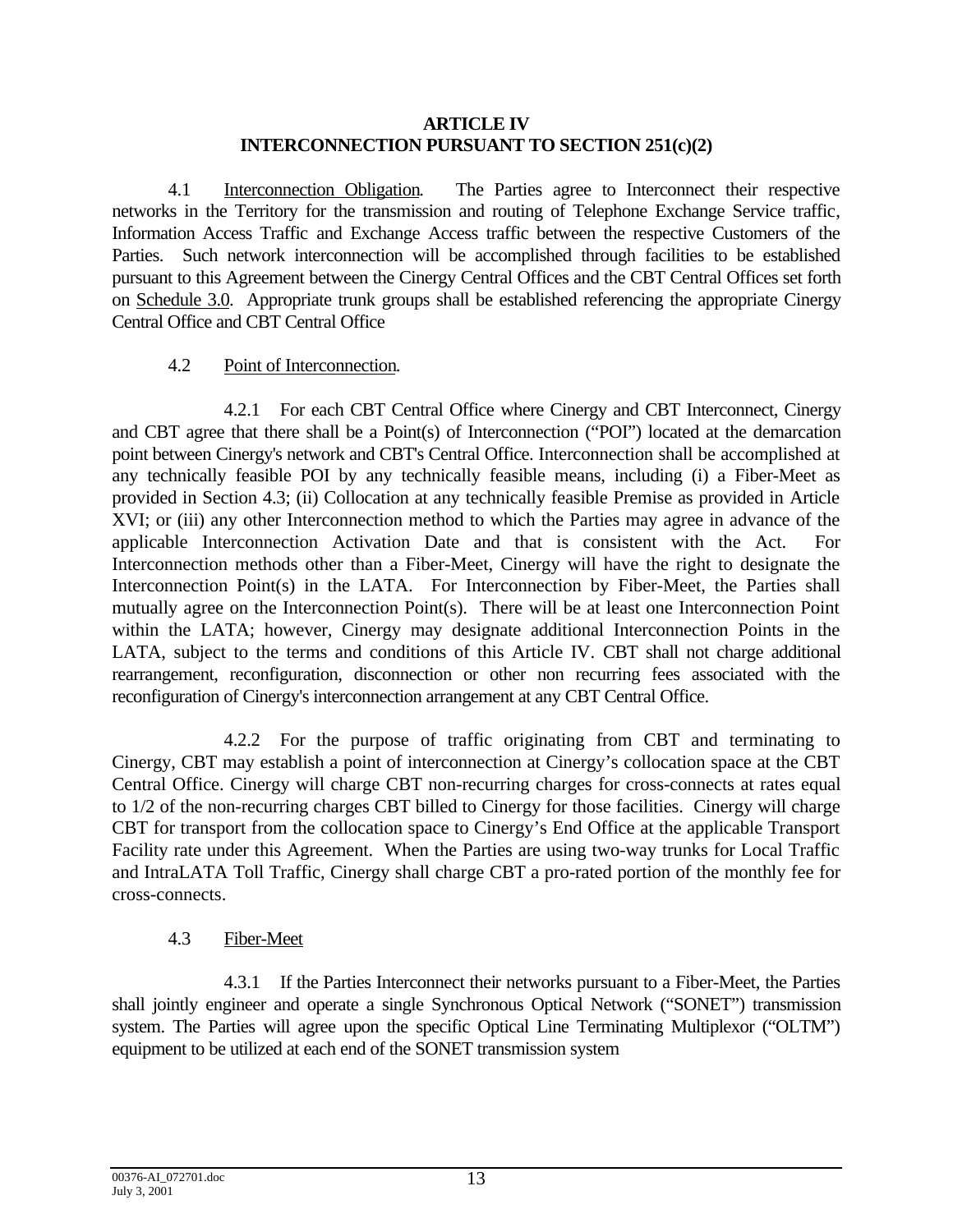# ARTICLE IV
# INTERCONNECTION PURSUANT TO SECTION 251(c)(2)

4.1 Interconnection Obligation. The Parties agree to Interconnect their respective networks in the Territory for the transmission and routing of Telephone Exchange Service traffic, Information Access Traffic and Exchange Access traffic between the respective Customers of the Parties. Such network interconnection will be accomplished through facilities to be established pursuant to this Agreement between the Cinergy Central Offices and the CBT Central Offices set forth on Schedule 3.0. Appropriate trunk groups shall be established referencing the appropriate Cinergy Central Office and CBT Central Office

4.2 Point of Interconnection.

4.2.1 For each CBT Central Office where Cinergy and CBT Interconnect, Cinergy and CBT agree that there shall be a Point(s) of Interconnection ("POI") located at the demarcation point between Cinergy's network and CBT's Central Office. Interconnection shall be accomplished at any technically feasible POI by any technically feasible means, including (i) a Fiber-Meet as provided in Section 4.3; (ii) Collocation at any technically feasible Premise as provided in Article XVI; or (iii) any other Interconnection method to which the Parties may agree in advance of the applicable Interconnection Activation Date and that is consistent with the Act. For Interconnection methods other than a Fiber-Meet, Cinergy will have the right to designate the Interconnection Point(s) in the LATA. For Interconnection by Fiber-Meet, the Parties shall mutually agree on the Interconnection Point(s). There will be at least one Interconnection Point within the LATA; however, Cinergy may designate additional Interconnection Points in the LATA, subject to the terms and conditions of this Article IV. CBT shall not charge additional rearrangement, reconfiguration, disconnection or other non recurring fees associated with the reconfiguration of Cinergy's interconnection arrangement at any CBT Central Office.

4.2.2 For the purpose of traffic originating from CBT and terminating to Cinergy, CBT may establish a point of interconnection at Cinergy's collocation space at the CBT Central Office. Cinergy will charge CBT non-recurring charges for cross-connects at rates equal to 1/2 of the non-recurring charges CBT billed to Cinergy for those facilities. Cinergy will charge CBT for transport from the collocation space to Cinergy's End Office at the applicable Transport Facility rate under this Agreement. When the Parties are using two-way trunks for Local Traffic and IntraLATA Toll Traffic, Cinergy shall charge CBT a pro-rated portion of the monthly fee for cross-connects.

4.3 Fiber-Meet

4.3.1 If the Parties Interconnect their networks pursuant to a Fiber-Meet, the Parties shall jointly engineer and operate a single Synchronous Optical Network ("SONET") transmission system. The Parties will agree upon the specific Optical Line Terminating Multiplexor ("OLTM") equipment to be utilized at each end of the SONET transmission system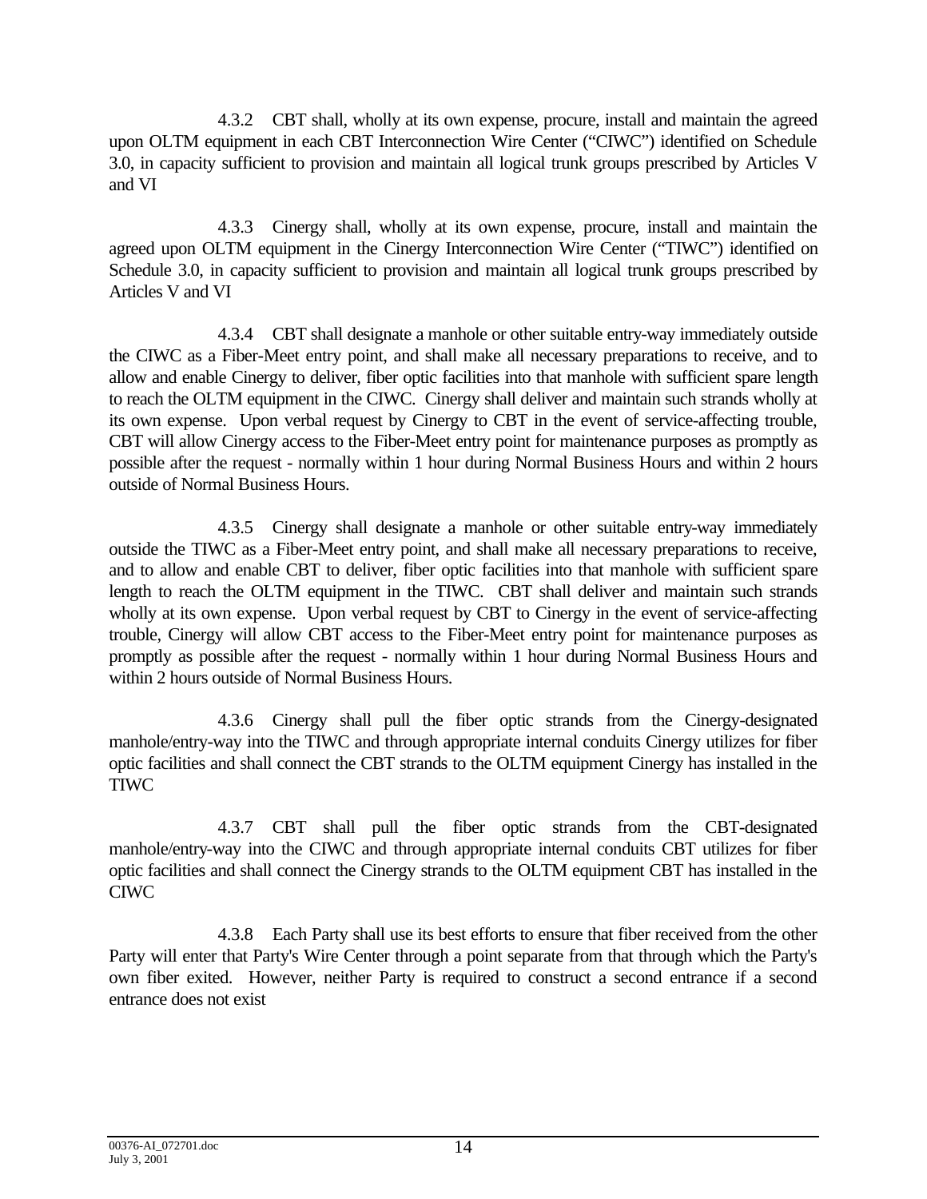4.3.2 CBT shall, wholly at its own expense, procure, install and maintain the agreed upon OLTM equipment in each CBT Interconnection Wire Center ("CIWC") identified on Schedule 3.0, in capacity sufficient to provision and maintain all logical trunk groups prescribed by Articles V and VI

4.3.3 Cinergy shall, wholly at its own expense, procure, install and maintain the agreed upon OLTM equipment in the Cinergy Interconnection Wire Center ("TIWC") identified on Schedule 3.0, in capacity sufficient to provision and maintain all logical trunk groups prescribed by Articles V and VI

4.3.4 CBT shall designate a manhole or other suitable entry-way immediately outside the CIWC as a Fiber-Meet entry point, and shall make all necessary preparations to receive, and to allow and enable Cinergy to deliver, fiber optic facilities into that manhole with sufficient spare length to reach the OLTM equipment in the CIWC. Cinergy shall deliver and maintain such strands wholly at its own expense. Upon verbal request by Cinergy to CBT in the event of service-affecting trouble, CBT will allow Cinergy access to the Fiber-Meet entry point for maintenance purposes as promptly as possible after the request - normally within 1 hour during Normal Business Hours and within 2 hours outside of Normal Business Hours.

4.3.5 Cinergy shall designate a manhole or other suitable entry-way immediately outside the TIWC as a Fiber-Meet entry point, and shall make all necessary preparations to receive, and to allow and enable CBT to deliver, fiber optic facilities into that manhole with sufficient spare length to reach the OLTM equipment in the TIWC. CBT shall deliver and maintain such strands wholly at its own expense. Upon verbal request by CBT to Cinergy in the event of service-affecting trouble, Cinergy will allow CBT access to the Fiber-Meet entry point for maintenance purposes as promptly as possible after the request - normally within 1 hour during Normal Business Hours and within 2 hours outside of Normal Business Hours.

4.3.6 Cinergy shall pull the fiber optic strands from the Cinergy-designated manhole/entry-way into the TIWC and through appropriate internal conduits Cinergy utilizes for fiber optic facilities and shall connect the CBT strands to the OLTM equipment Cinergy has installed in the TIWC

4.3.7 CBT shall pull the fiber optic strands from the CBT-designated manhole/entry-way into the CIWC and through appropriate internal conduits CBT utilizes for fiber optic facilities and shall connect the Cinergy strands to the OLTM equipment CBT has installed in the CIWC

4.3.8 Each Party shall use its best efforts to ensure that fiber received from the other Party will enter that Party's Wire Center through a point separate from that through which the Party's own fiber exited. However, neither Party is required to construct a second entrance if a second entrance does not exist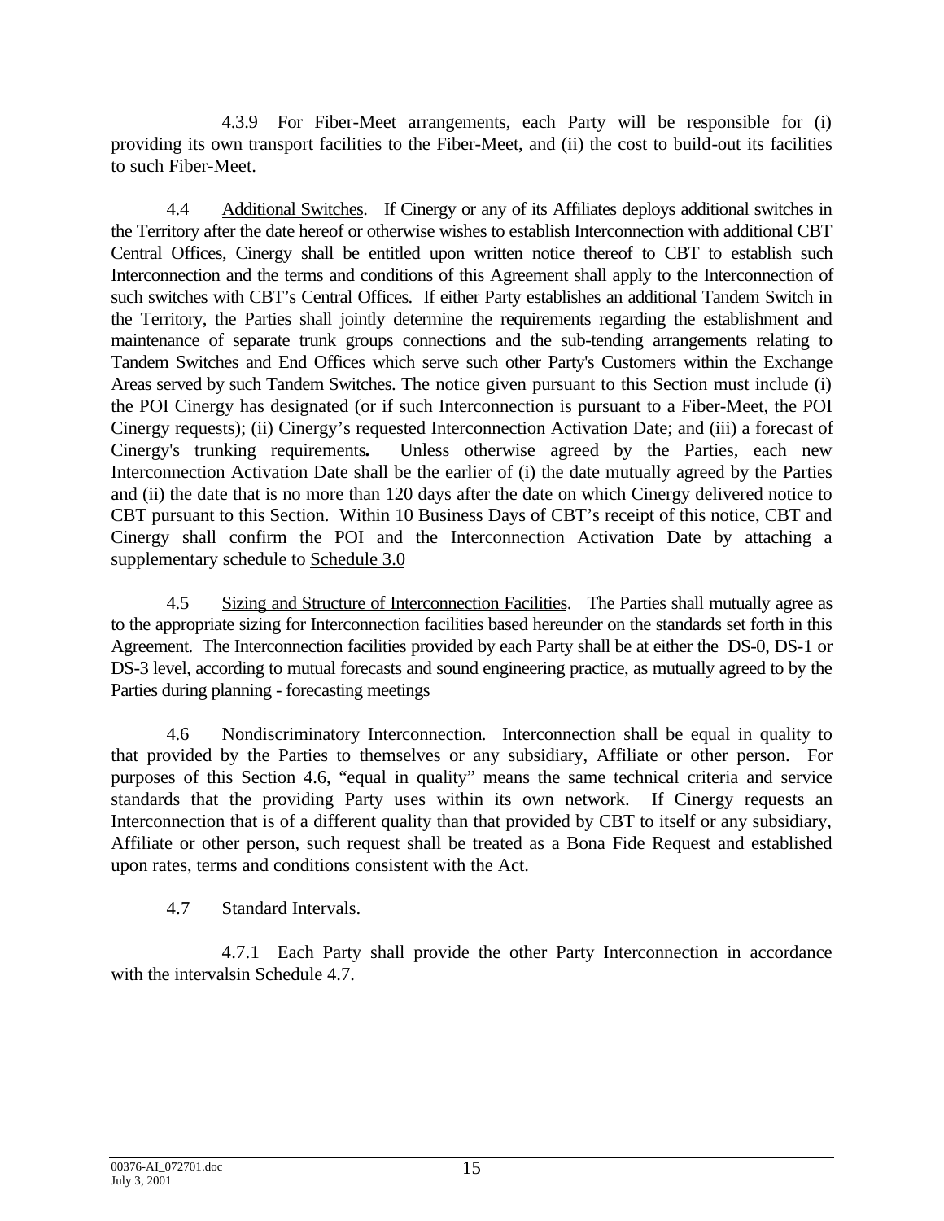4.3.9 For Fiber-Meet arrangements, each Party will be responsible for (i) providing its own transport facilities to the Fiber-Meet, and (ii) the cost to build-out its facilities to such Fiber-Meet.

4.4 Additional Switches. If Cinergy or any of its Affiliates deploys additional switches in the Territory after the date hereof or otherwise wishes to establish Interconnection with additional CBT Central Offices, Cinergy shall be entitled upon written notice thereof to CBT to establish such Interconnection and the terms and conditions of this Agreement shall apply to the Interconnection of such switches with CBT's Central Offices. If either Party establishes an additional Tandem Switch in the Territory, the Parties shall jointly determine the requirements regarding the establishment and maintenance of separate trunk groups connections and the sub-tending arrangements relating to Tandem Switches and End Offices which serve such other Party's Customers within the Exchange Areas served by such Tandem Switches. The notice given pursuant to this Section must include (i) the POI Cinergy has designated (or if such Interconnection is pursuant to a Fiber-Meet, the POI Cinergy requests); (ii) Cinergy's requested Interconnection Activation Date; and (iii) a forecast of Cinergy's trunking requirements**.** Unless otherwise agreed by the Parties, each new Interconnection Activation Date shall be the earlier of (i) the date mutually agreed by the Parties and (ii) the date that is no more than 120 days after the date on which Cinergy delivered notice to CBT pursuant to this Section. Within 10 Business Days of CBT's receipt of this notice, CBT and Cinergy shall confirm the POI and the Interconnection Activation Date by attaching a supplementary schedule to Schedule 3.0

4.5 Sizing and Structure of Interconnection Facilities. The Parties shall mutually agree as to the appropriate sizing for Interconnection facilities based hereunder on the standards set forth in this Agreement. The Interconnection facilities provided by each Party shall be at either the DS-0, DS-1 or DS-3 level, according to mutual forecasts and sound engineering practice, as mutually agreed to by the Parties during planning - forecasting meetings

4.6 Nondiscriminatory Interconnection. Interconnection shall be equal in quality to that provided by the Parties to themselves or any subsidiary, Affiliate or other person. For purposes of this Section 4.6, "equal in quality" means the same technical criteria and service standards that the providing Party uses within its own network. If Cinergy requests an Interconnection that is of a different quality than that provided by CBT to itself or any subsidiary, Affiliate or other person, such request shall be treated as a Bona Fide Request and established upon rates, terms and conditions consistent with the Act.

4.7 Standard Intervals.

4.7.1 Each Party shall provide the other Party Interconnection in accordance with the intervalsin Schedule 4.7.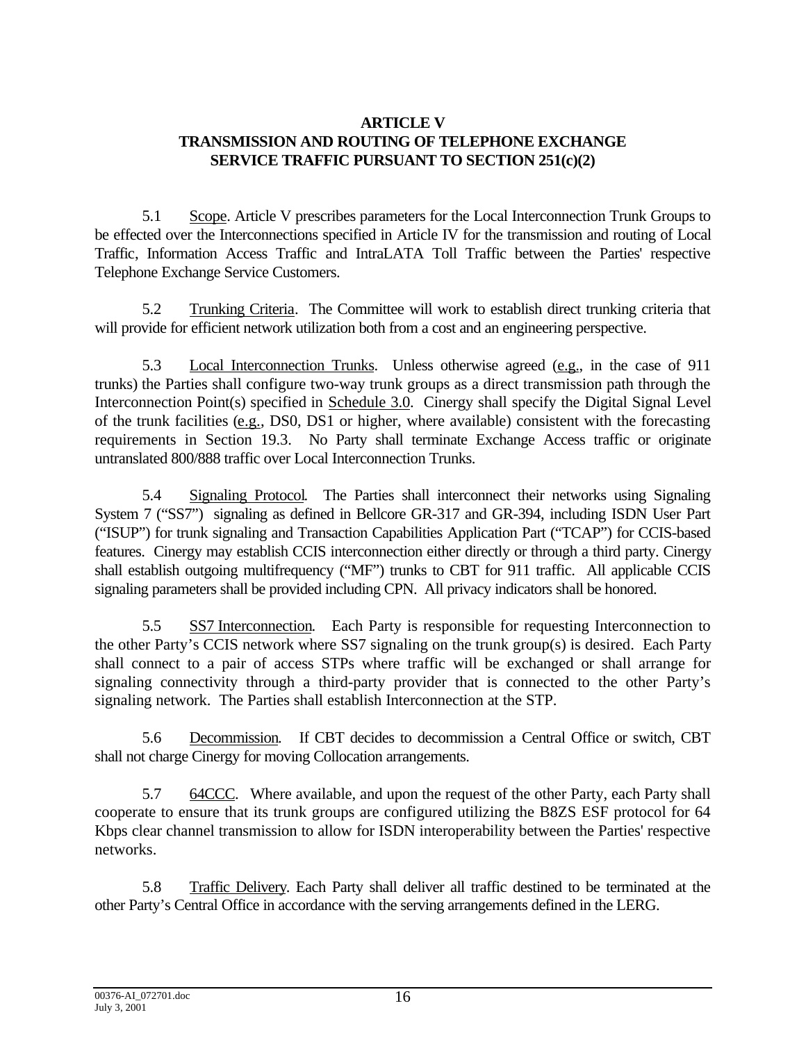# ARTICLE V
# TRANSMISSION AND ROUTING OF TELEPHONE EXCHANGE SERVICE TRAFFIC PURSUANT TO SECTION 251(c)(2)

5.1 Scope. Article V prescribes parameters for the Local Interconnection Trunk Groups to be effected over the Interconnections specified in Article IV for the transmission and routing of Local Traffic, Information Access Traffic and IntraLATA Toll Traffic between the Parties' respective Telephone Exchange Service Customers.

5.2 Trunking Criteria. The Committee will work to establish direct trunking criteria that will provide for efficient network utilization both from a cost and an engineering perspective.

5.3 Local Interconnection Trunks. Unless otherwise agreed (e.g., in the case of 911 trunks) the Parties shall configure two-way trunk groups as a direct transmission path through the Interconnection Point(s) specified in Schedule 3.0. Cinergy shall specify the Digital Signal Level of the trunk facilities (e.g., DS0, DS1 or higher, where available) consistent with the forecasting requirements in Section 19.3. No Party shall terminate Exchange Access traffic or originate untranslated 800/888 traffic over Local Interconnection Trunks.

5.4 Signaling Protocol. The Parties shall interconnect their networks using Signaling System 7 ("SS7") signaling as defined in Bellcore GR-317 and GR-394, including ISDN User Part ("ISUP") for trunk signaling and Transaction Capabilities Application Part ("TCAP") for CCIS-based features. Cinergy may establish CCIS interconnection either directly or through a third party. Cinergy shall establish outgoing multifrequency ("MF") trunks to CBT for 911 traffic. All applicable CCIS signaling parameters shall be provided including CPN. All privacy indicators shall be honored.

5.5 SS7 Interconnection. Each Party is responsible for requesting Interconnection to the other Party's CCIS network where SS7 signaling on the trunk group(s) is desired. Each Party shall connect to a pair of access STPs where traffic will be exchanged or shall arrange for signaling connectivity through a third-party provider that is connected to the other Party's signaling network. The Parties shall establish Interconnection at the STP.

5.6 Decommission. If CBT decides to decommission a Central Office or switch, CBT shall not charge Cinergy for moving Collocation arrangements.

5.7 64CCC. Where available, and upon the request of the other Party, each Party shall cooperate to ensure that its trunk groups are configured utilizing the B8ZS ESF protocol for 64 Kbps clear channel transmission to allow for ISDN interoperability between the Parties' respective networks.

5.8 Traffic Delivery. Each Party shall deliver all traffic destined to be terminated at the other Party's Central Office in accordance with the serving arrangements defined in the LERG.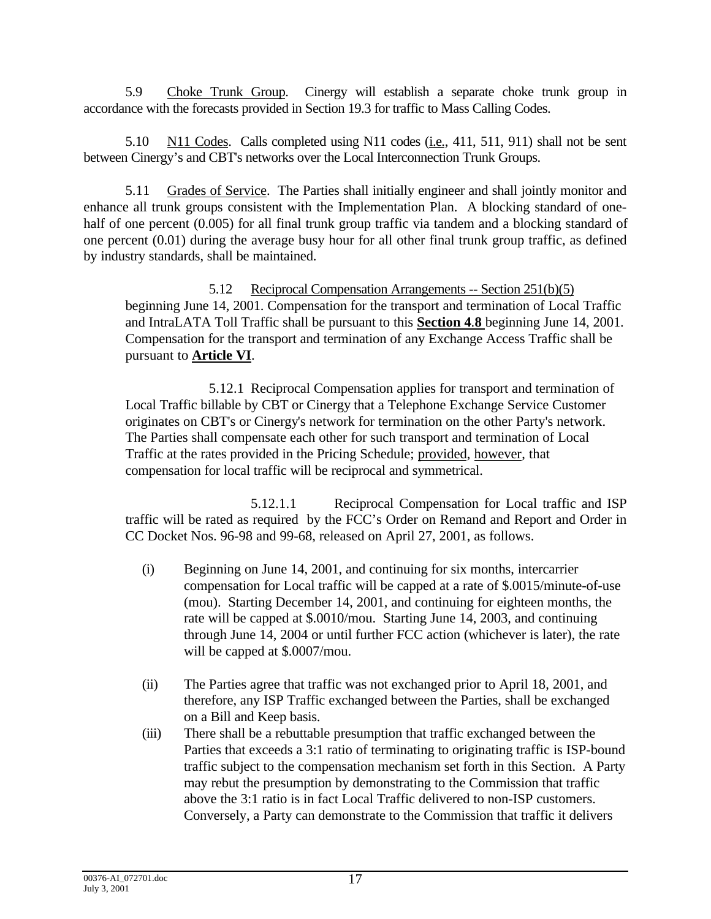5.9 Choke Trunk Group. Cinergy will establish a separate choke trunk group in accordance with the forecasts provided in Section 19.3 for traffic to Mass Calling Codes.

5.10 N11 Codes. Calls completed using N11 codes (i.e., 411, 511, 911) shall not be sent between Cinergy's and CBT's networks over the Local Interconnection Trunk Groups.

5.11 Grades of Service. The Parties shall initially engineer and shall jointly monitor and enhance all trunk groups consistent with the Implementation Plan. A blocking standard of one-half of one percent (0.005) for all final trunk group traffic via tandem and a blocking standard of one percent (0.01) during the average busy hour for all other final trunk group traffic, as defined by industry standards, shall be maintained.

5.12 Reciprocal Compensation Arrangements -- Section 251(b)(5) beginning June 14, 2001. Compensation for the transport and termination of Local Traffic and IntraLATA Toll Traffic shall be pursuant to this **Section 4.8** beginning June 14, 2001. Compensation for the transport and termination of any Exchange Access Traffic shall be pursuant to **Article VI**.

5.12.1 Reciprocal Compensation applies for transport and termination of Local Traffic billable by CBT or Cinergy that a Telephone Exchange Service Customer originates on CBT's or Cinergy's network for termination on the other Party's network. The Parties shall compensate each other for such transport and termination of Local Traffic at the rates provided in the Pricing Schedule; provided, however, that compensation for local traffic will be reciprocal and symmetrical.

5.12.1.1 Reciprocal Compensation for Local traffic and ISP traffic will be rated as required by the FCC's Order on Remand and Report and Order in CC Docket Nos. 96-98 and 99-68, released on April 27, 2001, as follows.

(i) Beginning on June 14, 2001, and continuing for six months, intercarrier compensation for Local traffic will be capped at a rate of $.0015/minute-of-use (mou). Starting December 14, 2001, and continuing for eighteen months, the rate will be capped at $.0010/mou. Starting June 14, 2003, and continuing through June 14, 2004 or until further FCC action (whichever is later), the rate will be capped at $.0007/mou.

(ii) The Parties agree that traffic was not exchanged prior to April 18, 2001, and therefore, any ISP Traffic exchanged between the Parties, shall be exchanged on a Bill and Keep basis.

(iii) There shall be a rebuttable presumption that traffic exchanged between the Parties that exceeds a 3:1 ratio of terminating to originating traffic is ISP-bound traffic subject to the compensation mechanism set forth in this Section. A Party may rebut the presumption by demonstrating to the Commission that traffic above the 3:1 ratio is in fact Local Traffic delivered to non-ISP customers. Conversely, a Party can demonstrate to the Commission that traffic it delivers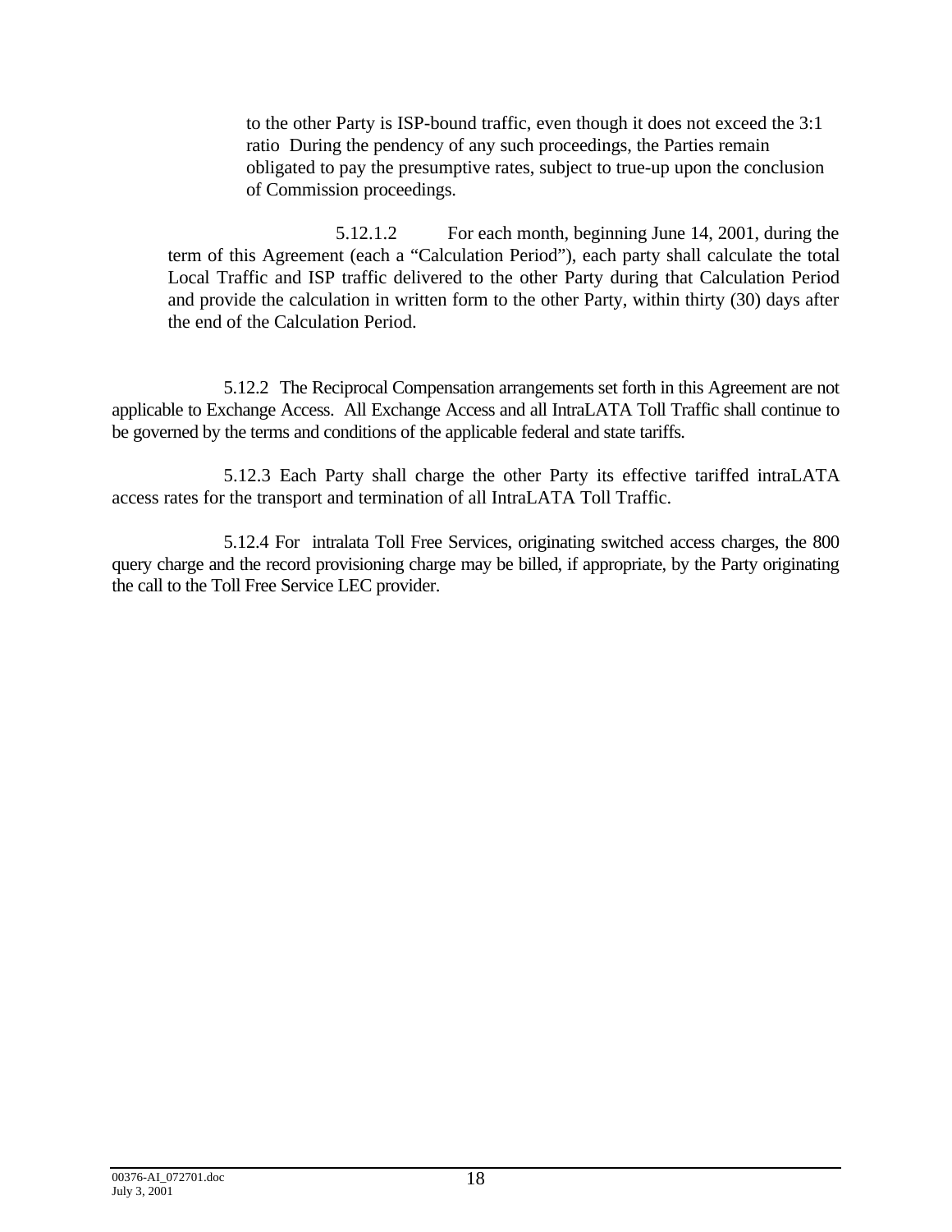to the other Party is ISP-bound traffic, even though it does not exceed the 3:1 ratio During the pendency of any such proceedings, the Parties remain obligated to pay the presumptive rates, subject to true-up upon the conclusion of Commission proceedings.

5.12.1.2 For each month, beginning June 14, 2001, during the term of this Agreement (each a "Calculation Period"), each party shall calculate the total Local Traffic and ISP traffic delivered to the other Party during that Calculation Period and provide the calculation in written form to the other Party, within thirty (30) days after the end of the Calculation Period.

5.12.2 The Reciprocal Compensation arrangements set forth in this Agreement are not applicable to Exchange Access. All Exchange Access and all IntraLATA Toll Traffic shall continue to be governed by the terms and conditions of the applicable federal and state tariffs.

5.12.3 Each Party shall charge the other Party its effective tariffed intraLATA access rates for the transport and termination of all IntraLATA Toll Traffic.

5.12.4 For intralata Toll Free Services, originating switched access charges, the 800 query charge and the record provisioning charge may be billed, if appropriate, by the Party originating the call to the Toll Free Service LEC provider.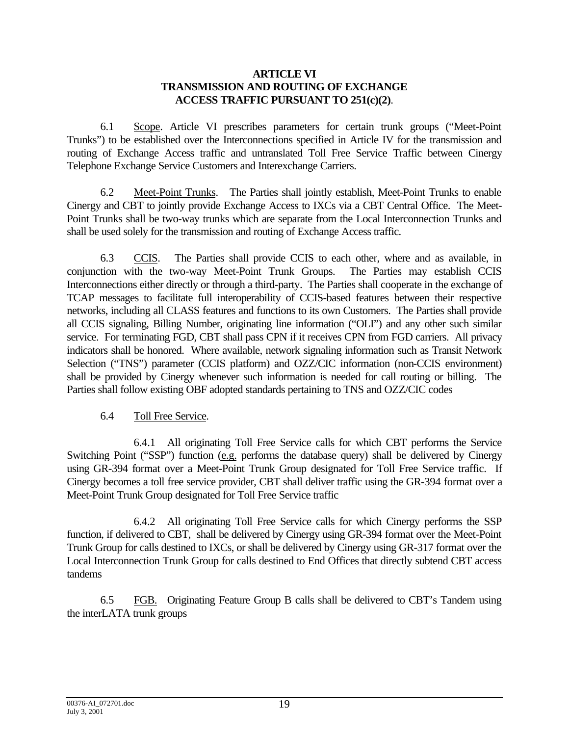## ARTICLE VI
## TRANSMISSION AND ROUTING OF EXCHANGE ACCESS TRAFFIC PURSUANT TO 251(c)(2).

6.1 Scope. Article VI prescribes parameters for certain trunk groups ("Meet-Point Trunks") to be established over the Interconnections specified in Article IV for the transmission and routing of Exchange Access traffic and untranslated Toll Free Service Traffic between Cinergy Telephone Exchange Service Customers and Interexchange Carriers.

6.2 Meet-Point Trunks. The Parties shall jointly establish, Meet-Point Trunks to enable Cinergy and CBT to jointly provide Exchange Access to IXCs via a CBT Central Office. The Meet-Point Trunks shall be two-way trunks which are separate from the Local Interconnection Trunks and shall be used solely for the transmission and routing of Exchange Access traffic.

6.3 CCIS. The Parties shall provide CCIS to each other, where and as available, in conjunction with the two-way Meet-Point Trunk Groups. The Parties may establish CCIS Interconnections either directly or through a third-party. The Parties shall cooperate in the exchange of TCAP messages to facilitate full interoperability of CCIS-based features between their respective networks, including all CLASS features and functions to its own Customers. The Parties shall provide all CCIS signaling, Billing Number, originating line information ("OLI") and any other such similar service. For terminating FGD, CBT shall pass CPN if it receives CPN from FGD carriers. All privacy indicators shall be honored. Where available, network signaling information such as Transit Network Selection ("TNS") parameter (CCIS platform) and OZZ/CIC information (non-CCIS environment) shall be provided by Cinergy whenever such information is needed for call routing or billing. The Parties shall follow existing OBF adopted standards pertaining to TNS and OZZ/CIC codes

6.4 Toll Free Service.

6.4.1 All originating Toll Free Service calls for which CBT performs the Service Switching Point ("SSP") function (e.g. performs the database query) shall be delivered by Cinergy using GR-394 format over a Meet-Point Trunk Group designated for Toll Free Service traffic. If Cinergy becomes a toll free service provider, CBT shall deliver traffic using the GR-394 format over a Meet-Point Trunk Group designated for Toll Free Service traffic

6.4.2 All originating Toll Free Service calls for which Cinergy performs the SSP function, if delivered to CBT, shall be delivered by Cinergy using GR-394 format over the Meet-Point Trunk Group for calls destined to IXCs, or shall be delivered by Cinergy using GR-317 format over the Local Interconnection Trunk Group for calls destined to End Offices that directly subtend CBT access tandems

6.5 FGB. Originating Feature Group B calls shall be delivered to CBT's Tandem using the interLATA trunk groups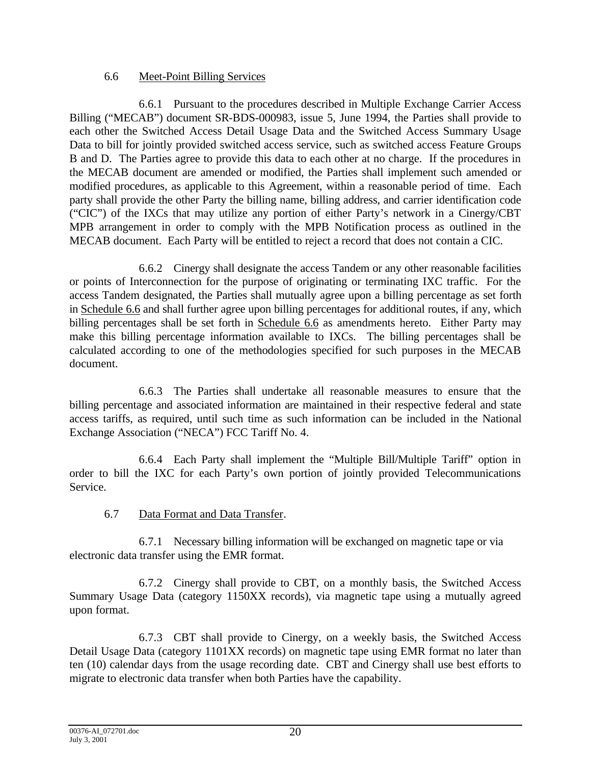6.6 <u>Meet-Point Billing Services</u>

6.6.1 Pursuant to the procedures described in Multiple Exchange Carrier Access Billing ("MECAB") document SR-BDS-000983, issue 5, June 1994, the Parties shall provide to each other the Switched Access Detail Usage Data and the Switched Access Summary Usage Data to bill for jointly provided switched access service, such as switched access Feature Groups B and D. The Parties agree to provide this data to each other at no charge. If the procedures in the MECAB document are amended or modified, the Parties shall implement such amended or modified procedures, as applicable to this Agreement, within a reasonable period of time. Each party shall provide the other Party the billing name, billing address, and carrier identification code ("CIC") of the IXCs that may utilize any portion of either Party's network in a Cinergy/CBT MPB arrangement in order to comply with the MPB Notification process as outlined in the MECAB document. Each Party will be entitled to reject a record that does not contain a CIC.

6.6.2 Cinergy shall designate the access Tandem or any other reasonable facilities or points of Interconnection for the purpose of originating or terminating IXC traffic. For the access Tandem designated, the Parties shall mutually agree upon a billing percentage as set forth in <u>Schedule 6.6</u> and shall further agree upon billing percentages for additional routes, if any, which billing percentages shall be set forth in <u>Schedule 6.6</u> as amendments hereto. Either Party may make this billing percentage information available to IXCs. The billing percentages shall be calculated according to one of the methodologies specified for such purposes in the MECAB document.

6.6.3 The Parties shall undertake all reasonable measures to ensure that the billing percentage and associated information are maintained in their respective federal and state access tariffs, as required, until such time as such information can be included in the National Exchange Association ("NECA") FCC Tariff No. 4.

6.6.4 Each Party shall implement the "Multiple Bill/Multiple Tariff" option in order to bill the IXC for each Party's own portion of jointly provided Telecommunications Service.

6.7 <u>Data Format and Data Transfer</u>.

6.7.1 Necessary billing information will be exchanged on magnetic tape or via electronic data transfer using the EMR format.

6.7.2 Cinergy shall provide to CBT, on a monthly basis, the Switched Access Summary Usage Data (category 1150XX records), via magnetic tape using a mutually agreed upon format.

6.7.3 CBT shall provide to Cinergy, on a weekly basis, the Switched Access Detail Usage Data (category 1101XX records) on magnetic tape using EMR format no later than ten (10) calendar days from the usage recording date. CBT and Cinergy shall use best efforts to migrate to electronic data transfer when both Parties have the capability.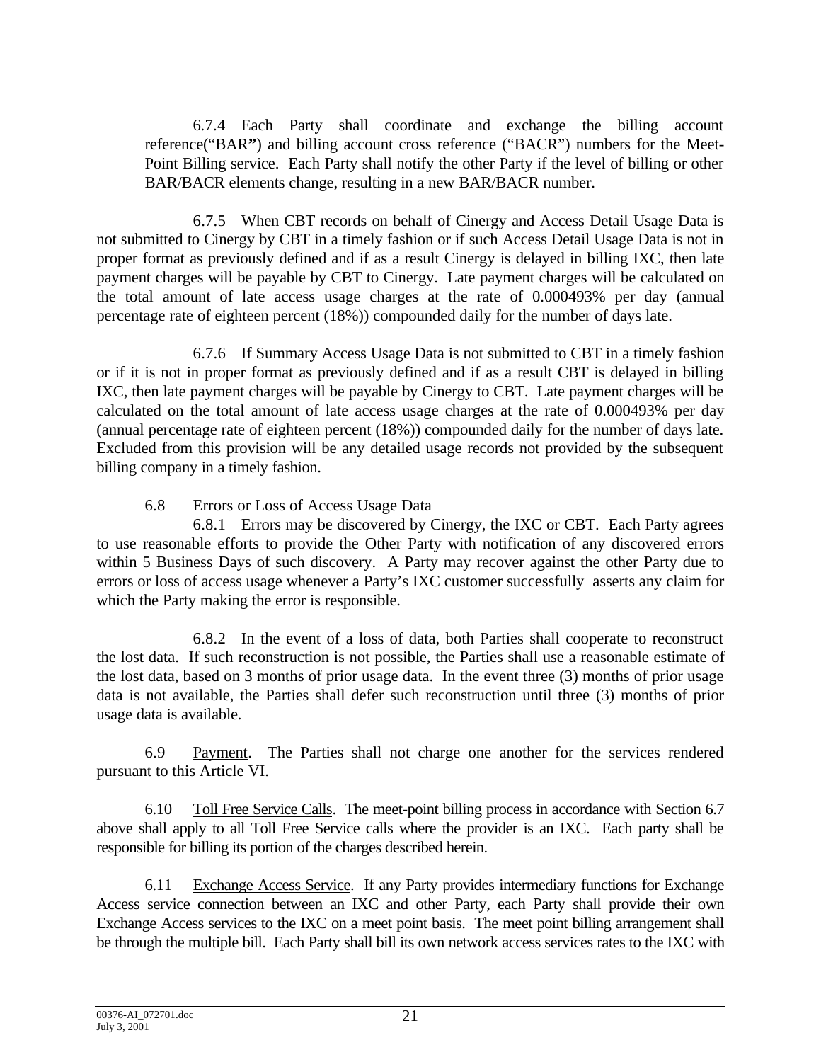6.7.4 Each Party shall coordinate and exchange the billing account reference("BAR") and billing account cross reference ("BACR") numbers for the Meet-Point Billing service. Each Party shall notify the other Party if the level of billing or other BAR/BACR elements change, resulting in a new BAR/BACR number.

6.7.5 When CBT records on behalf of Cinergy and Access Detail Usage Data is not submitted to Cinergy by CBT in a timely fashion or if such Access Detail Usage Data is not in proper format as previously defined and if as a result Cinergy is delayed in billing IXC, then late payment charges will be payable by CBT to Cinergy. Late payment charges will be calculated on the total amount of late access usage charges at the rate of 0.000493% per day (annual percentage rate of eighteen percent (18%)) compounded daily for the number of days late.

6.7.6 If Summary Access Usage Data is not submitted to CBT in a timely fashion or if it is not in proper format as previously defined and if as a result CBT is delayed in billing IXC, then late payment charges will be payable by Cinergy to CBT. Late payment charges will be calculated on the total amount of late access usage charges at the rate of 0.000493% per day (annual percentage rate of eighteen percent (18%)) compounded daily for the number of days late. Excluded from this provision will be any detailed usage records not provided by the subsequent billing company in a timely fashion.

6.8 Errors or Loss of Access Usage Data

6.8.1 Errors may be discovered by Cinergy, the IXC or CBT. Each Party agrees to use reasonable efforts to provide the Other Party with notification of any discovered errors within 5 Business Days of such discovery. A Party may recover against the other Party due to errors or loss of access usage whenever a Party's IXC customer successfully asserts any claim for which the Party making the error is responsible.

6.8.2 In the event of a loss of data, both Parties shall cooperate to reconstruct the lost data. If such reconstruction is not possible, the Parties shall use a reasonable estimate of the lost data, based on 3 months of prior usage data. In the event three (3) months of prior usage data is not available, the Parties shall defer such reconstruction until three (3) months of prior usage data is available.

6.9 Payment. The Parties shall not charge one another for the services rendered pursuant to this Article VI.

6.10 Toll Free Service Calls. The meet-point billing process in accordance with Section 6.7 above shall apply to all Toll Free Service calls where the provider is an IXC. Each party shall be responsible for billing its portion of the charges described herein.

6.11 Exchange Access Service. If any Party provides intermediary functions for Exchange Access service connection between an IXC and other Party, each Party shall provide their own Exchange Access services to the IXC on a meet point basis. The meet point billing arrangement shall be through the multiple bill. Each Party shall bill its own network access services rates to the IXC with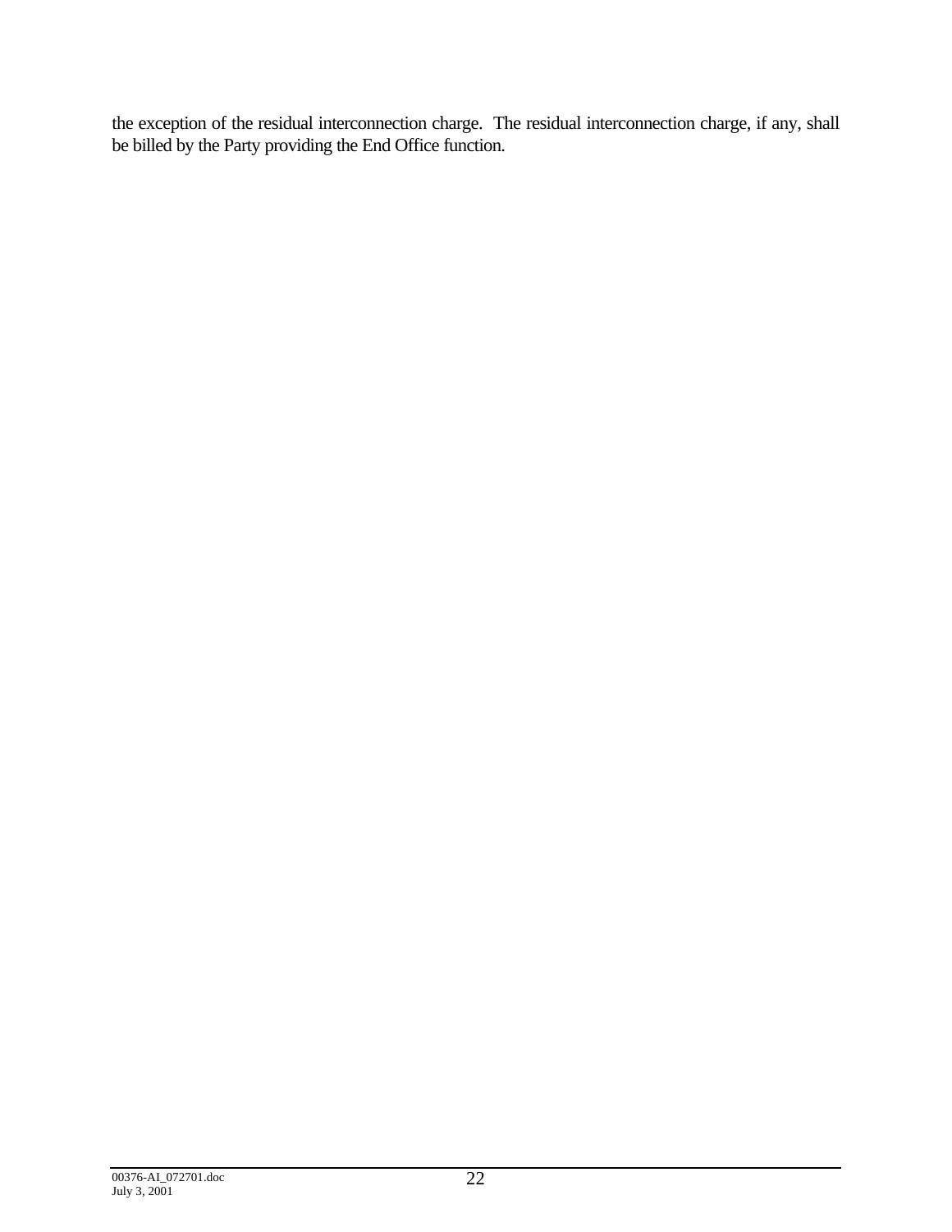the exception of the residual interconnection charge. The residual interconnection charge, if any, shall be billed by the Party providing the End Office function.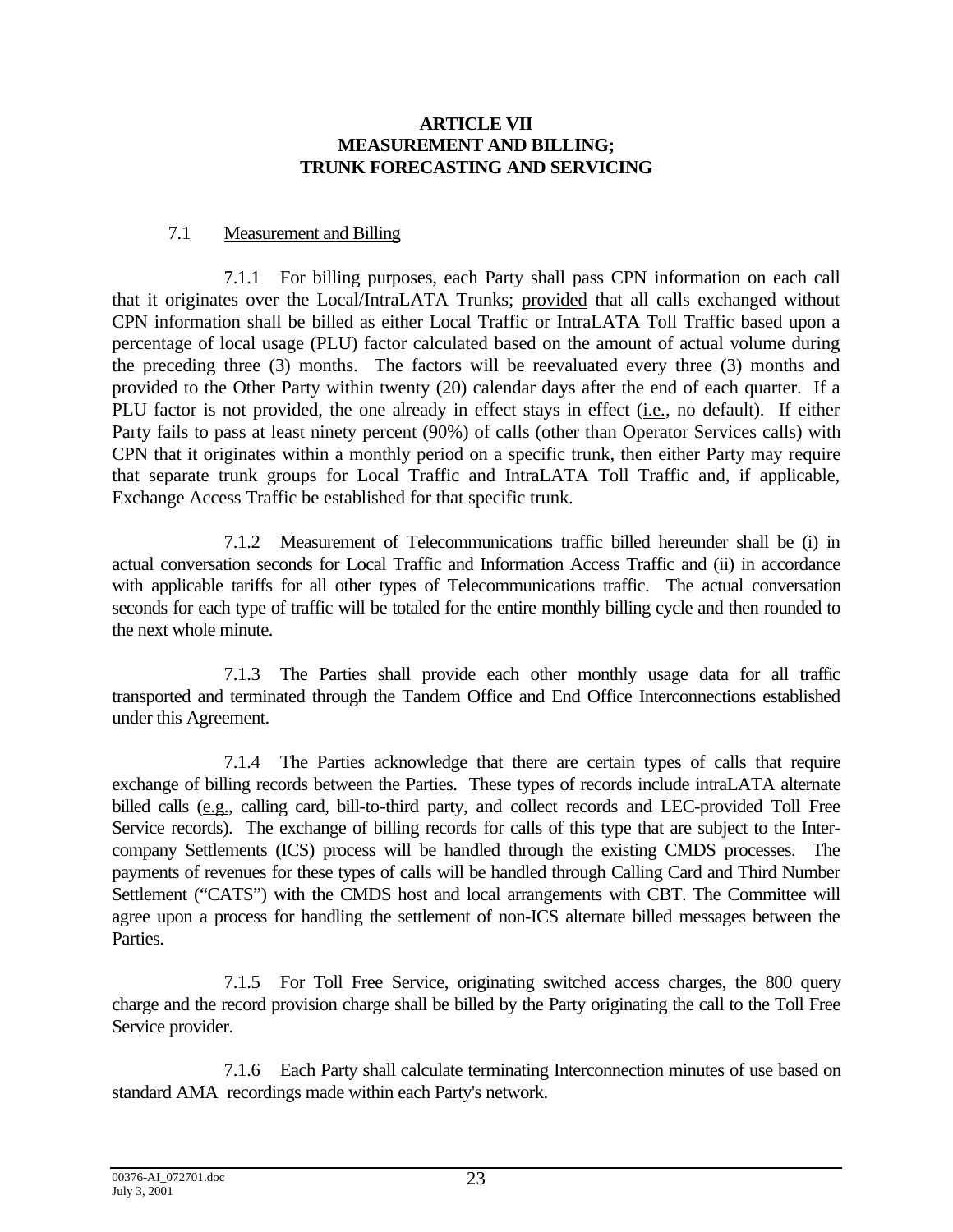# ARTICLE VII
# MEASUREMENT AND BILLING;
# TRUNK FORECASTING AND SERVICING

7.1 Measurement and Billing

7.1.1 For billing purposes, each Party shall pass CPN information on each call that it originates over the Local/IntraLATA Trunks; provided that all calls exchanged without CPN information shall be billed as either Local Traffic or IntraLATA Toll Traffic based upon a percentage of local usage (PLU) factor calculated based on the amount of actual volume during the preceding three (3) months. The factors will be reevaluated every three (3) months and provided to the Other Party within twenty (20) calendar days after the end of each quarter. If a PLU factor is not provided, the one already in effect stays in effect (i.e., no default). If either Party fails to pass at least ninety percent (90%) of calls (other than Operator Services calls) with CPN that it originates within a monthly period on a specific trunk, then either Party may require that separate trunk groups for Local Traffic and IntraLATA Toll Traffic and, if applicable, Exchange Access Traffic be established for that specific trunk.

7.1.2 Measurement of Telecommunications traffic billed hereunder shall be (i) in actual conversation seconds for Local Traffic and Information Access Traffic and (ii) in accordance with applicable tariffs for all other types of Telecommunications traffic. The actual conversation seconds for each type of traffic will be totaled for the entire monthly billing cycle and then rounded to the next whole minute.

7.1.3 The Parties shall provide each other monthly usage data for all traffic transported and terminated through the Tandem Office and End Office Interconnections established under this Agreement.

7.1.4 The Parties acknowledge that there are certain types of calls that require exchange of billing records between the Parties. These types of records include intraLATA alternate billed calls (e.g., calling card, bill-to-third party, and collect records and LEC-provided Toll Free Service records). The exchange of billing records for calls of this type that are subject to the Inter-company Settlements (ICS) process will be handled through the existing CMDS processes. The payments of revenues for these types of calls will be handled through Calling Card and Third Number Settlement ("CATS") with the CMDS host and local arrangements with CBT. The Committee will agree upon a process for handling the settlement of non-ICS alternate billed messages between the Parties.

7.1.5 For Toll Free Service, originating switched access charges, the 800 query charge and the record provision charge shall be billed by the Party originating the call to the Toll Free Service provider.

7.1.6 Each Party shall calculate terminating Interconnection minutes of use based on standard AMA recordings made within each Party's network.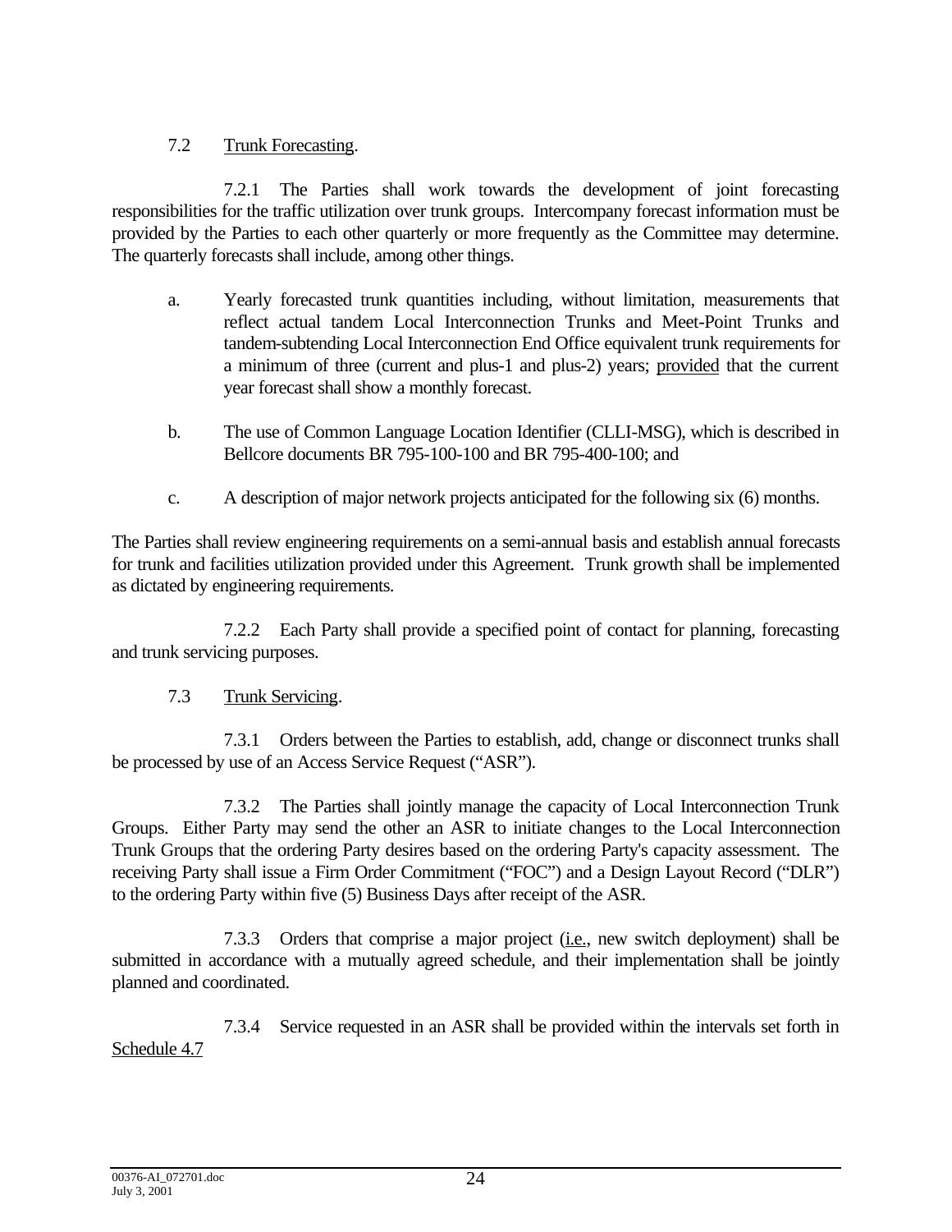7.2 Trunk Forecasting.

7.2.1 The Parties shall work towards the development of joint forecasting responsibilities for the traffic utilization over trunk groups. Intercompany forecast information must be provided by the Parties to each other quarterly or more frequently as the Committee may determine. The quarterly forecasts shall include, among other things.

a. Yearly forecasted trunk quantities including, without limitation, measurements that reflect actual tandem Local Interconnection Trunks and Meet-Point Trunks and tandem-subtending Local Interconnection End Office equivalent trunk requirements for a minimum of three (current and plus-1 and plus-2) years; provided that the current year forecast shall show a monthly forecast.

b. The use of Common Language Location Identifier (CLLI-MSG), which is described in Bellcore documents BR 795-100-100 and BR 795-400-100; and

c. A description of major network projects anticipated for the following six (6) months.

The Parties shall review engineering requirements on a semi-annual basis and establish annual forecasts for trunk and facilities utilization provided under this Agreement. Trunk growth shall be implemented as dictated by engineering requirements.

7.2.2 Each Party shall provide a specified point of contact for planning, forecasting and trunk servicing purposes.

7.3 Trunk Servicing.

7.3.1 Orders between the Parties to establish, add, change or disconnect trunks shall be processed by use of an Access Service Request ("ASR").

7.3.2 The Parties shall jointly manage the capacity of Local Interconnection Trunk Groups. Either Party may send the other an ASR to initiate changes to the Local Interconnection Trunk Groups that the ordering Party desires based on the ordering Party's capacity assessment. The receiving Party shall issue a Firm Order Commitment ("FOC") and a Design Layout Record ("DLR") to the ordering Party within five (5) Business Days after receipt of the ASR.

7.3.3 Orders that comprise a major project (i.e., new switch deployment) shall be submitted in accordance with a mutually agreed schedule, and their implementation shall be jointly planned and coordinated.

7.3.4 Service requested in an ASR shall be provided within the intervals set forth in Schedule 4.7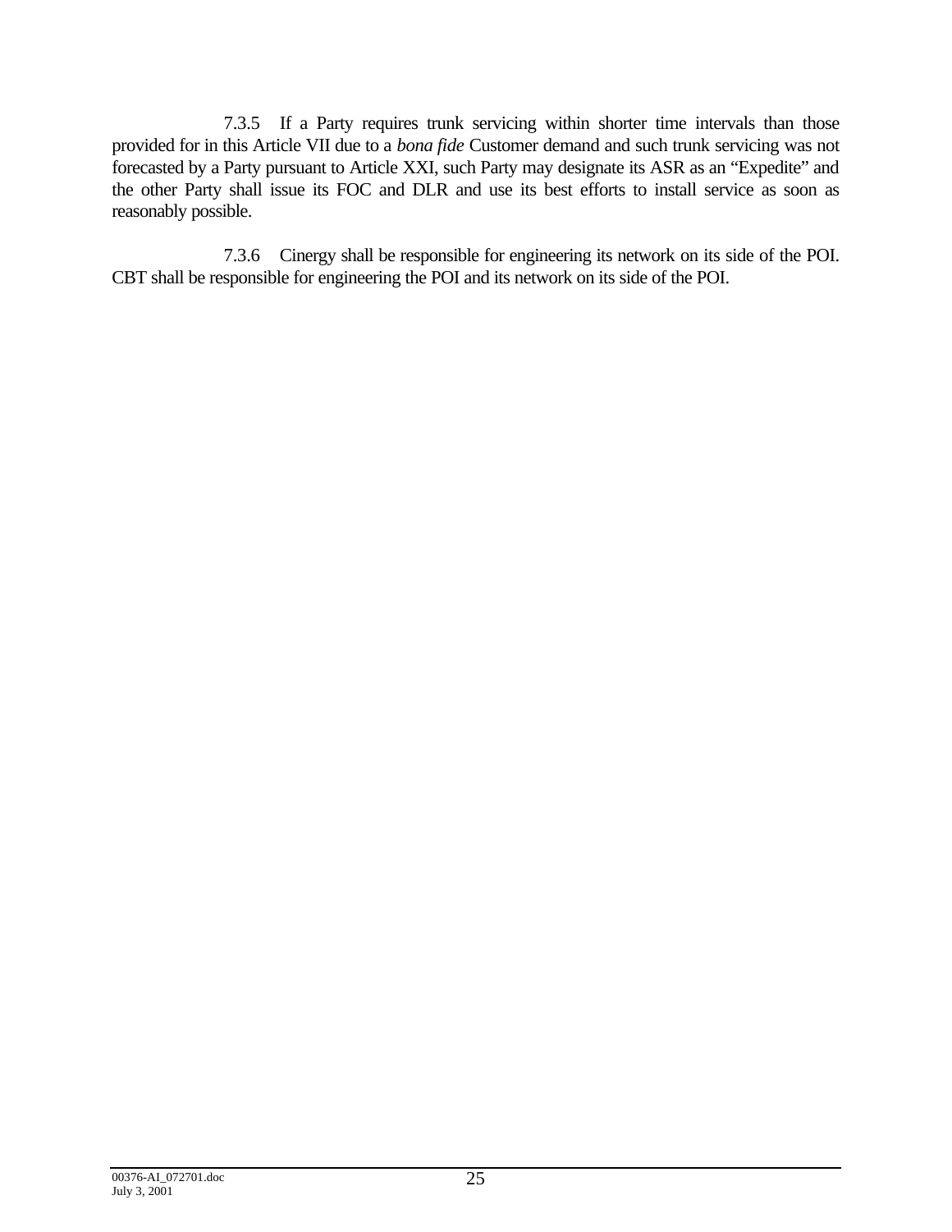7.3.5 If a Party requires trunk servicing within shorter time intervals than those provided for in this Article VII due to a *bona fide* Customer demand and such trunk servicing was not forecasted by a Party pursuant to Article XXI, such Party may designate its ASR as an "Expedite" and the other Party shall issue its FOC and DLR and use its best efforts to install service as soon as reasonably possible.

7.3.6 Cinergy shall be responsible for engineering its network on its side of the POI. CBT shall be responsible for engineering the POI and its network on its side of the POI.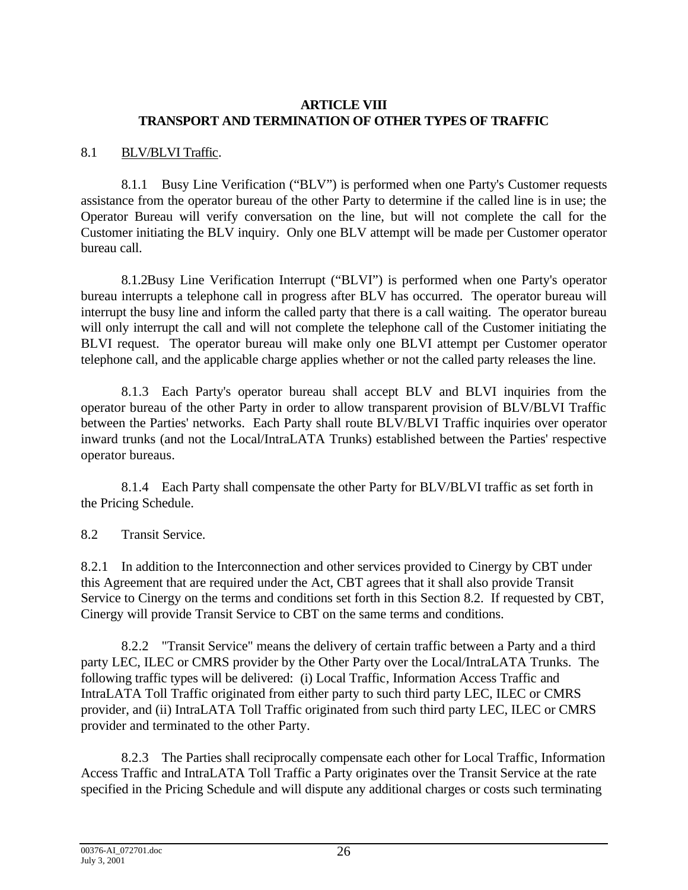## ARTICLE VIII
## TRANSPORT AND TERMINATION OF OTHER TYPES OF TRAFFIC

8.1 BLV/BLVI Traffic.

8.1.1 Busy Line Verification ("BLV") is performed when one Party's Customer requests assistance from the operator bureau of the other Party to determine if the called line is in use; the Operator Bureau will verify conversation on the line, but will not complete the call for the Customer initiating the BLV inquiry. Only one BLV attempt will be made per Customer operator bureau call.

8.1.2Busy Line Verification Interrupt ("BLVI") is performed when one Party's operator bureau interrupts a telephone call in progress after BLV has occurred. The operator bureau will interrupt the busy line and inform the called party that there is a call waiting. The operator bureau will only interrupt the call and will not complete the telephone call of the Customer initiating the BLVI request. The operator bureau will make only one BLVI attempt per Customer operator telephone call, and the applicable charge applies whether or not the called party releases the line.

8.1.3 Each Party's operator bureau shall accept BLV and BLVI inquiries from the operator bureau of the other Party in order to allow transparent provision of BLV/BLVI Traffic between the Parties' networks. Each Party shall route BLV/BLVI Traffic inquiries over operator inward trunks (and not the Local/IntraLATA Trunks) established between the Parties' respective operator bureaus.

8.1.4 Each Party shall compensate the other Party for BLV/BLVI traffic as set forth in the Pricing Schedule.

8.2 Transit Service.

8.2.1 In addition to the Interconnection and other services provided to Cinergy by CBT under this Agreement that are required under the Act, CBT agrees that it shall also provide Transit Service to Cinergy on the terms and conditions set forth in this Section 8.2. If requested by CBT, Cinergy will provide Transit Service to CBT on the same terms and conditions.

8.2.2 "Transit Service" means the delivery of certain traffic between a Party and a third party LEC, ILEC or CMRS provider by the Other Party over the Local/IntraLATA Trunks. The following traffic types will be delivered: (i) Local Traffic, Information Access Traffic and IntraLATA Toll Traffic originated from either party to such third party LEC, ILEC or CMRS provider, and (ii) IntraLATA Toll Traffic originated from such third party LEC, ILEC or CMRS provider and terminated to the other Party.

8.2.3 The Parties shall reciprocally compensate each other for Local Traffic, Information Access Traffic and IntraLATA Toll Traffic a Party originates over the Transit Service at the rate specified in the Pricing Schedule and will dispute any additional charges or costs such terminating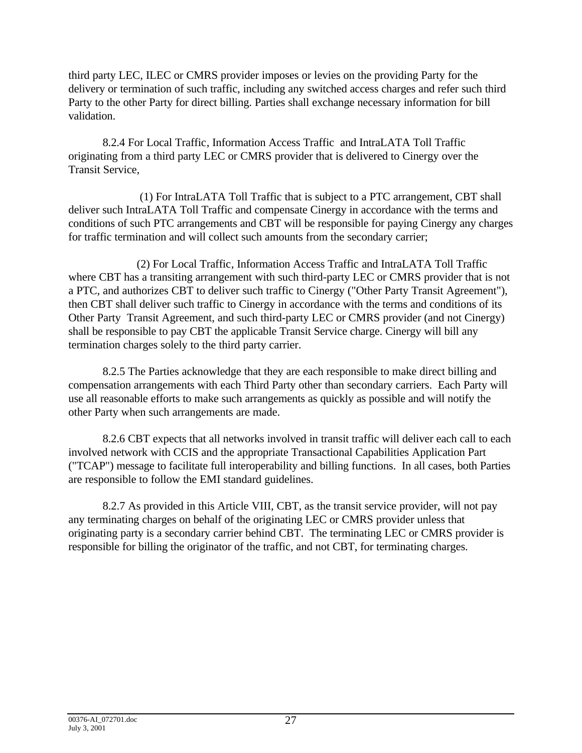third party LEC, ILEC or CMRS provider imposes or levies on the providing Party for the delivery or termination of such traffic, including any switched access charges and refer such third Party to the other Party for direct billing. Parties shall exchange necessary information for bill validation.

8.2.4 For Local Traffic, Information Access Traffic and IntraLATA Toll Traffic originating from a third party LEC or CMRS provider that is delivered to Cinergy over the Transit Service,

(1) For IntraLATA Toll Traffic that is subject to a PTC arrangement, CBT shall deliver such IntraLATA Toll Traffic and compensate Cinergy in accordance with the terms and conditions of such PTC arrangements and CBT will be responsible for paying Cinergy any charges for traffic termination and will collect such amounts from the secondary carrier;

(2) For Local Traffic, Information Access Traffic and IntraLATA Toll Traffic where CBT has a transiting arrangement with such third-party LEC or CMRS provider that is not a PTC, and authorizes CBT to deliver such traffic to Cinergy ("Other Party Transit Agreement"), then CBT shall deliver such traffic to Cinergy in accordance with the terms and conditions of its Other Party Transit Agreement, and such third-party LEC or CMRS provider (and not Cinergy) shall be responsible to pay CBT the applicable Transit Service charge. Cinergy will bill any termination charges solely to the third party carrier.

8.2.5 The Parties acknowledge that they are each responsible to make direct billing and compensation arrangements with each Third Party other than secondary carriers. Each Party will use all reasonable efforts to make such arrangements as quickly as possible and will notify the other Party when such arrangements are made.

8.2.6 CBT expects that all networks involved in transit traffic will deliver each call to each involved network with CCIS and the appropriate Transactional Capabilities Application Part ("TCAP") message to facilitate full interoperability and billing functions. In all cases, both Parties are responsible to follow the EMI standard guidelines.

8.2.7 As provided in this Article VIII, CBT, as the transit service provider, will not pay any terminating charges on behalf of the originating LEC or CMRS provider unless that originating party is a secondary carrier behind CBT. The terminating LEC or CMRS provider is responsible for billing the originator of the traffic, and not CBT, for terminating charges.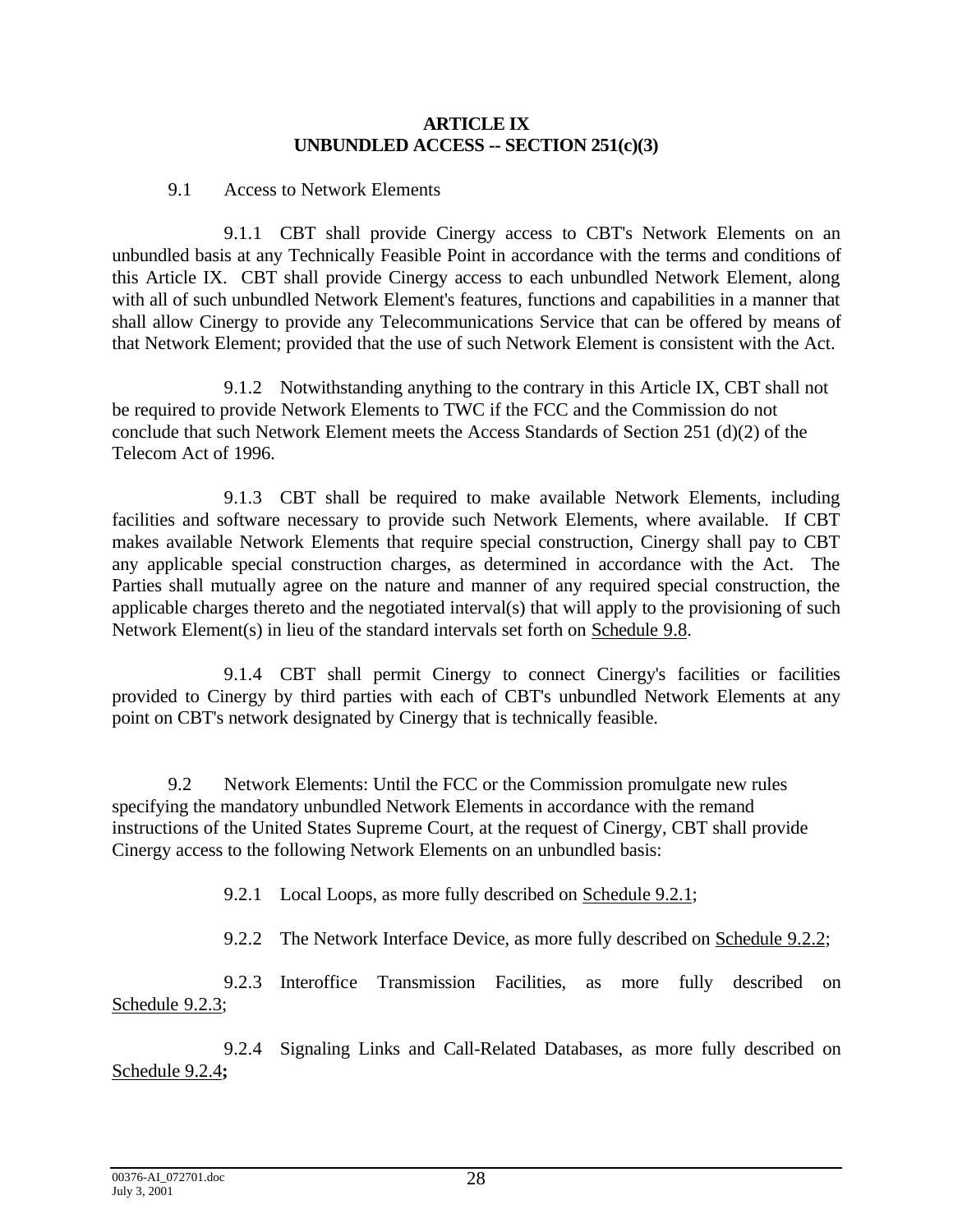# ARTICLE IX
# UNBUNDLED ACCESS -- SECTION 251(c)(3)

9.1 Access to Network Elements

9.1.1 CBT shall provide Cinergy access to CBT's Network Elements on an unbundled basis at any Technically Feasible Point in accordance with the terms and conditions of this Article IX. CBT shall provide Cinergy access to each unbundled Network Element, along with all of such unbundled Network Element's features, functions and capabilities in a manner that shall allow Cinergy to provide any Telecommunications Service that can be offered by means of that Network Element; provided that the use of such Network Element is consistent with the Act.

9.1.2 Notwithstanding anything to the contrary in this Article IX, CBT shall not be required to provide Network Elements to TWC if the FCC and the Commission do not conclude that such Network Element meets the Access Standards of Section 251 (d)(2) of the Telecom Act of 1996.

9.1.3 CBT shall be required to make available Network Elements, including facilities and software necessary to provide such Network Elements, where available. If CBT makes available Network Elements that require special construction, Cinergy shall pay to CBT any applicable special construction charges, as determined in accordance with the Act. The Parties shall mutually agree on the nature and manner of any required special construction, the applicable charges thereto and the negotiated interval(s) that will apply to the provisioning of such Network Element(s) in lieu of the standard intervals set forth on Schedule 9.8.

9.1.4 CBT shall permit Cinergy to connect Cinergy's facilities or facilities provided to Cinergy by third parties with each of CBT's unbundled Network Elements at any point on CBT's network designated by Cinergy that is technically feasible.

9.2 Network Elements: Until the FCC or the Commission promulgate new rules specifying the mandatory unbundled Network Elements in accordance with the remand instructions of the United States Supreme Court, at the request of Cinergy, CBT shall provide Cinergy access to the following Network Elements on an unbundled basis:

9.2.1 Local Loops, as more fully described on Schedule 9.2.1;

9.2.2 The Network Interface Device, as more fully described on Schedule 9.2.2;

9.2.3 Interoffice Transmission Facilities, as more fully described on Schedule 9.2.3;

9.2.4 Signaling Links and Call-Related Databases, as more fully described on Schedule 9.2.4**;**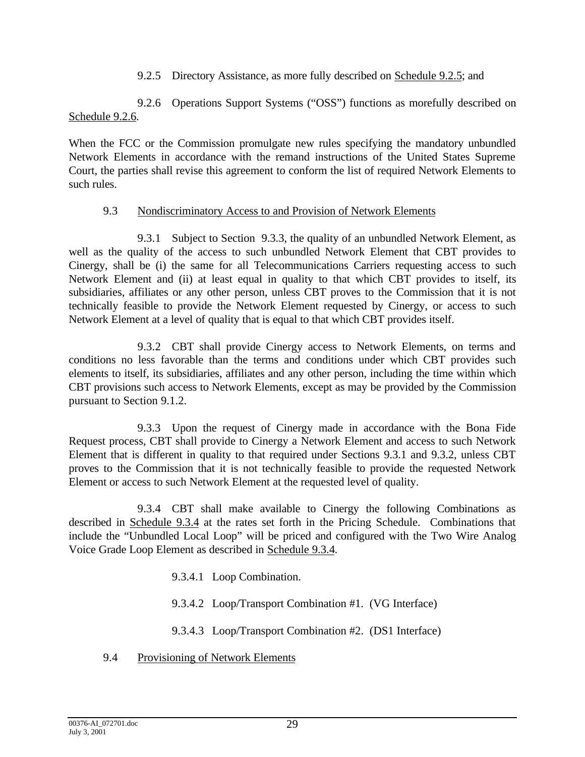9.2.5 Directory Assistance, as more fully described on Schedule 9.2.5; and

9.2.6 Operations Support Systems ("OSS") functions as morefully described on Schedule 9.2.6.

When the FCC or the Commission promulgate new rules specifying the mandatory unbundled Network Elements in accordance with the remand instructions of the United States Supreme Court, the parties shall revise this agreement to conform the list of required Network Elements to such rules.

9.3 Nondiscriminatory Access to and Provision of Network Elements

9.3.1 Subject to Section 9.3.3, the quality of an unbundled Network Element, as well as the quality of the access to such unbundled Network Element that CBT provides to Cinergy, shall be (i) the same for all Telecommunications Carriers requesting access to such Network Element and (ii) at least equal in quality to that which CBT provides to itself, its subsidiaries, affiliates or any other person, unless CBT proves to the Commission that it is not technically feasible to provide the Network Element requested by Cinergy, or access to such Network Element at a level of quality that is equal to that which CBT provides itself.

9.3.2 CBT shall provide Cinergy access to Network Elements, on terms and conditions no less favorable than the terms and conditions under which CBT provides such elements to itself, its subsidiaries, affiliates and any other person, including the time within which CBT provisions such access to Network Elements, except as may be provided by the Commission pursuant to Section 9.1.2.

9.3.3 Upon the request of Cinergy made in accordance with the Bona Fide Request process, CBT shall provide to Cinergy a Network Element and access to such Network Element that is different in quality to that required under Sections 9.3.1 and 9.3.2, unless CBT proves to the Commission that it is not technically feasible to provide the requested Network Element or access to such Network Element at the requested level of quality.

9.3.4 CBT shall make available to Cinergy the following Combinations as described in Schedule 9.3.4 at the rates set forth in the Pricing Schedule. Combinations that include the "Unbundled Local Loop" will be priced and configured with the Two Wire Analog Voice Grade Loop Element as described in Schedule 9.3.4.

9.3.4.1 Loop Combination.

9.3.4.2 Loop/Transport Combination #1. (VG Interface)

9.3.4.3 Loop/Transport Combination #2. (DS1 Interface)

9.4 Provisioning of Network Elements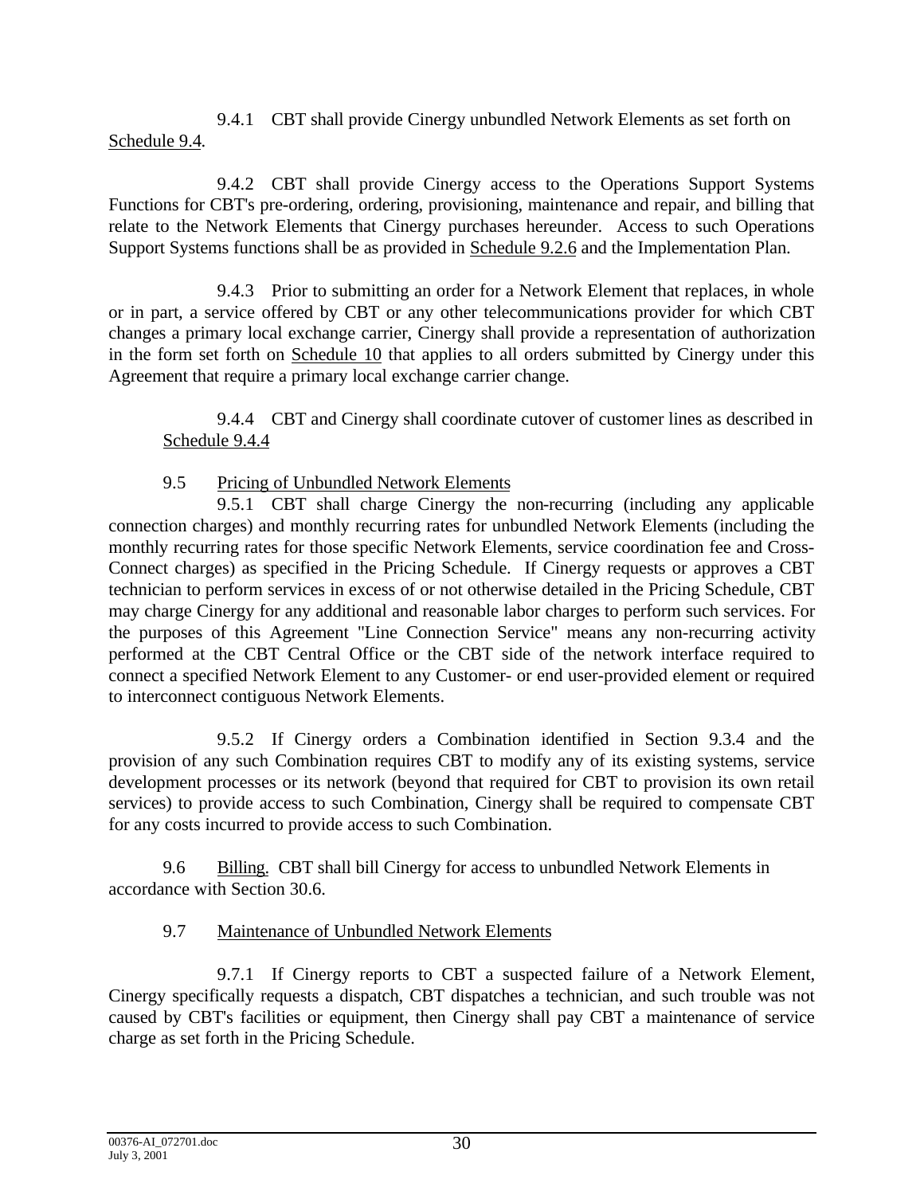9.4.1 CBT shall provide Cinergy unbundled Network Elements as set forth on Schedule 9.4.

9.4.2 CBT shall provide Cinergy access to the Operations Support Systems Functions for CBT's pre-ordering, ordering, provisioning, maintenance and repair, and billing that relate to the Network Elements that Cinergy purchases hereunder. Access to such Operations Support Systems functions shall be as provided in Schedule 9.2.6 and the Implementation Plan.

9.4.3 Prior to submitting an order for a Network Element that replaces, in whole or in part, a service offered by CBT or any other telecommunications provider for which CBT changes a primary local exchange carrier, Cinergy shall provide a representation of authorization in the form set forth on Schedule 10 that applies to all orders submitted by Cinergy under this Agreement that require a primary local exchange carrier change.

9.4.4 CBT and Cinergy shall coordinate cutover of customer lines as described in Schedule 9.4.4

9.5 Pricing of Unbundled Network Elements

9.5.1 CBT shall charge Cinergy the non-recurring (including any applicable connection charges) and monthly recurring rates for unbundled Network Elements (including the monthly recurring rates for those specific Network Elements, service coordination fee and Cross-Connect charges) as specified in the Pricing Schedule. If Cinergy requests or approves a CBT technician to perform services in excess of or not otherwise detailed in the Pricing Schedule, CBT may charge Cinergy for any additional and reasonable labor charges to perform such services. For the purposes of this Agreement "Line Connection Service" means any non-recurring activity performed at the CBT Central Office or the CBT side of the network interface required to connect a specified Network Element to any Customer- or end user-provided element or required to interconnect contiguous Network Elements.

9.5.2 If Cinergy orders a Combination identified in Section 9.3.4 and the provision of any such Combination requires CBT to modify any of its existing systems, service development processes or its network (beyond that required for CBT to provision its own retail services) to provide access to such Combination, Cinergy shall be required to compensate CBT for any costs incurred to provide access to such Combination.

9.6 Billing. CBT shall bill Cinergy for access to unbundled Network Elements in accordance with Section 30.6.

9.7 Maintenance of Unbundled Network Elements

9.7.1 If Cinergy reports to CBT a suspected failure of a Network Element, Cinergy specifically requests a dispatch, CBT dispatches a technician, and such trouble was not caused by CBT's facilities or equipment, then Cinergy shall pay CBT a maintenance of service charge as set forth in the Pricing Schedule.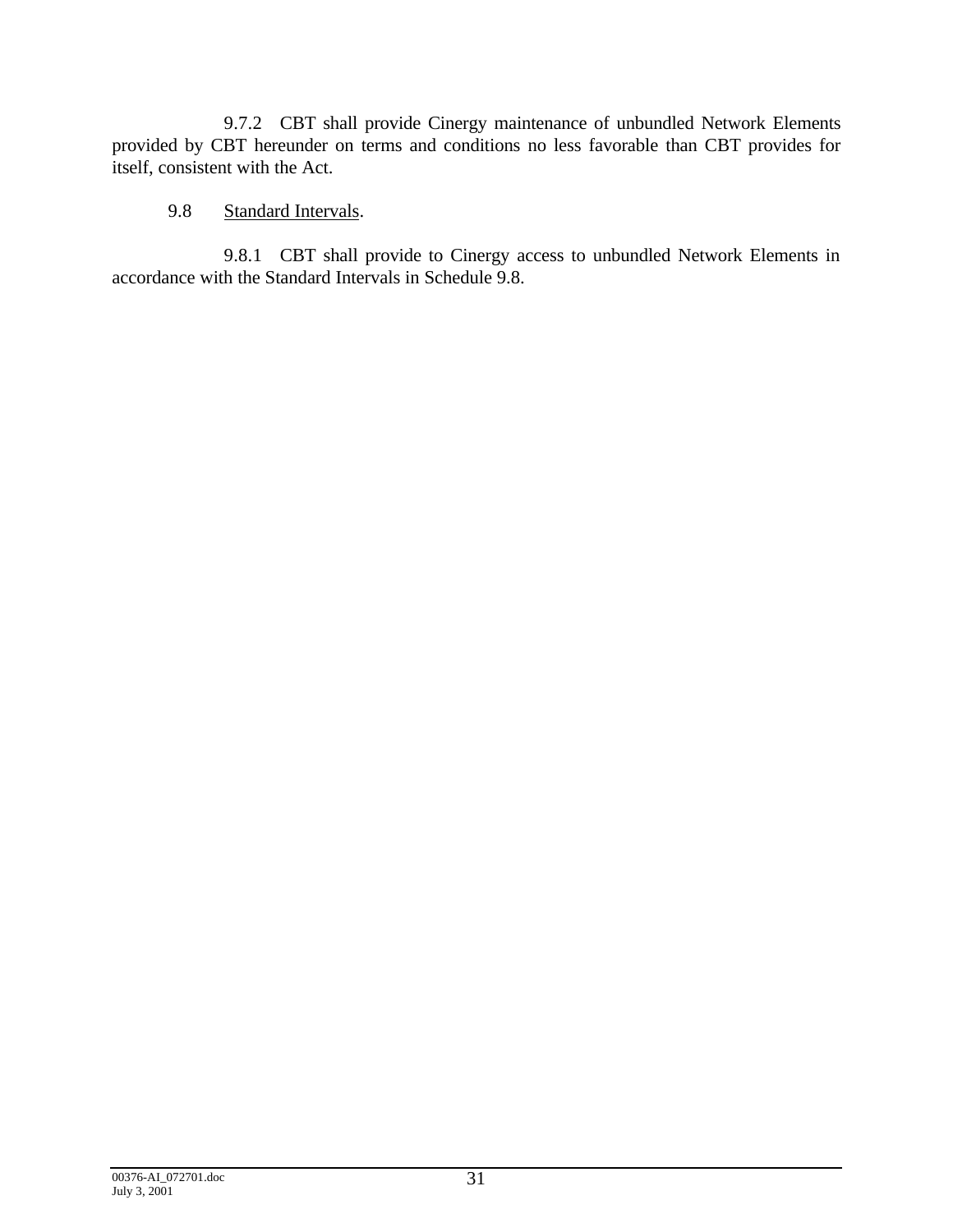9.7.2 CBT shall provide Cinergy maintenance of unbundled Network Elements provided by CBT hereunder on terms and conditions no less favorable than CBT provides for itself, consistent with the Act.

9.8 Standard Intervals.

9.8.1 CBT shall provide to Cinergy access to unbundled Network Elements in accordance with the Standard Intervals in Schedule 9.8.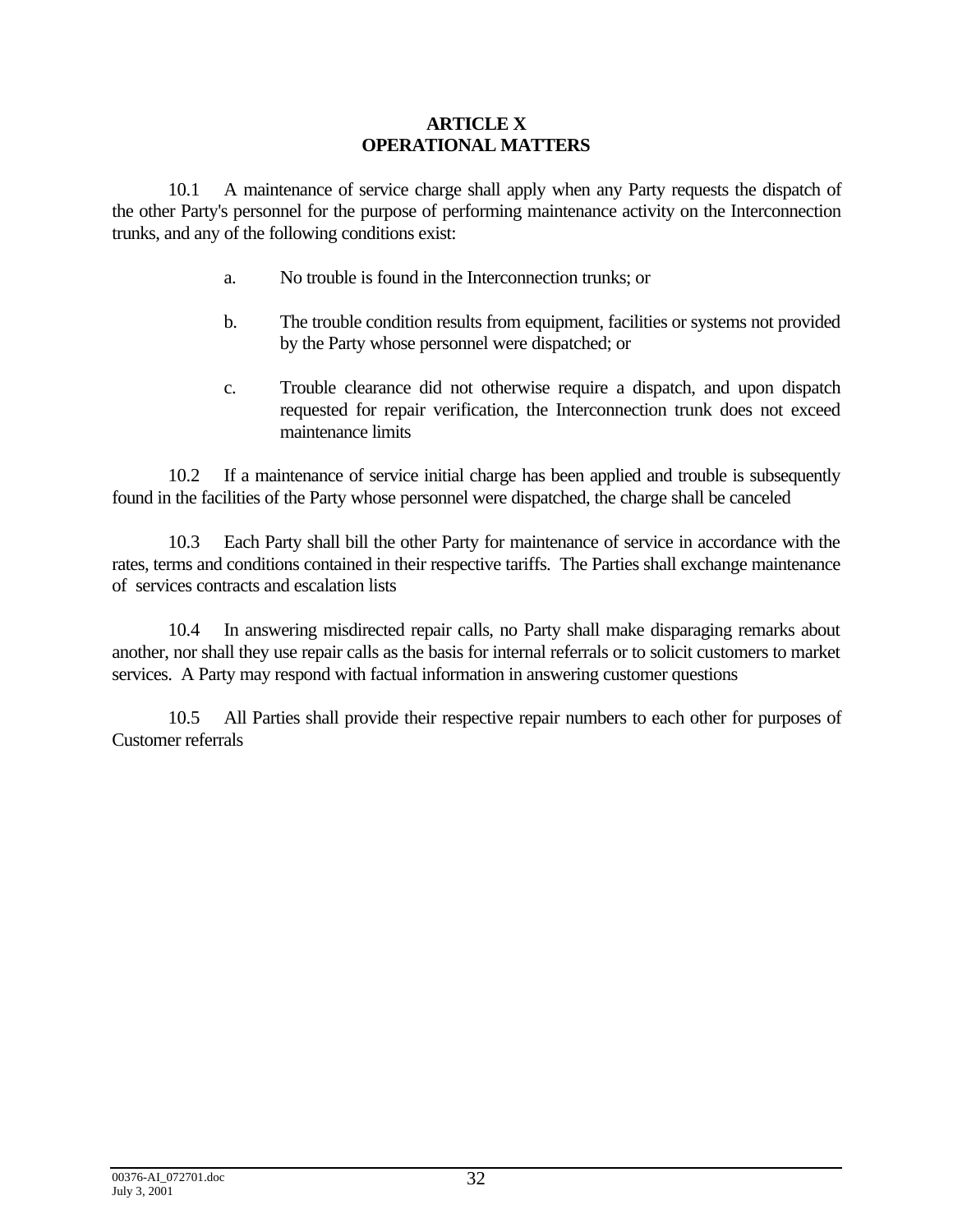# ARTICLE X
# OPERATIONAL MATTERS

10.1 A maintenance of service charge shall apply when any Party requests the dispatch of the other Party's personnel for the purpose of performing maintenance activity on the Interconnection trunks, and any of the following conditions exist:

a. No trouble is found in the Interconnection trunks; or

b. The trouble condition results from equipment, facilities or systems not provided by the Party whose personnel were dispatched; or

c. Trouble clearance did not otherwise require a dispatch, and upon dispatch requested for repair verification, the Interconnection trunk does not exceed maintenance limits

10.2 If a maintenance of service initial charge has been applied and trouble is subsequently found in the facilities of the Party whose personnel were dispatched, the charge shall be canceled

10.3 Each Party shall bill the other Party for maintenance of service in accordance with the rates, terms and conditions contained in their respective tariffs. The Parties shall exchange maintenance of services contracts and escalation lists

10.4 In answering misdirected repair calls, no Party shall make disparaging remarks about another, nor shall they use repair calls as the basis for internal referrals or to solicit customers to market services. A Party may respond with factual information in answering customer questions

10.5 All Parties shall provide their respective repair numbers to each other for purposes of Customer referrals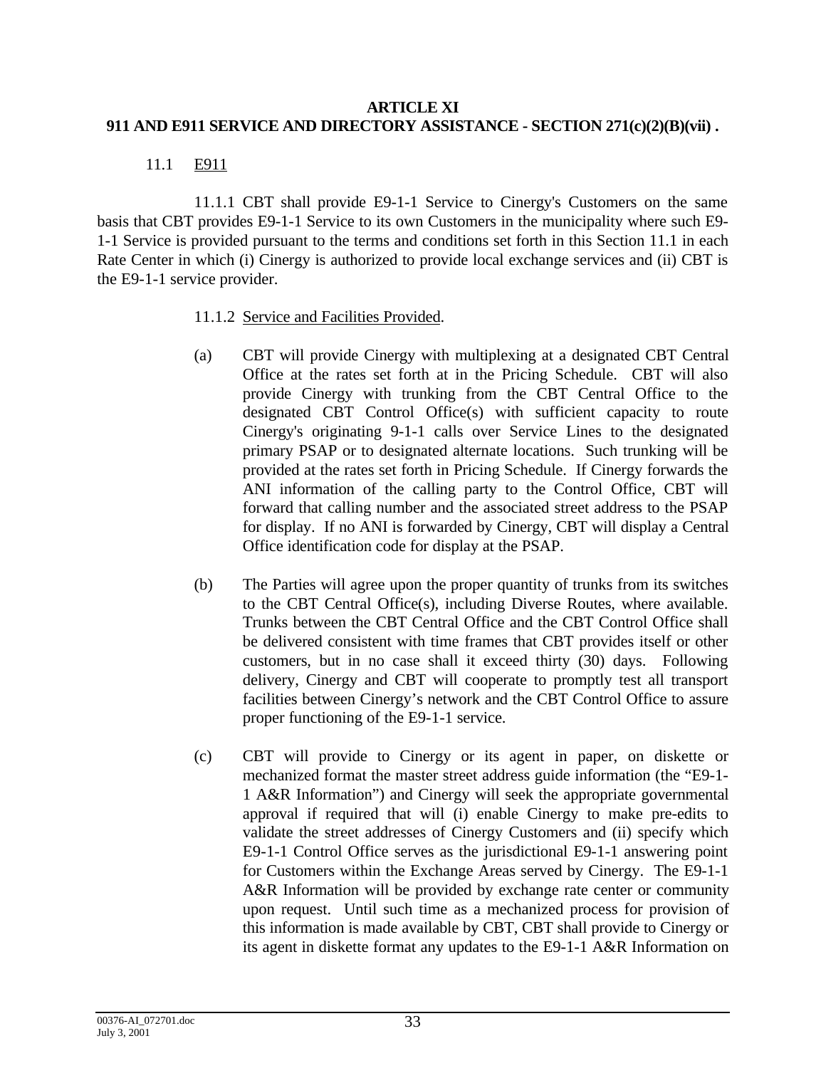**ARTICLE XI**
**911 AND E911 SERVICE AND DIRECTORY ASSISTANCE - SECTION 271(c)(2)(B)(vii) .**

11.1 E911

11.1.1 CBT shall provide E9-1-1 Service to Cinergy's Customers on the same basis that CBT provides E9-1-1 Service to its own Customers in the municipality where such E9-1-1 Service is provided pursuant to the terms and conditions set forth in this Section 11.1 in each Rate Center in which (i) Cinergy is authorized to provide local exchange services and (ii) CBT is the E9-1-1 service provider.

11.1.2 Service and Facilities Provided.

(a) CBT will provide Cinergy with multiplexing at a designated CBT Central Office at the rates set forth at in the Pricing Schedule. CBT will also provide Cinergy with trunking from the CBT Central Office to the designated CBT Control Office(s) with sufficient capacity to route Cinergy's originating 9-1-1 calls over Service Lines to the designated primary PSAP or to designated alternate locations. Such trunking will be provided at the rates set forth in Pricing Schedule. If Cinergy forwards the ANI information of the calling party to the Control Office, CBT will forward that calling number and the associated street address to the PSAP for display. If no ANI is forwarded by Cinergy, CBT will display a Central Office identification code for display at the PSAP.

(b) The Parties will agree upon the proper quantity of trunks from its switches to the CBT Central Office(s), including Diverse Routes, where available. Trunks between the CBT Central Office and the CBT Control Office shall be delivered consistent with time frames that CBT provides itself or other customers, but in no case shall it exceed thirty (30) days. Following delivery, Cinergy and CBT will cooperate to promptly test all transport facilities between Cinergy's network and the CBT Control Office to assure proper functioning of the E9-1-1 service.

(c) CBT will provide to Cinergy or its agent in paper, on diskette or mechanized format the master street address guide information (the "E9-1-1 A&R Information") and Cinergy will seek the appropriate governmental approval if required that will (i) enable Cinergy to make pre-edits to validate the street addresses of Cinergy Customers and (ii) specify which E9-1-1 Control Office serves as the jurisdictional E9-1-1 answering point for Customers within the Exchange Areas served by Cinergy. The E9-1-1 A&R Information will be provided by exchange rate center or community upon request. Until such time as a mechanized process for provision of this information is made available by CBT, CBT shall provide to Cinergy or its agent in diskette format any updates to the E9-1-1 A&R Information on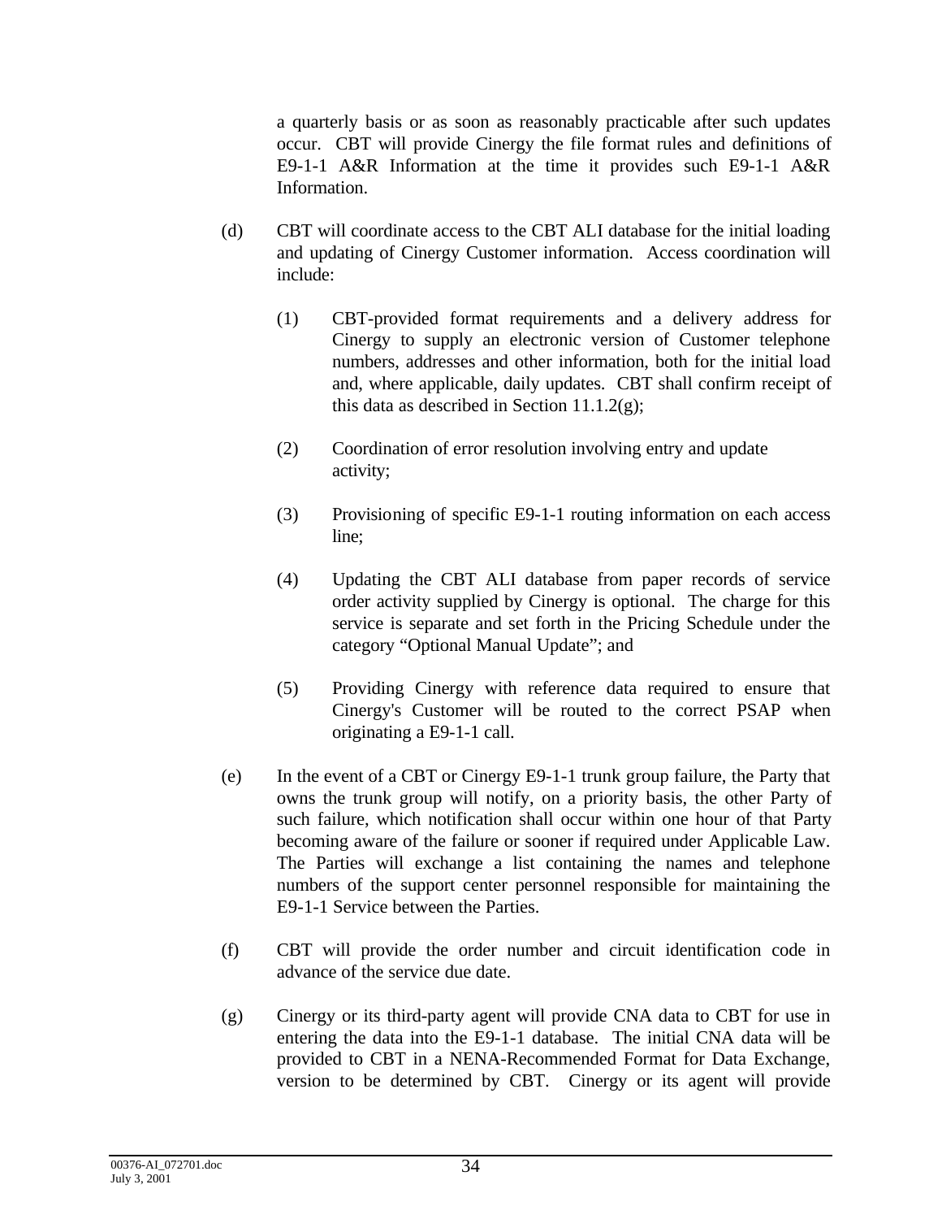a quarterly basis or as soon as reasonably practicable after such updates occur. CBT will provide Cinergy the file format rules and definitions of E9-1-1 A&R Information at the time it provides such E9-1-1 A&R Information.

(d) CBT will coordinate access to the CBT ALI database for the initial loading and updating of Cinergy Customer information. Access coordination will include:

(1) CBT-provided format requirements and a delivery address for Cinergy to supply an electronic version of Customer telephone numbers, addresses and other information, both for the initial load and, where applicable, daily updates. CBT shall confirm receipt of this data as described in Section 11.1.2(g);

(2) Coordination of error resolution involving entry and update activity;

(3) Provisioning of specific E9-1-1 routing information on each access line;

(4) Updating the CBT ALI database from paper records of service order activity supplied by Cinergy is optional. The charge for this service is separate and set forth in the Pricing Schedule under the category "Optional Manual Update"; and

(5) Providing Cinergy with reference data required to ensure that Cinergy's Customer will be routed to the correct PSAP when originating a E9-1-1 call.

(e) In the event of a CBT or Cinergy E9-1-1 trunk group failure, the Party that owns the trunk group will notify, on a priority basis, the other Party of such failure, which notification shall occur within one hour of that Party becoming aware of the failure or sooner if required under Applicable Law. The Parties will exchange a list containing the names and telephone numbers of the support center personnel responsible for maintaining the E9-1-1 Service between the Parties.

(f) CBT will provide the order number and circuit identification code in advance of the service due date.

(g) Cinergy or its third-party agent will provide CNA data to CBT for use in entering the data into the E9-1-1 database. The initial CNA data will be provided to CBT in a NENA-Recommended Format for Data Exchange, version to be determined by CBT. Cinergy or its agent will provide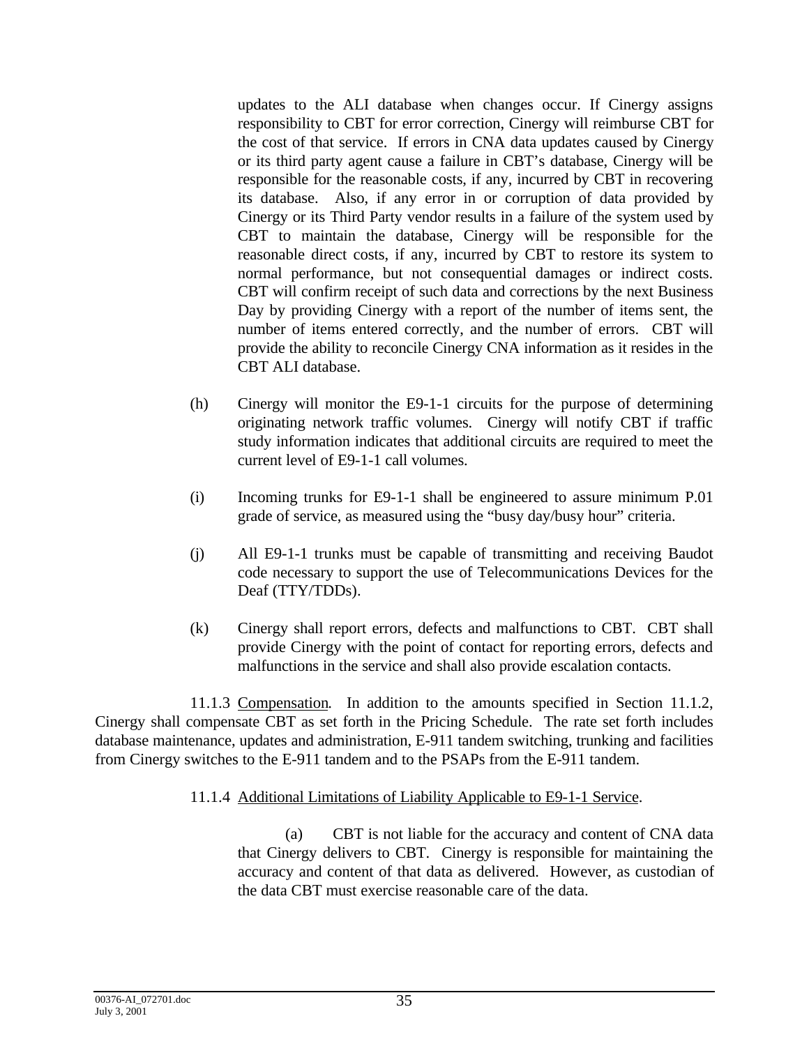updates to the ALI database when changes occur. If Cinergy assigns responsibility to CBT for error correction, Cinergy will reimburse CBT for the cost of that service. If errors in CNA data updates caused by Cinergy or its third party agent cause a failure in CBT's database, Cinergy will be responsible for the reasonable costs, if any, incurred by CBT in recovering its database. Also, if any error in or corruption of data provided by Cinergy or its Third Party vendor results in a failure of the system used by CBT to maintain the database, Cinergy will be responsible for the reasonable direct costs, if any, incurred by CBT to restore its system to normal performance, but not consequential damages or indirect costs. CBT will confirm receipt of such data and corrections by the next Business Day by providing Cinergy with a report of the number of items sent, the number of items entered correctly, and the number of errors. CBT will provide the ability to reconcile Cinergy CNA information as it resides in the CBT ALI database.

(h) Cinergy will monitor the E9-1-1 circuits for the purpose of determining originating network traffic volumes. Cinergy will notify CBT if traffic study information indicates that additional circuits are required to meet the current level of E9-1-1 call volumes.

(i) Incoming trunks for E9-1-1 shall be engineered to assure minimum P.01 grade of service, as measured using the "busy day/busy hour" criteria.

(j) All E9-1-1 trunks must be capable of transmitting and receiving Baudot code necessary to support the use of Telecommunications Devices for the Deaf (TTY/TDDs).

(k) Cinergy shall report errors, defects and malfunctions to CBT. CBT shall provide Cinergy with the point of contact for reporting errors, defects and malfunctions in the service and shall also provide escalation contacts.

11.1.3 Compensation. In addition to the amounts specified in Section 11.1.2, Cinergy shall compensate CBT as set forth in the Pricing Schedule. The rate set forth includes database maintenance, updates and administration, E-911 tandem switching, trunking and facilities from Cinergy switches to the E-911 tandem and to the PSAPs from the E-911 tandem.

11.1.4 Additional Limitations of Liability Applicable to E9-1-1 Service.

(a) CBT is not liable for the accuracy and content of CNA data that Cinergy delivers to CBT. Cinergy is responsible for maintaining the accuracy and content of that data as delivered. However, as custodian of the data CBT must exercise reasonable care of the data.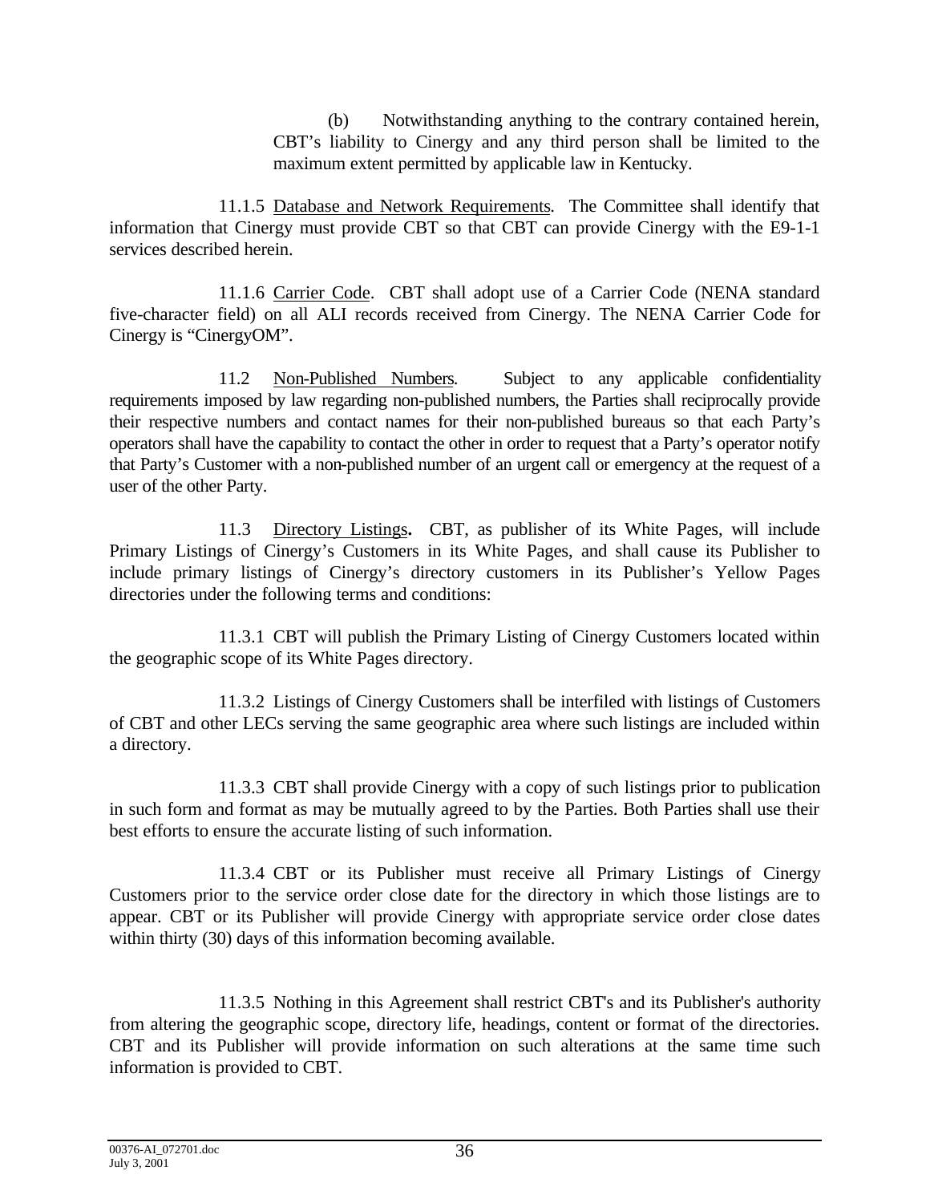(b) Notwithstanding anything to the contrary contained herein, CBT's liability to Cinergy and any third person shall be limited to the maximum extent permitted by applicable law in Kentucky.

11.1.5 Database and Network Requirements. The Committee shall identify that information that Cinergy must provide CBT so that CBT can provide Cinergy with the E9-1-1 services described herein.

11.1.6 Carrier Code. CBT shall adopt use of a Carrier Code (NENA standard five-character field) on all ALI records received from Cinergy. The NENA Carrier Code for Cinergy is "CinergyOM".

11.2 Non-Published Numbers. Subject to any applicable confidentiality requirements imposed by law regarding non-published numbers, the Parties shall reciprocally provide their respective numbers and contact names for their non-published bureaus so that each Party's operators shall have the capability to contact the other in order to request that a Party's operator notify that Party's Customer with a non-published number of an urgent call or emergency at the request of a user of the other Party.

11.3 Directory Listings**.** CBT, as publisher of its White Pages, will include Primary Listings of Cinergy's Customers in its White Pages, and shall cause its Publisher to include primary listings of Cinergy's directory customers in its Publisher's Yellow Pages directories under the following terms and conditions:

11.3.1 CBT will publish the Primary Listing of Cinergy Customers located within the geographic scope of its White Pages directory.

11.3.2 Listings of Cinergy Customers shall be interfiled with listings of Customers of CBT and other LECs serving the same geographic area where such listings are included within a directory.

11.3.3 CBT shall provide Cinergy with a copy of such listings prior to publication in such form and format as may be mutually agreed to by the Parties. Both Parties shall use their best efforts to ensure the accurate listing of such information.

11.3.4 CBT or its Publisher must receive all Primary Listings of Cinergy Customers prior to the service order close date for the directory in which those listings are to appear. CBT or its Publisher will provide Cinergy with appropriate service order close dates within thirty (30) days of this information becoming available.

11.3.5 Nothing in this Agreement shall restrict CBT's and its Publisher's authority from altering the geographic scope, directory life, headings, content or format of the directories. CBT and its Publisher will provide information on such alterations at the same time such information is provided to CBT.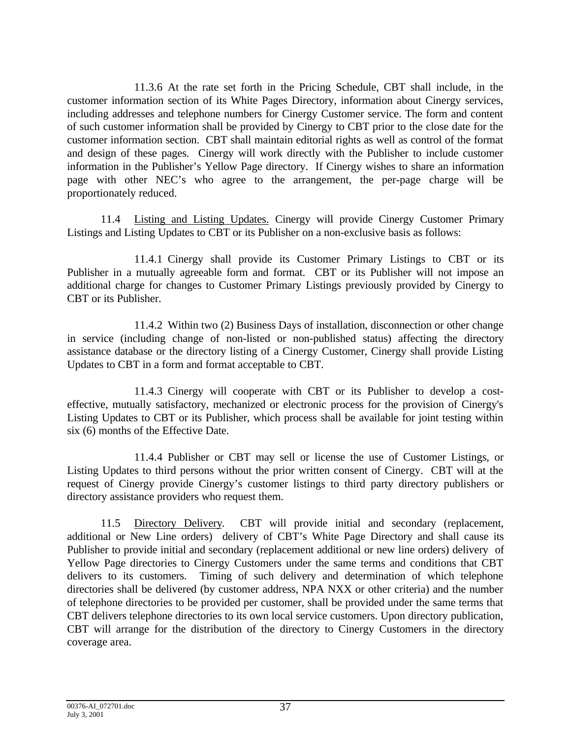11.3.6 At the rate set forth in the Pricing Schedule, CBT shall include, in the customer information section of its White Pages Directory, information about Cinergy services, including addresses and telephone numbers for Cinergy Customer service. The form and content of such customer information shall be provided by Cinergy to CBT prior to the close date for the customer information section. CBT shall maintain editorial rights as well as control of the format and design of these pages. Cinergy will work directly with the Publisher to include customer information in the Publisher's Yellow Page directory. If Cinergy wishes to share an information page with other NEC's who agree to the arrangement, the per-page charge will be proportionately reduced.

11.4 Listing and Listing Updates. Cinergy will provide Cinergy Customer Primary Listings and Listing Updates to CBT or its Publisher on a non-exclusive basis as follows:

11.4.1 Cinergy shall provide its Customer Primary Listings to CBT or its Publisher in a mutually agreeable form and format. CBT or its Publisher will not impose an additional charge for changes to Customer Primary Listings previously provided by Cinergy to CBT or its Publisher.

11.4.2 Within two (2) Business Days of installation, disconnection or other change in service (including change of non-listed or non-published status) affecting the directory assistance database or the directory listing of a Cinergy Customer, Cinergy shall provide Listing Updates to CBT in a form and format acceptable to CBT.

11.4.3 Cinergy will cooperate with CBT or its Publisher to develop a cost-effective, mutually satisfactory, mechanized or electronic process for the provision of Cinergy's Listing Updates to CBT or its Publisher, which process shall be available for joint testing within six (6) months of the Effective Date.

11.4.4 Publisher or CBT may sell or license the use of Customer Listings, or Listing Updates to third persons without the prior written consent of Cinergy. CBT will at the request of Cinergy provide Cinergy's customer listings to third party directory publishers or directory assistance providers who request them.

11.5 Directory Delivery. CBT will provide initial and secondary (replacement, additional or New Line orders) delivery of CBT's White Page Directory and shall cause its Publisher to provide initial and secondary (replacement additional or new line orders) delivery of Yellow Page directories to Cinergy Customers under the same terms and conditions that CBT delivers to its customers. Timing of such delivery and determination of which telephone directories shall be delivered (by customer address, NPA NXX or other criteria) and the number of telephone directories to be provided per customer, shall be provided under the same terms that CBT delivers telephone directories to its own local service customers. Upon directory publication, CBT will arrange for the distribution of the directory to Cinergy Customers in the directory coverage area.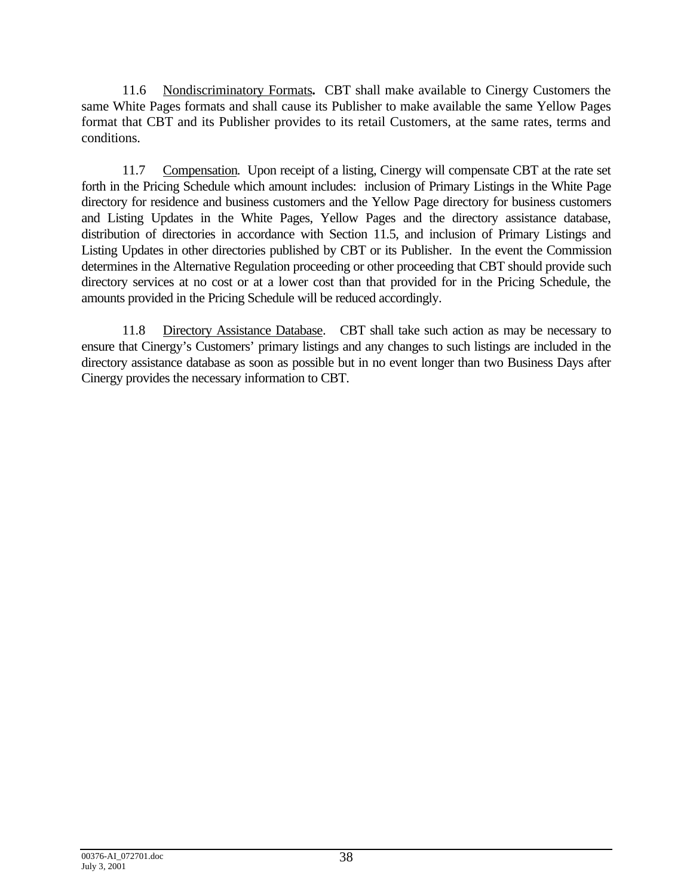11.6 Nondiscriminatory Formats**.** CBT shall make available to Cinergy Customers the same White Pages formats and shall cause its Publisher to make available the same Yellow Pages format that CBT and its Publisher provides to its retail Customers, at the same rates, terms and conditions.

11.7 Compensation. Upon receipt of a listing, Cinergy will compensate CBT at the rate set forth in the Pricing Schedule which amount includes: inclusion of Primary Listings in the White Page directory for residence and business customers and the Yellow Page directory for business customers and Listing Updates in the White Pages, Yellow Pages and the directory assistance database, distribution of directories in accordance with Section 11.5, and inclusion of Primary Listings and Listing Updates in other directories published by CBT or its Publisher. In the event the Commission determines in the Alternative Regulation proceeding or other proceeding that CBT should provide such directory services at no cost or at a lower cost than that provided for in the Pricing Schedule, the amounts provided in the Pricing Schedule will be reduced accordingly.

11.8 Directory Assistance Database. CBT shall take such action as may be necessary to ensure that Cinergy's Customers' primary listings and any changes to such listings are included in the directory assistance database as soon as possible but in no event longer than two Business Days after Cinergy provides the necessary information to CBT.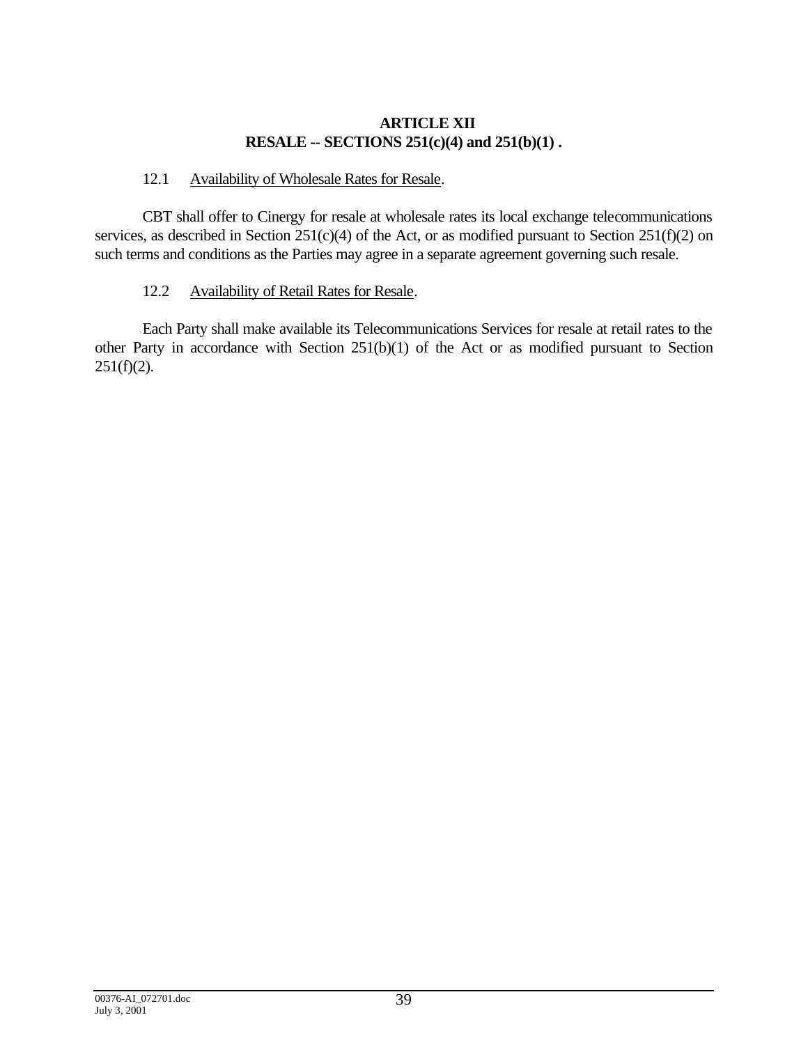## ARTICLE XII
## RESALE -- SECTIONS 251(c)(4) and 251(b)(1) .

12.1 Availability of Wholesale Rates for Resale.

CBT shall offer to Cinergy for resale at wholesale rates its local exchange telecommunications services, as described in Section 251(c)(4) of the Act, or as modified pursuant to Section 251(f)(2) on such terms and conditions as the Parties may agree in a separate agreement governing such resale.

12.2 Availability of Retail Rates for Resale.

Each Party shall make available its Telecommunications Services for resale at retail rates to the other Party in accordance with Section 251(b)(1) of the Act or as modified pursuant to Section 251(f)(2).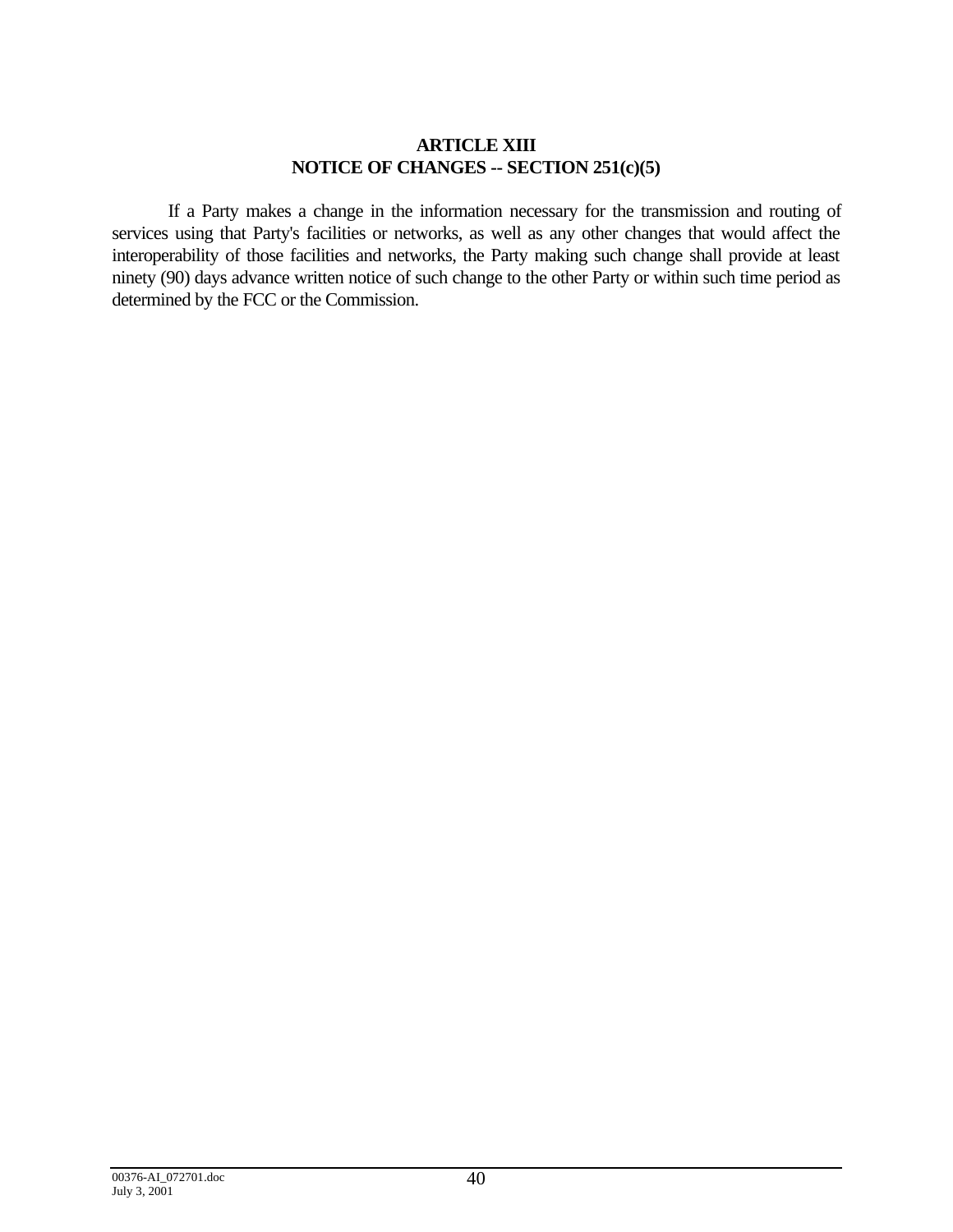## ARTICLE XIII
## NOTICE OF CHANGES -- SECTION 251(c)(5)

If a Party makes a change in the information necessary for the transmission and routing of services using that Party's facilities or networks, as well as any other changes that would affect the interoperability of those facilities and networks, the Party making such change shall provide at least ninety (90) days advance written notice of such change to the other Party or within such time period as determined by the FCC or the Commission.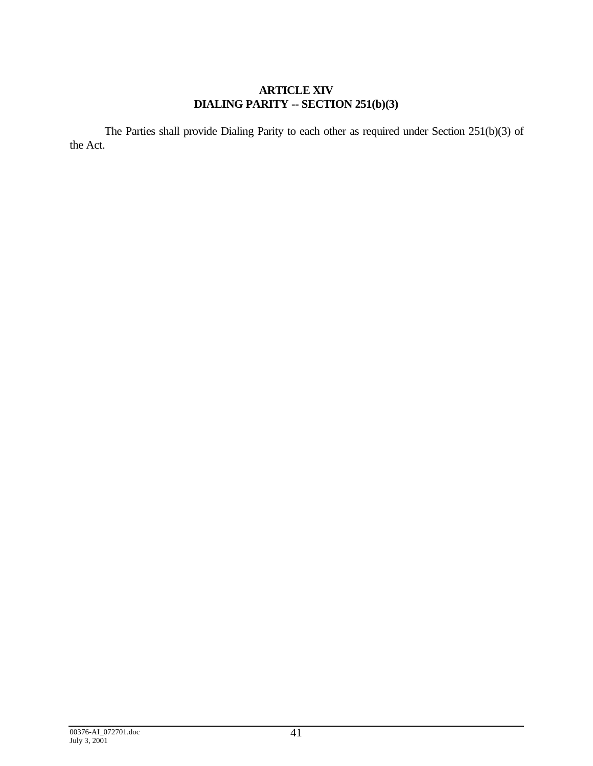# ARTICLE XIV
# DIALING PARITY -- SECTION 251(b)(3)

The Parties shall provide Dialing Parity to each other as required under Section 251(b)(3) of the Act.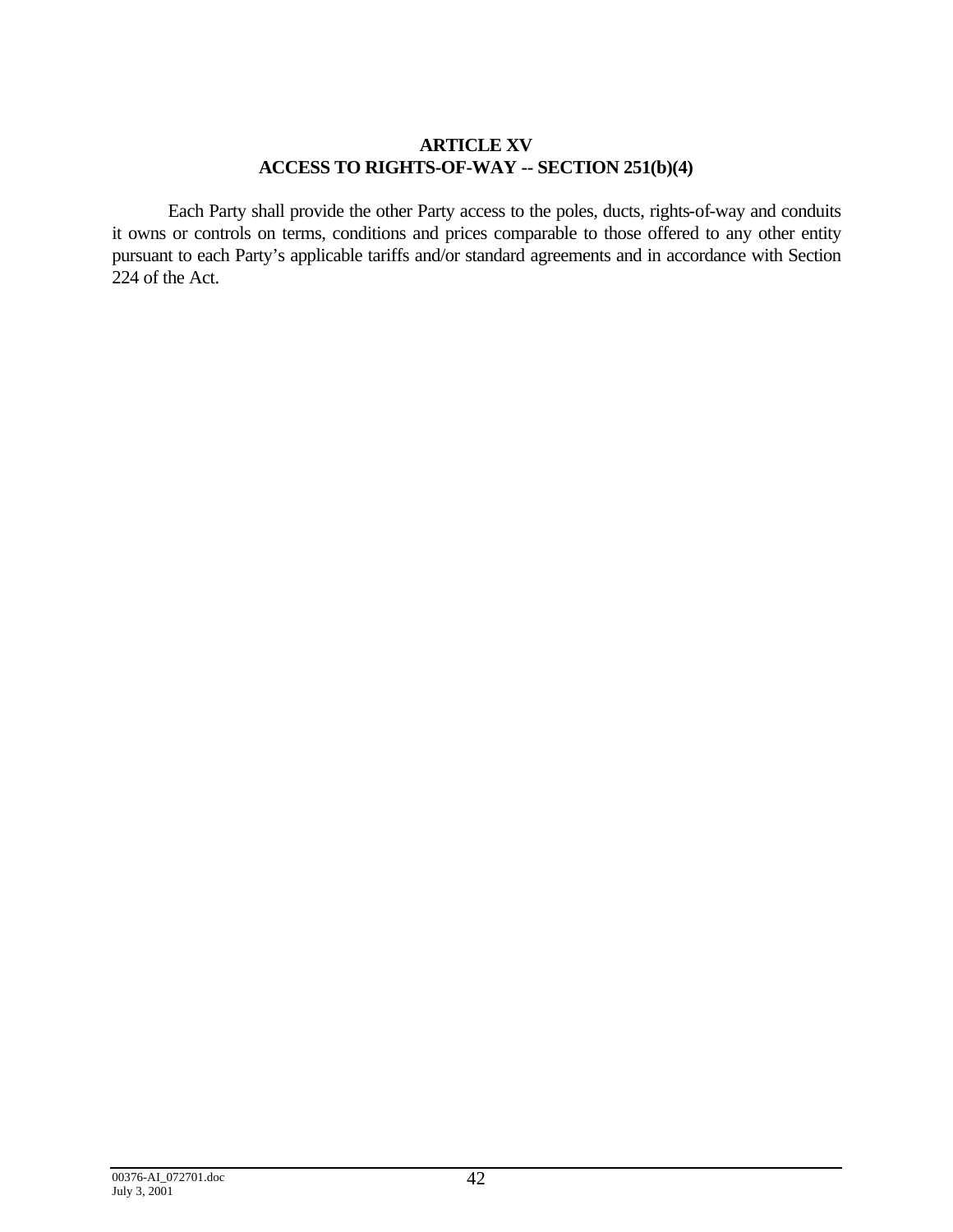# ARTICLE XV
# ACCESS TO RIGHTS-OF-WAY -- SECTION 251(b)(4)

Each Party shall provide the other Party access to the poles, ducts, rights-of-way and conduits it owns or controls on terms, conditions and prices comparable to those offered to any other entity pursuant to each Party's applicable tariffs and/or standard agreements and in accordance with Section 224 of the Act.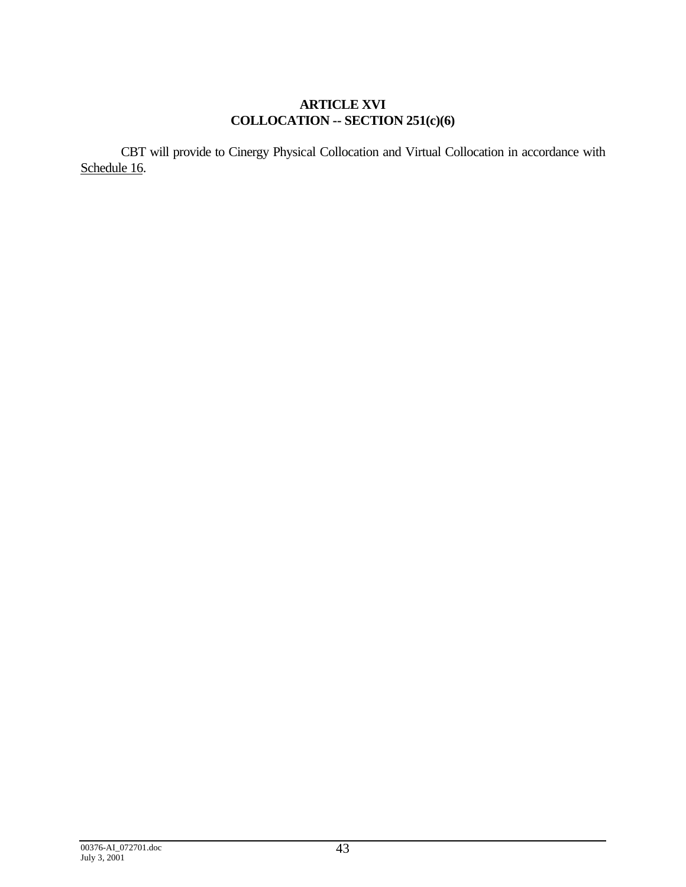# ARTICLE XVI
# COLLOCATION -- SECTION 251(c)(6)

CBT will provide to Cinergy Physical Collocation and Virtual Collocation in accordance with Schedule 16.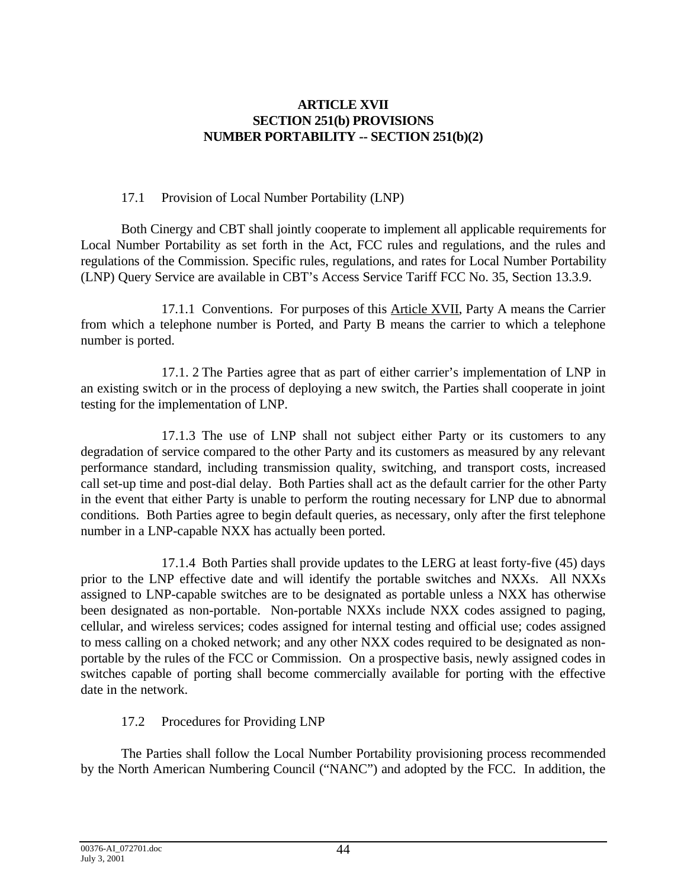# ARTICLE XVII
# SECTION 251(b) PROVISIONS
# NUMBER PORTABILITY -- SECTION 251(b)(2)

## 17.1 Provision of Local Number Portability (LNP)

Both Cinergy and CBT shall jointly cooperate to implement all applicable requirements for Local Number Portability as set forth in the Act, FCC rules and regulations, and the rules and regulations of the Commission. Specific rules, regulations, and rates for Local Number Portability (LNP) Query Service are available in CBT's Access Service Tariff FCC No. 35, Section 13.3.9.

17.1.1 Conventions. For purposes of this Article XVII, Party A means the Carrier from which a telephone number is Ported, and Party B means the carrier to which a telephone number is ported.

17.1. 2 The Parties agree that as part of either carrier's implementation of LNP in an existing switch or in the process of deploying a new switch, the Parties shall cooperate in joint testing for the implementation of LNP.

17.1.3 The use of LNP shall not subject either Party or its customers to any degradation of service compared to the other Party and its customers as measured by any relevant performance standard, including transmission quality, switching, and transport costs, increased call set-up time and post-dial delay. Both Parties shall act as the default carrier for the other Party in the event that either Party is unable to perform the routing necessary for LNP due to abnormal conditions. Both Parties agree to begin default queries, as necessary, only after the first telephone number in a LNP-capable NXX has actually been ported.

17.1.4 Both Parties shall provide updates to the LERG at least forty-five (45) days prior to the LNP effective date and will identify the portable switches and NXXs. All NXXs assigned to LNP-capable switches are to be designated as portable unless a NXX has otherwise been designated as non-portable. Non-portable NXXs include NXX codes assigned to paging, cellular, and wireless services; codes assigned for internal testing and official use; codes assigned to mess calling on a choked network; and any other NXX codes required to be designated as non-portable by the rules of the FCC or Commission. On a prospective basis, newly assigned codes in switches capable of porting shall become commercially available for porting with the effective date in the network.

## 17.2 Procedures for Providing LNP

The Parties shall follow the Local Number Portability provisioning process recommended by the North American Numbering Council ("NANC") and adopted by the FCC. In addition, the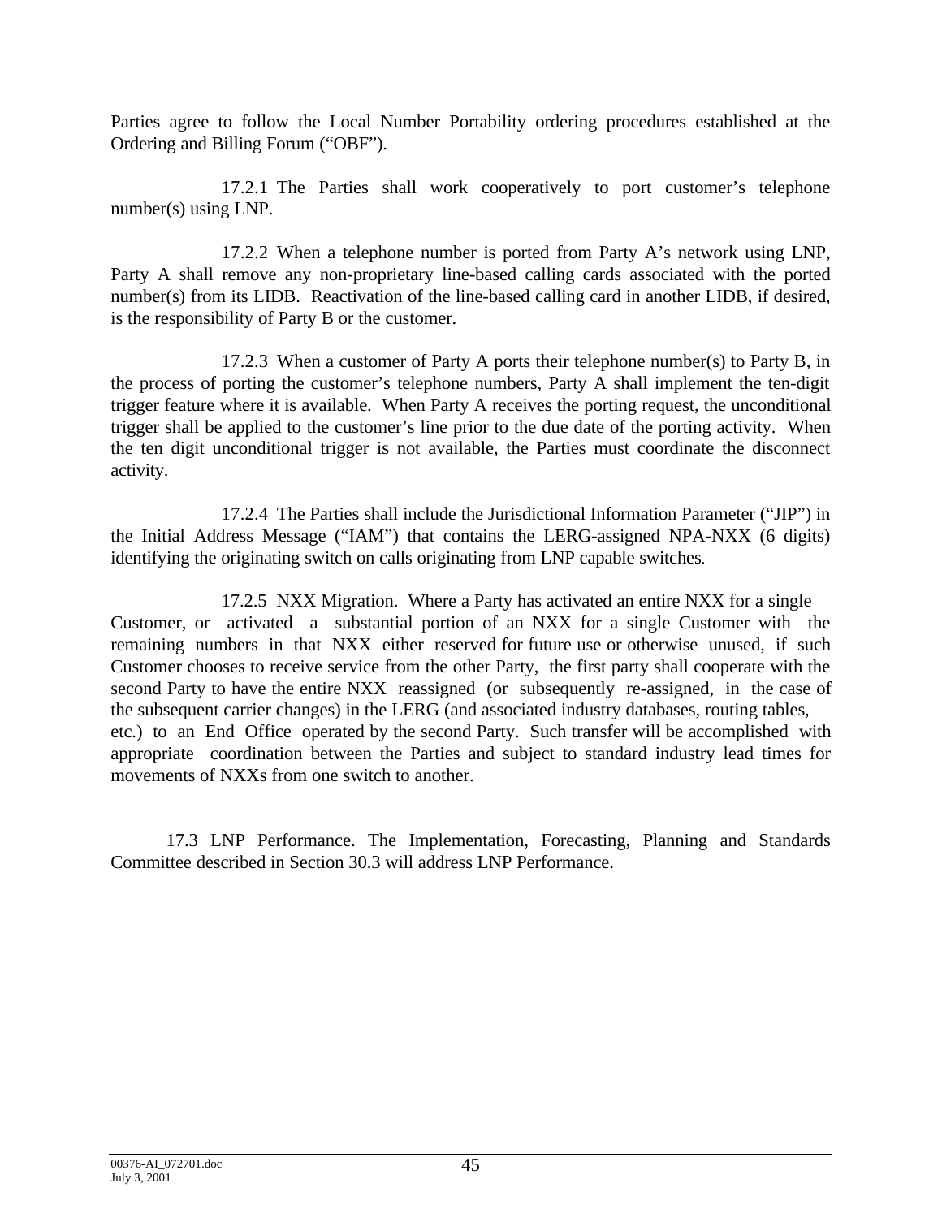Parties agree to follow the Local Number Portability ordering procedures established at the Ordering and Billing Forum ("OBF").

17.2.1 The Parties shall work cooperatively to port customer's telephone number(s) using LNP.

17.2.2 When a telephone number is ported from Party A's network using LNP, Party A shall remove any non-proprietary line-based calling cards associated with the ported number(s) from its LIDB. Reactivation of the line-based calling card in another LIDB, if desired, is the responsibility of Party B or the customer.

17.2.3 When a customer of Party A ports their telephone number(s) to Party B, in the process of porting the customer's telephone numbers, Party A shall implement the ten-digit trigger feature where it is available. When Party A receives the porting request, the unconditional trigger shall be applied to the customer's line prior to the due date of the porting activity. When the ten digit unconditional trigger is not available, the Parties must coordinate the disconnect activity.

17.2.4 The Parties shall include the Jurisdictional Information Parameter ("JIP") in the Initial Address Message ("IAM") that contains the LERG-assigned NPA-NXX (6 digits) identifying the originating switch on calls originating from LNP capable switches.

17.2.5 NXX Migration. Where a Party has activated an entire NXX for a single Customer, or activated a substantial portion of an NXX for a single Customer with the remaining numbers in that NXX either reserved for future use or otherwise unused, if such Customer chooses to receive service from the other Party, the first party shall cooperate with the second Party to have the entire NXX reassigned (or subsequently re-assigned, in the case of the subsequent carrier changes) in the LERG (and associated industry databases, routing tables, etc.) to an End Office operated by the second Party. Such transfer will be accomplished with appropriate coordination between the Parties and subject to standard industry lead times for movements of NXXs from one switch to another.

17.3 LNP Performance. The Implementation, Forecasting, Planning and Standards Committee described in Section 30.3 will address LNP Performance.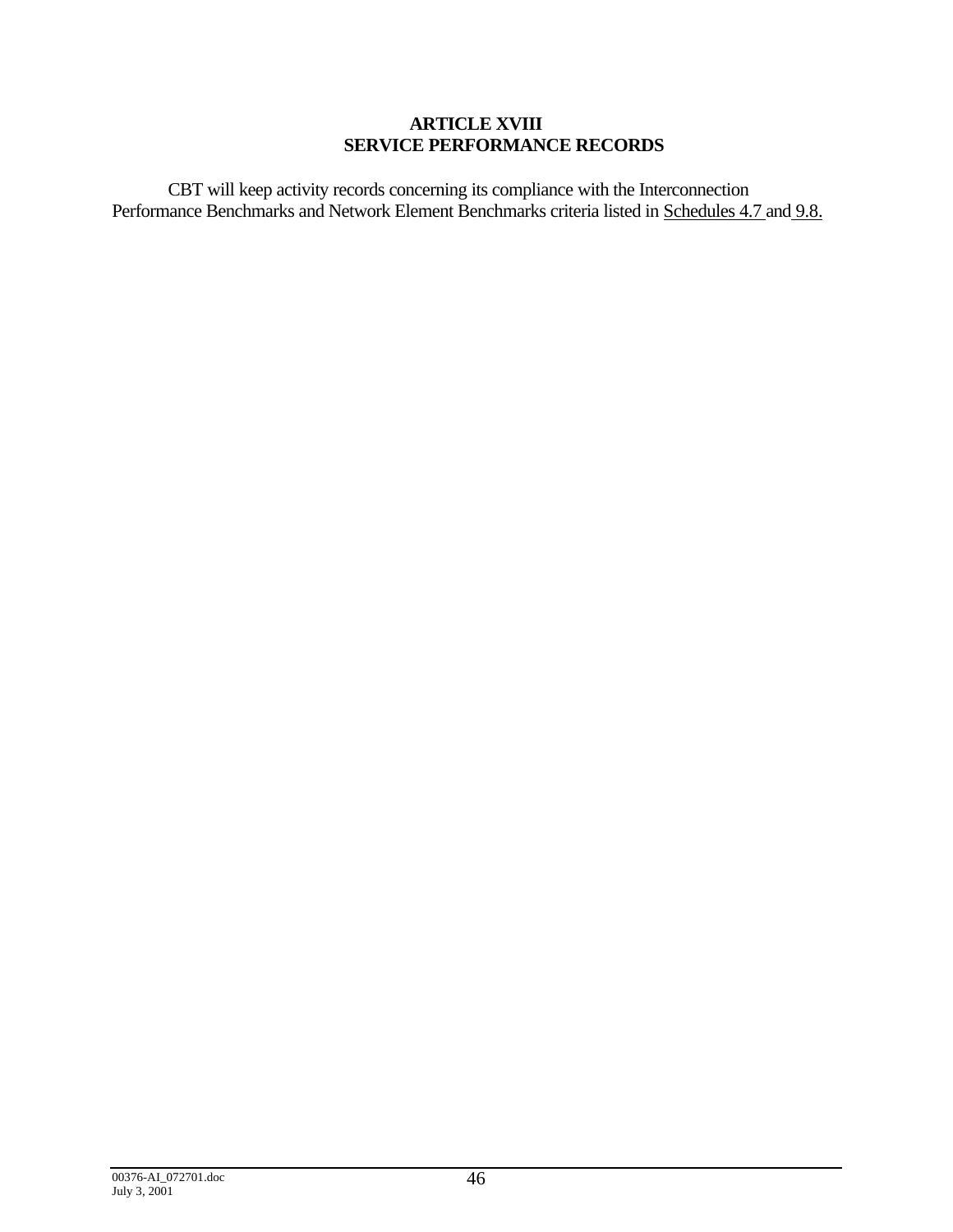# ARTICLE XVIII
# SERVICE PERFORMANCE RECORDS

CBT will keep activity records concerning its compliance with the Interconnection Performance Benchmarks and Network Element Benchmarks criteria listed in Schedules 4.7 and 9.8.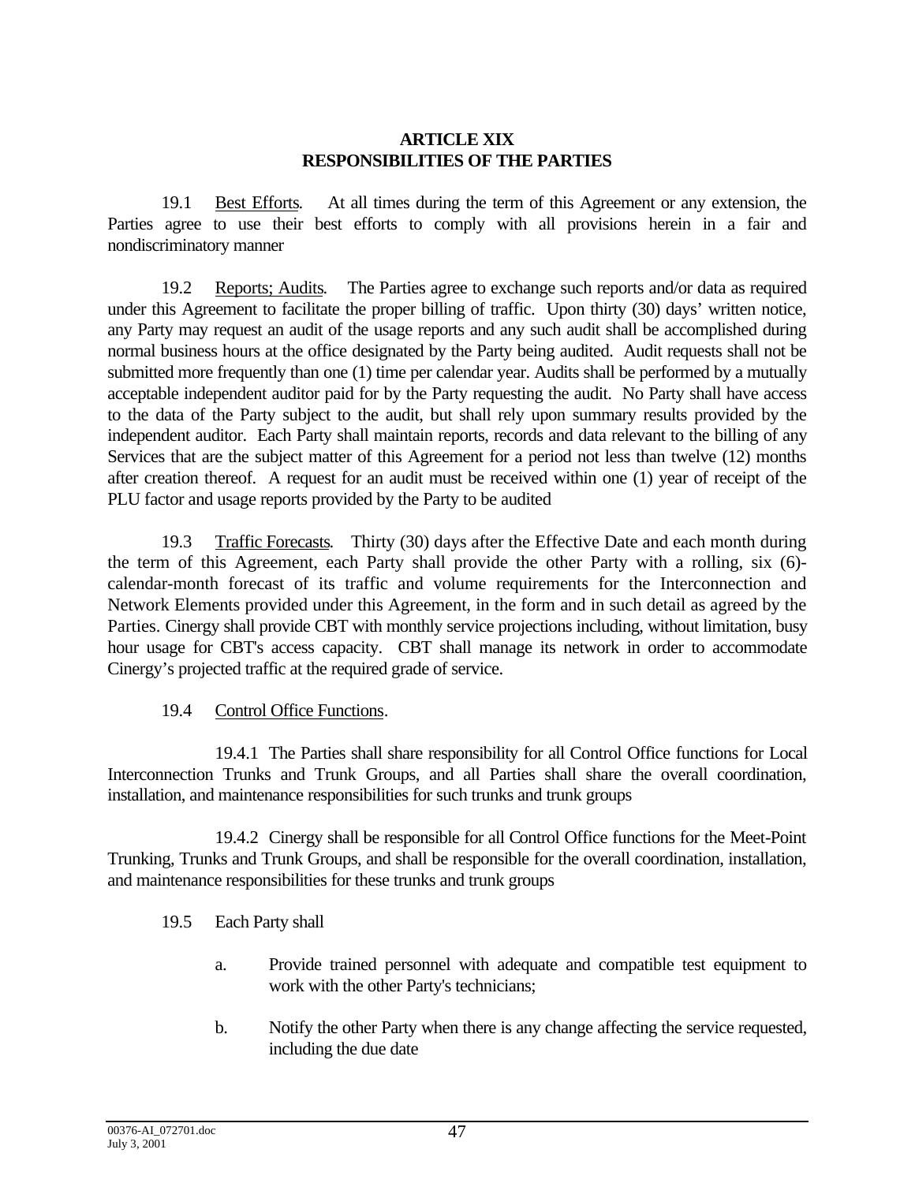## ARTICLE XIX
## RESPONSIBILITIES OF THE PARTIES

19.1 Best Efforts. At all times during the term of this Agreement or any extension, the Parties agree to use their best efforts to comply with all provisions herein in a fair and nondiscriminatory manner

19.2 Reports; Audits. The Parties agree to exchange such reports and/or data as required under this Agreement to facilitate the proper billing of traffic. Upon thirty (30) days' written notice, any Party may request an audit of the usage reports and any such audit shall be accomplished during normal business hours at the office designated by the Party being audited. Audit requests shall not be submitted more frequently than one (1) time per calendar year. Audits shall be performed by a mutually acceptable independent auditor paid for by the Party requesting the audit. No Party shall have access to the data of the Party subject to the audit, but shall rely upon summary results provided by the independent auditor. Each Party shall maintain reports, records and data relevant to the billing of any Services that are the subject matter of this Agreement for a period not less than twelve (12) months after creation thereof. A request for an audit must be received within one (1) year of receipt of the PLU factor and usage reports provided by the Party to be audited

19.3 Traffic Forecasts. Thirty (30) days after the Effective Date and each month during the term of this Agreement, each Party shall provide the other Party with a rolling, six (6)-calendar-month forecast of its traffic and volume requirements for the Interconnection and Network Elements provided under this Agreement, in the form and in such detail as agreed by the Parties. Cinergy shall provide CBT with monthly service projections including, without limitation, busy hour usage for CBT's access capacity. CBT shall manage its network in order to accommodate Cinergy's projected traffic at the required grade of service.

19.4 Control Office Functions.

19.4.1 The Parties shall share responsibility for all Control Office functions for Local Interconnection Trunks and Trunk Groups, and all Parties shall share the overall coordination, installation, and maintenance responsibilities for such trunks and trunk groups

19.4.2 Cinergy shall be responsible for all Control Office functions for the Meet-Point Trunking, Trunks and Trunk Groups, and shall be responsible for the overall coordination, installation, and maintenance responsibilities for these trunks and trunk groups

19.5 Each Party shall

a. Provide trained personnel with adequate and compatible test equipment to work with the other Party's technicians;

b. Notify the other Party when there is any change affecting the service requested, including the due date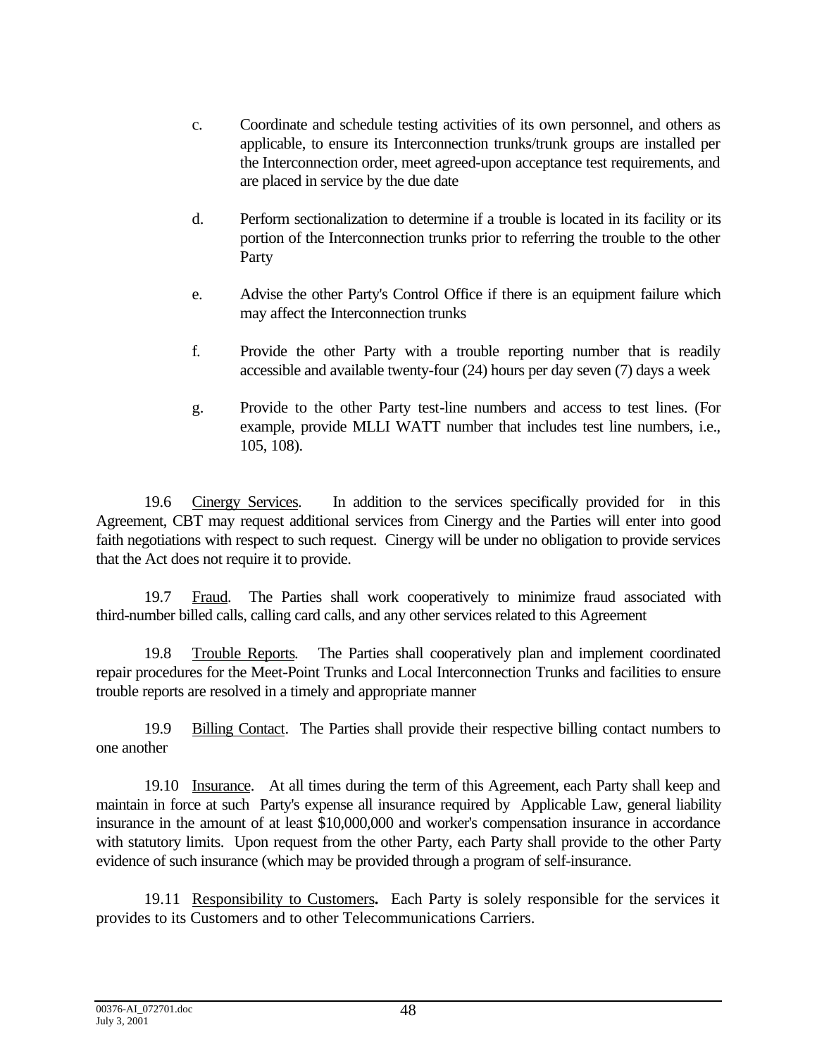c. Coordinate and schedule testing activities of its own personnel, and others as applicable, to ensure its Interconnection trunks/trunk groups are installed per the Interconnection order, meet agreed-upon acceptance test requirements, and are placed in service by the due date

d. Perform sectionalization to determine if a trouble is located in its facility or its portion of the Interconnection trunks prior to referring the trouble to the other Party

e. Advise the other Party's Control Office if there is an equipment failure which may affect the Interconnection trunks

f. Provide the other Party with a trouble reporting number that is readily accessible and available twenty-four (24) hours per day seven (7) days a week

g. Provide to the other Party test-line numbers and access to test lines. (For example, provide MLLI WATT number that includes test line numbers, i.e., 105, 108).

19.6 Cinergy Services. In addition to the services specifically provided for in this Agreement, CBT may request additional services from Cinergy and the Parties will enter into good faith negotiations with respect to such request. Cinergy will be under no obligation to provide services that the Act does not require it to provide.

19.7 Fraud. The Parties shall work cooperatively to minimize fraud associated with third-number billed calls, calling card calls, and any other services related to this Agreement

19.8 Trouble Reports. The Parties shall cooperatively plan and implement coordinated repair procedures for the Meet-Point Trunks and Local Interconnection Trunks and facilities to ensure trouble reports are resolved in a timely and appropriate manner

19.9 Billing Contact. The Parties shall provide their respective billing contact numbers to one another

19.10 Insurance. At all times during the term of this Agreement, each Party shall keep and maintain in force at such Party's expense all insurance required by Applicable Law, general liability insurance in the amount of at least $10,000,000 and worker's compensation insurance in accordance with statutory limits. Upon request from the other Party, each Party shall provide to the other Party evidence of such insurance (which may be provided through a program of self-insurance.

19.11 Responsibility to Customers**.** Each Party is solely responsible for the services it provides to its Customers and to other Telecommunications Carriers.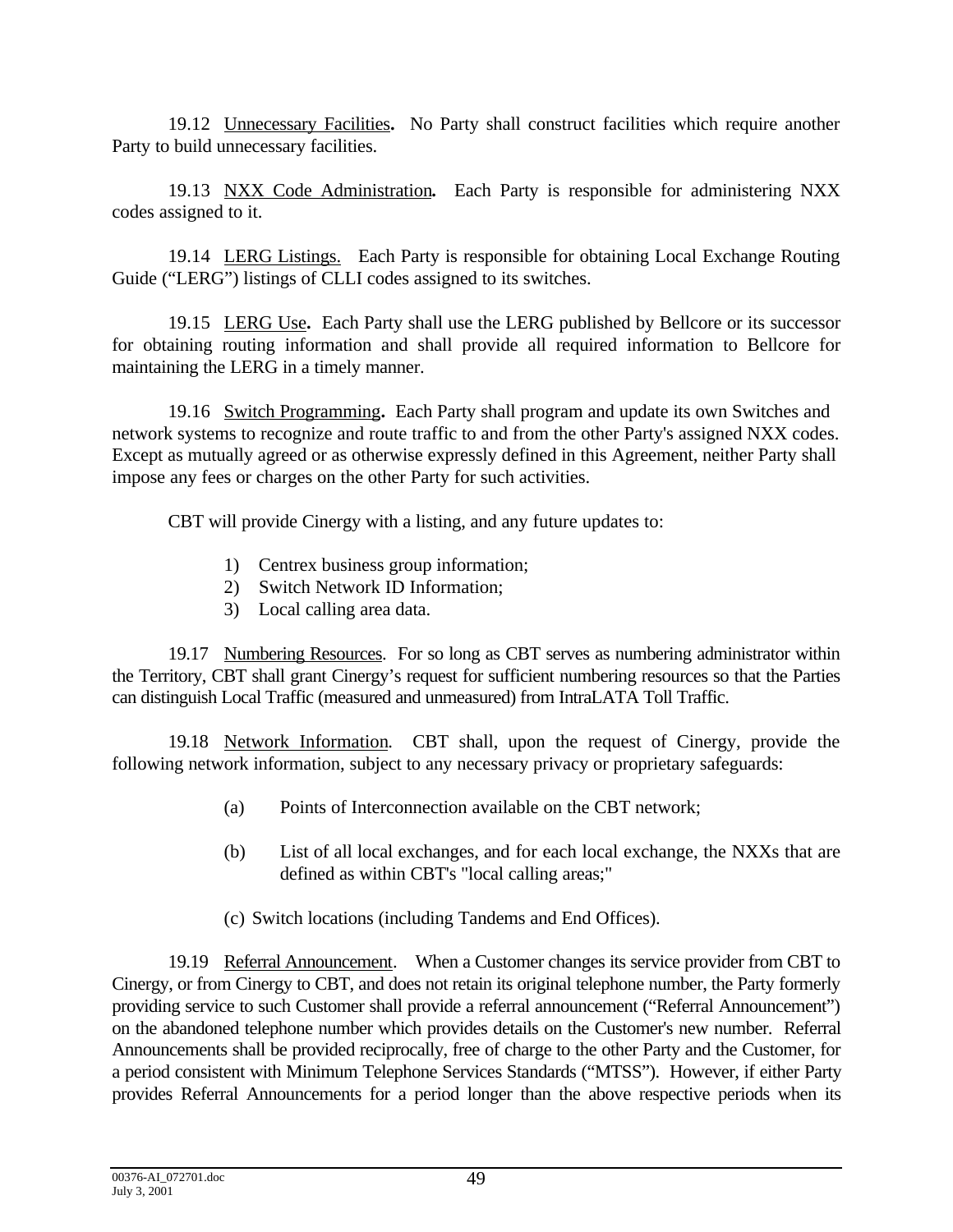19.12 Unnecessary Facilities**.** No Party shall construct facilities which require another Party to build unnecessary facilities.

19.13 NXX Code Administration**.** Each Party is responsible for administering NXX codes assigned to it.

19.14 LERG Listings. Each Party is responsible for obtaining Local Exchange Routing Guide ("LERG") listings of CLLI codes assigned to its switches.

19.15 LERG Use**.** Each Party shall use the LERG published by Bellcore or its successor for obtaining routing information and shall provide all required information to Bellcore for maintaining the LERG in a timely manner.

19.16 Switch Programming**.** Each Party shall program and update its own Switches and network systems to recognize and route traffic to and from the other Party's assigned NXX codes. Except as mutually agreed or as otherwise expressly defined in this Agreement, neither Party shall impose any fees or charges on the other Party for such activities.

CBT will provide Cinergy with a listing, and any future updates to:

1) Centrex business group information;
2) Switch Network ID Information;
3) Local calling area data.

19.17 Numbering Resources. For so long as CBT serves as numbering administrator within the Territory, CBT shall grant Cinergy's request for sufficient numbering resources so that the Parties can distinguish Local Traffic (measured and unmeasured) from IntraLATA Toll Traffic.

19.18 Network Information. CBT shall, upon the request of Cinergy, provide the following network information, subject to any necessary privacy or proprietary safeguards:

(a) Points of Interconnection available on the CBT network;

(b) List of all local exchanges, and for each local exchange, the NXXs that are defined as within CBT's "local calling areas;"

(c) Switch locations (including Tandems and End Offices).

19.19 Referral Announcement. When a Customer changes its service provider from CBT to Cinergy, or from Cinergy to CBT, and does not retain its original telephone number, the Party formerly providing service to such Customer shall provide a referral announcement ("Referral Announcement") on the abandoned telephone number which provides details on the Customer's new number. Referral Announcements shall be provided reciprocally, free of charge to the other Party and the Customer, for a period consistent with Minimum Telephone Services Standards ("MTSS"). However, if either Party provides Referral Announcements for a period longer than the above respective periods when its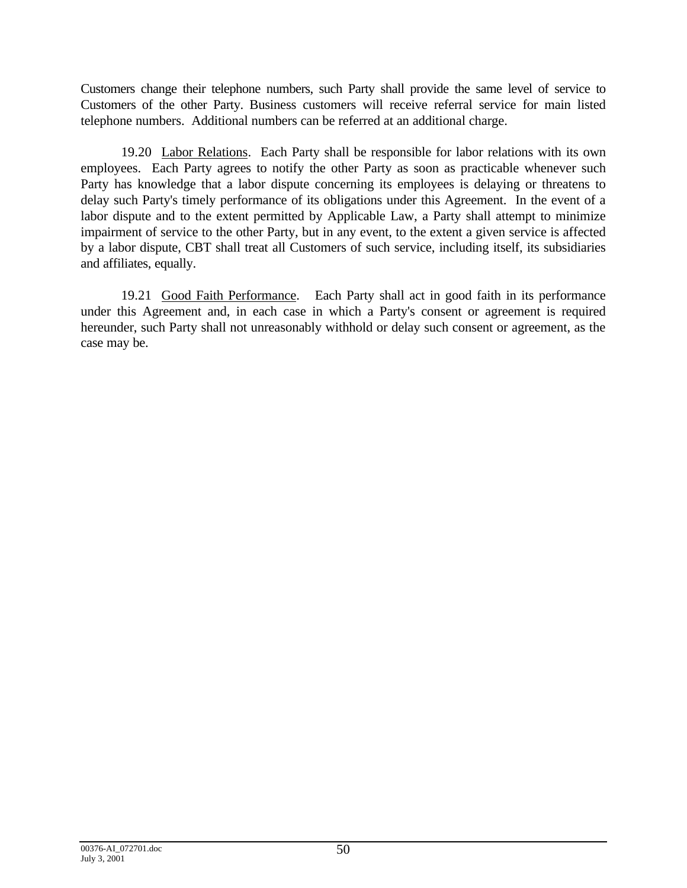Customers change their telephone numbers, such Party shall provide the same level of service to Customers of the other Party. Business customers will receive referral service for main listed telephone numbers. Additional numbers can be referred at an additional charge.

19.20 Labor Relations. Each Party shall be responsible for labor relations with its own employees. Each Party agrees to notify the other Party as soon as practicable whenever such Party has knowledge that a labor dispute concerning its employees is delaying or threatens to delay such Party's timely performance of its obligations under this Agreement. In the event of a labor dispute and to the extent permitted by Applicable Law, a Party shall attempt to minimize impairment of service to the other Party, but in any event, to the extent a given service is affected by a labor dispute, CBT shall treat all Customers of such service, including itself, its subsidiaries and affiliates, equally.

19.21 Good Faith Performance. Each Party shall act in good faith in its performance under this Agreement and, in each case in which a Party's consent or agreement is required hereunder, such Party shall not unreasonably withhold or delay such consent or agreement, as the case may be.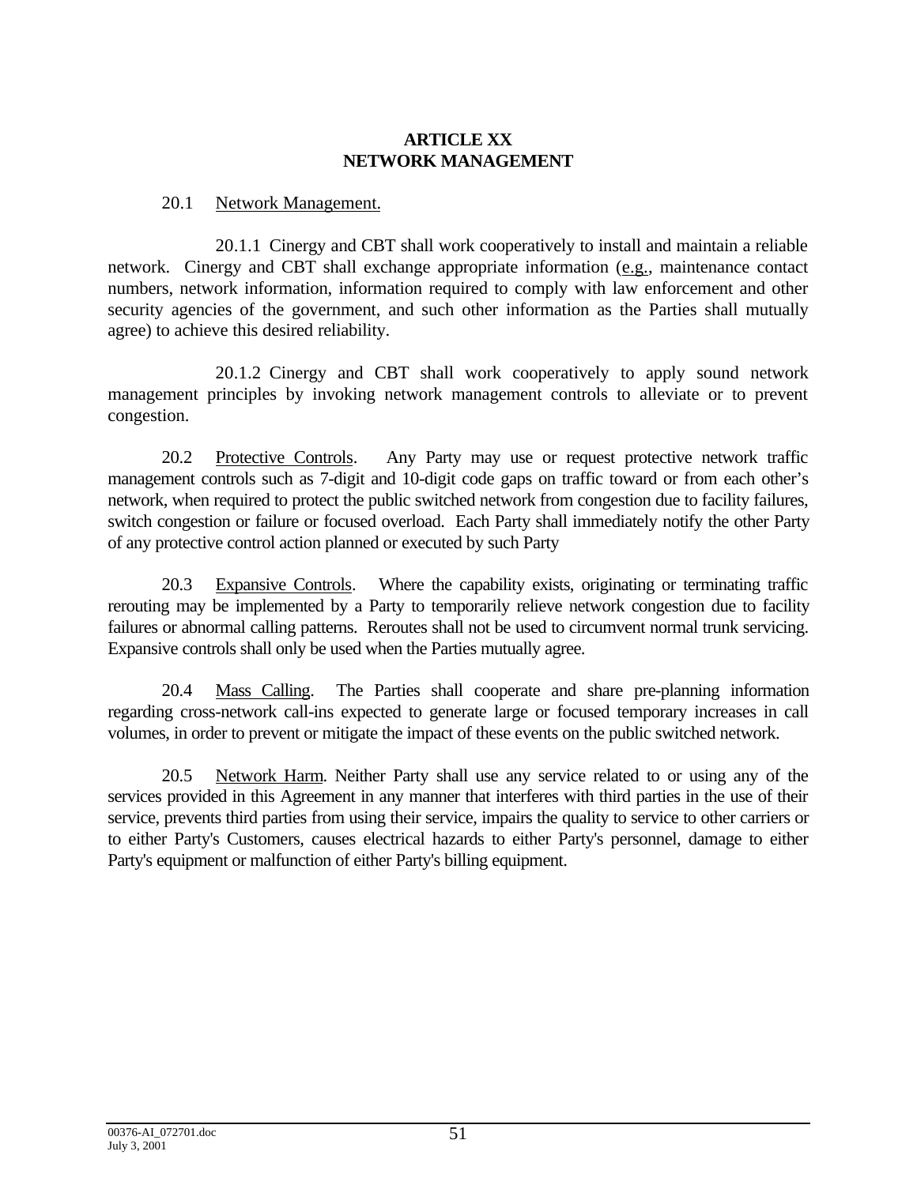# ARTICLE XX
# NETWORK MANAGEMENT

20.1 Network Management.

20.1.1 Cinergy and CBT shall work cooperatively to install and maintain a reliable network. Cinergy and CBT shall exchange appropriate information (e.g., maintenance contact numbers, network information, information required to comply with law enforcement and other security agencies of the government, and such other information as the Parties shall mutually agree) to achieve this desired reliability.

20.1.2 Cinergy and CBT shall work cooperatively to apply sound network management principles by invoking network management controls to alleviate or to prevent congestion.

20.2 Protective Controls. Any Party may use or request protective network traffic management controls such as 7-digit and 10-digit code gaps on traffic toward or from each other's network, when required to protect the public switched network from congestion due to facility failures, switch congestion or failure or focused overload. Each Party shall immediately notify the other Party of any protective control action planned or executed by such Party

20.3 Expansive Controls. Where the capability exists, originating or terminating traffic rerouting may be implemented by a Party to temporarily relieve network congestion due to facility failures or abnormal calling patterns. Reroutes shall not be used to circumvent normal trunk servicing. Expansive controls shall only be used when the Parties mutually agree.

20.4 Mass Calling. The Parties shall cooperate and share pre-planning information regarding cross-network call-ins expected to generate large or focused temporary increases in call volumes, in order to prevent or mitigate the impact of these events on the public switched network.

20.5 Network Harm. Neither Party shall use any service related to or using any of the services provided in this Agreement in any manner that interferes with third parties in the use of their service, prevents third parties from using their service, impairs the quality to service to other carriers or to either Party's Customers, causes electrical hazards to either Party's personnel, damage to either Party's equipment or malfunction of either Party's billing equipment.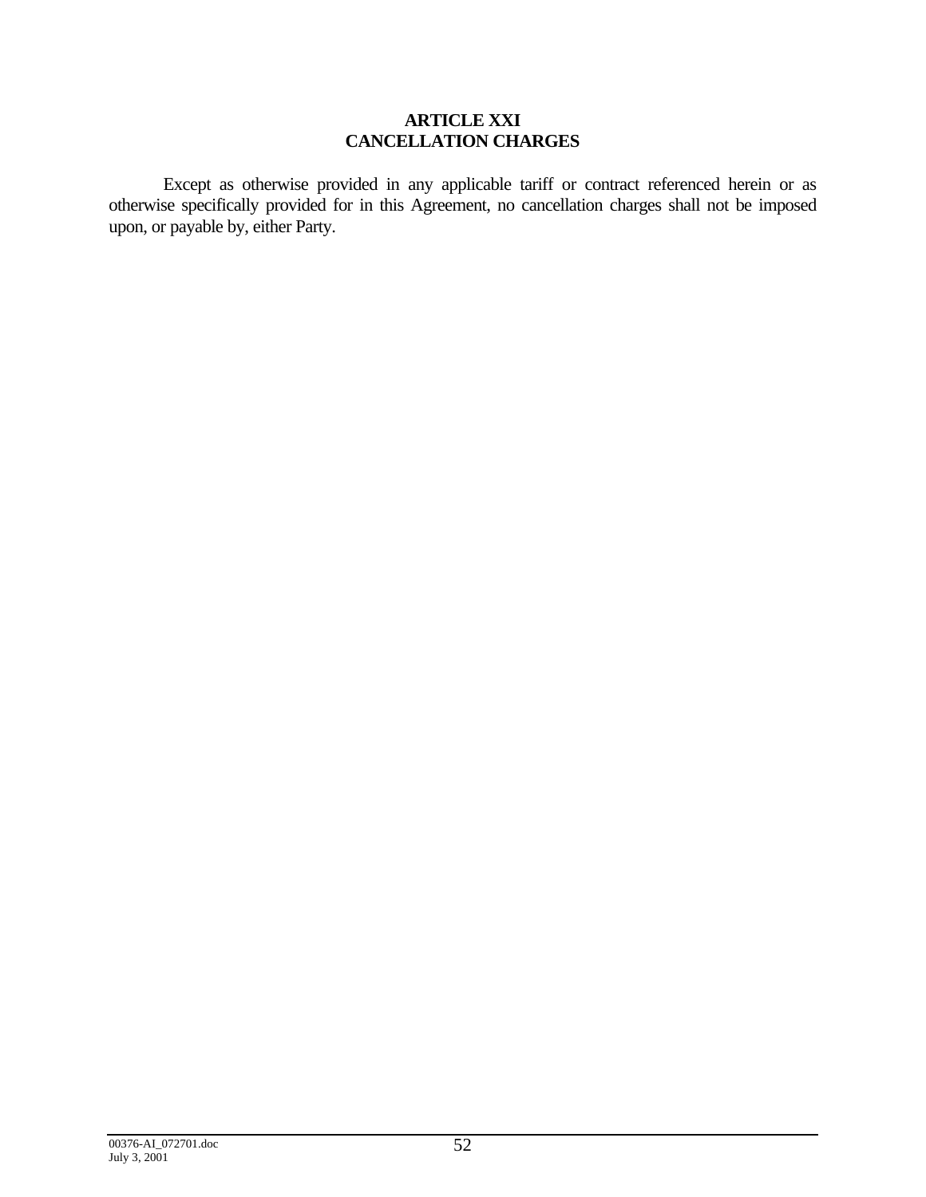# ARTICLE XXI
# CANCELLATION CHARGES

Except as otherwise provided in any applicable tariff or contract referenced herein or as otherwise specifically provided for in this Agreement, no cancellation charges shall not be imposed upon, or payable by, either Party.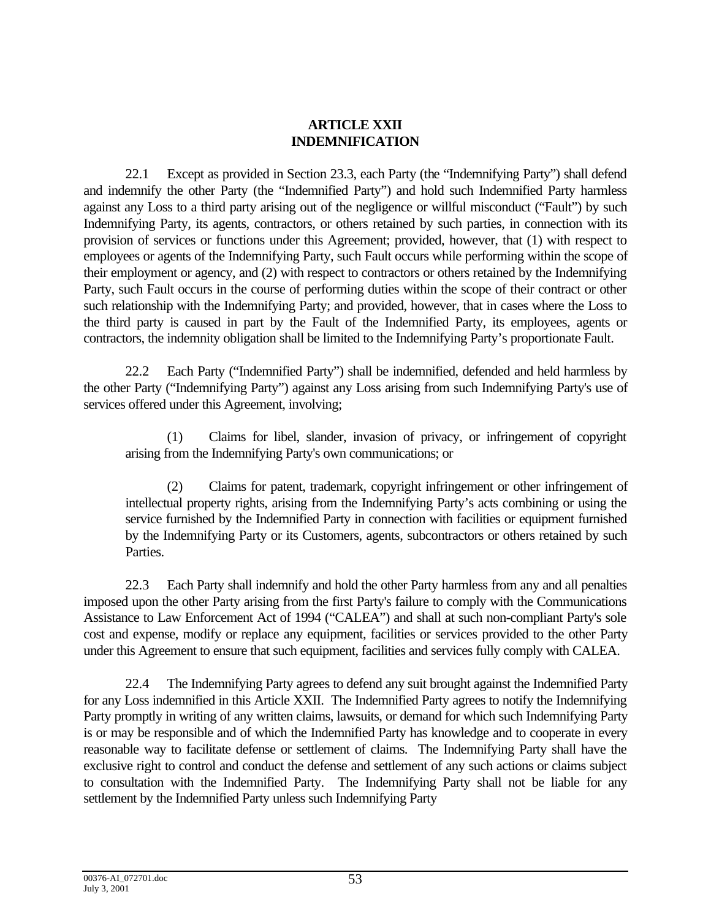# ARTICLE XXII
# INDEMNIFICATION

22.1 Except as provided in Section 23.3, each Party (the "Indemnifying Party") shall defend and indemnify the other Party (the "Indemnified Party") and hold such Indemnified Party harmless against any Loss to a third party arising out of the negligence or willful misconduct ("Fault") by such Indemnifying Party, its agents, contractors, or others retained by such parties, in connection with its provision of services or functions under this Agreement; provided, however, that (1) with respect to employees or agents of the Indemnifying Party, such Fault occurs while performing within the scope of their employment or agency, and (2) with respect to contractors or others retained by the Indemnifying Party, such Fault occurs in the course of performing duties within the scope of their contract or other such relationship with the Indemnifying Party; and provided, however, that in cases where the Loss to the third party is caused in part by the Fault of the Indemnified Party, its employees, agents or contractors, the indemnity obligation shall be limited to the Indemnifying Party's proportionate Fault.

22.2 Each Party ("Indemnified Party") shall be indemnified, defended and held harmless by the other Party ("Indemnifying Party") against any Loss arising from such Indemnifying Party's use of services offered under this Agreement, involving;

> (1) Claims for libel, slander, invasion of privacy, or infringement of copyright arising from the Indemnifying Party's own communications; or
>
> (2) Claims for patent, trademark, copyright infringement or other infringement of intellectual property rights, arising from the Indemnifying Party's acts combining or using the service furnished by the Indemnified Party in connection with facilities or equipment furnished by the Indemnifying Party or its Customers, agents, subcontractors or others retained by such Parties.

22.3 Each Party shall indemnify and hold the other Party harmless from any and all penalties imposed upon the other Party arising from the first Party's failure to comply with the Communications Assistance to Law Enforcement Act of 1994 ("CALEA") and shall at such non-compliant Party's sole cost and expense, modify or replace any equipment, facilities or services provided to the other Party under this Agreement to ensure that such equipment, facilities and services fully comply with CALEA.

22.4 The Indemnifying Party agrees to defend any suit brought against the Indemnified Party for any Loss indemnified in this Article XXII. The Indemnified Party agrees to notify the Indemnifying Party promptly in writing of any written claims, lawsuits, or demand for which such Indemnifying Party is or may be responsible and of which the Indemnified Party has knowledge and to cooperate in every reasonable way to facilitate defense or settlement of claims. The Indemnifying Party shall have the exclusive right to control and conduct the defense and settlement of any such actions or claims subject to consultation with the Indemnified Party. The Indemnifying Party shall not be liable for any settlement by the Indemnified Party unless such Indemnifying Party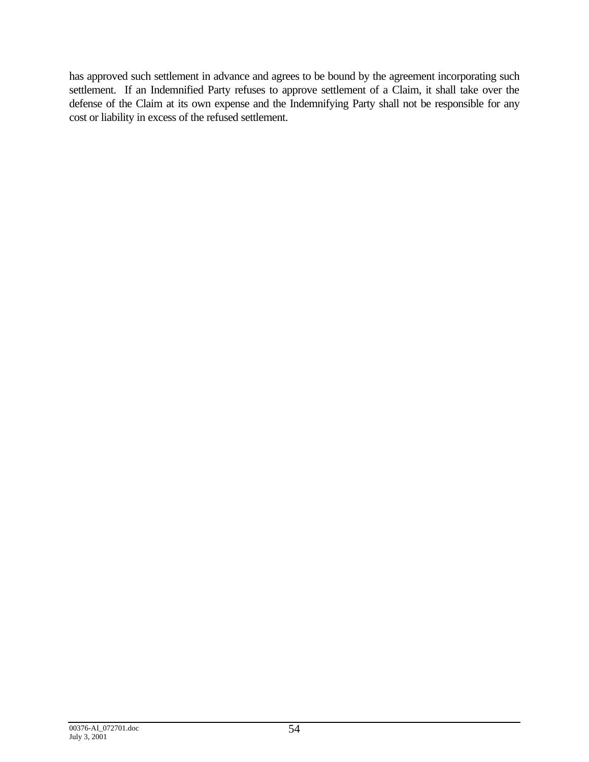has approved such settlement in advance and agrees to be bound by the agreement incorporating such settlement. If an Indemnified Party refuses to approve settlement of a Claim, it shall take over the defense of the Claim at its own expense and the Indemnifying Party shall not be responsible for any cost or liability in excess of the refused settlement.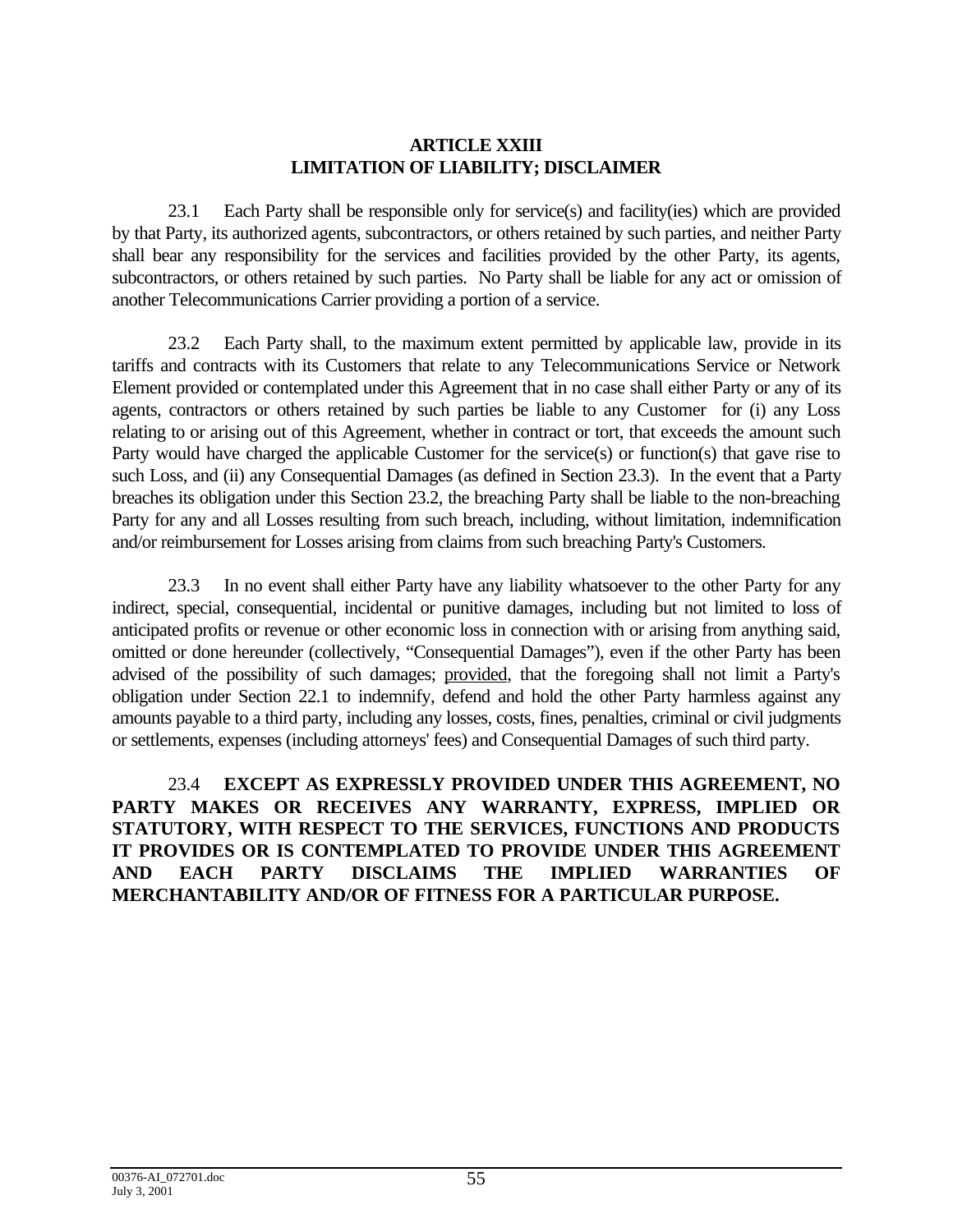## ARTICLE XXIII
## LIMITATION OF LIABILITY; DISCLAIMER

23.1 Each Party shall be responsible only for service(s) and facility(ies) which are provided by that Party, its authorized agents, subcontractors, or others retained by such parties, and neither Party shall bear any responsibility for the services and facilities provided by the other Party, its agents, subcontractors, or others retained by such parties. No Party shall be liable for any act or omission of another Telecommunications Carrier providing a portion of a service.

23.2 Each Party shall, to the maximum extent permitted by applicable law, provide in its tariffs and contracts with its Customers that relate to any Telecommunications Service or Network Element provided or contemplated under this Agreement that in no case shall either Party or any of its agents, contractors or others retained by such parties be liable to any Customer for (i) any Loss relating to or arising out of this Agreement, whether in contract or tort, that exceeds the amount such Party would have charged the applicable Customer for the service(s) or function(s) that gave rise to such Loss, and (ii) any Consequential Damages (as defined in Section 23.3). In the event that a Party breaches its obligation under this Section 23.2, the breaching Party shall be liable to the non-breaching Party for any and all Losses resulting from such breach, including, without limitation, indemnification and/or reimbursement for Losses arising from claims from such breaching Party's Customers.

23.3 In no event shall either Party have any liability whatsoever to the other Party for any indirect, special, consequential, incidental or punitive damages, including but not limited to loss of anticipated profits or revenue or other economic loss in connection with or arising from anything said, omitted or done hereunder (collectively, "Consequential Damages"), even if the other Party has been advised of the possibility of such damages; provided, that the foregoing shall not limit a Party's obligation under Section 22.1 to indemnify, defend and hold the other Party harmless against any amounts payable to a third party, including any losses, costs, fines, penalties, criminal or civil judgments or settlements, expenses (including attorneys' fees) and Consequential Damages of such third party.

23.4 **EXCEPT AS EXPRESSLY PROVIDED UNDER THIS AGREEMENT, NO PARTY MAKES OR RECEIVES ANY WARRANTY, EXPRESS, IMPLIED OR STATUTORY, WITH RESPECT TO THE SERVICES, FUNCTIONS AND PRODUCTS IT PROVIDES OR IS CONTEMPLATED TO PROVIDE UNDER THIS AGREEMENT AND EACH PARTY DISCLAIMS THE IMPLIED WARRANTIES OF MERCHANTABILITY AND/OR OF FITNESS FOR A PARTICULAR PURPOSE.**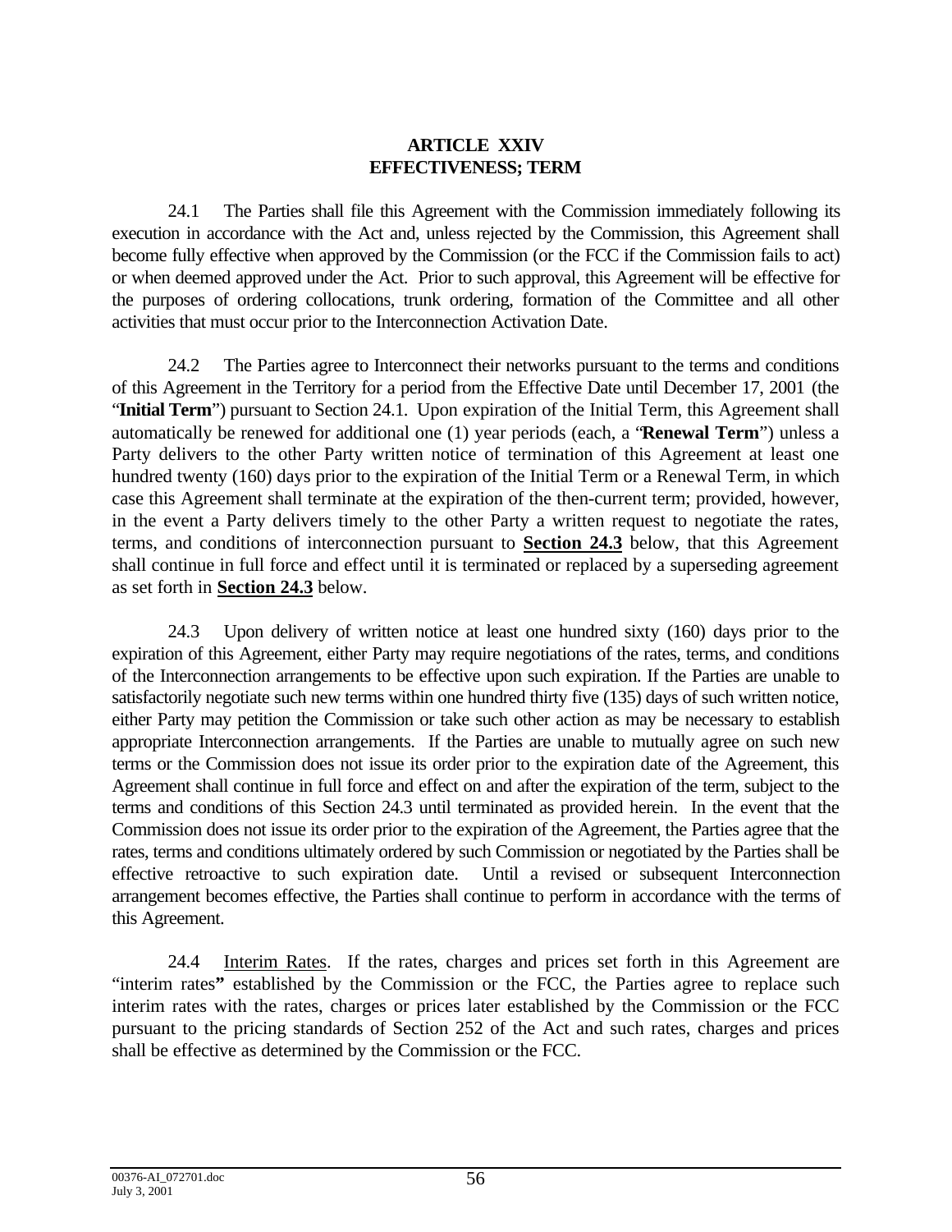## ARTICLE XXIV
## EFFECTIVENESS; TERM

24.1 The Parties shall file this Agreement with the Commission immediately following its execution in accordance with the Act and, unless rejected by the Commission, this Agreement shall become fully effective when approved by the Commission (or the FCC if the Commission fails to act) or when deemed approved under the Act. Prior to such approval, this Agreement will be effective for the purposes of ordering collocations, trunk ordering, formation of the Committee and all other activities that must occur prior to the Interconnection Activation Date.

24.2 The Parties agree to Interconnect their networks pursuant to the terms and conditions of this Agreement in the Territory for a period from the Effective Date until December 17, 2001 (the "**Initial Term**") pursuant to Section 24.1. Upon expiration of the Initial Term, this Agreement shall automatically be renewed for additional one (1) year periods (each, a "**Renewal Term**") unless a Party delivers to the other Party written notice of termination of this Agreement at least one hundred twenty (160) days prior to the expiration of the Initial Term or a Renewal Term, in which case this Agreement shall terminate at the expiration of the then-current term; provided, however, in the event a Party delivers timely to the other Party a written request to negotiate the rates, terms, and conditions of interconnection pursuant to **Section 24.3** below, that this Agreement shall continue in full force and effect until it is terminated or replaced by a superseding agreement as set forth in **Section 24.3** below.

24.3 Upon delivery of written notice at least one hundred sixty (160) days prior to the expiration of this Agreement, either Party may require negotiations of the rates, terms, and conditions of the Interconnection arrangements to be effective upon such expiration. If the Parties are unable to satisfactorily negotiate such new terms within one hundred thirty five (135) days of such written notice, either Party may petition the Commission or take such other action as may be necessary to establish appropriate Interconnection arrangements. If the Parties are unable to mutually agree on such new terms or the Commission does not issue its order prior to the expiration date of the Agreement, this Agreement shall continue in full force and effect on and after the expiration of the term, subject to the terms and conditions of this Section 24.3 until terminated as provided herein. In the event that the Commission does not issue its order prior to the expiration of the Agreement, the Parties agree that the rates, terms and conditions ultimately ordered by such Commission or negotiated by the Parties shall be effective retroactive to such expiration date. Until a revised or subsequent Interconnection arrangement becomes effective, the Parties shall continue to perform in accordance with the terms of this Agreement.

24.4 Interim Rates. If the rates, charges and prices set forth in this Agreement are "interim rates" established by the Commission or the FCC, the Parties agree to replace such interim rates with the rates, charges or prices later established by the Commission or the FCC pursuant to the pricing standards of Section 252 of the Act and such rates, charges and prices shall be effective as determined by the Commission or the FCC.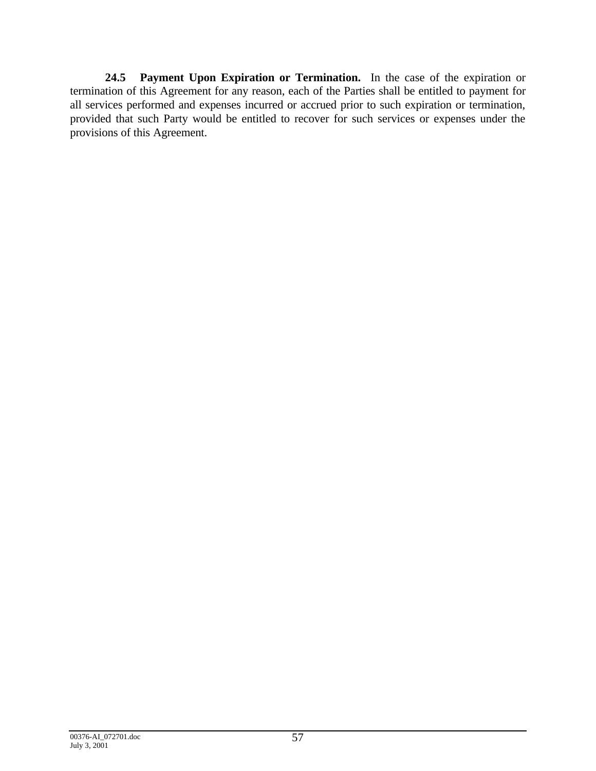**24.5 Payment Upon Expiration or Termination.** In the case of the expiration or termination of this Agreement for any reason, each of the Parties shall be entitled to payment for all services performed and expenses incurred or accrued prior to such expiration or termination, provided that such Party would be entitled to recover for such services or expenses under the provisions of this Agreement.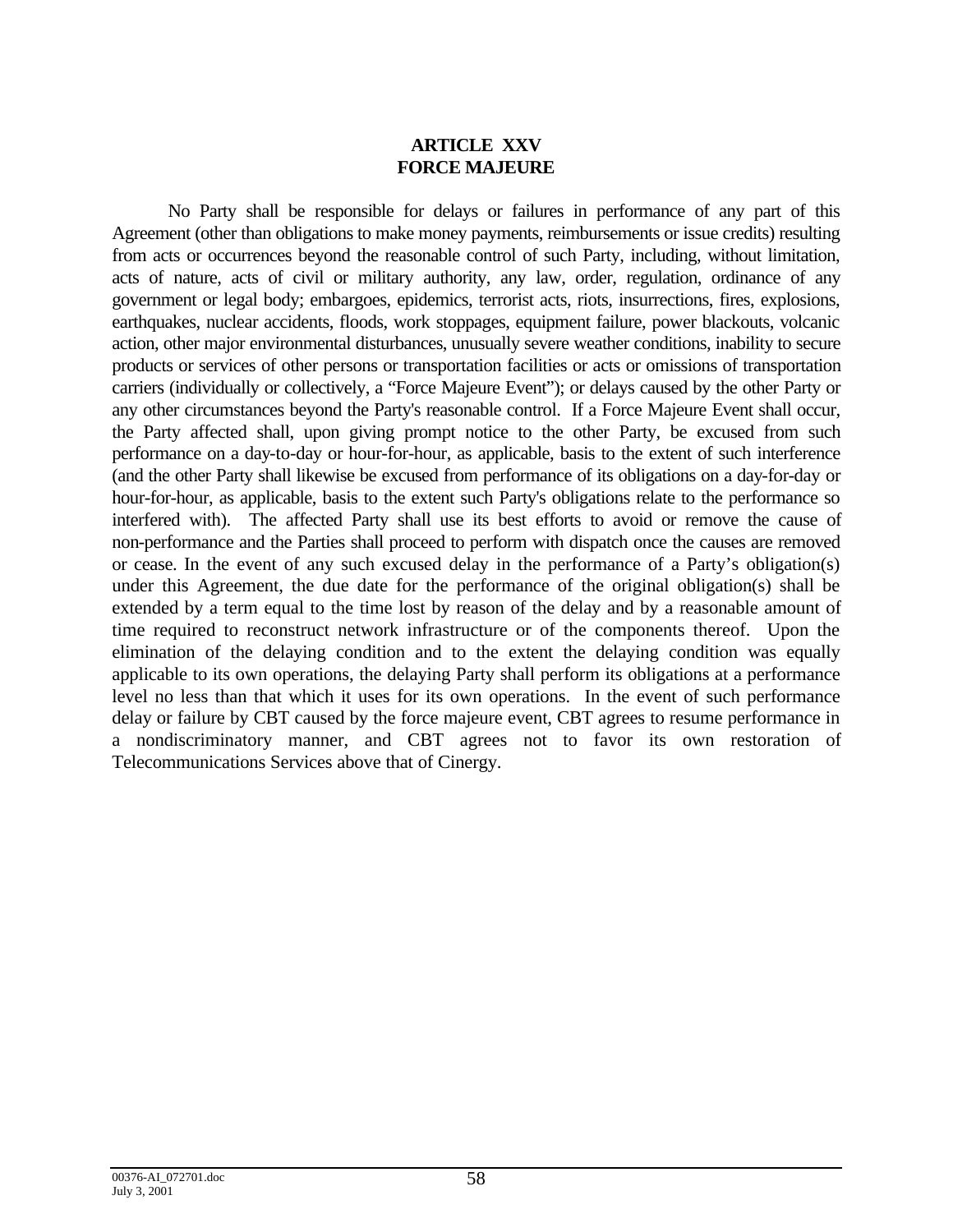# ARTICLE XXV
# FORCE MAJEURE

No Party shall be responsible for delays or failures in performance of any part of this Agreement (other than obligations to make money payments, reimbursements or issue credits) resulting from acts or occurrences beyond the reasonable control of such Party, including, without limitation, acts of nature, acts of civil or military authority, any law, order, regulation, ordinance of any government or legal body; embargoes, epidemics, terrorist acts, riots, insurrections, fires, explosions, earthquakes, nuclear accidents, floods, work stoppages, equipment failure, power blackouts, volcanic action, other major environmental disturbances, unusually severe weather conditions, inability to secure products or services of other persons or transportation facilities or acts or omissions of transportation carriers (individually or collectively, a "Force Majeure Event"); or delays caused by the other Party or any other circumstances beyond the Party's reasonable control. If a Force Majeure Event shall occur, the Party affected shall, upon giving prompt notice to the other Party, be excused from such performance on a day-to-day or hour-for-hour, as applicable, basis to the extent of such interference (and the other Party shall likewise be excused from performance of its obligations on a day-for-day or hour-for-hour, as applicable, basis to the extent such Party's obligations relate to the performance so interfered with). The affected Party shall use its best efforts to avoid or remove the cause of non-performance and the Parties shall proceed to perform with dispatch once the causes are removed or cease. In the event of any such excused delay in the performance of a Party's obligation(s) under this Agreement, the due date for the performance of the original obligation(s) shall be extended by a term equal to the time lost by reason of the delay and by a reasonable amount of time required to reconstruct network infrastructure or of the components thereof. Upon the elimination of the delaying condition and to the extent the delaying condition was equally applicable to its own operations, the delaying Party shall perform its obligations at a performance level no less than that which it uses for its own operations. In the event of such performance delay or failure by CBT caused by the force majeure event, CBT agrees to resume performance in a nondiscriminatory manner, and CBT agrees not to favor its own restoration of Telecommunications Services above that of Cinergy.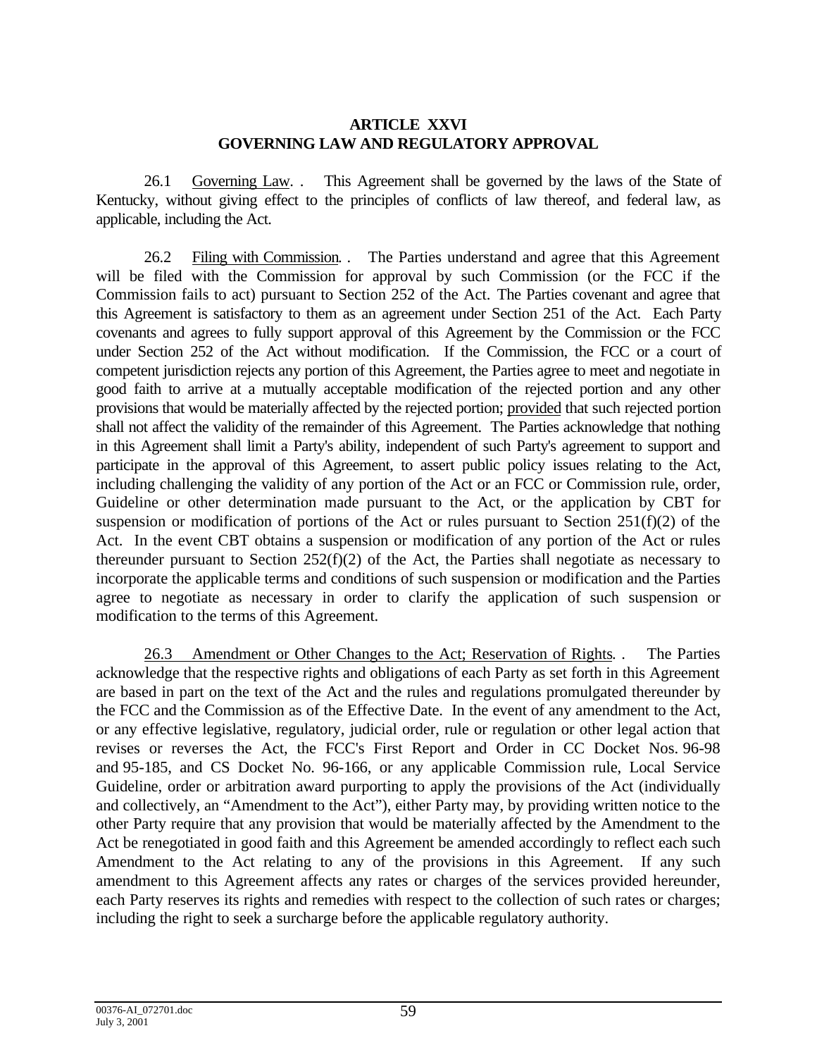# ARTICLE XXVI
# GOVERNING LAW AND REGULATORY APPROVAL

26.1 Governing Law. . This Agreement shall be governed by the laws of the State of Kentucky, without giving effect to the principles of conflicts of law thereof, and federal law, as applicable, including the Act.

26.2 Filing with Commission. . The Parties understand and agree that this Agreement will be filed with the Commission for approval by such Commission (or the FCC if the Commission fails to act) pursuant to Section 252 of the Act. The Parties covenant and agree that this Agreement is satisfactory to them as an agreement under Section 251 of the Act. Each Party covenants and agrees to fully support approval of this Agreement by the Commission or the FCC under Section 252 of the Act without modification. If the Commission, the FCC or a court of competent jurisdiction rejects any portion of this Agreement, the Parties agree to meet and negotiate in good faith to arrive at a mutually acceptable modification of the rejected portion and any other provisions that would be materially affected by the rejected portion; provided that such rejected portion shall not affect the validity of the remainder of this Agreement. The Parties acknowledge that nothing in this Agreement shall limit a Party's ability, independent of such Party's agreement to support and participate in the approval of this Agreement, to assert public policy issues relating to the Act, including challenging the validity of any portion of the Act or an FCC or Commission rule, order, Guideline or other determination made pursuant to the Act, or the application by CBT for suspension or modification of portions of the Act or rules pursuant to Section 251(f)(2) of the Act. In the event CBT obtains a suspension or modification of any portion of the Act or rules thereunder pursuant to Section 252(f)(2) of the Act, the Parties shall negotiate as necessary to incorporate the applicable terms and conditions of such suspension or modification and the Parties agree to negotiate as necessary in order to clarify the application of such suspension or modification to the terms of this Agreement.

26.3 Amendment or Other Changes to the Act; Reservation of Rights. . The Parties acknowledge that the respective rights and obligations of each Party as set forth in this Agreement are based in part on the text of the Act and the rules and regulations promulgated thereunder by the FCC and the Commission as of the Effective Date. In the event of any amendment to the Act, or any effective legislative, regulatory, judicial order, rule or regulation or other legal action that revises or reverses the Act, the FCC's First Report and Order in CC Docket Nos. 96-98 and 95-185, and CS Docket No. 96-166, or any applicable Commission rule, Local Service Guideline, order or arbitration award purporting to apply the provisions of the Act (individually and collectively, an "Amendment to the Act"), either Party may, by providing written notice to the other Party require that any provision that would be materially affected by the Amendment to the Act be renegotiated in good faith and this Agreement be amended accordingly to reflect each such Amendment to the Act relating to any of the provisions in this Agreement. If any such amendment to this Agreement affects any rates or charges of the services provided hereunder, each Party reserves its rights and remedies with respect to the collection of such rates or charges; including the right to seek a surcharge before the applicable regulatory authority.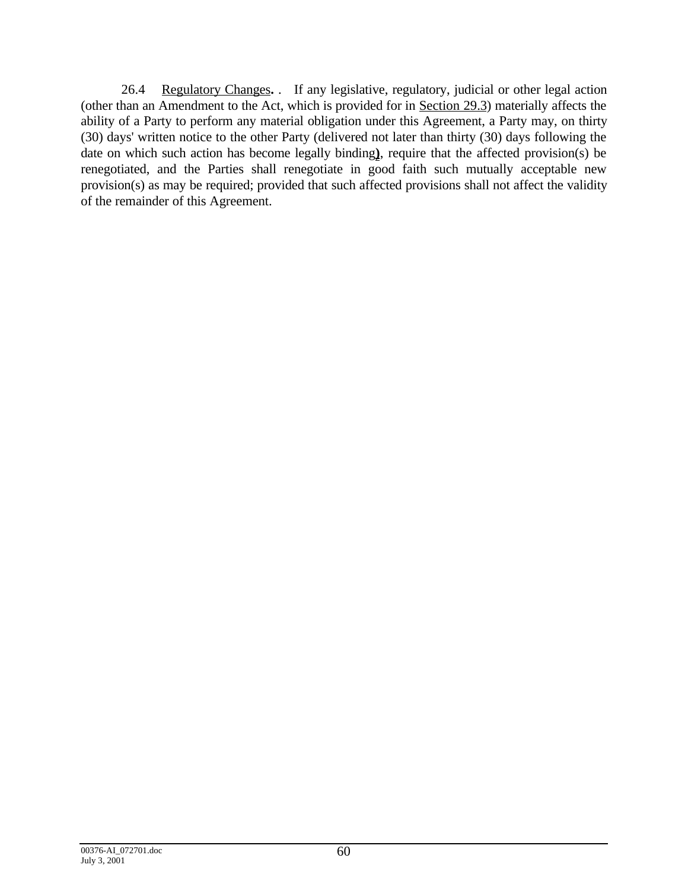26.4 Regulatory Changes. . If any legislative, regulatory, judicial or other legal action (other than an Amendment to the Act, which is provided for in Section 29.3) materially affects the ability of a Party to perform any material obligation under this Agreement, a Party may, on thirty (30) days' written notice to the other Party (delivered not later than thirty (30) days following the date on which such action has become legally binding), require that the affected provision(s) be renegotiated, and the Parties shall renegotiate in good faith such mutually acceptable new provision(s) as may be required; provided that such affected provisions shall not affect the validity of the remainder of this Agreement.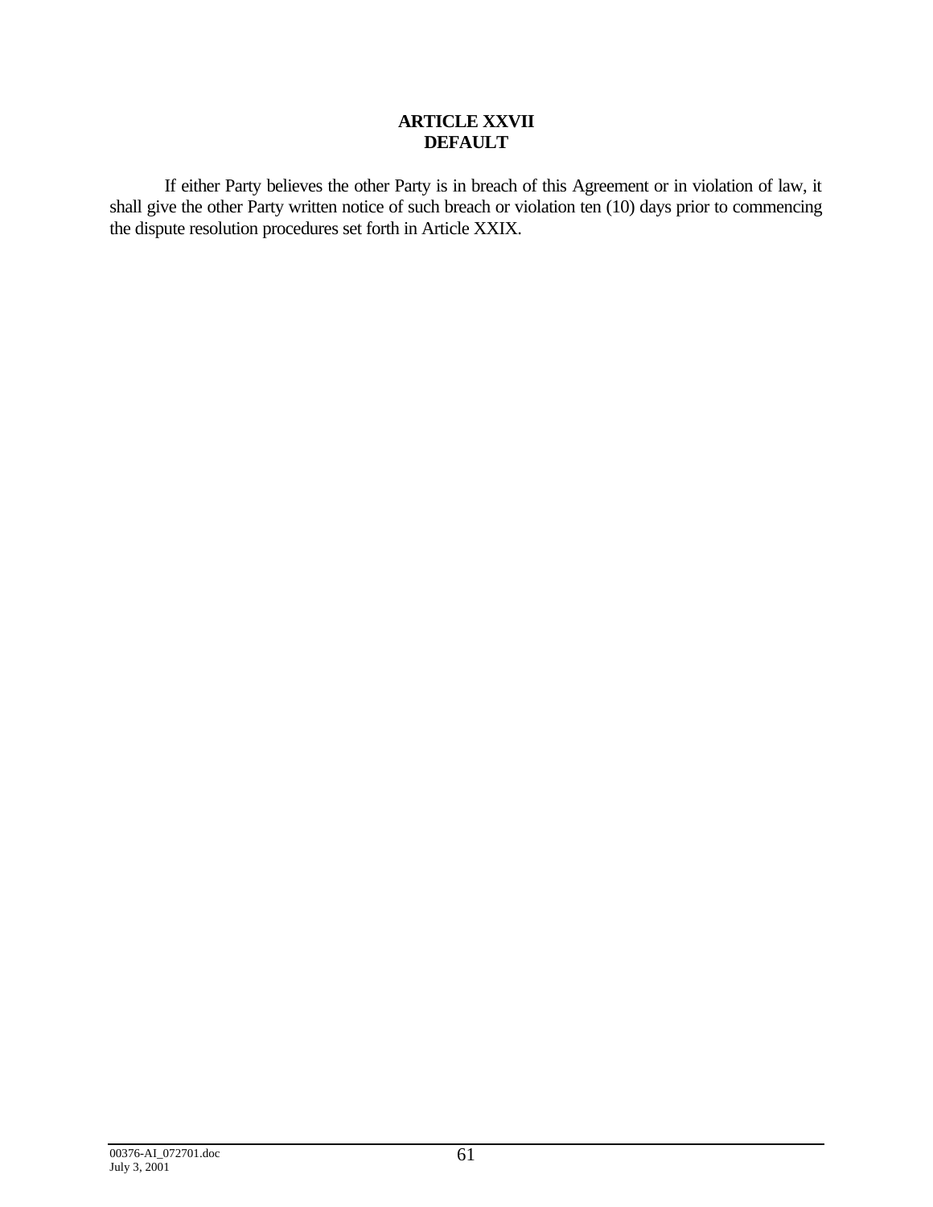# ARTICLE XXVII
# DEFAULT

If either Party believes the other Party is in breach of this Agreement or in violation of law, it shall give the other Party written notice of such breach or violation ten (10) days prior to commencing the dispute resolution procedures set forth in Article XXIX.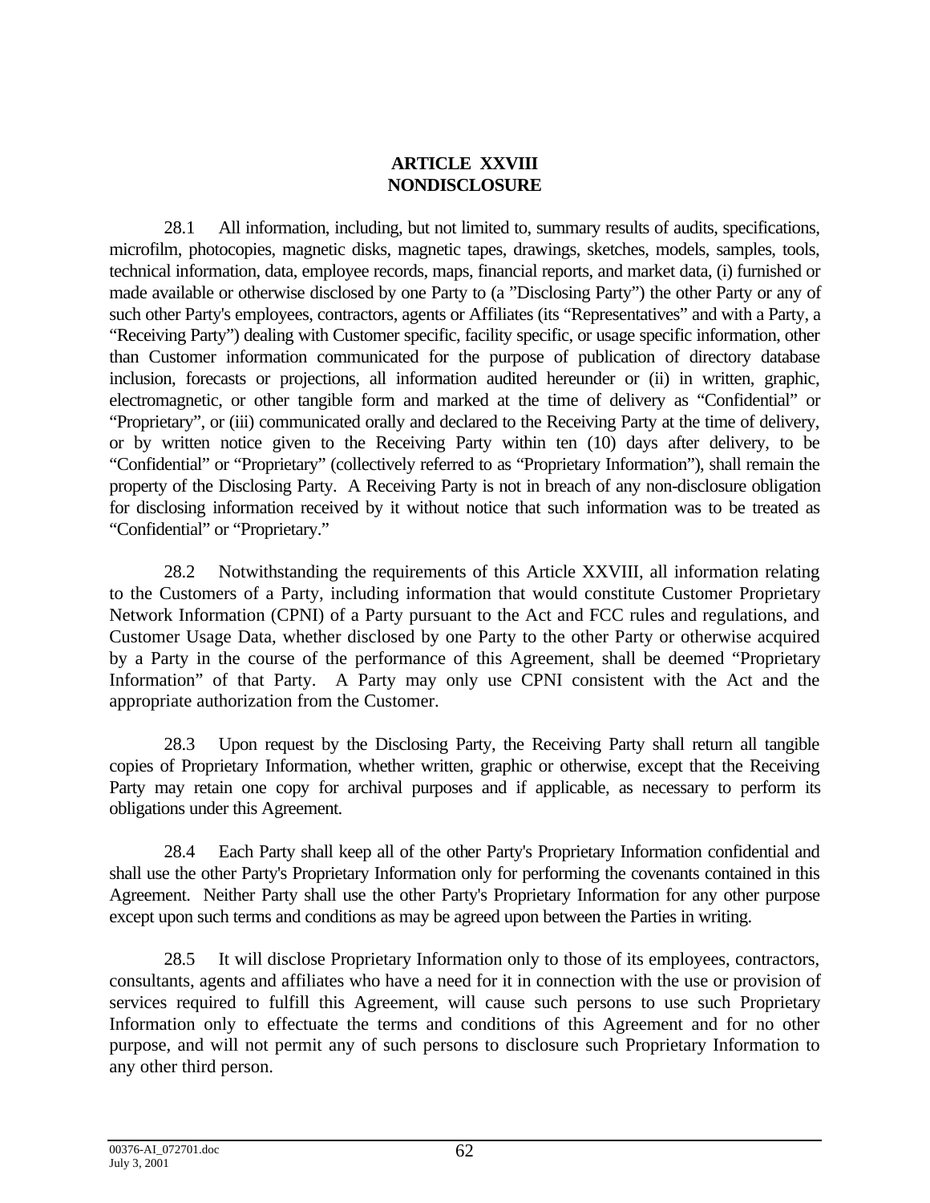# ARTICLE XXVIII
# NONDISCLOSURE

28.1 All information, including, but not limited to, summary results of audits, specifications, microfilm, photocopies, magnetic disks, magnetic tapes, drawings, sketches, models, samples, tools, technical information, data, employee records, maps, financial reports, and market data, (i) furnished or made available or otherwise disclosed by one Party to (a "Disclosing Party") the other Party or any of such other Party's employees, contractors, agents or Affiliates (its "Representatives" and with a Party, a "Receiving Party") dealing with Customer specific, facility specific, or usage specific information, other than Customer information communicated for the purpose of publication of directory database inclusion, forecasts or projections, all information audited hereunder or (ii) in written, graphic, electromagnetic, or other tangible form and marked at the time of delivery as "Confidential" or "Proprietary", or (iii) communicated orally and declared to the Receiving Party at the time of delivery, or by written notice given to the Receiving Party within ten (10) days after delivery, to be "Confidential" or "Proprietary" (collectively referred to as "Proprietary Information"), shall remain the property of the Disclosing Party. A Receiving Party is not in breach of any non-disclosure obligation for disclosing information received by it without notice that such information was to be treated as "Confidential" or "Proprietary."

28.2 Notwithstanding the requirements of this Article XXVIII, all information relating to the Customers of a Party, including information that would constitute Customer Proprietary Network Information (CPNI) of a Party pursuant to the Act and FCC rules and regulations, and Customer Usage Data, whether disclosed by one Party to the other Party or otherwise acquired by a Party in the course of the performance of this Agreement, shall be deemed "Proprietary Information" of that Party. A Party may only use CPNI consistent with the Act and the appropriate authorization from the Customer.

28.3 Upon request by the Disclosing Party, the Receiving Party shall return all tangible copies of Proprietary Information, whether written, graphic or otherwise, except that the Receiving Party may retain one copy for archival purposes and if applicable, as necessary to perform its obligations under this Agreement.

28.4 Each Party shall keep all of the other Party's Proprietary Information confidential and shall use the other Party's Proprietary Information only for performing the covenants contained in this Agreement. Neither Party shall use the other Party's Proprietary Information for any other purpose except upon such terms and conditions as may be agreed upon between the Parties in writing.

28.5 It will disclose Proprietary Information only to those of its employees, contractors, consultants, agents and affiliates who have a need for it in connection with the use or provision of services required to fulfill this Agreement, will cause such persons to use such Proprietary Information only to effectuate the terms and conditions of this Agreement and for no other purpose, and will not permit any of such persons to disclosure such Proprietary Information to any other third person.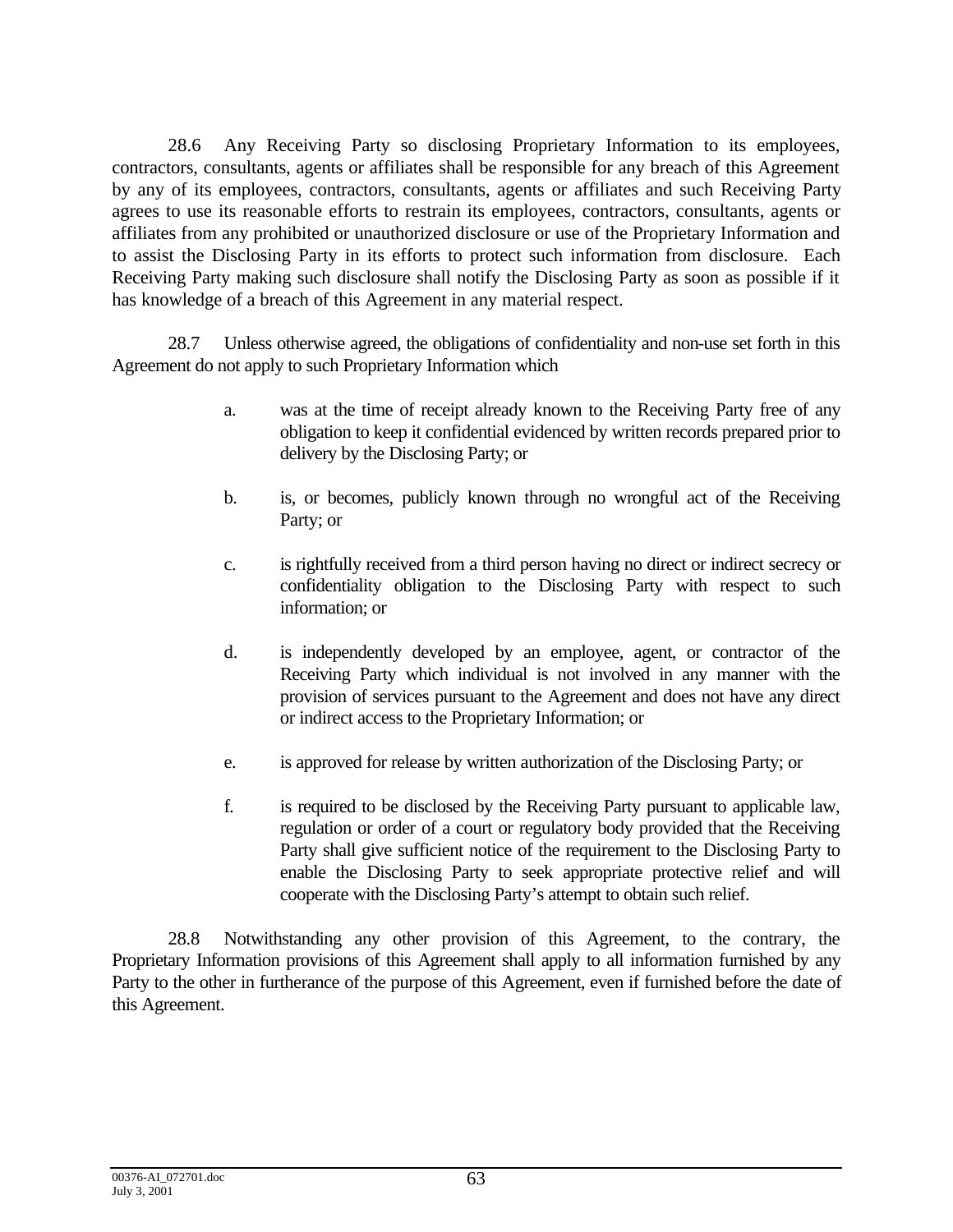28.6 Any Receiving Party so disclosing Proprietary Information to its employees, contractors, consultants, agents or affiliates shall be responsible for any breach of this Agreement by any of its employees, contractors, consultants, agents or affiliates and such Receiving Party agrees to use its reasonable efforts to restrain its employees, contractors, consultants, agents or affiliates from any prohibited or unauthorized disclosure or use of the Proprietary Information and to assist the Disclosing Party in its efforts to protect such information from disclosure. Each Receiving Party making such disclosure shall notify the Disclosing Party as soon as possible if it has knowledge of a breach of this Agreement in any material respect.

28.7 Unless otherwise agreed, the obligations of confidentiality and non-use set forth in this Agreement do not apply to such Proprietary Information which

a. was at the time of receipt already known to the Receiving Party free of any obligation to keep it confidential evidenced by written records prepared prior to delivery by the Disclosing Party; or

b. is, or becomes, publicly known through no wrongful act of the Receiving Party; or

c. is rightfully received from a third person having no direct or indirect secrecy or confidentiality obligation to the Disclosing Party with respect to such information; or

d. is independently developed by an employee, agent, or contractor of the Receiving Party which individual is not involved in any manner with the provision of services pursuant to the Agreement and does not have any direct or indirect access to the Proprietary Information; or

e. is approved for release by written authorization of the Disclosing Party; or

f. is required to be disclosed by the Receiving Party pursuant to applicable law, regulation or order of a court or regulatory body provided that the Receiving Party shall give sufficient notice of the requirement to the Disclosing Party to enable the Disclosing Party to seek appropriate protective relief and will cooperate with the Disclosing Party's attempt to obtain such relief.

28.8 Notwithstanding any other provision of this Agreement, to the contrary, the Proprietary Information provisions of this Agreement shall apply to all information furnished by any Party to the other in furtherance of the purpose of this Agreement, even if furnished before the date of this Agreement.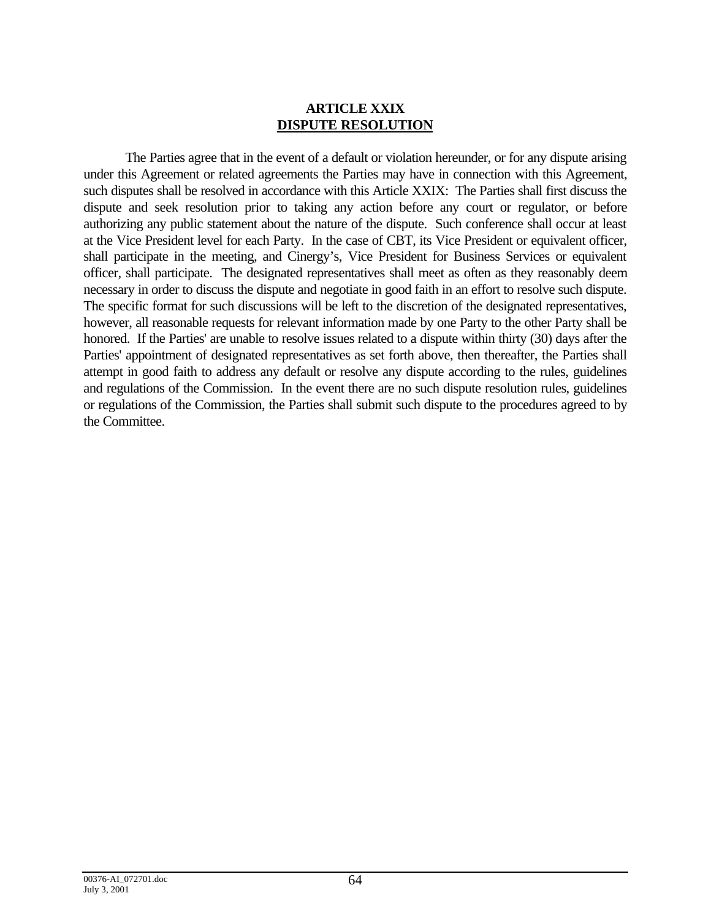# ARTICLE XXIX
## DISPUTE RESOLUTION

The Parties agree that in the event of a default or violation hereunder, or for any dispute arising under this Agreement or related agreements the Parties may have in connection with this Agreement, such disputes shall be resolved in accordance with this Article XXIX: The Parties shall first discuss the dispute and seek resolution prior to taking any action before any court or regulator, or before authorizing any public statement about the nature of the dispute. Such conference shall occur at least at the Vice President level for each Party. In the case of CBT, its Vice President or equivalent officer, shall participate in the meeting, and Cinergy's, Vice President for Business Services or equivalent officer, shall participate. The designated representatives shall meet as often as they reasonably deem necessary in order to discuss the dispute and negotiate in good faith in an effort to resolve such dispute. The specific format for such discussions will be left to the discretion of the designated representatives, however, all reasonable requests for relevant information made by one Party to the other Party shall be honored. If the Parties' are unable to resolve issues related to a dispute within thirty (30) days after the Parties' appointment of designated representatives as set forth above, then thereafter, the Parties shall attempt in good faith to address any default or resolve any dispute according to the rules, guidelines and regulations of the Commission. In the event there are no such dispute resolution rules, guidelines or regulations of the Commission, the Parties shall submit such dispute to the procedures agreed to by the Committee.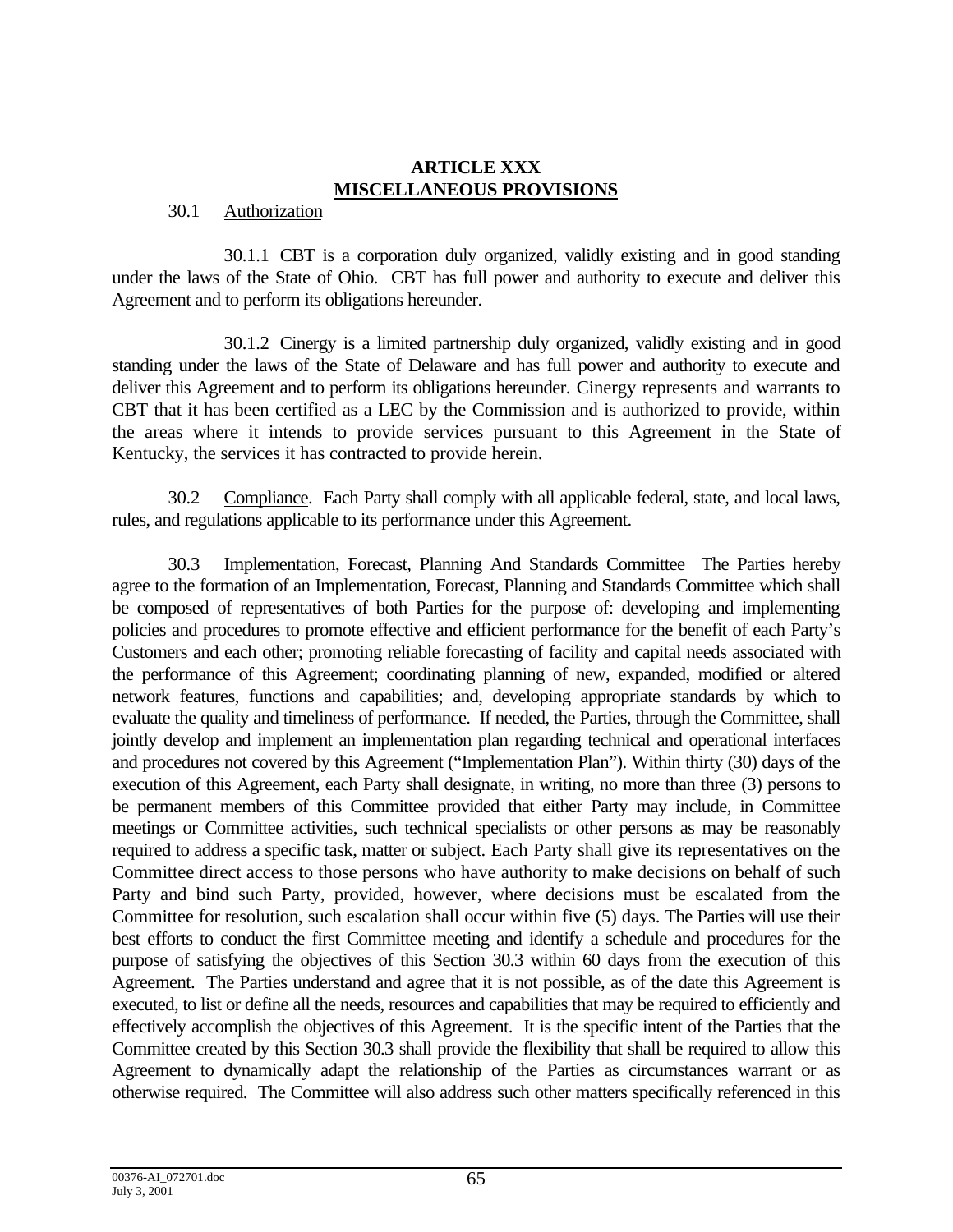## ARTICLE XXX
## MISCELLANEOUS PROVISIONS

30.1 Authorization

30.1.1 CBT is a corporation duly organized, validly existing and in good standing under the laws of the State of Ohio. CBT has full power and authority to execute and deliver this Agreement and to perform its obligations hereunder.

30.1.2 Cinergy is a limited partnership duly organized, validly existing and in good standing under the laws of the State of Delaware and has full power and authority to execute and deliver this Agreement and to perform its obligations hereunder. Cinergy represents and warrants to CBT that it has been certified as a LEC by the Commission and is authorized to provide, within the areas where it intends to provide services pursuant to this Agreement in the State of Kentucky, the services it has contracted to provide herein.

30.2 Compliance. Each Party shall comply with all applicable federal, state, and local laws, rules, and regulations applicable to its performance under this Agreement.

30.3 Implementation, Forecast, Planning And Standards Committee The Parties hereby agree to the formation of an Implementation, Forecast, Planning and Standards Committee which shall be composed of representatives of both Parties for the purpose of: developing and implementing policies and procedures to promote effective and efficient performance for the benefit of each Party's Customers and each other; promoting reliable forecasting of facility and capital needs associated with the performance of this Agreement; coordinating planning of new, expanded, modified or altered network features, functions and capabilities; and, developing appropriate standards by which to evaluate the quality and timeliness of performance. If needed, the Parties, through the Committee, shall jointly develop and implement an implementation plan regarding technical and operational interfaces and procedures not covered by this Agreement ("Implementation Plan"). Within thirty (30) days of the execution of this Agreement, each Party shall designate, in writing, no more than three (3) persons to be permanent members of this Committee provided that either Party may include, in Committee meetings or Committee activities, such technical specialists or other persons as may be reasonably required to address a specific task, matter or subject. Each Party shall give its representatives on the Committee direct access to those persons who have authority to make decisions on behalf of such Party and bind such Party, provided, however, where decisions must be escalated from the Committee for resolution, such escalation shall occur within five (5) days. The Parties will use their best efforts to conduct the first Committee meeting and identify a schedule and procedures for the purpose of satisfying the objectives of this Section 30.3 within 60 days from the execution of this Agreement. The Parties understand and agree that it is not possible, as of the date this Agreement is executed, to list or define all the needs, resources and capabilities that may be required to efficiently and effectively accomplish the objectives of this Agreement. It is the specific intent of the Parties that the Committee created by this Section 30.3 shall provide the flexibility that shall be required to allow this Agreement to dynamically adapt the relationship of the Parties as circumstances warrant or as otherwise required. The Committee will also address such other matters specifically referenced in this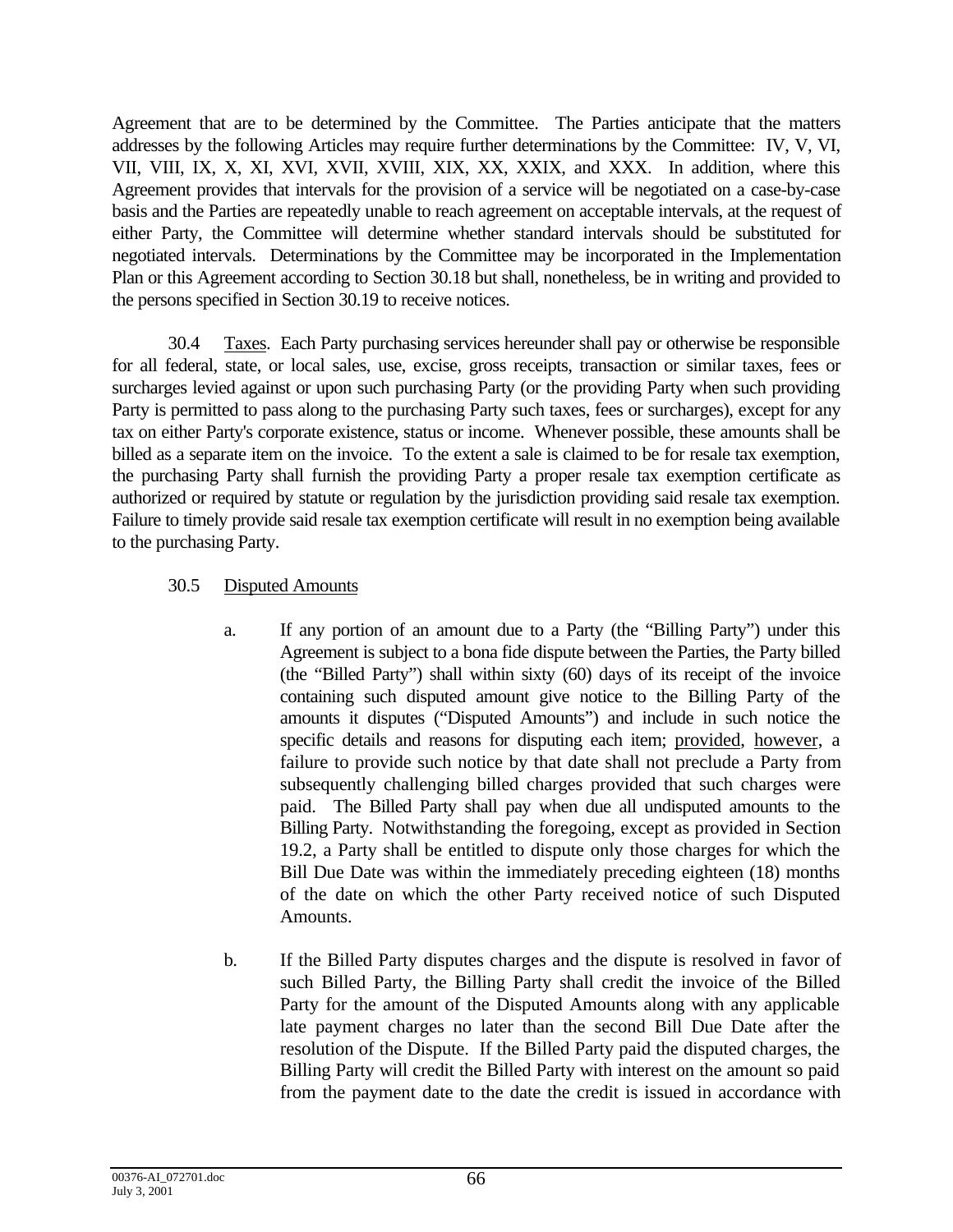Agreement that are to be determined by the Committee. The Parties anticipate that the matters addresses by the following Articles may require further determinations by the Committee: IV, V, VI, VII, VIII, IX, X, XI, XVI, XVII, XVIII, XIX, XX, XXIX, and XXX. In addition, where this Agreement provides that intervals for the provision of a service will be negotiated on a case-by-case basis and the Parties are repeatedly unable to reach agreement on acceptable intervals, at the request of either Party, the Committee will determine whether standard intervals should be substituted for negotiated intervals. Determinations by the Committee may be incorporated in the Implementation Plan or this Agreement according to Section 30.18 but shall, nonetheless, be in writing and provided to the persons specified in Section 30.19 to receive notices.

30.4 Taxes. Each Party purchasing services hereunder shall pay or otherwise be responsible for all federal, state, or local sales, use, excise, gross receipts, transaction or similar taxes, fees or surcharges levied against or upon such purchasing Party (or the providing Party when such providing Party is permitted to pass along to the purchasing Party such taxes, fees or surcharges), except for any tax on either Party's corporate existence, status or income. Whenever possible, these amounts shall be billed as a separate item on the invoice. To the extent a sale is claimed to be for resale tax exemption, the purchasing Party shall furnish the providing Party a proper resale tax exemption certificate as authorized or required by statute or regulation by the jurisdiction providing said resale tax exemption. Failure to timely provide said resale tax exemption certificate will result in no exemption being available to the purchasing Party.

30.5 Disputed Amounts

a. If any portion of an amount due to a Party (the "Billing Party") under this Agreement is subject to a bona fide dispute between the Parties, the Party billed (the "Billed Party") shall within sixty (60) days of its receipt of the invoice containing such disputed amount give notice to the Billing Party of the amounts it disputes ("Disputed Amounts") and include in such notice the specific details and reasons for disputing each item; provided, however, a failure to provide such notice by that date shall not preclude a Party from subsequently challenging billed charges provided that such charges were paid. The Billed Party shall pay when due all undisputed amounts to the Billing Party. Notwithstanding the foregoing, except as provided in Section 19.2, a Party shall be entitled to dispute only those charges for which the Bill Due Date was within the immediately preceding eighteen (18) months of the date on which the other Party received notice of such Disputed Amounts.

b. If the Billed Party disputes charges and the dispute is resolved in favor of such Billed Party, the Billing Party shall credit the invoice of the Billed Party for the amount of the Disputed Amounts along with any applicable late payment charges no later than the second Bill Due Date after the resolution of the Dispute. If the Billed Party paid the disputed charges, the Billing Party will credit the Billed Party with interest on the amount so paid from the payment date to the date the credit is issued in accordance with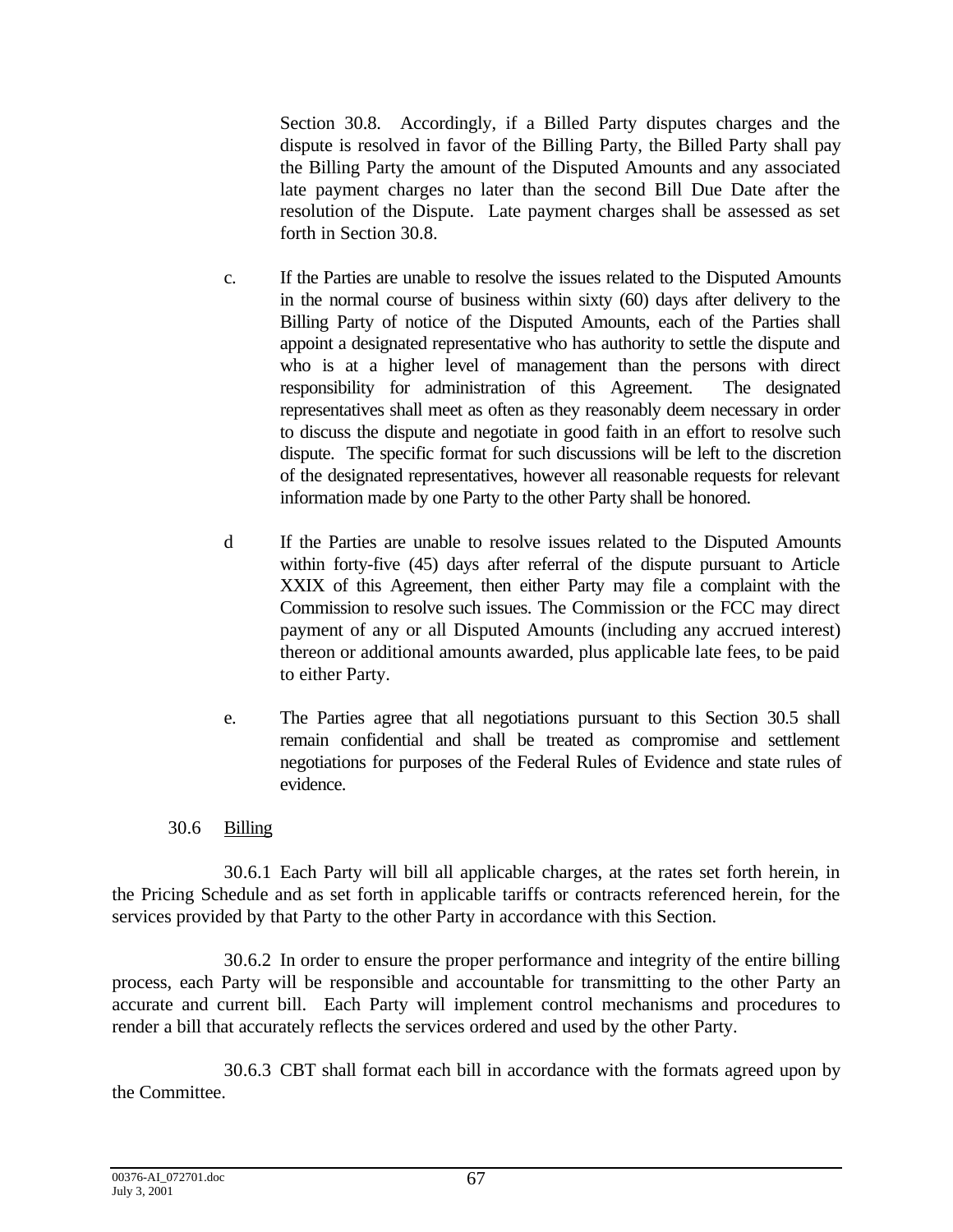Section 30.8. Accordingly, if a Billed Party disputes charges and the dispute is resolved in favor of the Billing Party, the Billed Party shall pay the Billing Party the amount of the Disputed Amounts and any associated late payment charges no later than the second Bill Due Date after the resolution of the Dispute. Late payment charges shall be assessed as set forth in Section 30.8.

c. If the Parties are unable to resolve the issues related to the Disputed Amounts in the normal course of business within sixty (60) days after delivery to the Billing Party of notice of the Disputed Amounts, each of the Parties shall appoint a designated representative who has authority to settle the dispute and who is at a higher level of management than the persons with direct responsibility for administration of this Agreement. The designated representatives shall meet as often as they reasonably deem necessary in order to discuss the dispute and negotiate in good faith in an effort to resolve such dispute. The specific format for such discussions will be left to the discretion of the designated representatives, however all reasonable requests for relevant information made by one Party to the other Party shall be honored.

d If the Parties are unable to resolve issues related to the Disputed Amounts within forty-five (45) days after referral of the dispute pursuant to Article XXIX of this Agreement, then either Party may file a complaint with the Commission to resolve such issues. The Commission or the FCC may direct payment of any or all Disputed Amounts (including any accrued interest) thereon or additional amounts awarded, plus applicable late fees, to be paid to either Party.

e. The Parties agree that all negotiations pursuant to this Section 30.5 shall remain confidential and shall be treated as compromise and settlement negotiations for purposes of the Federal Rules of Evidence and state rules of evidence.

30.6 Billing

30.6.1 Each Party will bill all applicable charges, at the rates set forth herein, in the Pricing Schedule and as set forth in applicable tariffs or contracts referenced herein, for the services provided by that Party to the other Party in accordance with this Section.

30.6.2 In order to ensure the proper performance and integrity of the entire billing process, each Party will be responsible and accountable for transmitting to the other Party an accurate and current bill. Each Party will implement control mechanisms and procedures to render a bill that accurately reflects the services ordered and used by the other Party.

30.6.3 CBT shall format each bill in accordance with the formats agreed upon by the Committee.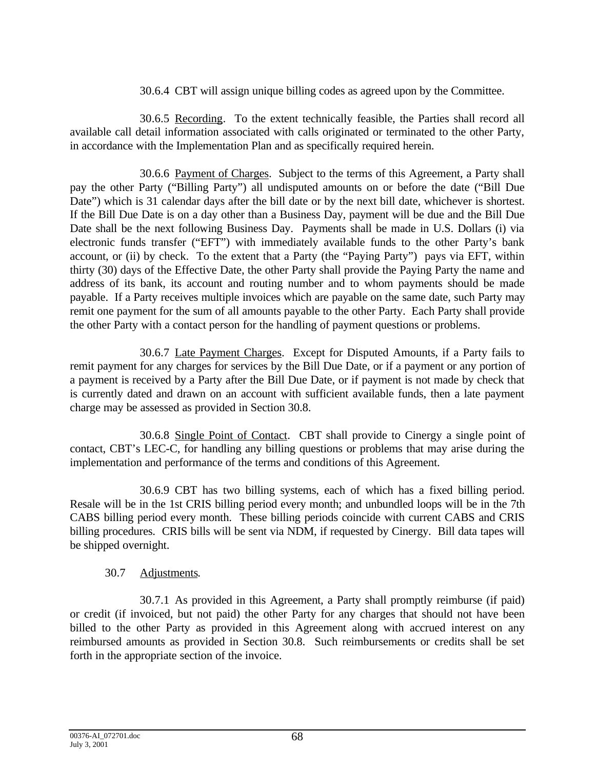30.6.4 CBT will assign unique billing codes as agreed upon by the Committee.

30.6.5 Recording. To the extent technically feasible, the Parties shall record all available call detail information associated with calls originated or terminated to the other Party, in accordance with the Implementation Plan and as specifically required herein.

30.6.6 Payment of Charges. Subject to the terms of this Agreement, a Party shall pay the other Party ("Billing Party") all undisputed amounts on or before the date ("Bill Due Date") which is 31 calendar days after the bill date or by the next bill date, whichever is shortest. If the Bill Due Date is on a day other than a Business Day, payment will be due and the Bill Due Date shall be the next following Business Day. Payments shall be made in U.S. Dollars (i) via electronic funds transfer ("EFT") with immediately available funds to the other Party's bank account, or (ii) by check. To the extent that a Party (the "Paying Party") pays via EFT, within thirty (30) days of the Effective Date, the other Party shall provide the Paying Party the name and address of its bank, its account and routing number and to whom payments should be made payable. If a Party receives multiple invoices which are payable on the same date, such Party may remit one payment for the sum of all amounts payable to the other Party. Each Party shall provide the other Party with a contact person for the handling of payment questions or problems.

30.6.7 Late Payment Charges. Except for Disputed Amounts, if a Party fails to remit payment for any charges for services by the Bill Due Date, or if a payment or any portion of a payment is received by a Party after the Bill Due Date, or if payment is not made by check that is currently dated and drawn on an account with sufficient available funds, then a late payment charge may be assessed as provided in Section 30.8.

30.6.8 Single Point of Contact. CBT shall provide to Cinergy a single point of contact, CBT's LEC-C, for handling any billing questions or problems that may arise during the implementation and performance of the terms and conditions of this Agreement.

30.6.9 CBT has two billing systems, each of which has a fixed billing period. Resale will be in the 1st CRIS billing period every month; and unbundled loops will be in the 7th CABS billing period every month. These billing periods coincide with current CABS and CRIS billing procedures. CRIS bills will be sent via NDM, if requested by Cinergy. Bill data tapes will be shipped overnight.

30.7 Adjustments.

30.7.1 As provided in this Agreement, a Party shall promptly reimburse (if paid) or credit (if invoiced, but not paid) the other Party for any charges that should not have been billed to the other Party as provided in this Agreement along with accrued interest on any reimbursed amounts as provided in Section 30.8. Such reimbursements or credits shall be set forth in the appropriate section of the invoice.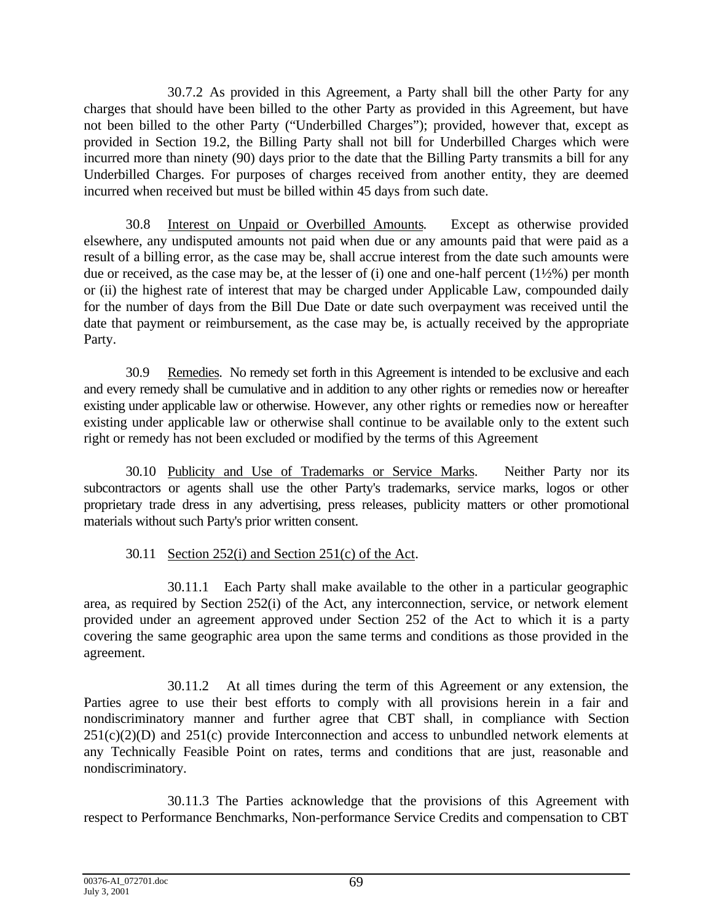30.7.2 As provided in this Agreement, a Party shall bill the other Party for any charges that should have been billed to the other Party as provided in this Agreement, but have not been billed to the other Party ("Underbilled Charges"); provided, however that, except as provided in Section 19.2, the Billing Party shall not bill for Underbilled Charges which were incurred more than ninety (90) days prior to the date that the Billing Party transmits a bill for any Underbilled Charges. For purposes of charges received from another entity, they are deemed incurred when received but must be billed within 45 days from such date.

30.8 Interest on Unpaid or Overbilled Amounts. Except as otherwise provided elsewhere, any undisputed amounts not paid when due or any amounts paid that were paid as a result of a billing error, as the case may be, shall accrue interest from the date such amounts were due or received, as the case may be, at the lesser of (i) one and one-half percent (1½%) per month or (ii) the highest rate of interest that may be charged under Applicable Law, compounded daily for the number of days from the Bill Due Date or date such overpayment was received until the date that payment or reimbursement, as the case may be, is actually received by the appropriate Party.

30.9 Remedies. No remedy set forth in this Agreement is intended to be exclusive and each and every remedy shall be cumulative and in addition to any other rights or remedies now or hereafter existing under applicable law or otherwise. However, any other rights or remedies now or hereafter existing under applicable law or otherwise shall continue to be available only to the extent such right or remedy has not been excluded or modified by the terms of this Agreement

30.10 Publicity and Use of Trademarks or Service Marks. Neither Party nor its subcontractors or agents shall use the other Party's trademarks, service marks, logos or other proprietary trade dress in any advertising, press releases, publicity matters or other promotional materials without such Party's prior written consent.

30.11 Section 252(i) and Section 251(c) of the Act.

30.11.1 Each Party shall make available to the other in a particular geographic area, as required by Section 252(i) of the Act, any interconnection, service, or network element provided under an agreement approved under Section 252 of the Act to which it is a party covering the same geographic area upon the same terms and conditions as those provided in the agreement.

30.11.2 At all times during the term of this Agreement or any extension, the Parties agree to use their best efforts to comply with all provisions herein in a fair and nondiscriminatory manner and further agree that CBT shall, in compliance with Section 251(c)(2)(D) and 251(c) provide Interconnection and access to unbundled network elements at any Technically Feasible Point on rates, terms and conditions that are just, reasonable and nondiscriminatory.

30.11.3 The Parties acknowledge that the provisions of this Agreement with respect to Performance Benchmarks, Non-performance Service Credits and compensation to CBT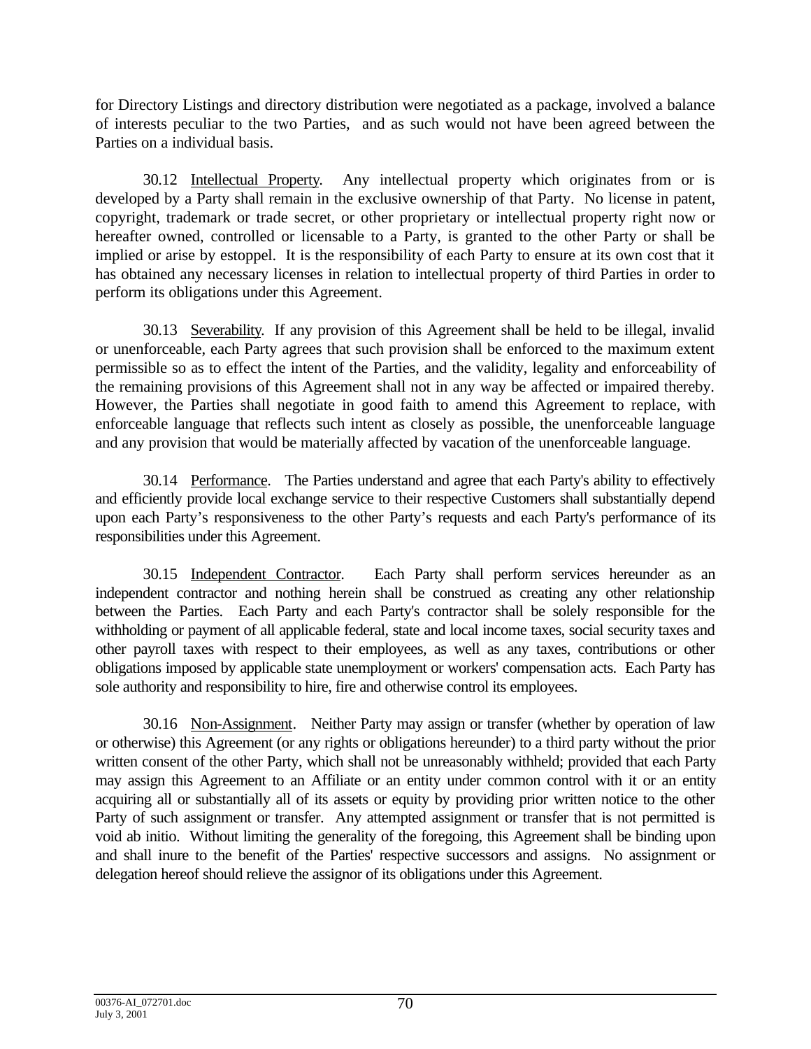for Directory Listings and directory distribution were negotiated as a package, involved a balance of interests peculiar to the two Parties, and as such would not have been agreed between the Parties on a individual basis.

30.12 Intellectual Property. Any intellectual property which originates from or is developed by a Party shall remain in the exclusive ownership of that Party. No license in patent, copyright, trademark or trade secret, or other proprietary or intellectual property right now or hereafter owned, controlled or licensable to a Party, is granted to the other Party or shall be implied or arise by estoppel. It is the responsibility of each Party to ensure at its own cost that it has obtained any necessary licenses in relation to intellectual property of third Parties in order to perform its obligations under this Agreement.

30.13 Severability. If any provision of this Agreement shall be held to be illegal, invalid or unenforceable, each Party agrees that such provision shall be enforced to the maximum extent permissible so as to effect the intent of the Parties, and the validity, legality and enforceability of the remaining provisions of this Agreement shall not in any way be affected or impaired thereby. However, the Parties shall negotiate in good faith to amend this Agreement to replace, with enforceable language that reflects such intent as closely as possible, the unenforceable language and any provision that would be materially affected by vacation of the unenforceable language.

30.14 Performance. The Parties understand and agree that each Party's ability to effectively and efficiently provide local exchange service to their respective Customers shall substantially depend upon each Party's responsiveness to the other Party's requests and each Party's performance of its responsibilities under this Agreement.

30.15 Independent Contractor. Each Party shall perform services hereunder as an independent contractor and nothing herein shall be construed as creating any other relationship between the Parties. Each Party and each Party's contractor shall be solely responsible for the withholding or payment of all applicable federal, state and local income taxes, social security taxes and other payroll taxes with respect to their employees, as well as any taxes, contributions or other obligations imposed by applicable state unemployment or workers' compensation acts. Each Party has sole authority and responsibility to hire, fire and otherwise control its employees.

30.16 Non-Assignment. Neither Party may assign or transfer (whether by operation of law or otherwise) this Agreement (or any rights or obligations hereunder) to a third party without the prior written consent of the other Party, which shall not be unreasonably withheld; provided that each Party may assign this Agreement to an Affiliate or an entity under common control with it or an entity acquiring all or substantially all of its assets or equity by providing prior written notice to the other Party of such assignment or transfer. Any attempted assignment or transfer that is not permitted is void ab initio. Without limiting the generality of the foregoing, this Agreement shall be binding upon and shall inure to the benefit of the Parties' respective successors and assigns. No assignment or delegation hereof should relieve the assignor of its obligations under this Agreement.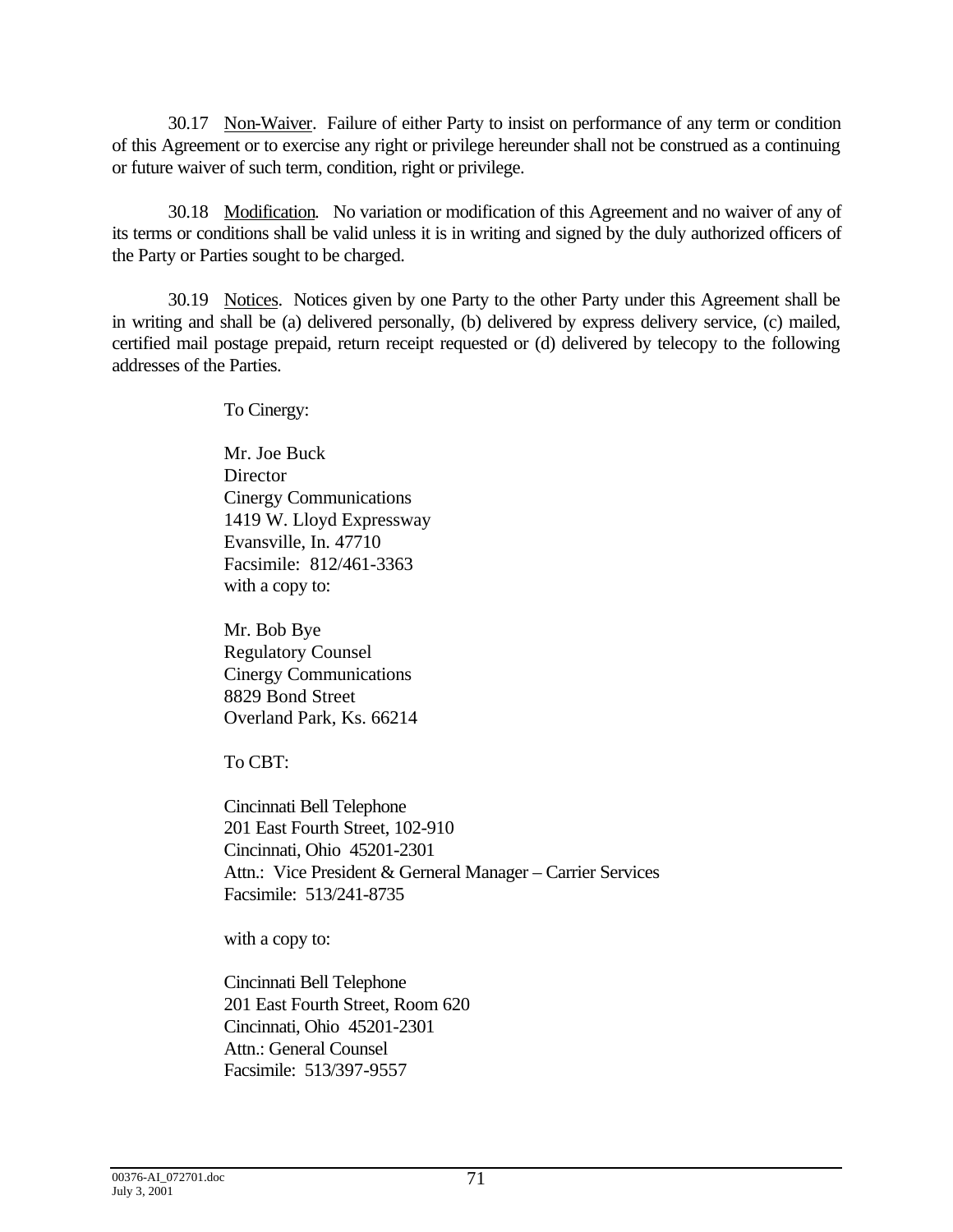30.17 Non-Waiver. Failure of either Party to insist on performance of any term or condition of this Agreement or to exercise any right or privilege hereunder shall not be construed as a continuing or future waiver of such term, condition, right or privilege.

30.18 Modification. No variation or modification of this Agreement and no waiver of any of its terms or conditions shall be valid unless it is in writing and signed by the duly authorized officers of the Party or Parties sought to be charged.

30.19 Notices. Notices given by one Party to the other Party under this Agreement shall be in writing and shall be (a) delivered personally, (b) delivered by express delivery service, (c) mailed, certified mail postage prepaid, return receipt requested or (d) delivered by telecopy to the following addresses of the Parties.

To Cinergy:

Mr. Joe Buck
Director
Cinergy Communications
1419 W. Lloyd Expressway
Evansville, In. 47710
Facsimile: 812/461-3363
with a copy to:

Mr. Bob Bye
Regulatory Counsel
Cinergy Communications
8829 Bond Street
Overland Park, Ks. 66214

To CBT:

Cincinnati Bell Telephone
201 East Fourth Street, 102-910
Cincinnati, Ohio 45201-2301
Attn.: Vice President & Gerneral Manager – Carrier Services
Facsimile: 513/241-8735

with a copy to:

Cincinnati Bell Telephone
201 East Fourth Street, Room 620
Cincinnati, Ohio 45201-2301
Attn.: General Counsel
Facsimile: 513/397-9557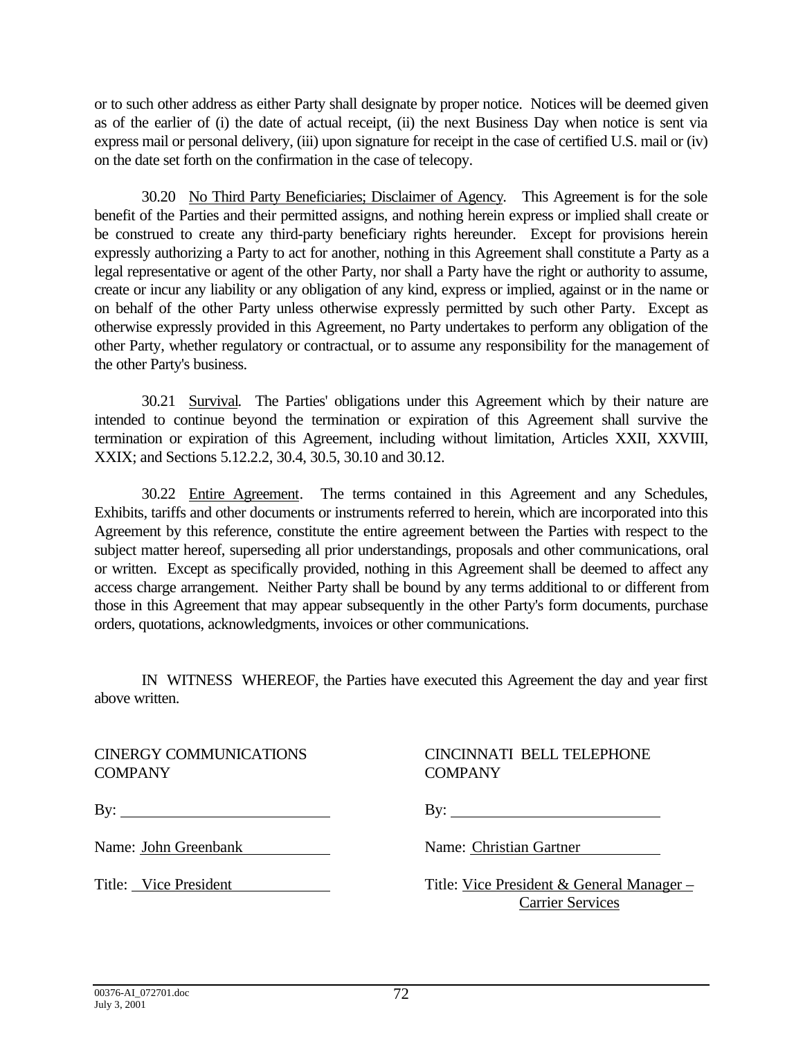or to such other address as either Party shall designate by proper notice. Notices will be deemed given as of the earlier of (i) the date of actual receipt, (ii) the next Business Day when notice is sent via express mail or personal delivery, (iii) upon signature for receipt in the case of certified U.S. mail or (iv) on the date set forth on the confirmation in the case of telecopy.

30.20 No Third Party Beneficiaries; Disclaimer of Agency. This Agreement is for the sole benefit of the Parties and their permitted assigns, and nothing herein express or implied shall create or be construed to create any third-party beneficiary rights hereunder. Except for provisions herein expressly authorizing a Party to act for another, nothing in this Agreement shall constitute a Party as a legal representative or agent of the other Party, nor shall a Party have the right or authority to assume, create or incur any liability or any obligation of any kind, express or implied, against or in the name or on behalf of the other Party unless otherwise expressly permitted by such other Party. Except as otherwise expressly provided in this Agreement, no Party undertakes to perform any obligation of the other Party, whether regulatory or contractual, or to assume any responsibility for the management of the other Party's business.

30.21 Survival. The Parties' obligations under this Agreement which by their nature are intended to continue beyond the termination or expiration of this Agreement shall survive the termination or expiration of this Agreement, including without limitation, Articles XXII, XXVIII, XXIX; and Sections 5.12.2.2, 30.4, 30.5, 30.10 and 30.12.

30.22 Entire Agreement. The terms contained in this Agreement and any Schedules, Exhibits, tariffs and other documents or instruments referred to herein, which are incorporated into this Agreement by this reference, constitute the entire agreement between the Parties with respect to the subject matter hereof, superseding all prior understandings, proposals and other communications, oral or written. Except as specifically provided, nothing in this Agreement shall be deemed to affect any access charge arrangement. Neither Party shall be bound by any terms additional to or different from those in this Agreement that may appear subsequently in the other Party's form documents, purchase orders, quotations, acknowledgments, invoices or other communications.

IN WITNESS WHEREOF, the Parties have executed this Agreement the day and year first above written.

| CINERGY COMMUNICATIONS COMPANY | CINCINNATI BELL TELEPHONE COMPANY |
|---|---|
| By: ______________________ | By: ______________________ |
| Name: John Greenbank | Name: Christian Gartner |
| Title: Vice President | Title: Vice President & General Manager – Carrier Services |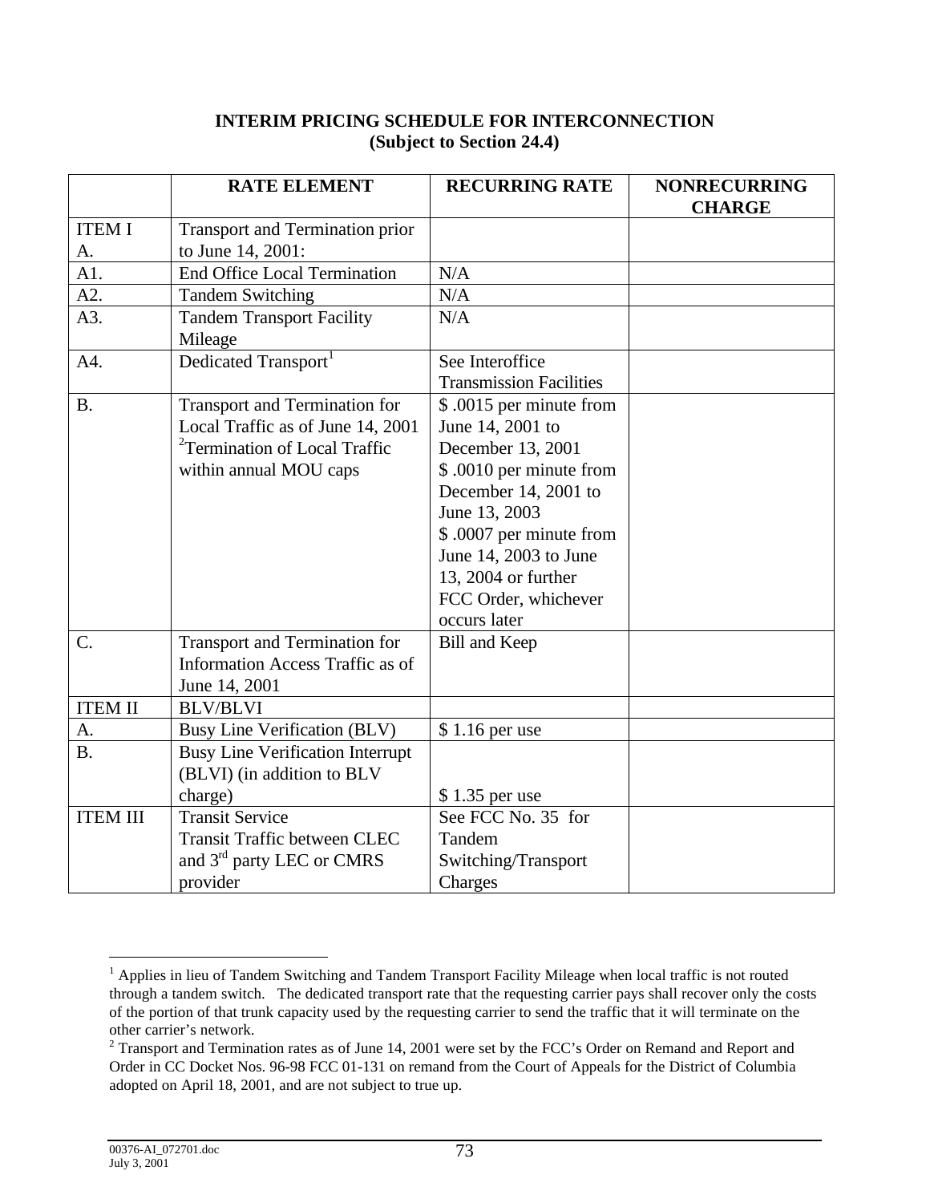**INTERIM PRICING SCHEDULE FOR INTERCONNECTION**
**(Subject to Section 24.4)**

| | RATE ELEMENT | RECURRING RATE | NONRECURRING CHARGE |
|---|---|---|---|
| ITEM I A. | Transport and Termination prior to June 14, 2001: | | |
| A1. | End Office Local Termination | N/A | |
| A2. | Tandem Switching | N/A | |
| A3. | Tandem Transport Facility Mileage | N/A | |
| A4. | Dedicated Transport[1] | See Interoffice Transmission Facilities | |
| B. | Transport and Termination for Local Traffic as of June 14, 2001 [2]Termination of Local Traffic within annual MOU caps | $ .0015 per minute from June 14, 2001 to December 13, 2001 $ .0010 per minute from December 14, 2001 to June 13, 2003 $ .0007 per minute from June 14, 2003 to June 13, 2004 or further FCC Order, whichever occurs later | |
| C. | Transport and Termination for Information Access Traffic as of June 14, 2001 | Bill and Keep | |
| ITEM II | BLV/BLVI | | |
| A. | Busy Line Verification (BLV) | $ 1.16 per use | |
| B. | Busy Line Verification Interrupt (BLVI) (in addition to BLV charge) | $ 1.35 per use | |
| ITEM III | Transit Service Transit Traffic between CLEC and 3rd party LEC or CMRS provider | See FCC No. 35 for Tandem Switching/Transport Charges | |

[1] Applies in lieu of Tandem Switching and Tandem Transport Facility Mileage when local traffic is not routed through a tandem switch. The dedicated transport rate that the requesting carrier pays shall recover only the costs of the portion of that trunk capacity used by the requesting carrier to send the traffic that it will terminate on the other carrier's network.

[2] Transport and Termination rates as of June 14, 2001 were set by the FCC's Order on Remand and Report and Order in CC Docket Nos. 96-98 FCC 01-131 on remand from the Court of Appeals for the District of Columbia adopted on April 18, 2001, and are not subject to true up.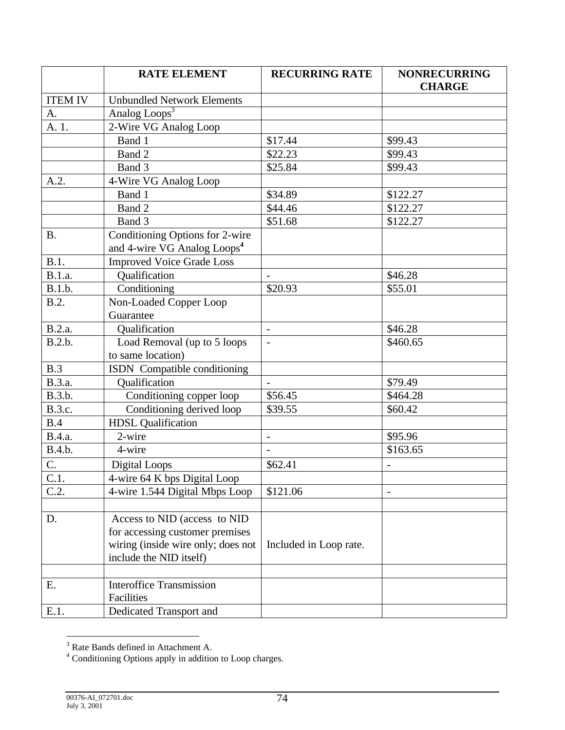| | RATE ELEMENT | RECURRING RATE | NONRECURRING CHARGE |
|---|---|---|---|
| ITEM IV | Unbundled Network Elements | | |
| A. | Analog Loops[3] | | |
| A. 1. | 2-Wire VG Analog Loop | | |
| | Band 1 | $17.44 | $99.43 |
| | Band 2 | $22.23 | $99.43 |
| | Band 3 | $25.84 | $99.43 |
| A.2. | 4-Wire VG Analog Loop | | |
| | Band 1 | $34.89 | $122.27 |
| | Band 2 | $44.46 | $122.27 |
| | Band 3 | $51.68 | $122.27 |
| B. | Conditioning Options for 2-wire and 4-wire VG Analog Loops[4] | | |
| B.1. | Improved Voice Grade Loss | | |
| B.1.a. | Qualification | - | $46.28 |
| B.1.b. | Conditioning | $20.93 | $55.01 |
| B.2. | Non-Loaded Copper Loop Guarantee | | |
| B.2.a. | Qualification | - | $46.28 |
| B.2.b. | Load Removal (up to 5 loops to same location) | - | $460.65 |
| B.3 | ISDN Compatible conditioning | | |
| B.3.a. | Qualification | - | $79.49 |
| B.3.b. | Conditioning copper loop | $56.45 | $464.28 |
| B.3.c. | Conditioning derived loop | $39.55 | $60.42 |
| B.4 | HDSL Qualification | | |
| B.4.a. | 2-wire | - | $95.96 |
| B.4.b. | 4-wire | - | $163.65 |
| C. | Digital Loops | $62.41 | - |
| C.1. | 4-wire 64 K bps Digital Loop | | |
| C.2. | 4-wire 1.544 Digital Mbps Loop | $121.06 | - |
| | | | |
| D. | Access to NID (access to NID for accessing customer premises wiring (inside wire only; does not include the NID itself) | Included in Loop rate. | |
| | | | |
| E. | Interoffice Transmission Facilities | | |
| E.1. | Dedicated Transport and | | |

[3] Rate Bands defined in Attachment A.

[4] Conditioning Options apply in addition to Loop charges.

00376-AI_072701.doc
July 3, 2001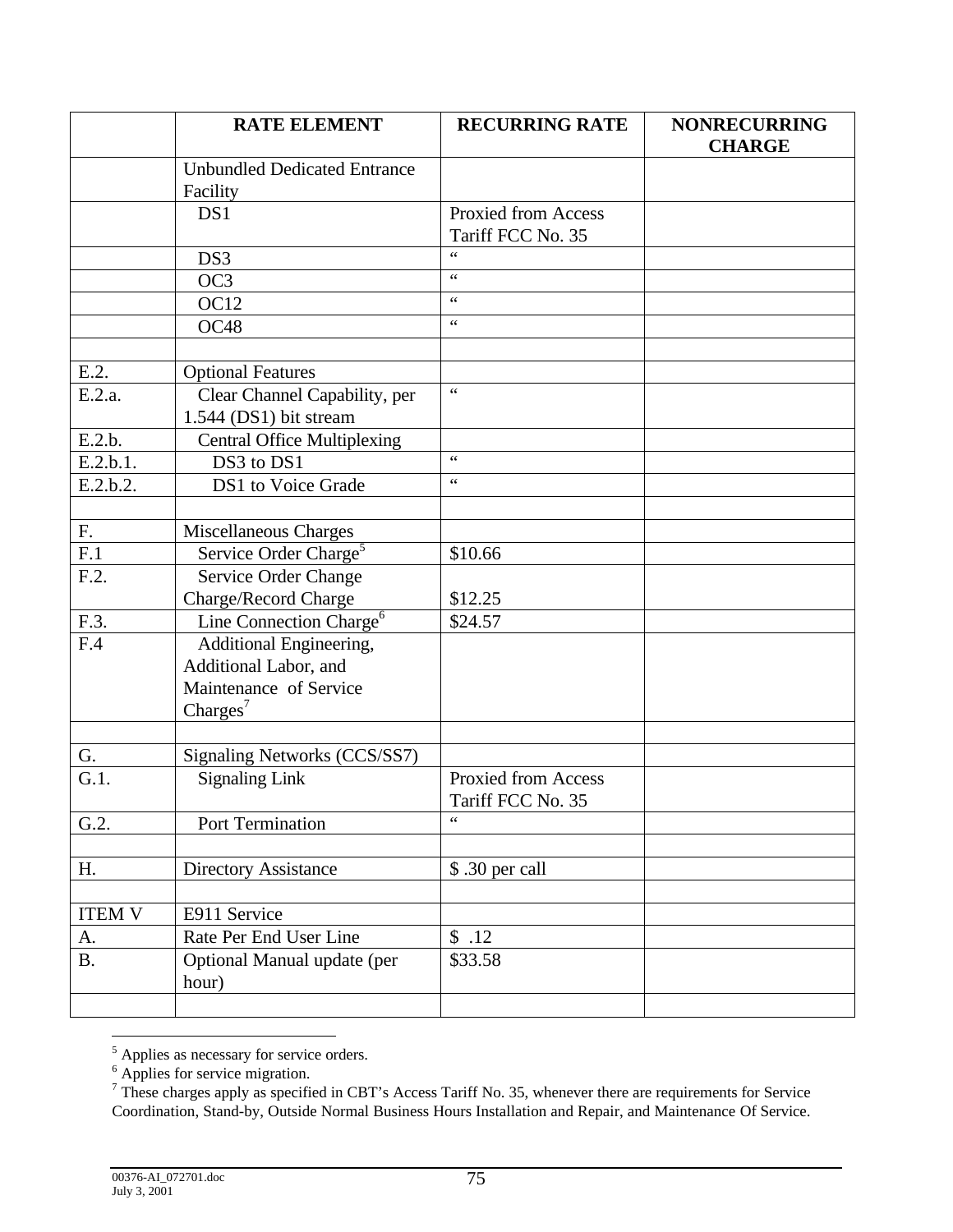| | RATE ELEMENT | RECURRING RATE | NONRECURRING CHARGE |
|---|---|---|---|
| | Unbundled Dedicated Entrance Facility | | |
| | DS1 | Proxied from Access Tariff FCC No. 35 | |
| | DS3 | " | |
| | OC3 | " | |
| | OC12 | " | |
| | OC48 | " | |
| | | | |
| E.2. | Optional Features | | |
| E.2.a. | Clear Channel Capability, per 1.544 (DS1) bit stream | " | |
| E.2.b. | Central Office Multiplexing | | |
| E.2.b.1. | DS3 to DS1 | " | |
| E.2.b.2. | DS1 to Voice Grade | " | |
| | | | |
| F. | Miscellaneous Charges | | |
| F.1 | Service Order Charge[5] | $10.66 | |
| F.2. | Service Order Change Charge/Record Charge | $12.25 | |
| F.3. | Line Connection Charge[6] | $24.57 | |
| F.4 | Additional Engineering, Additional Labor, and Maintenance of Service Charges[7] | | |
| | | | |
| G. | Signaling Networks (CCS/SS7) | | |
| G.1. | Signaling Link | Proxied from Access Tariff FCC No. 35 | |
| G.2. | Port Termination | " | |
| | | | |
| H. | Directory Assistance | $ .30 per call | |
| | | | |
| ITEM V | E911 Service | | |
| A. | Rate Per End User Line | $ .12 | |
| B. | Optional Manual update (per hour) | $33.58 | |
| | | | |

[5] Applies as necessary for service orders.

[6] Applies for service migration.

[7] These charges apply as specified in CBT's Access Tariff No. 35, whenever there are requirements for Service Coordination, Stand-by, Outside Normal Business Hours Installation and Repair, and Maintenance Of Service.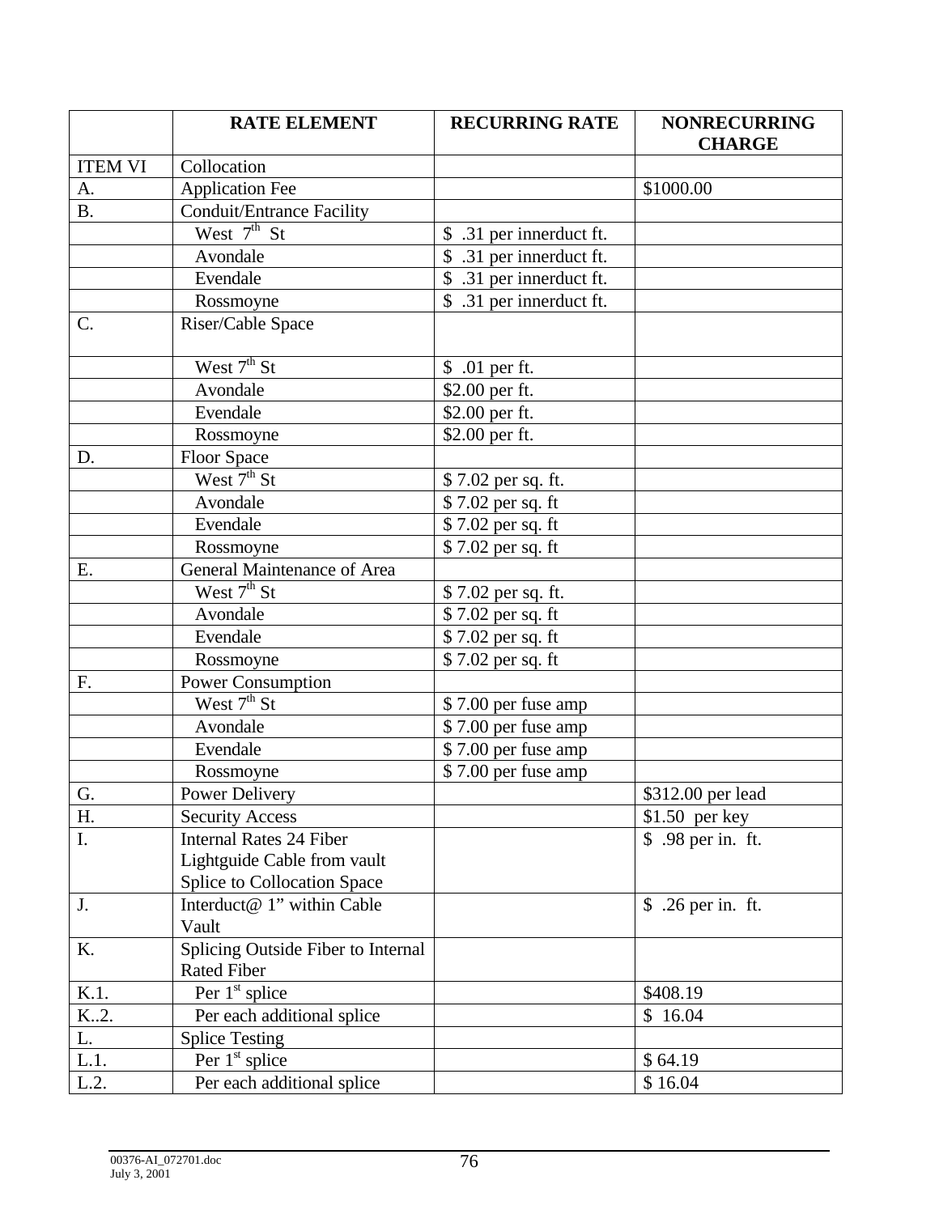| | RATE ELEMENT | RECURRING RATE | NONRECURRING CHARGE |
|---|---|---|---|
| ITEM VI | Collocation | | |
| A. | Application Fee | | $1000.00 |
| B. | Conduit/Entrance Facility | | |
| | West 7th St | $ .31 per innerduct ft. | |
| | Avondale | $ .31 per innerduct ft. | |
| | Evendale | $ .31 per innerduct ft. | |
| | Rossmoyne | $ .31 per innerduct ft. | |
| C. | Riser/Cable Space | | |
| | West 7th St | $ .01 per ft. | |
| | Avondale | $2.00 per ft. | |
| | Evendale | $2.00 per ft. | |
| | Rossmoyne | $2.00 per ft. | |
| D. | Floor Space | | |
| | West 7th St | $ 7.02 per sq. ft. | |
| | Avondale | $ 7.02 per sq. ft | |
| | Evendale | $ 7.02 per sq. ft | |
| | Rossmoyne | $ 7.02 per sq. ft | |
| E. | General Maintenance of Area | | |
| | West 7th St | $ 7.02 per sq. ft. | |
| | Avondale | $ 7.02 per sq. ft | |
| | Evendale | $ 7.02 per sq. ft | |
| | Rossmoyne | $ 7.02 per sq. ft | |
| F. | Power Consumption | | |
| | West 7th St | $ 7.00 per fuse amp | |
| | Avondale | $ 7.00 per fuse amp | |
| | Evendale | $ 7.00 per fuse amp | |
| | Rossmoyne | $ 7.00 per fuse amp | |
| G. | Power Delivery | | $312.00 per lead |
| H. | Security Access | | $1.50 per key |
| I. | Internal Rates 24 Fiber Lightguide Cable from vault Splice to Collocation Space | | $ .98 per in. ft. |
| J. | Interduct@ 1" within Cable Vault | | $ .26 per in. ft. |
| K. | Splicing Outside Fiber to Internal Rated Fiber | | |
| K.1. | Per 1st splice | | $408.19 |
| K..2. | Per each additional splice | | $ 16.04 |
| L. | Splice Testing | | |
| L.1. | Per 1st splice | | $ 64.19 |
| L.2. | Per each additional splice | | $ 16.04 |

00376-AI_072701.doc
July 3, 2001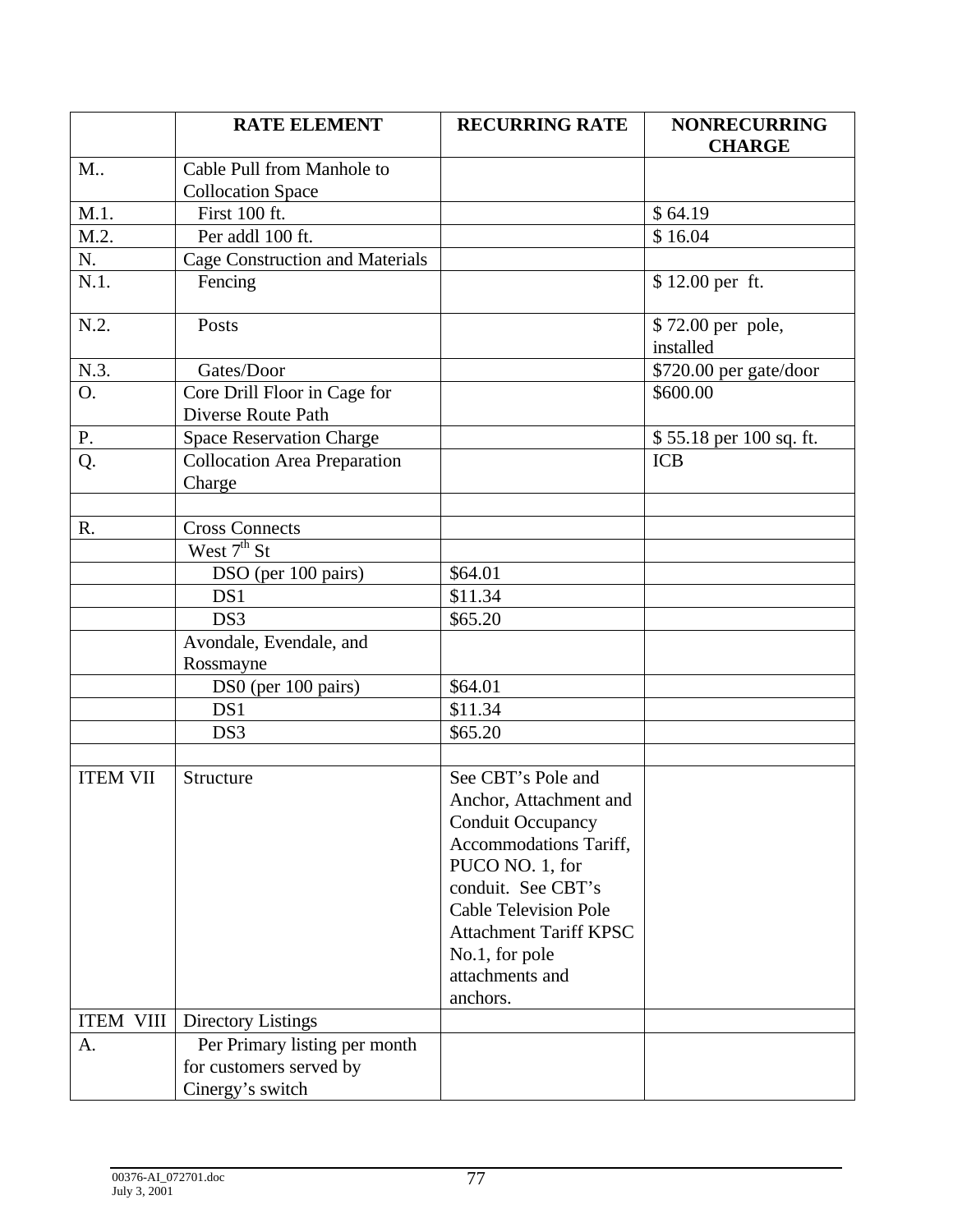|  | RATE ELEMENT | RECURRING RATE | NONRECURRING CHARGE |
|---|---|---|---|
| M.. | Cable Pull from Manhole to Collocation Space |  |  |
| M.1. | First 100 ft. |  | $ 64.19 |
| M.2. | Per addl 100 ft. |  | $ 16.04 |
| N. | Cage Construction and Materials |  |  |
| N.1. | Fencing |  | $ 12.00 per ft. |
| N.2. | Posts |  | $ 72.00 per pole, installed |
| N.3. | Gates/Door |  | $720.00 per gate/door |
| O. | Core Drill Floor in Cage for Diverse Route Path |  | $600.00 |
| P. | Space Reservation Charge |  | $ 55.18 per 100 sq. ft. |
| Q. | Collocation Area Preparation Charge |  | ICB |
|  |  |  |  |
| R. | Cross Connects |  |  |
|  | West 7th St |  |  |
|  | DSO (per 100 pairs) | $64.01 |  |
|  | DS1 | $11.34 |  |
|  | DS3 | $65.20 |  |
|  | Avondale, Evendale, and Rossmayne |  |  |
|  | DS0 (per 100 pairs) | $64.01 |  |
|  | DS1 | $11.34 |  |
|  | DS3 | $65.20 |  |
|  |  |  |  |
| ITEM VII | Structure | See CBT's Pole and Anchor, Attachment and Conduit Occupancy Accommodations Tariff, PUCO NO. 1, for conduit. See CBT's Cable Television Pole Attachment Tariff KPSC No.1, for pole attachments and anchors. |  |
| ITEM VIII | Directory Listings |  |  |
| A. | Per Primary listing per month for customers served by Cinergy's switch |  |  |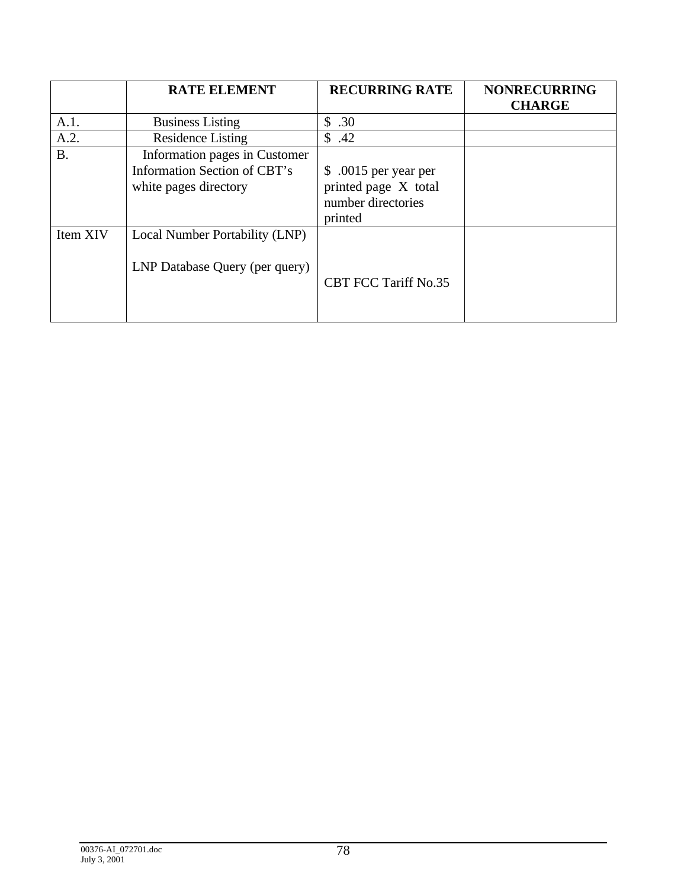|  | RATE ELEMENT | RECURRING RATE | NONRECURRING CHARGE |
|---|---|---|---|
| A.1. | Business Listing | $ .30 |  |
| A.2. | Residence Listing | $ .42 |  |
| B. | Information pages in Customer Information Section of CBT's white pages directory | $ .0015 per year per printed page X total number directories printed |  |
| Item XIV | Local Number Portability (LNP)<br><br>LNP Database Query (per query) | CBT FCC Tariff No.35 |  |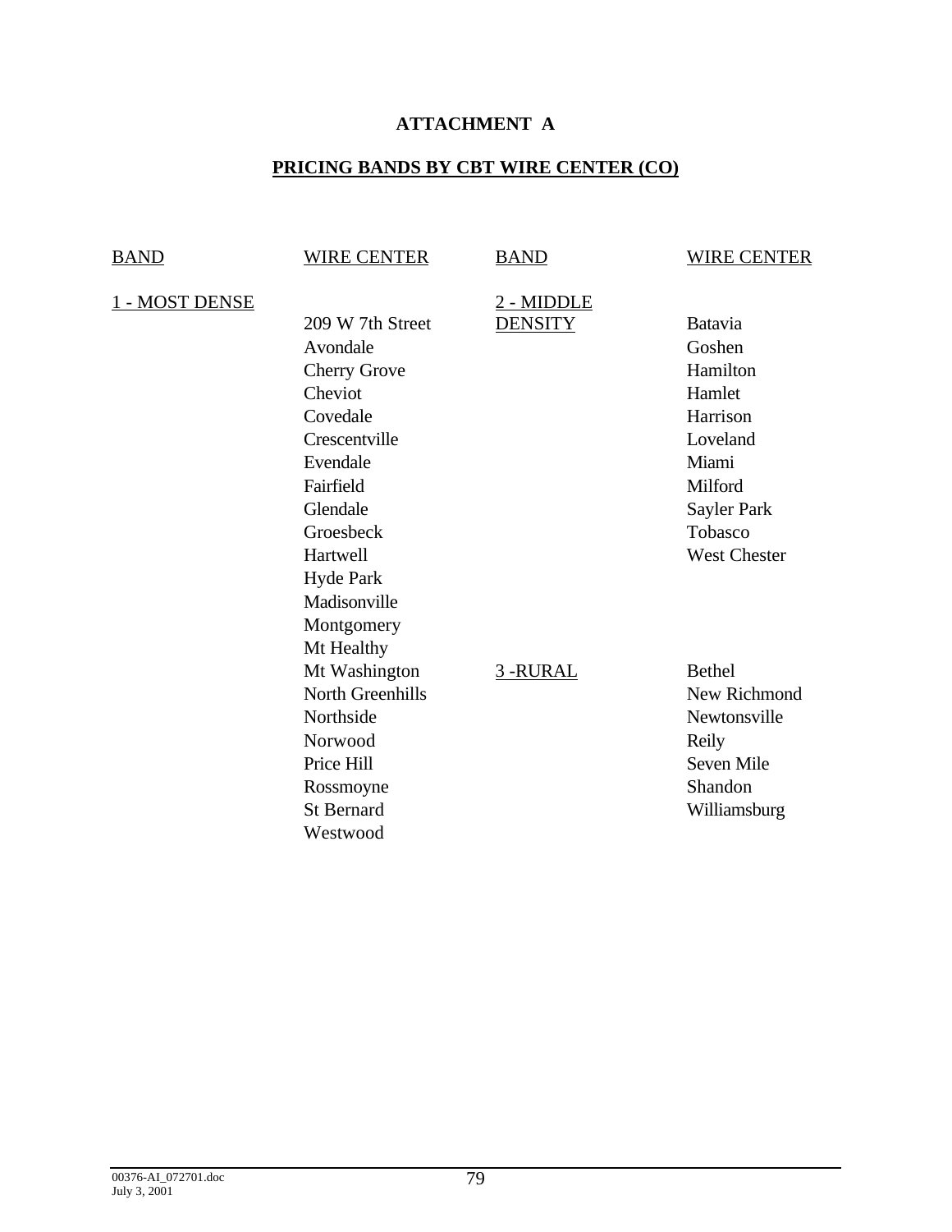# ATTACHMENT A

## PRICING BANDS BY CBT WIRE CENTER (CO)

| BAND | WIRE CENTER | BAND | WIRE CENTER |
|---|---|---|---|
| 1 - MOST DENSE | | 2 - MIDDLE DENSITY | |
| | 209 W 7th Street | | Batavia |
| | Avondale | | Goshen |
| | Cherry Grove | | Hamilton |
| | Cheviot | | Hamlet |
| | Covedale | | Harrison |
| | Crescentville | | Loveland |
| | Evendale | | Miami |
| | Fairfield | | Milford |
| | Glendale | | Sayler Park |
| | Groesbeck | | Tobasco |
| | Hartwell | | West Chester |
| | Hyde Park | | |
| | Madisonville | | |
| | Montgomery | | |
| | Mt Healthy | | |
| | Mt Washington | 3 -RURAL | Bethel |
| | North Greenhills | | New Richmond |
| | Northside | | Newtonsville |
| | Norwood | | Reily |
| | Price Hill | | Seven Mile |
| | Rossmoyne | | Shandon |
| | St Bernard | | Williamsburg |
| | Westwood | | |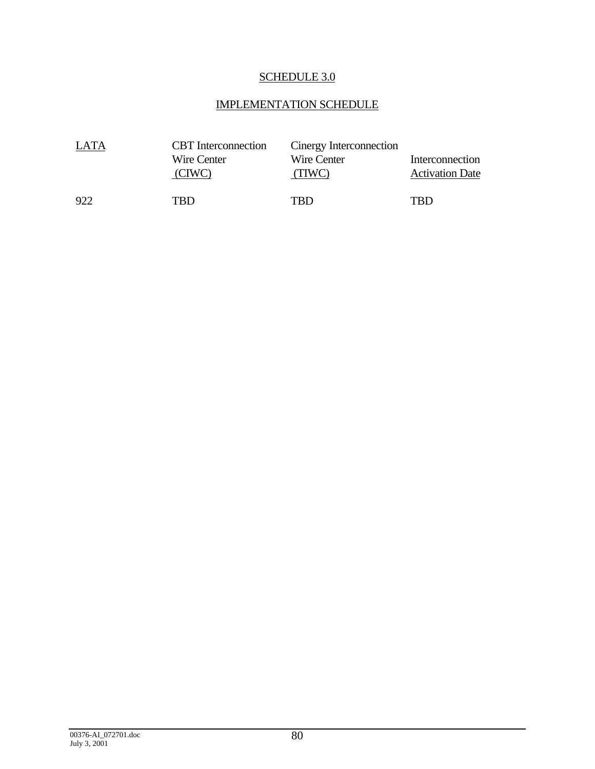# SCHEDULE 3.0

## IMPLEMENTATION SCHEDULE

| LATA | CBT Interconnection Wire Center (CIWC) | Cinergy Interconnection Wire Center (TIWC) | Interconnection Activation Date |
|---|---|---|---|
| 922 | TBD | TBD | TBD |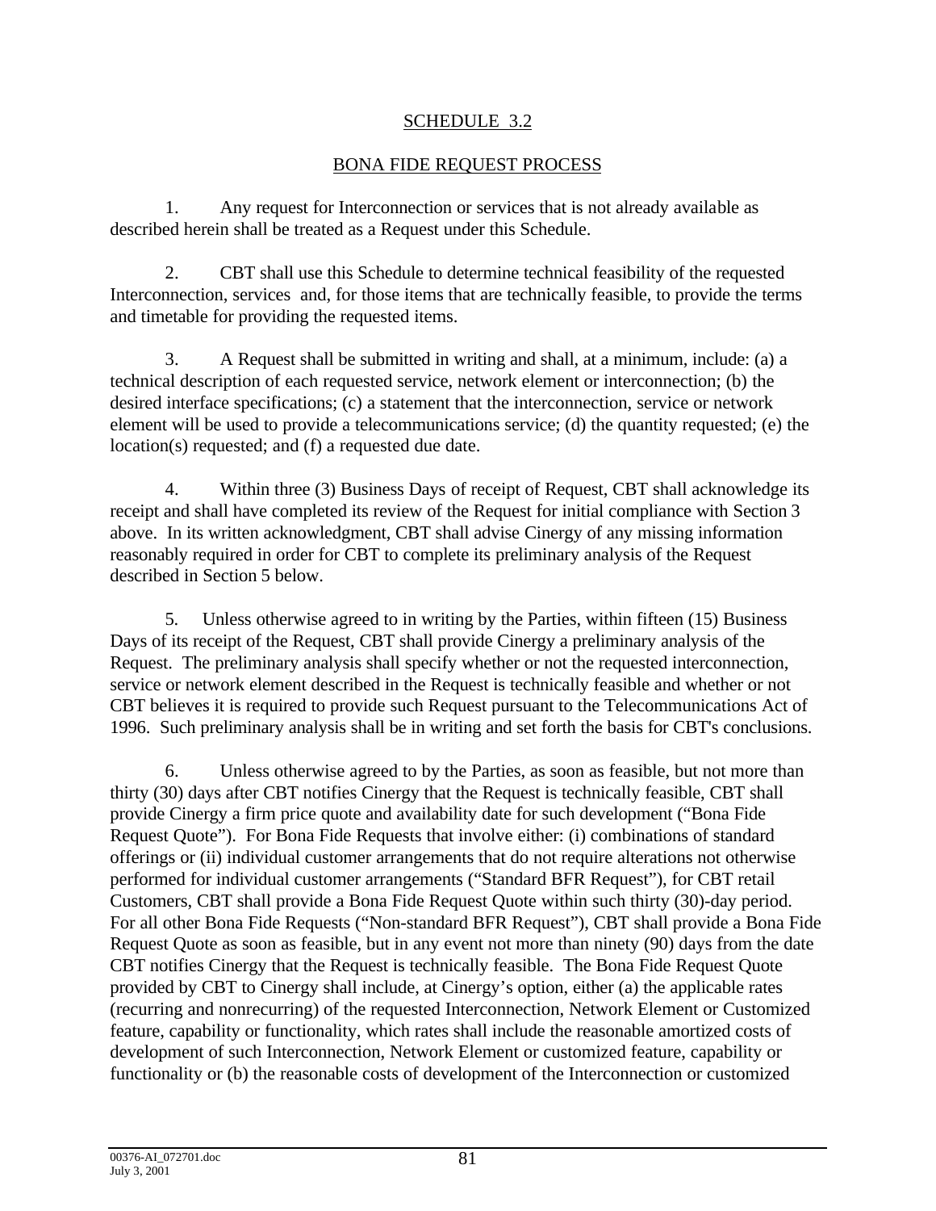# SCHEDULE 3.2

## BONA FIDE REQUEST PROCESS

1. Any request for Interconnection or services that is not already available as described herein shall be treated as a Request under this Schedule.

2. CBT shall use this Schedule to determine technical feasibility of the requested Interconnection, services and, for those items that are technically feasible, to provide the terms and timetable for providing the requested items.

3. A Request shall be submitted in writing and shall, at a minimum, include: (a) a technical description of each requested service, network element or interconnection; (b) the desired interface specifications; (c) a statement that the interconnection, service or network element will be used to provide a telecommunications service; (d) the quantity requested; (e) the location(s) requested; and (f) a requested due date.

4. Within three (3) Business Days of receipt of Request, CBT shall acknowledge its receipt and shall have completed its review of the Request for initial compliance with Section 3 above. In its written acknowledgment, CBT shall advise Cinergy of any missing information reasonably required in order for CBT to complete its preliminary analysis of the Request described in Section 5 below.

5. Unless otherwise agreed to in writing by the Parties, within fifteen (15) Business Days of its receipt of the Request, CBT shall provide Cinergy a preliminary analysis of the Request. The preliminary analysis shall specify whether or not the requested interconnection, service or network element described in the Request is technically feasible and whether or not CBT believes it is required to provide such Request pursuant to the Telecommunications Act of 1996. Such preliminary analysis shall be in writing and set forth the basis for CBT's conclusions.

6. Unless otherwise agreed to by the Parties, as soon as feasible, but not more than thirty (30) days after CBT notifies Cinergy that the Request is technically feasible, CBT shall provide Cinergy a firm price quote and availability date for such development ("Bona Fide Request Quote"). For Bona Fide Requests that involve either: (i) combinations of standard offerings or (ii) individual customer arrangements that do not require alterations not otherwise performed for individual customer arrangements ("Standard BFR Request"), for CBT retail Customers, CBT shall provide a Bona Fide Request Quote within such thirty (30)-day period. For all other Bona Fide Requests ("Non-standard BFR Request"), CBT shall provide a Bona Fide Request Quote as soon as feasible, but in any event not more than ninety (90) days from the date CBT notifies Cinergy that the Request is technically feasible. The Bona Fide Request Quote provided by CBT to Cinergy shall include, at Cinergy's option, either (a) the applicable rates (recurring and nonrecurring) of the requested Interconnection, Network Element or Customized feature, capability or functionality, which rates shall include the reasonable amortized costs of development of such Interconnection, Network Element or customized feature, capability or functionality or (b) the reasonable costs of development of the Interconnection or customized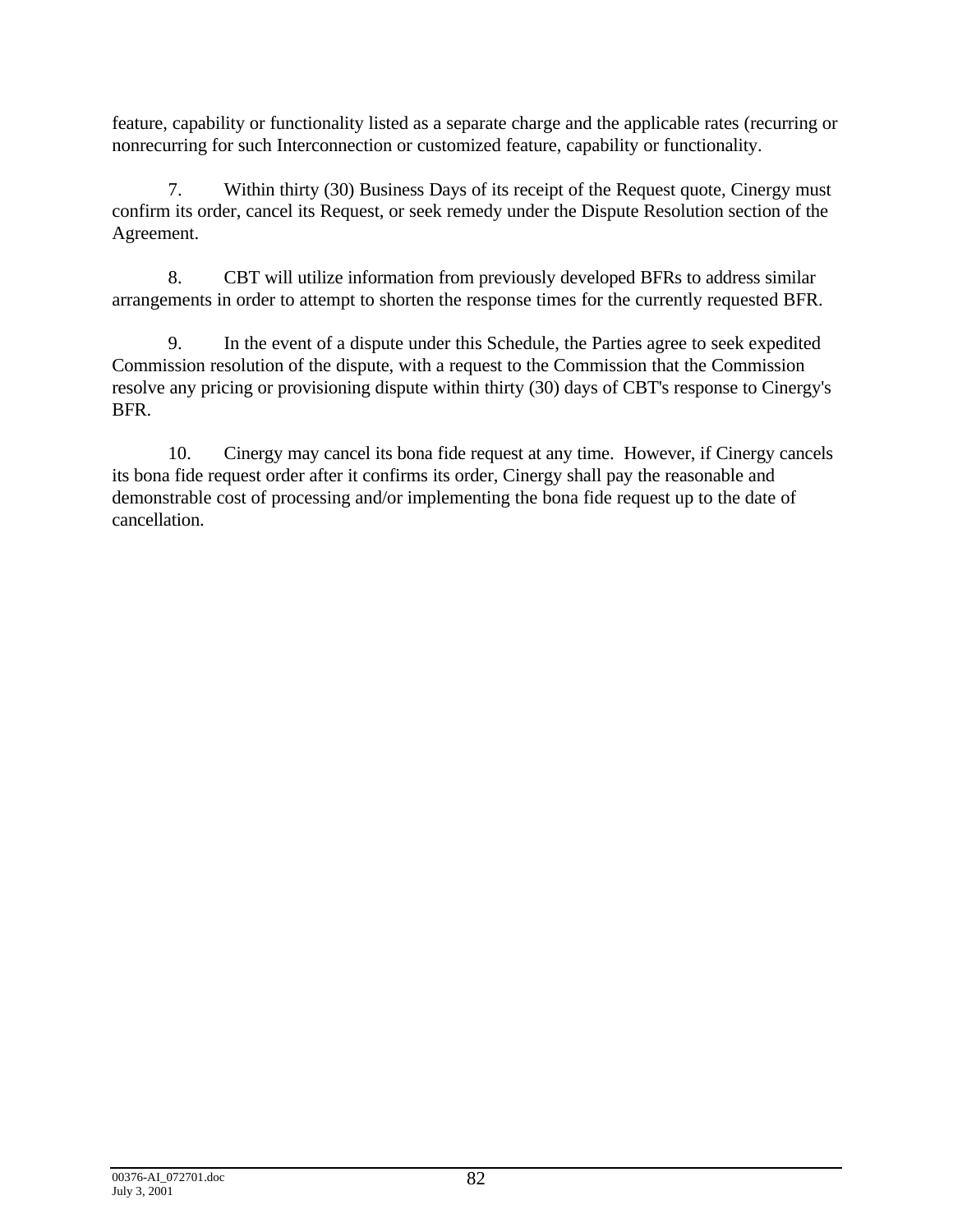feature, capability or functionality listed as a separate charge and the applicable rates (recurring or nonrecurring for such Interconnection or customized feature, capability or functionality.

7. Within thirty (30) Business Days of its receipt of the Request quote, Cinergy must confirm its order, cancel its Request, or seek remedy under the Dispute Resolution section of the Agreement.

8. CBT will utilize information from previously developed BFRs to address similar arrangements in order to attempt to shorten the response times for the currently requested BFR.

9. In the event of a dispute under this Schedule, the Parties agree to seek expedited Commission resolution of the dispute, with a request to the Commission that the Commission resolve any pricing or provisioning dispute within thirty (30) days of CBT's response to Cinergy's BFR.

10. Cinergy may cancel its bona fide request at any time. However, if Cinergy cancels its bona fide request order after it confirms its order, Cinergy shall pay the reasonable and demonstrable cost of processing and/or implementing the bona fide request up to the date of cancellation.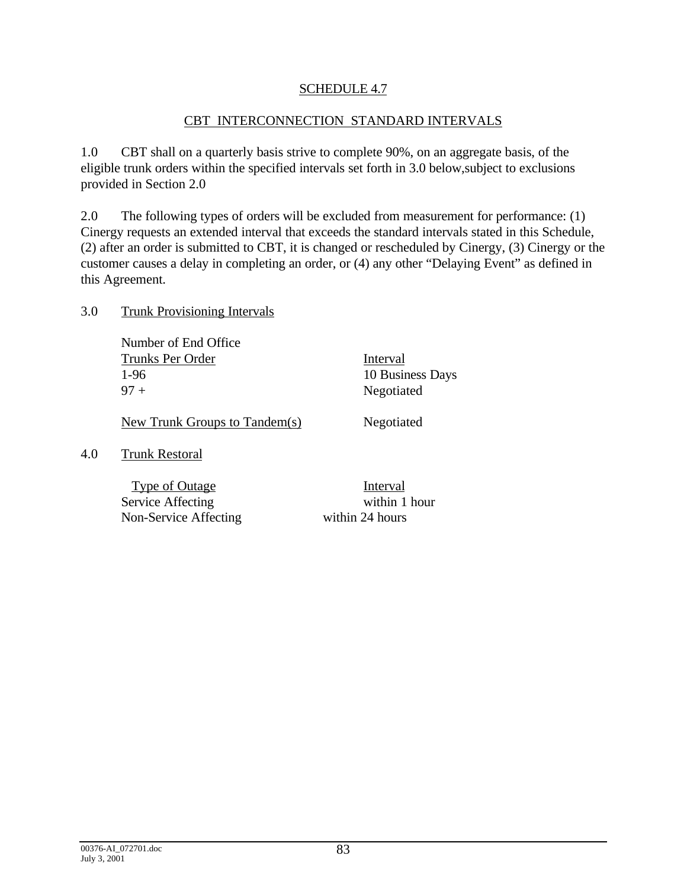## SCHEDULE 4.7

## CBT INTERCONNECTION STANDARD INTERVALS

1.0 CBT shall on a quarterly basis strive to complete 90%, on an aggregate basis, of the eligible trunk orders within the specified intervals set forth in 3.0 below,subject to exclusions provided in Section 2.0

2.0 The following types of orders will be excluded from measurement for performance: (1) Cinergy requests an extended interval that exceeds the standard intervals stated in this Schedule, (2) after an order is submitted to CBT, it is changed or rescheduled by Cinergy, (3) Cinergy or the customer causes a delay in completing an order, or (4) any other "Delaying Event" as defined in this Agreement.

3.0 Trunk Provisioning Intervals

| Number of End Office Trunks Per Order | Interval |
|---|---|
| 1-96 | 10 Business Days |
| 97 + | Negotiated |
| New Trunk Groups to Tandem(s) | Negotiated |

4.0 Trunk Restoral

| Type of Outage | Interval |
|---|---|
| Service Affecting | within 1 hour |
| Non-Service Affecting | within 24 hours |

00376-AI_072701.doc
July 3, 2001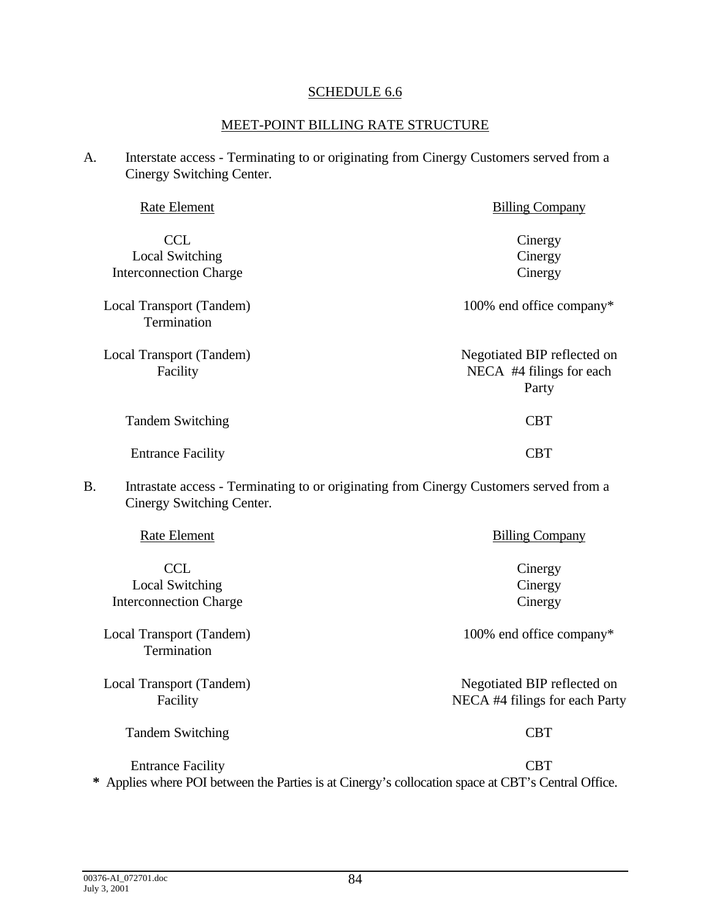SCHEDULE 6.6

MEET-POINT BILLING RATE STRUCTURE

A. Interstate access - Terminating to or originating from Cinergy Customers served from a Cinergy Switching Center.

| Rate Element | Billing Company |
|---|---|
| CCL | Cinergy |
| Local Switching | Cinergy |
| Interconnection Charge | Cinergy |
| Local Transport (Tandem) Termination | 100% end office company* |
| Local Transport (Tandem) Facility | Negotiated BIP reflected on NECA #4 filings for each Party |
| Tandem Switching | CBT |
| Entrance Facility | CBT |

B. Intrastate access - Terminating to or originating from Cinergy Customers served from a Cinergy Switching Center.

| Rate Element | Billing Company |
|---|---|
| CCL | Cinergy |
| Local Switching | Cinergy |
| Interconnection Charge | Cinergy |
| Local Transport (Tandem) Termination | 100% end office company* |
| Local Transport (Tandem) Facility | Negotiated BIP reflected on NECA #4 filings for each Party |
| Tandem Switching | CBT |
| Entrance Facility | CBT |

**\*** Applies where POI between the Parties is at Cinergy's collocation space at CBT's Central Office.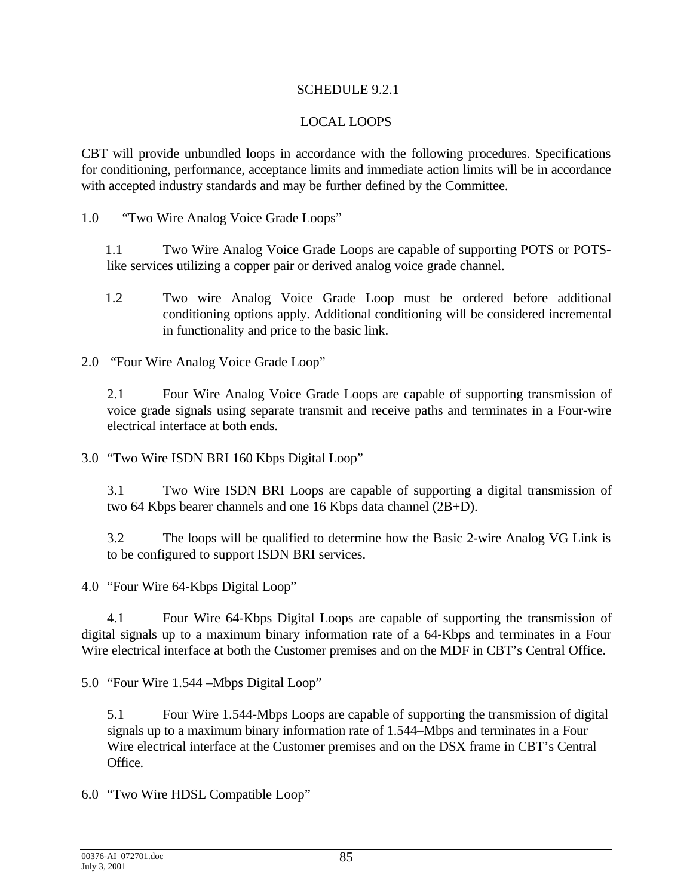SCHEDULE 9.2.1

LOCAL LOOPS

CBT will provide unbundled loops in accordance with the following procedures. Specifications for conditioning, performance, acceptance limits and immediate action limits will be in accordance with accepted industry standards and may be further defined by the Committee.

1.0 “Two Wire Analog Voice Grade Loops”

1.1 Two Wire Analog Voice Grade Loops are capable of supporting POTS or POTS-like services utilizing a copper pair or derived analog voice grade channel.

1.2 Two wire Analog Voice Grade Loop must be ordered before additional conditioning options apply. Additional conditioning will be considered incremental in functionality and price to the basic link.

2.0 “Four Wire Analog Voice Grade Loop”

2.1 Four Wire Analog Voice Grade Loops are capable of supporting transmission of voice grade signals using separate transmit and receive paths and terminates in a Four-wire electrical interface at both ends.

3.0 “Two Wire ISDN BRI 160 Kbps Digital Loop”

3.1 Two Wire ISDN BRI Loops are capable of supporting a digital transmission of two 64 Kbps bearer channels and one 16 Kbps data channel (2B+D).

3.2 The loops will be qualified to determine how the Basic 2-wire Analog VG Link is to be configured to support ISDN BRI services.

4.0 “Four Wire 64-Kbps Digital Loop”

4.1 Four Wire 64-Kbps Digital Loops are capable of supporting the transmission of digital signals up to a maximum binary information rate of a 64-Kbps and terminates in a Four Wire electrical interface at both the Customer premises and on the MDF in CBT’s Central Office.

5.0 “Four Wire 1.544 –Mbps Digital Loop”

5.1 Four Wire 1.544-Mbps Loops are capable of supporting the transmission of digital signals up to a maximum binary information rate of 1.544–Mbps and terminates in a Four Wire electrical interface at the Customer premises and on the DSX frame in CBT’s Central Office.

6.0 “Two Wire HDSL Compatible Loop”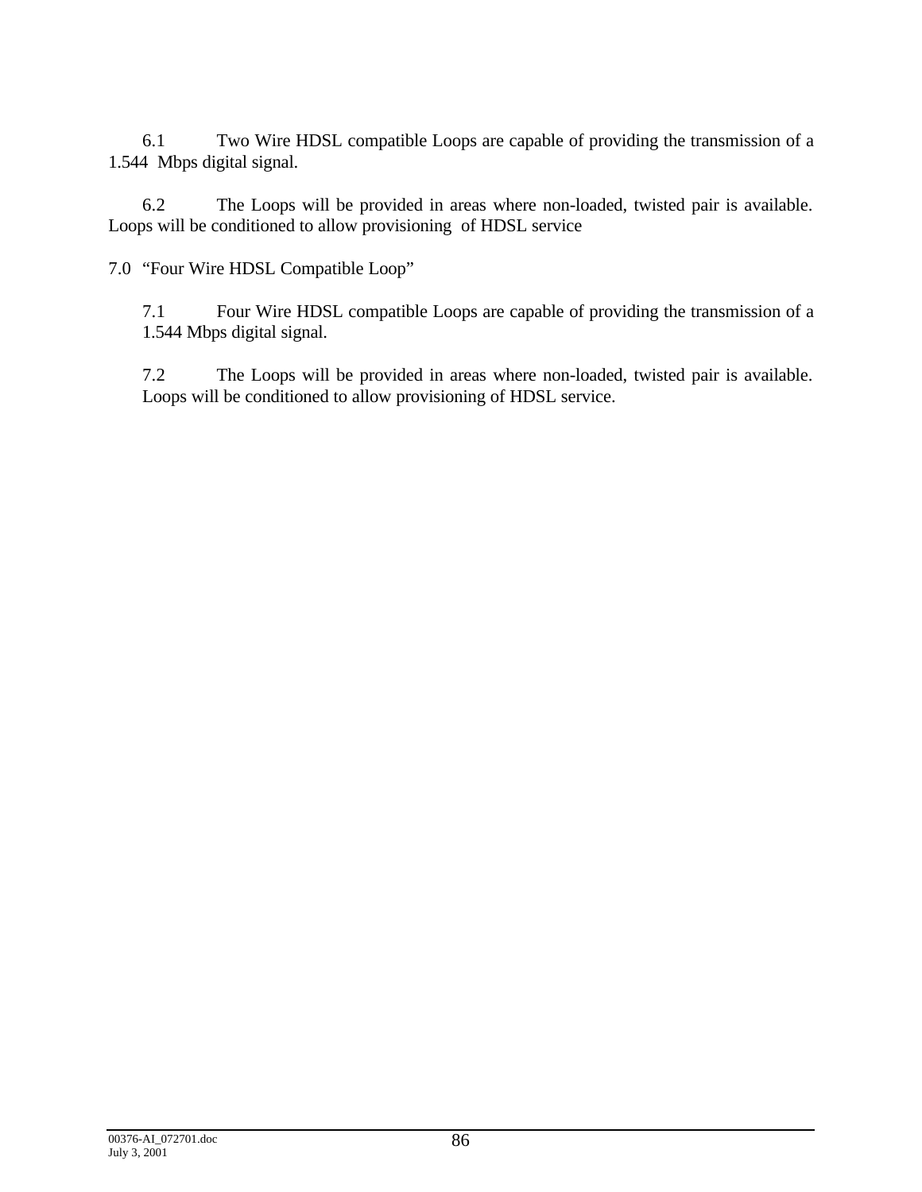6.1 Two Wire HDSL compatible Loops are capable of providing the transmission of a 1.544 Mbps digital signal.

6.2 The Loops will be provided in areas where non-loaded, twisted pair is available. Loops will be conditioned to allow provisioning of HDSL service

7.0 "Four Wire HDSL Compatible Loop"

7.1 Four Wire HDSL compatible Loops are capable of providing the transmission of a 1.544 Mbps digital signal.

7.2 The Loops will be provided in areas where non-loaded, twisted pair is available. Loops will be conditioned to allow provisioning of HDSL service.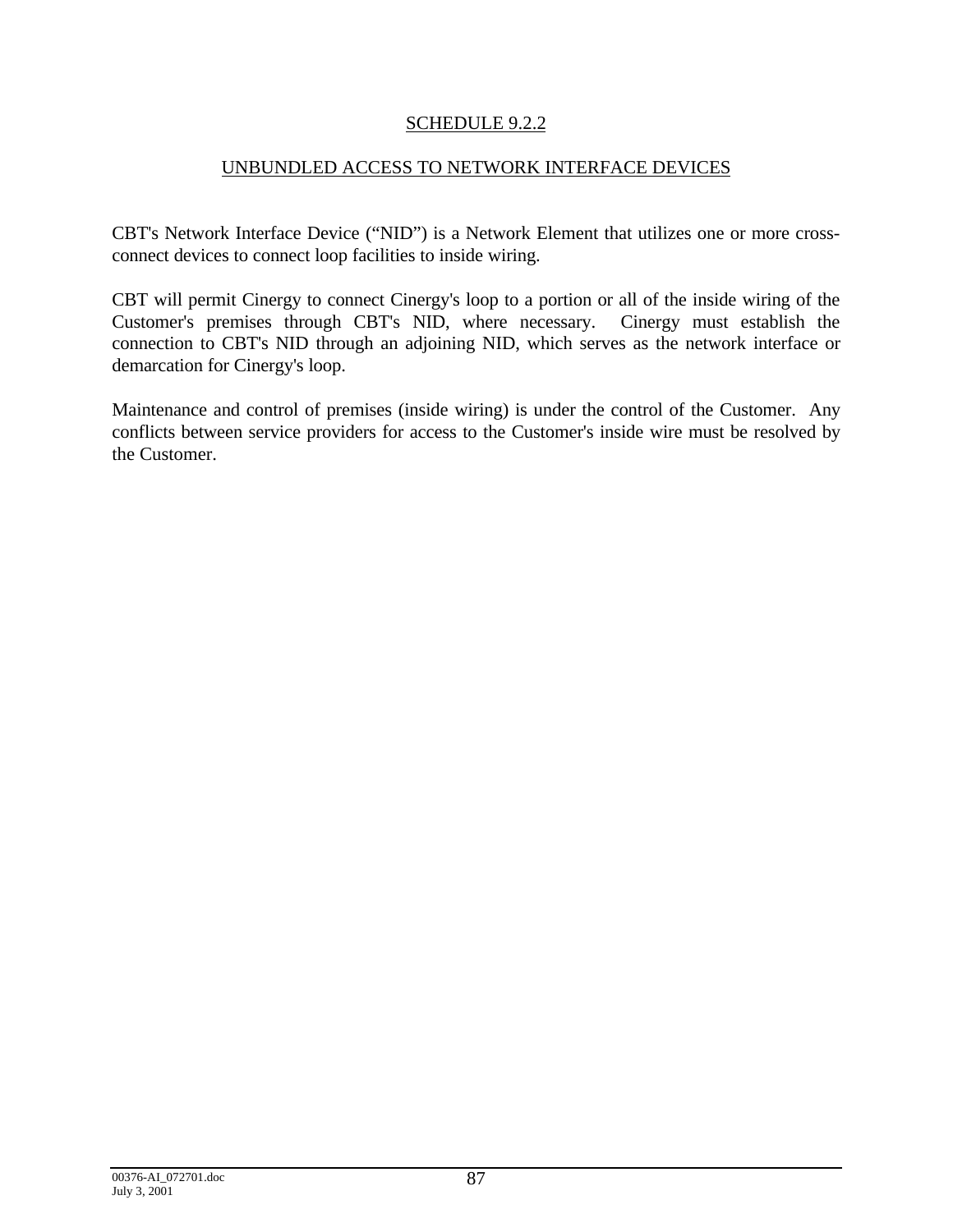## SCHEDULE 9.2.2

## UNBUNDLED ACCESS TO NETWORK INTERFACE DEVICES

CBT's Network Interface Device ("NID") is a Network Element that utilizes one or more cross-connect devices to connect loop facilities to inside wiring.

CBT will permit Cinergy to connect Cinergy's loop to a portion or all of the inside wiring of the Customer's premises through CBT's NID, where necessary. Cinergy must establish the connection to CBT's NID through an adjoining NID, which serves as the network interface or demarcation for Cinergy's loop.

Maintenance and control of premises (inside wiring) is under the control of the Customer. Any conflicts between service providers for access to the Customer's inside wire must be resolved by the Customer.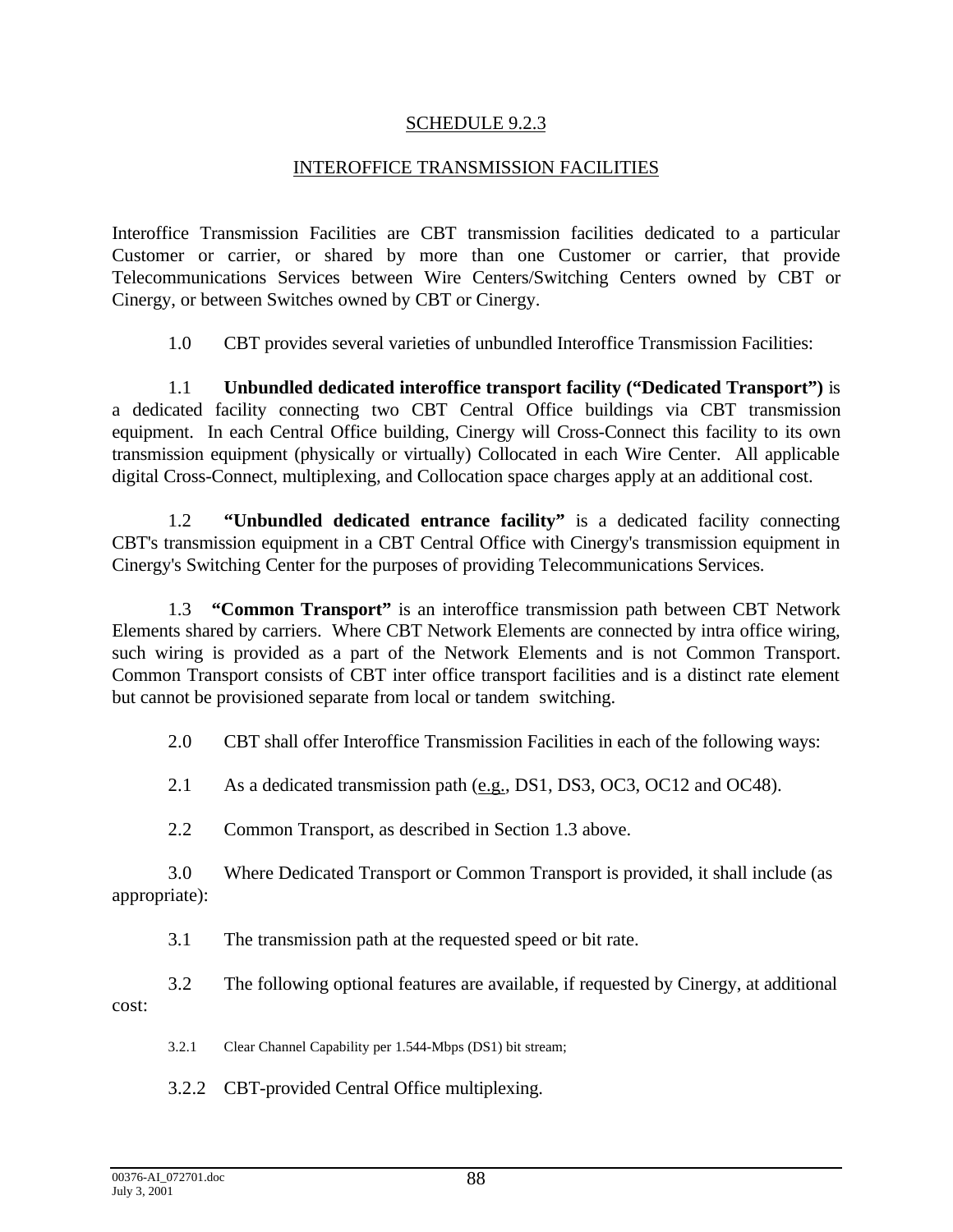SCHEDULE 9.2.3

INTEROFFICE TRANSMISSION FACILITIES

Interoffice Transmission Facilities are CBT transmission facilities dedicated to a particular Customer or carrier, or shared by more than one Customer or carrier, that provide Telecommunications Services between Wire Centers/Switching Centers owned by CBT or Cinergy, or between Switches owned by CBT or Cinergy.

1.0 CBT provides several varieties of unbundled Interoffice Transmission Facilities:

1.1 **Unbundled dedicated interoffice transport facility ("Dedicated Transport")** is a dedicated facility connecting two CBT Central Office buildings via CBT transmission equipment. In each Central Office building, Cinergy will Cross-Connect this facility to its own transmission equipment (physically or virtually) Collocated in each Wire Center. All applicable digital Cross-Connect, multiplexing, and Collocation space charges apply at an additional cost.

1.2 **"Unbundled dedicated entrance facility"** is a dedicated facility connecting CBT's transmission equipment in a CBT Central Office with Cinergy's transmission equipment in Cinergy's Switching Center for the purposes of providing Telecommunications Services.

1.3 **"Common Transport"** is an interoffice transmission path between CBT Network Elements shared by carriers. Where CBT Network Elements are connected by intra office wiring, such wiring is provided as a part of the Network Elements and is not Common Transport. Common Transport consists of CBT inter office transport facilities and is a distinct rate element but cannot be provisioned separate from local or tandem switching.

2.0 CBT shall offer Interoffice Transmission Facilities in each of the following ways:

2.1 As a dedicated transmission path (e.g., DS1, DS3, OC3, OC12 and OC48).

2.2 Common Transport, as described in Section 1.3 above.

3.0 Where Dedicated Transport or Common Transport is provided, it shall include (as appropriate):

3.1 The transmission path at the requested speed or bit rate.

3.2 The following optional features are available, if requested by Cinergy, at additional cost:

3.2.1 Clear Channel Capability per 1.544-Mbps (DS1) bit stream;

3.2.2 CBT-provided Central Office multiplexing.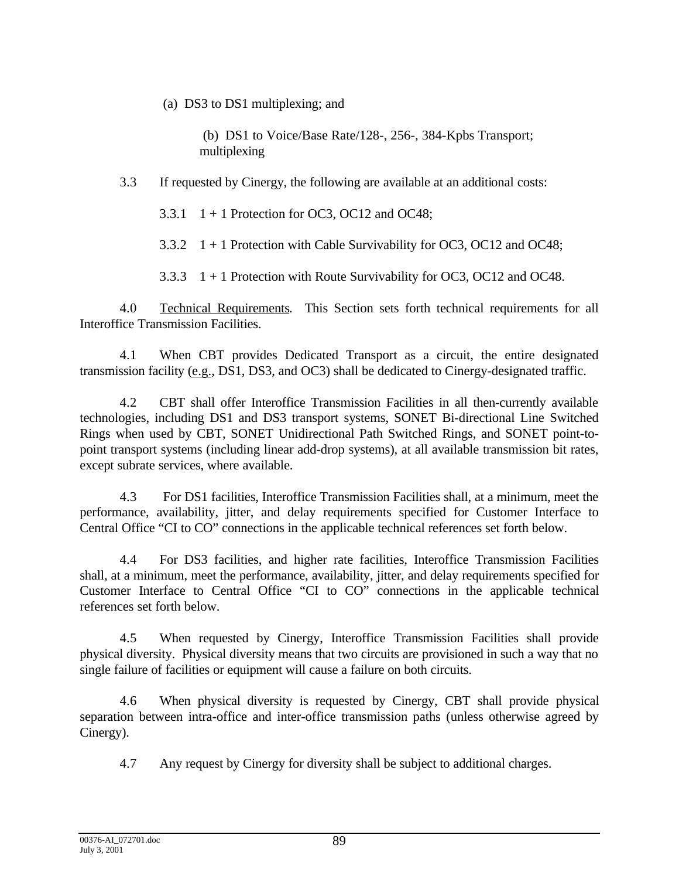(a) DS3 to DS1 multiplexing; and

(b) DS1 to Voice/Base Rate/128-, 256-, 384-Kpbs Transport; multiplexing

3.3 If requested by Cinergy, the following are available at an additional costs:

3.3.1 1 + 1 Protection for OC3, OC12 and OC48;

3.3.2 1 + 1 Protection with Cable Survivability for OC3, OC12 and OC48;

3.3.3 1 + 1 Protection with Route Survivability for OC3, OC12 and OC48.

4.0 Technical Requirements. This Section sets forth technical requirements for all Interoffice Transmission Facilities.

4.1 When CBT provides Dedicated Transport as a circuit, the entire designated transmission facility (e.g., DS1, DS3, and OC3) shall be dedicated to Cinergy-designated traffic.

4.2 CBT shall offer Interoffice Transmission Facilities in all then-currently available technologies, including DS1 and DS3 transport systems, SONET Bi-directional Line Switched Rings when used by CBT, SONET Unidirectional Path Switched Rings, and SONET point-to-point transport systems (including linear add-drop systems), at all available transmission bit rates, except subrate services, where available.

4.3 For DS1 facilities, Interoffice Transmission Facilities shall, at a minimum, meet the performance, availability, jitter, and delay requirements specified for Customer Interface to Central Office "CI to CO" connections in the applicable technical references set forth below.

4.4 For DS3 facilities, and higher rate facilities, Interoffice Transmission Facilities shall, at a minimum, meet the performance, availability, jitter, and delay requirements specified for Customer Interface to Central Office "CI to CO" connections in the applicable technical references set forth below.

4.5 When requested by Cinergy, Interoffice Transmission Facilities shall provide physical diversity. Physical diversity means that two circuits are provisioned in such a way that no single failure of facilities or equipment will cause a failure on both circuits.

4.6 When physical diversity is requested by Cinergy, CBT shall provide physical separation between intra-office and inter-office transmission paths (unless otherwise agreed by Cinergy).

4.7 Any request by Cinergy for diversity shall be subject to additional charges.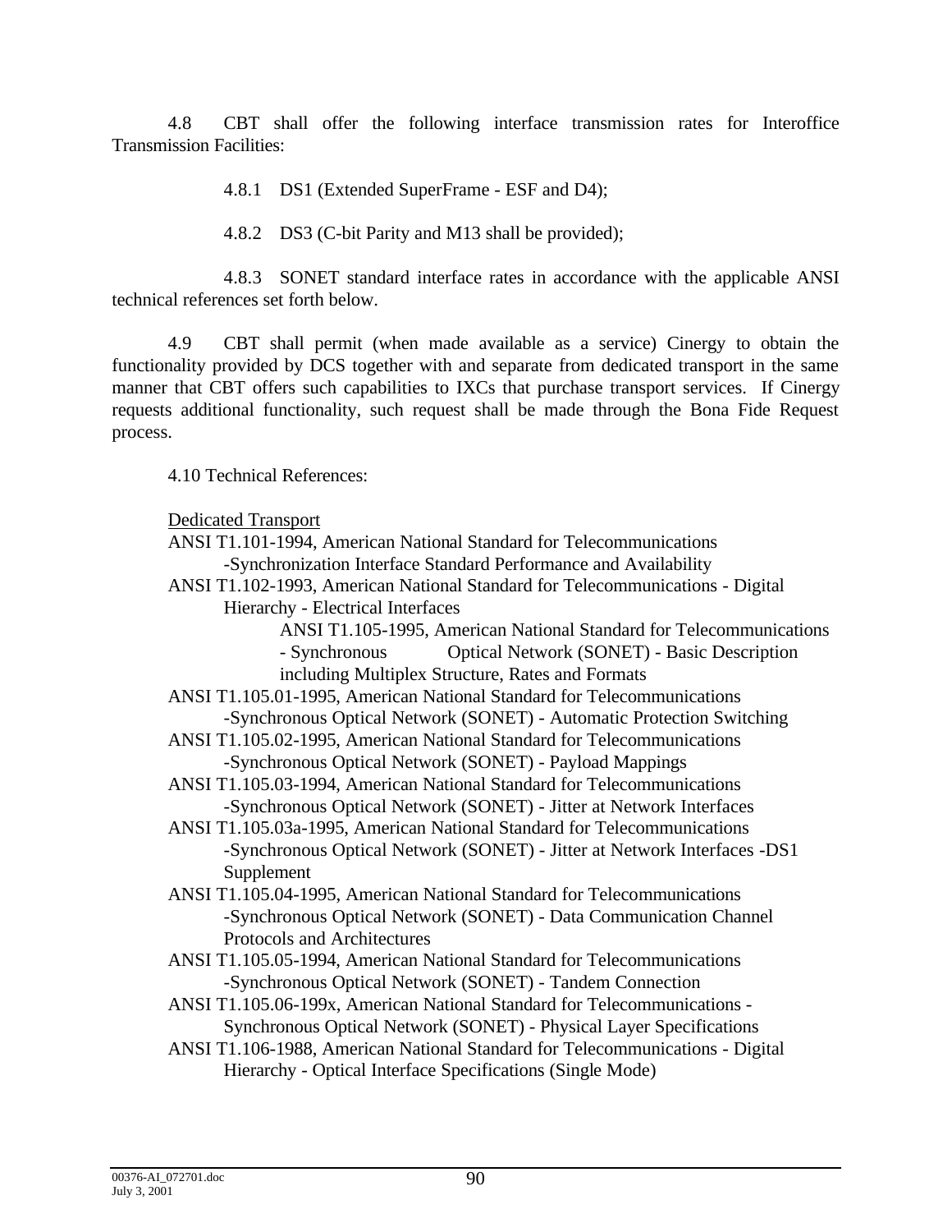4.8 CBT shall offer the following interface transmission rates for Interoffice Transmission Facilities:

4.8.1 DS1 (Extended SuperFrame - ESF and D4);

4.8.2 DS3 (C-bit Parity and M13 shall be provided);

4.8.3 SONET standard interface rates in accordance with the applicable ANSI technical references set forth below.

4.9 CBT shall permit (when made available as a service) Cinergy to obtain the functionality provided by DCS together with and separate from dedicated transport in the same manner that CBT offers such capabilities to IXCs that purchase transport services. If Cinergy requests additional functionality, such request shall be made through the Bona Fide Request process.

4.10 Technical References:

Dedicated Transport

ANSI T1.101-1994, American National Standard for Telecommunications -Synchronization Interface Standard Performance and Availability

ANSI T1.102-1993, American National Standard for Telecommunications - Digital Hierarchy - Electrical Interfaces

ANSI T1.105-1995, American National Standard for Telecommunications - Synchronous Optical Network (SONET) - Basic Description including Multiplex Structure, Rates and Formats

ANSI T1.105.01-1995, American National Standard for Telecommunications -Synchronous Optical Network (SONET) - Automatic Protection Switching

ANSI T1.105.02-1995, American National Standard for Telecommunications -Synchronous Optical Network (SONET) - Payload Mappings

ANSI T1.105.03-1994, American National Standard for Telecommunications -Synchronous Optical Network (SONET) - Jitter at Network Interfaces

ANSI T1.105.03a-1995, American National Standard for Telecommunications -Synchronous Optical Network (SONET) - Jitter at Network Interfaces -DS1 Supplement

ANSI T1.105.04-1995, American National Standard for Telecommunications -Synchronous Optical Network (SONET) - Data Communication Channel Protocols and Architectures

ANSI T1.105.05-1994, American National Standard for Telecommunications -Synchronous Optical Network (SONET) - Tandem Connection

ANSI T1.105.06-199x, American National Standard for Telecommunications - Synchronous Optical Network (SONET) - Physical Layer Specifications

ANSI T1.106-1988, American National Standard for Telecommunications - Digital Hierarchy - Optical Interface Specifications (Single Mode)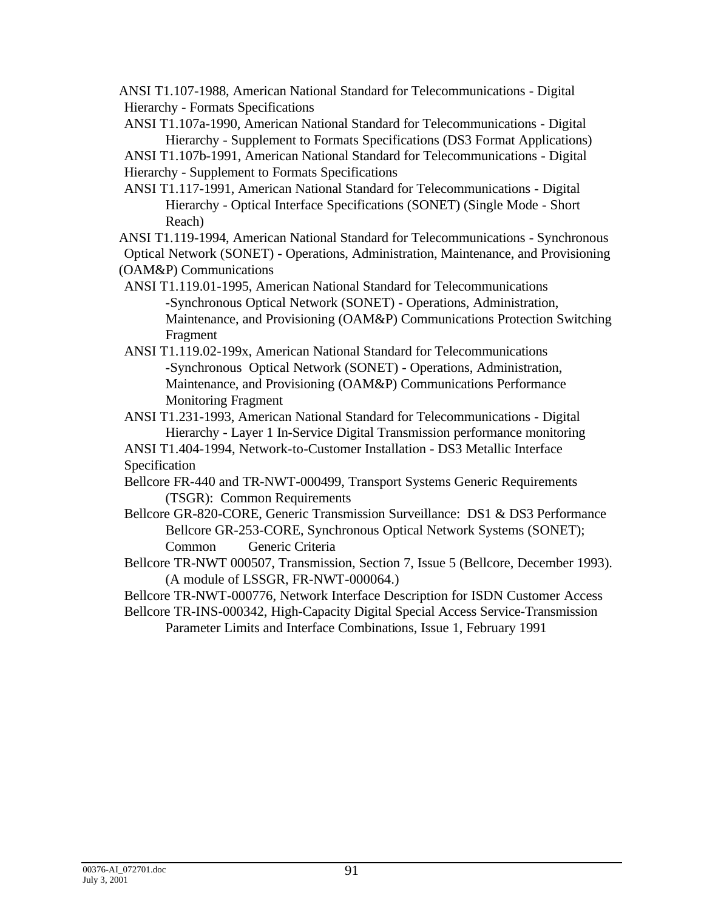ANSI T1.107-1988, American National Standard for Telecommunications - Digital Hierarchy - Formats Specifications

ANSI T1.107a-1990, American National Standard for Telecommunications - Digital Hierarchy - Supplement to Formats Specifications (DS3 Format Applications)

ANSI T1.107b-1991, American National Standard for Telecommunications - Digital Hierarchy - Supplement to Formats Specifications

ANSI T1.117-1991, American National Standard for Telecommunications - Digital Hierarchy - Optical Interface Specifications (SONET) (Single Mode - Short Reach)

ANSI T1.119-1994, American National Standard for Telecommunications - Synchronous Optical Network (SONET) - Operations, Administration, Maintenance, and Provisioning (OAM&P) Communications

ANSI T1.119.01-1995, American National Standard for Telecommunications -Synchronous Optical Network (SONET) - Operations, Administration, Maintenance, and Provisioning (OAM&P) Communications Protection Switching Fragment

ANSI T1.119.02-199x, American National Standard for Telecommunications -Synchronous Optical Network (SONET) - Operations, Administration, Maintenance, and Provisioning (OAM&P) Communications Performance Monitoring Fragment

ANSI T1.231-1993, American National Standard for Telecommunications - Digital Hierarchy - Layer 1 In-Service Digital Transmission performance monitoring

ANSI T1.404-1994, Network-to-Customer Installation - DS3 Metallic Interface Specification

Bellcore FR-440 and TR-NWT-000499, Transport Systems Generic Requirements (TSGR): Common Requirements

Bellcore GR-820-CORE, Generic Transmission Surveillance: DS1 & DS3 Performance

Bellcore GR-253-CORE, Synchronous Optical Network Systems (SONET); Common Generic Criteria

Bellcore TR-NWT 000507, Transmission, Section 7, Issue 5 (Bellcore, December 1993). (A module of LSSGR, FR-NWT-000064.)

Bellcore TR-NWT-000776, Network Interface Description for ISDN Customer Access

Bellcore TR-INS-000342, High-Capacity Digital Special Access Service-Transmission Parameter Limits and Interface Combinations, Issue 1, February 1991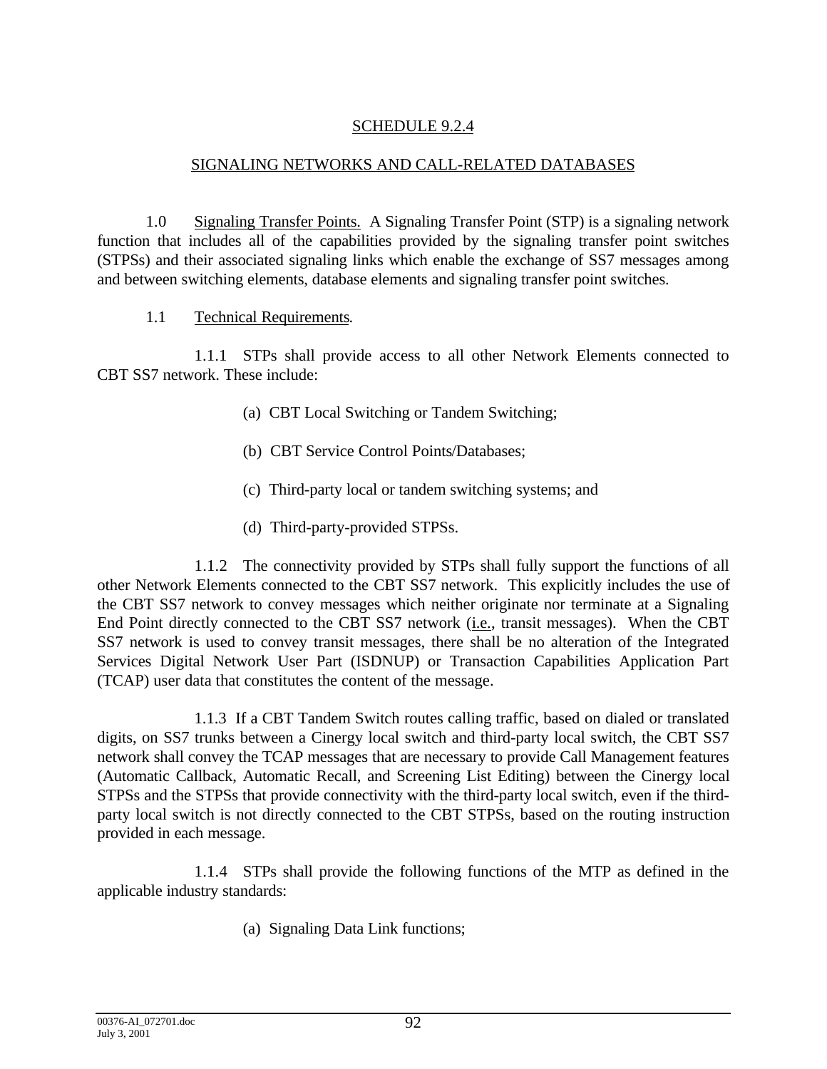SCHEDULE 9.2.4

SIGNALING NETWORKS AND CALL-RELATED DATABASES

1.0 Signaling Transfer Points. A Signaling Transfer Point (STP) is a signaling network function that includes all of the capabilities provided by the signaling transfer point switches (STPSs) and their associated signaling links which enable the exchange of SS7 messages among and between switching elements, database elements and signaling transfer point switches.

1.1 Technical Requirements.

1.1.1 STPs shall provide access to all other Network Elements connected to CBT SS7 network. These include:

(a) CBT Local Switching or Tandem Switching;

(b) CBT Service Control Points/Databases;

(c) Third-party local or tandem switching systems; and

(d) Third-party-provided STPSs.

1.1.2 The connectivity provided by STPs shall fully support the functions of all other Network Elements connected to the CBT SS7 network. This explicitly includes the use of the CBT SS7 network to convey messages which neither originate nor terminate at a Signaling End Point directly connected to the CBT SS7 network (i.e., transit messages). When the CBT SS7 network is used to convey transit messages, there shall be no alteration of the Integrated Services Digital Network User Part (ISDNUP) or Transaction Capabilities Application Part (TCAP) user data that constitutes the content of the message.

1.1.3 If a CBT Tandem Switch routes calling traffic, based on dialed or translated digits, on SS7 trunks between a Cinergy local switch and third-party local switch, the CBT SS7 network shall convey the TCAP messages that are necessary to provide Call Management features (Automatic Callback, Automatic Recall, and Screening List Editing) between the Cinergy local STPSs and the STPSs that provide connectivity with the third-party local switch, even if the third-party local switch is not directly connected to the CBT STPSs, based on the routing instruction provided in each message.

1.1.4 STPs shall provide the following functions of the MTP as defined in the applicable industry standards:

(a) Signaling Data Link functions;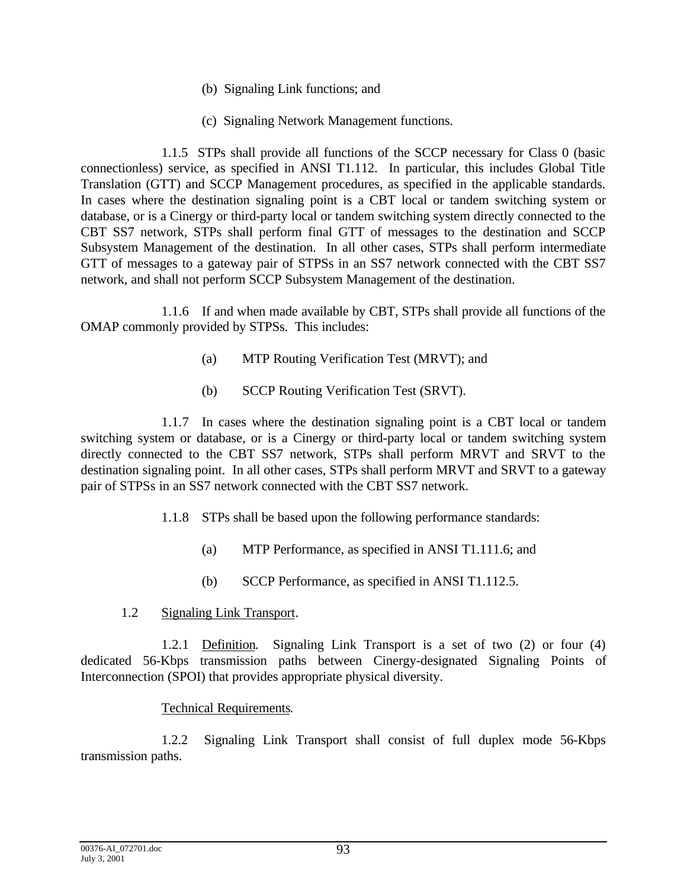(b) Signaling Link functions; and

(c) Signaling Network Management functions.

1.1.5 STPs shall provide all functions of the SCCP necessary for Class 0 (basic connectionless) service, as specified in ANSI T1.112. In particular, this includes Global Title Translation (GTT) and SCCP Management procedures, as specified in the applicable standards. In cases where the destination signaling point is a CBT local or tandem switching system or database, or is a Cinergy or third-party local or tandem switching system directly connected to the CBT SS7 network, STPs shall perform final GTT of messages to the destination and SCCP Subsystem Management of the destination. In all other cases, STPs shall perform intermediate GTT of messages to a gateway pair of STPSs in an SS7 network connected with the CBT SS7 network, and shall not perform SCCP Subsystem Management of the destination.

1.1.6 If and when made available by CBT, STPs shall provide all functions of the OMAP commonly provided by STPSs. This includes:

(a) MTP Routing Verification Test (MRVT); and

(b) SCCP Routing Verification Test (SRVT).

1.1.7 In cases where the destination signaling point is a CBT local or tandem switching system or database, or is a Cinergy or third-party local or tandem switching system directly connected to the CBT SS7 network, STPs shall perform MRVT and SRVT to the destination signaling point. In all other cases, STPs shall perform MRVT and SRVT to a gateway pair of STPSs in an SS7 network connected with the CBT SS7 network.

1.1.8 STPs shall be based upon the following performance standards:

(a) MTP Performance, as specified in ANSI T1.111.6; and

(b) SCCP Performance, as specified in ANSI T1.112.5.

1.2 Signaling Link Transport.

1.2.1 Definition. Signaling Link Transport is a set of two (2) or four (4) dedicated 56-Kbps transmission paths between Cinergy-designated Signaling Points of Interconnection (SPOI) that provides appropriate physical diversity.

Technical Requirements.

1.2.2 Signaling Link Transport shall consist of full duplex mode 56-Kbps transmission paths.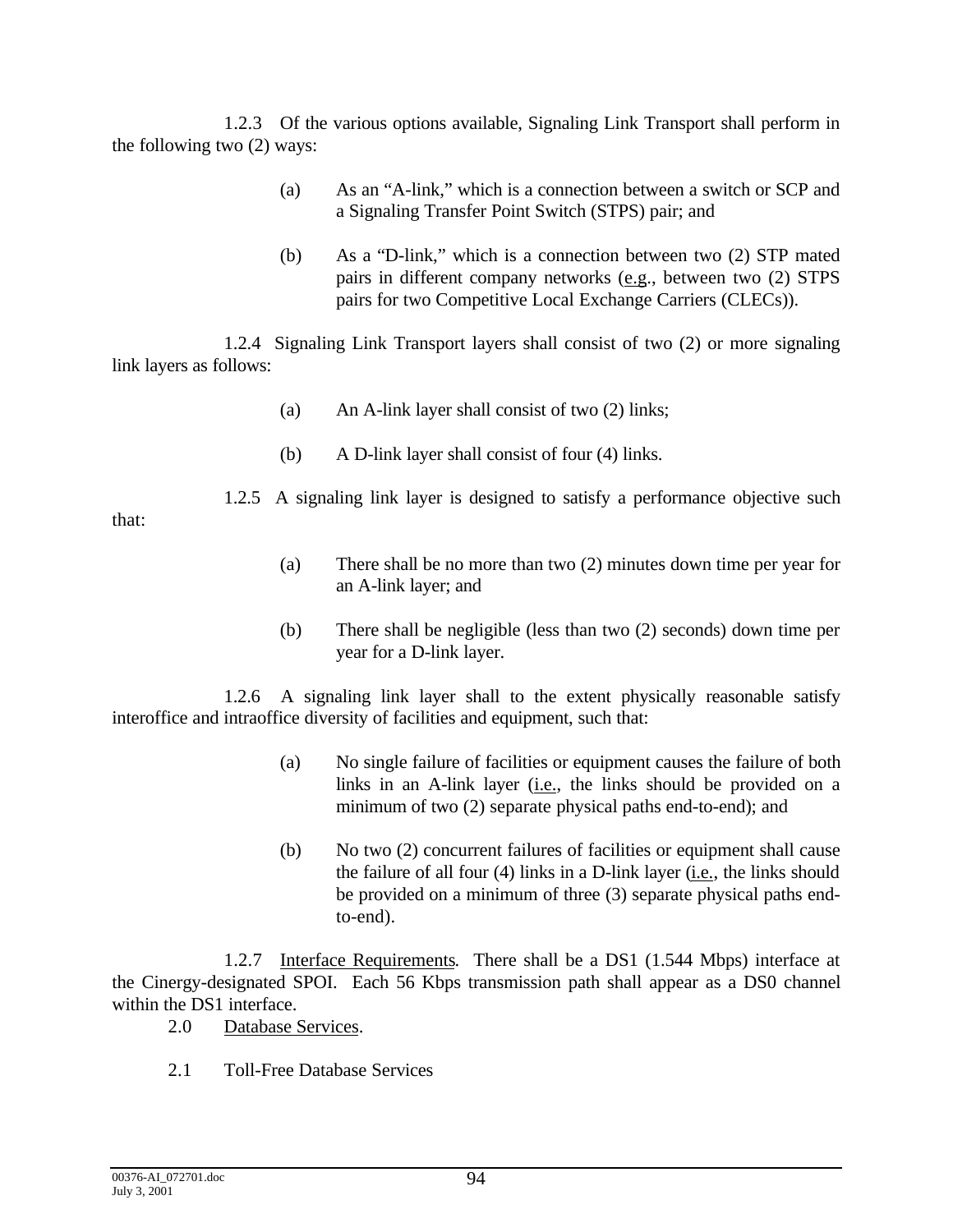1.2.3 Of the various options available, Signaling Link Transport shall perform in the following two (2) ways:

(a) As an "A-link," which is a connection between a switch or SCP and a Signaling Transfer Point Switch (STPS) pair; and

(b) As a "D-link," which is a connection between two (2) STP mated pairs in different company networks (e.g., between two (2) STPS pairs for two Competitive Local Exchange Carriers (CLECs)).

1.2.4 Signaling Link Transport layers shall consist of two (2) or more signaling link layers as follows:

(a) An A-link layer shall consist of two (2) links;

(b) A D-link layer shall consist of four (4) links.

1.2.5 A signaling link layer is designed to satisfy a performance objective such that:

(a) There shall be no more than two (2) minutes down time per year for an A-link layer; and

(b) There shall be negligible (less than two (2) seconds) down time per year for a D-link layer.

1.2.6 A signaling link layer shall to the extent physically reasonable satisfy interoffice and intraoffice diversity of facilities and equipment, such that:

(a) No single failure of facilities or equipment causes the failure of both links in an A-link layer (i.e., the links should be provided on a minimum of two (2) separate physical paths end-to-end); and

(b) No two (2) concurrent failures of facilities or equipment shall cause the failure of all four (4) links in a D-link layer (i.e., the links should be provided on a minimum of three (3) separate physical paths end-to-end).

1.2.7 Interface Requirements. There shall be a DS1 (1.544 Mbps) interface at the Cinergy-designated SPOI. Each 56 Kbps transmission path shall appear as a DS0 channel within the DS1 interface.

2.0 Database Services.

2.1 Toll-Free Database Services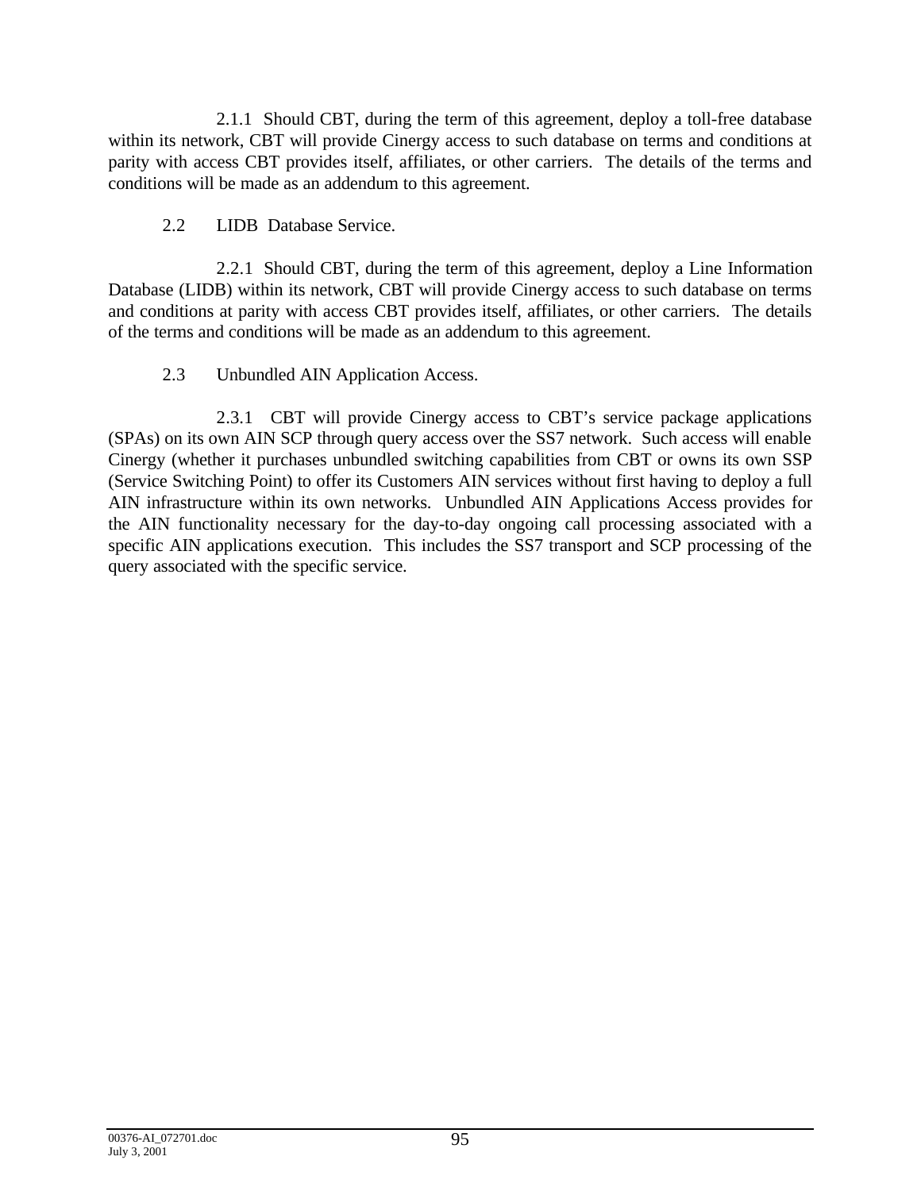2.1.1 Should CBT, during the term of this agreement, deploy a toll-free database within its network, CBT will provide Cinergy access to such database on terms and conditions at parity with access CBT provides itself, affiliates, or other carriers. The details of the terms and conditions will be made as an addendum to this agreement.

2.2 LIDB Database Service.

2.2.1 Should CBT, during the term of this agreement, deploy a Line Information Database (LIDB) within its network, CBT will provide Cinergy access to such database on terms and conditions at parity with access CBT provides itself, affiliates, or other carriers. The details of the terms and conditions will be made as an addendum to this agreement.

2.3 Unbundled AIN Application Access.

2.3.1 CBT will provide Cinergy access to CBT's service package applications (SPAs) on its own AIN SCP through query access over the SS7 network. Such access will enable Cinergy (whether it purchases unbundled switching capabilities from CBT or owns its own SSP (Service Switching Point) to offer its Customers AIN services without first having to deploy a full AIN infrastructure within its own networks. Unbundled AIN Applications Access provides for the AIN functionality necessary for the day-to-day ongoing call processing associated with a specific AIN applications execution. This includes the SS7 transport and SCP processing of the query associated with the specific service.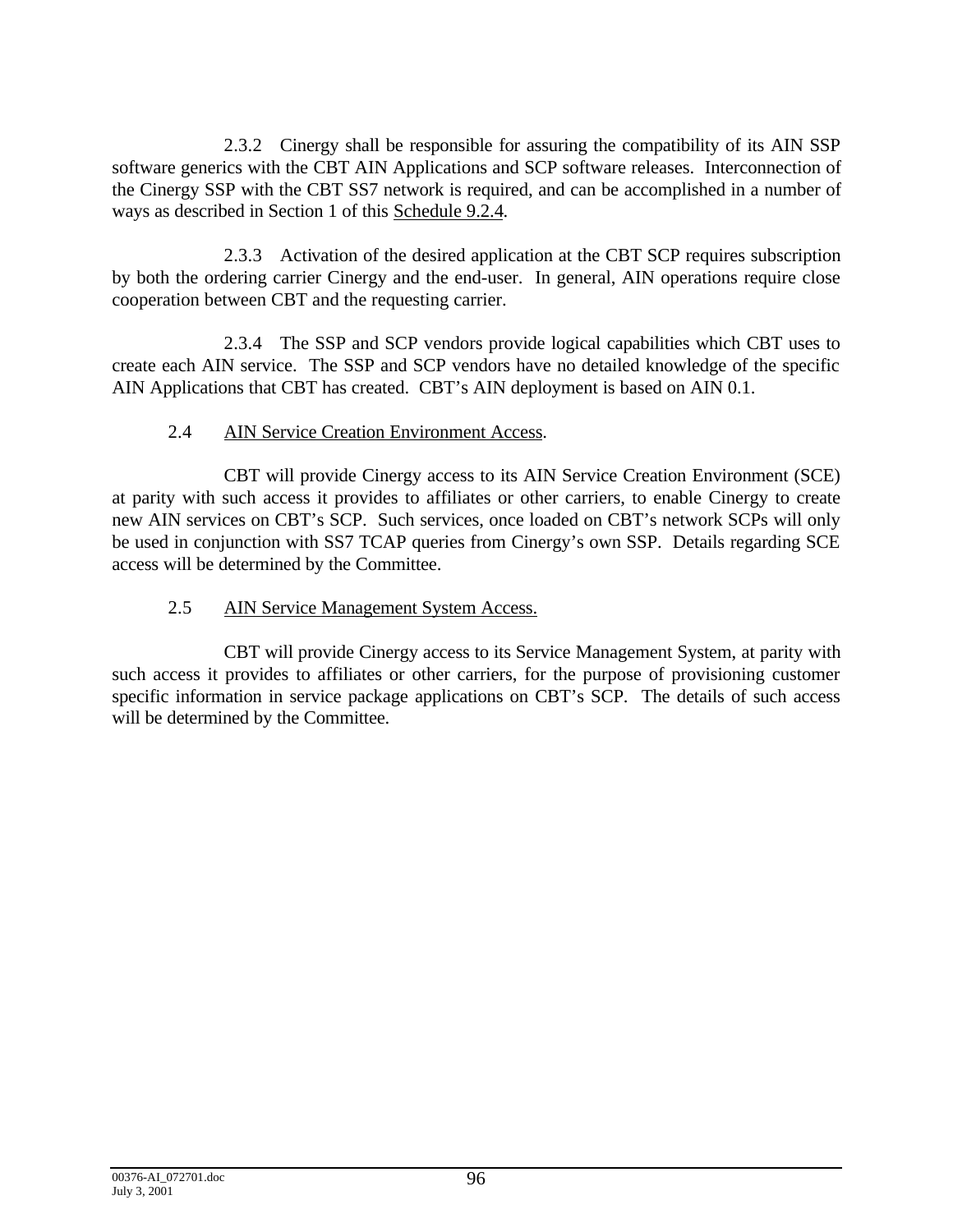2.3.2 Cinergy shall be responsible for assuring the compatibility of its AIN SSP software generics with the CBT AIN Applications and SCP software releases. Interconnection of the Cinergy SSP with the CBT SS7 network is required, and can be accomplished in a number of ways as described in Section 1 of this Schedule 9.2.4.

2.3.3 Activation of the desired application at the CBT SCP requires subscription by both the ordering carrier Cinergy and the end-user. In general, AIN operations require close cooperation between CBT and the requesting carrier.

2.3.4 The SSP and SCP vendors provide logical capabilities which CBT uses to create each AIN service. The SSP and SCP vendors have no detailed knowledge of the specific AIN Applications that CBT has created. CBT's AIN deployment is based on AIN 0.1.

2.4 AIN Service Creation Environment Access.

CBT will provide Cinergy access to its AIN Service Creation Environment (SCE) at parity with such access it provides to affiliates or other carriers, to enable Cinergy to create new AIN services on CBT's SCP. Such services, once loaded on CBT's network SCPs will only be used in conjunction with SS7 TCAP queries from Cinergy's own SSP. Details regarding SCE access will be determined by the Committee.

2.5 AIN Service Management System Access.

CBT will provide Cinergy access to its Service Management System, at parity with such access it provides to affiliates or other carriers, for the purpose of provisioning customer specific information in service package applications on CBT's SCP. The details of such access will be determined by the Committee.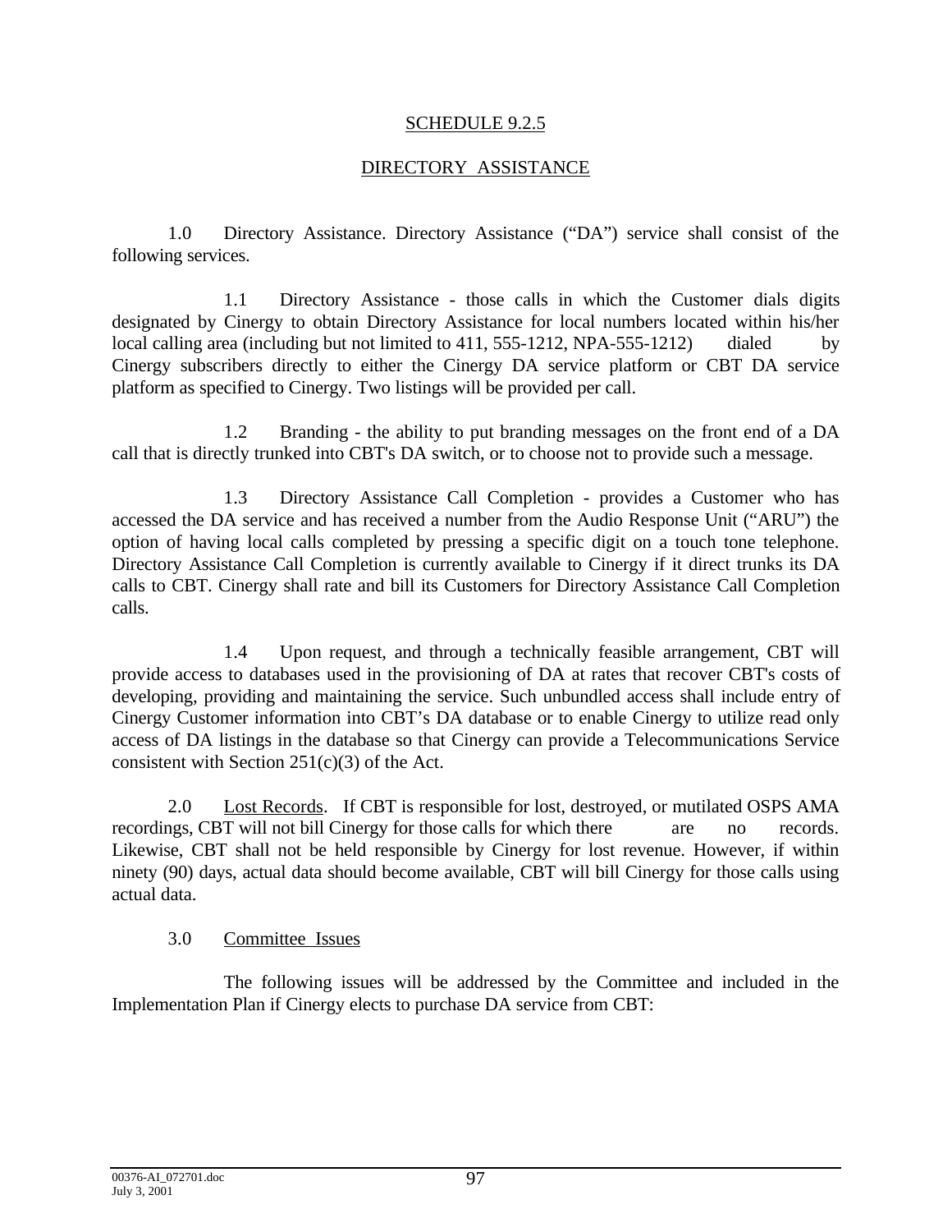# SCHEDULE 9.2.5

## DIRECTORY ASSISTANCE

1.0 Directory Assistance. Directory Assistance ("DA") service shall consist of the following services.

1.1 Directory Assistance - those calls in which the Customer dials digits designated by Cinergy to obtain Directory Assistance for local numbers located within his/her local calling area (including but not limited to 411, 555-1212, NPA-555-1212) dialed by Cinergy subscribers directly to either the Cinergy DA service platform or CBT DA service platform as specified to Cinergy. Two listings will be provided per call.

1.2 Branding - the ability to put branding messages on the front end of a DA call that is directly trunked into CBT's DA switch, or to choose not to provide such a message.

1.3 Directory Assistance Call Completion - provides a Customer who has accessed the DA service and has received a number from the Audio Response Unit ("ARU") the option of having local calls completed by pressing a specific digit on a touch tone telephone. Directory Assistance Call Completion is currently available to Cinergy if it direct trunks its DA calls to CBT. Cinergy shall rate and bill its Customers for Directory Assistance Call Completion calls.

1.4 Upon request, and through a technically feasible arrangement, CBT will provide access to databases used in the provisioning of DA at rates that recover CBT's costs of developing, providing and maintaining the service. Such unbundled access shall include entry of Cinergy Customer information into CBT's DA database or to enable Cinergy to utilize read only access of DA listings in the database so that Cinergy can provide a Telecommunications Service consistent with Section 251(c)(3) of the Act.

2.0 Lost Records. If CBT is responsible for lost, destroyed, or mutilated OSPS AMA recordings, CBT will not bill Cinergy for those calls for which there are no records. Likewise, CBT shall not be held responsible by Cinergy for lost revenue. However, if within ninety (90) days, actual data should become available, CBT will bill Cinergy for those calls using actual data.

3.0 Committee Issues

The following issues will be addressed by the Committee and included in the Implementation Plan if Cinergy elects to purchase DA service from CBT: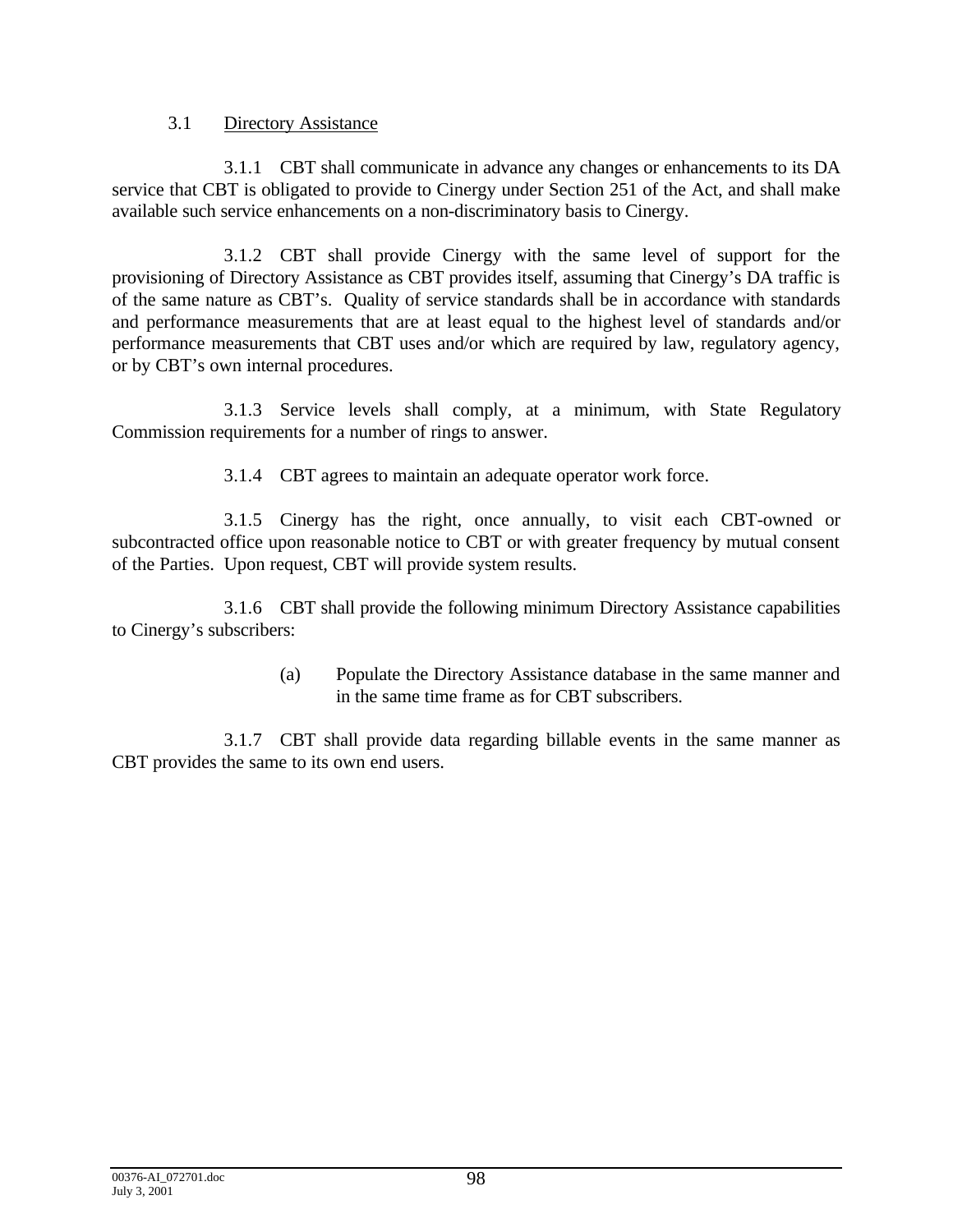3.1 Directory Assistance

3.1.1 CBT shall communicate in advance any changes or enhancements to its DA service that CBT is obligated to provide to Cinergy under Section 251 of the Act, and shall make available such service enhancements on a non-discriminatory basis to Cinergy.

3.1.2 CBT shall provide Cinergy with the same level of support for the provisioning of Directory Assistance as CBT provides itself, assuming that Cinergy's DA traffic is of the same nature as CBT's. Quality of service standards shall be in accordance with standards and performance measurements that are at least equal to the highest level of standards and/or performance measurements that CBT uses and/or which are required by law, regulatory agency, or by CBT's own internal procedures.

3.1.3 Service levels shall comply, at a minimum, with State Regulatory Commission requirements for a number of rings to answer.

3.1.4 CBT agrees to maintain an adequate operator work force.

3.1.5 Cinergy has the right, once annually, to visit each CBT-owned or subcontracted office upon reasonable notice to CBT or with greater frequency by mutual consent of the Parties. Upon request, CBT will provide system results.

3.1.6 CBT shall provide the following minimum Directory Assistance capabilities to Cinergy's subscribers:

(a) Populate the Directory Assistance database in the same manner and in the same time frame as for CBT subscribers.

3.1.7 CBT shall provide data regarding billable events in the same manner as CBT provides the same to its own end users.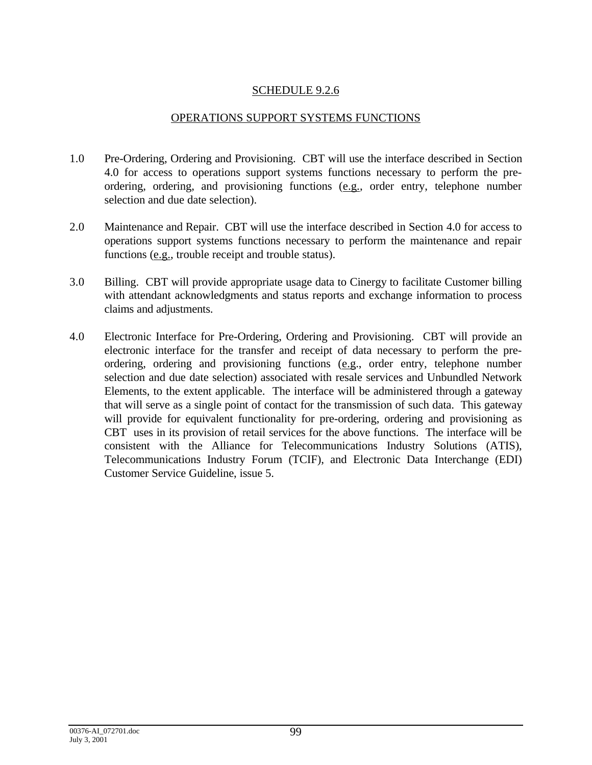# SCHEDULE 9.2.6

## OPERATIONS SUPPORT SYSTEMS FUNCTIONS

1.0 Pre-Ordering, Ordering and Provisioning. CBT will use the interface described in Section 4.0 for access to operations support systems functions necessary to perform the pre-ordering, ordering, and provisioning functions (e.g., order entry, telephone number selection and due date selection).

2.0 Maintenance and Repair. CBT will use the interface described in Section 4.0 for access to operations support systems functions necessary to perform the maintenance and repair functions (e.g., trouble receipt and trouble status).

3.0 Billing. CBT will provide appropriate usage data to Cinergy to facilitate Customer billing with attendant acknowledgments and status reports and exchange information to process claims and adjustments.

4.0 Electronic Interface for Pre-Ordering, Ordering and Provisioning. CBT will provide an electronic interface for the transfer and receipt of data necessary to perform the pre-ordering, ordering and provisioning functions (e.g., order entry, telephone number selection and due date selection) associated with resale services and Unbundled Network Elements, to the extent applicable. The interface will be administered through a gateway that will serve as a single point of contact for the transmission of such data. This gateway will provide for equivalent functionality for pre-ordering, ordering and provisioning as CBT uses in its provision of retail services for the above functions. The interface will be consistent with the Alliance for Telecommunications Industry Solutions (ATIS), Telecommunications Industry Forum (TCIF), and Electronic Data Interchange (EDI) Customer Service Guideline, issue 5.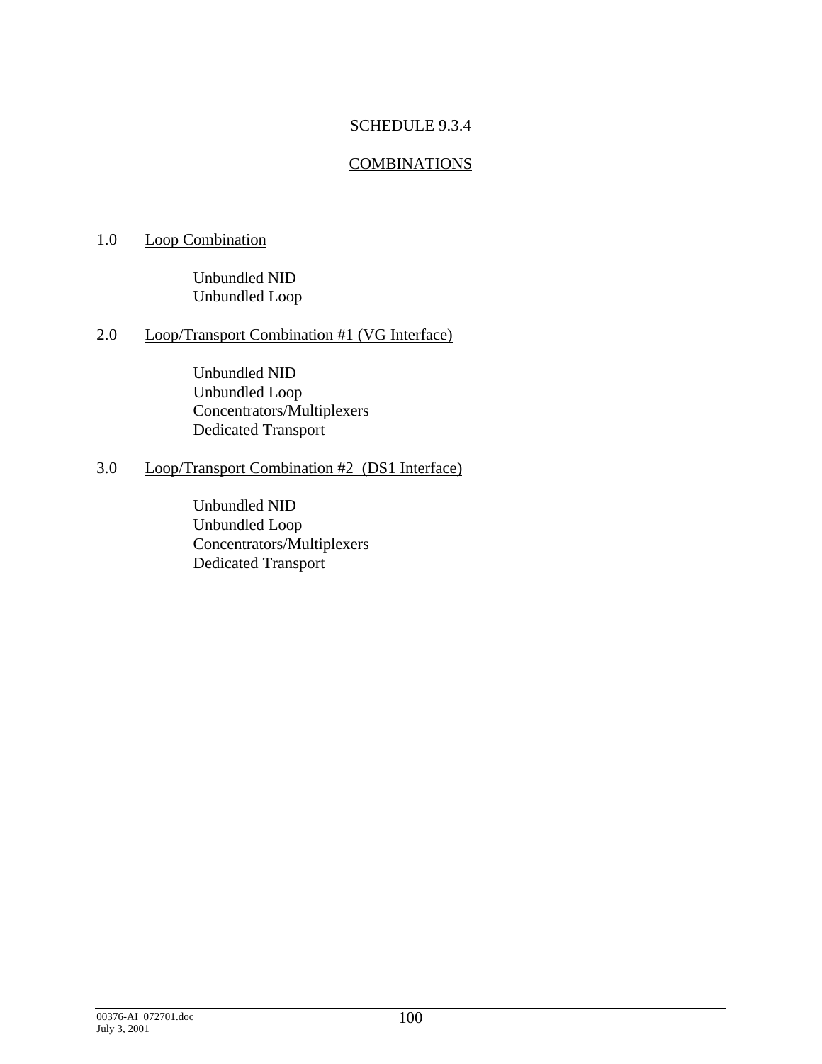# SCHEDULE 9.3.4

## COMBINATIONS

1.0 Loop Combination

Unbundled NID
Unbundled Loop

2.0 Loop/Transport Combination #1 (VG Interface)

Unbundled NID
Unbundled Loop
Concentrators/Multiplexers
Dedicated Transport

3.0 Loop/Transport Combination #2 (DS1 Interface)

Unbundled NID
Unbundled Loop
Concentrators/Multiplexers
Dedicated Transport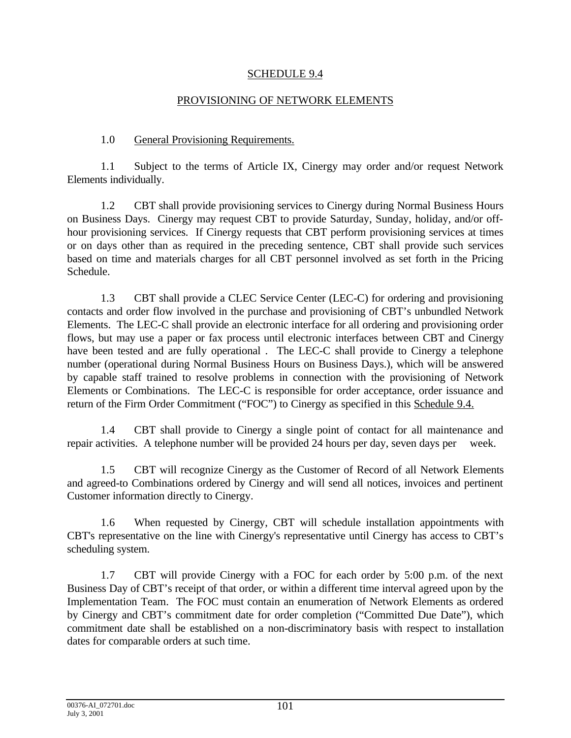# SCHEDULE 9.4

## PROVISIONING OF NETWORK ELEMENTS

1.0 General Provisioning Requirements.

1.1 Subject to the terms of Article IX, Cinergy may order and/or request Network Elements individually.

1.2 CBT shall provide provisioning services to Cinergy during Normal Business Hours on Business Days. Cinergy may request CBT to provide Saturday, Sunday, holiday, and/or off-hour provisioning services. If Cinergy requests that CBT perform provisioning services at times or on days other than as required in the preceding sentence, CBT shall provide such services based on time and materials charges for all CBT personnel involved as set forth in the Pricing Schedule.

1.3 CBT shall provide a CLEC Service Center (LEC-C) for ordering and provisioning contacts and order flow involved in the purchase and provisioning of CBT's unbundled Network Elements. The LEC-C shall provide an electronic interface for all ordering and provisioning order flows, but may use a paper or fax process until electronic interfaces between CBT and Cinergy have been tested and are fully operational . The LEC-C shall provide to Cinergy a telephone number (operational during Normal Business Hours on Business Days.), which will be answered by capable staff trained to resolve problems in connection with the provisioning of Network Elements or Combinations. The LEC-C is responsible for order acceptance, order issuance and return of the Firm Order Commitment ("FOC") to Cinergy as specified in this Schedule 9.4.

1.4 CBT shall provide to Cinergy a single point of contact for all maintenance and repair activities. A telephone number will be provided 24 hours per day, seven days per week.

1.5 CBT will recognize Cinergy as the Customer of Record of all Network Elements and agreed-to Combinations ordered by Cinergy and will send all notices, invoices and pertinent Customer information directly to Cinergy.

1.6 When requested by Cinergy, CBT will schedule installation appointments with CBT's representative on the line with Cinergy's representative until Cinergy has access to CBT's scheduling system.

1.7 CBT will provide Cinergy with a FOC for each order by 5:00 p.m. of the next Business Day of CBT's receipt of that order, or within a different time interval agreed upon by the Implementation Team. The FOC must contain an enumeration of Network Elements as ordered by Cinergy and CBT's commitment date for order completion ("Committed Due Date"), which commitment date shall be established on a non-discriminatory basis with respect to installation dates for comparable orders at such time.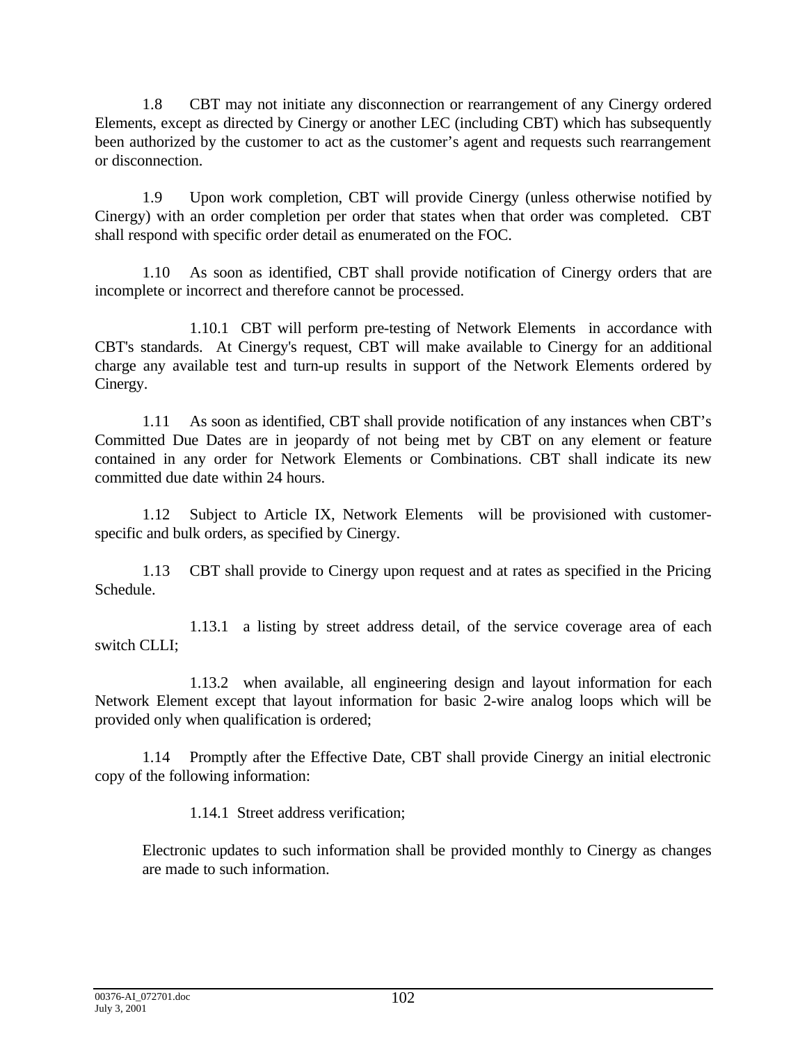1.8 CBT may not initiate any disconnection or rearrangement of any Cinergy ordered Elements, except as directed by Cinergy or another LEC (including CBT) which has subsequently been authorized by the customer to act as the customer's agent and requests such rearrangement or disconnection.

1.9 Upon work completion, CBT will provide Cinergy (unless otherwise notified by Cinergy) with an order completion per order that states when that order was completed. CBT shall respond with specific order detail as enumerated on the FOC.

1.10 As soon as identified, CBT shall provide notification of Cinergy orders that are incomplete or incorrect and therefore cannot be processed.

1.10.1 CBT will perform pre-testing of Network Elements in accordance with CBT's standards. At Cinergy's request, CBT will make available to Cinergy for an additional charge any available test and turn-up results in support of the Network Elements ordered by Cinergy.

1.11 As soon as identified, CBT shall provide notification of any instances when CBT's Committed Due Dates are in jeopardy of not being met by CBT on any element or feature contained in any order for Network Elements or Combinations. CBT shall indicate its new committed due date within 24 hours.

1.12 Subject to Article IX, Network Elements will be provisioned with customer-specific and bulk orders, as specified by Cinergy.

1.13 CBT shall provide to Cinergy upon request and at rates as specified in the Pricing Schedule.

1.13.1 a listing by street address detail, of the service coverage area of each switch CLLI;

1.13.2 when available, all engineering design and layout information for each Network Element except that layout information for basic 2-wire analog loops which will be provided only when qualification is ordered;

1.14 Promptly after the Effective Date, CBT shall provide Cinergy an initial electronic copy of the following information:

1.14.1 Street address verification;

Electronic updates to such information shall be provided monthly to Cinergy as changes are made to such information.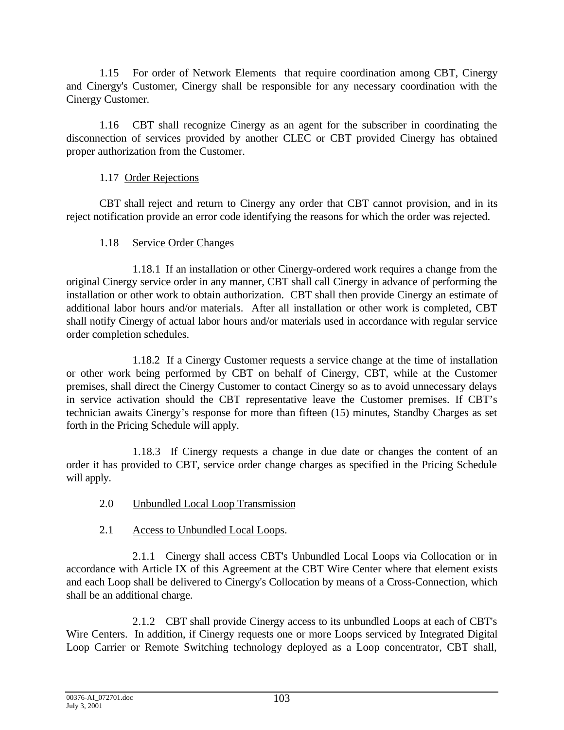1.15 For order of Network Elements that require coordination among CBT, Cinergy and Cinergy's Customer, Cinergy shall be responsible for any necessary coordination with the Cinergy Customer.

1.16 CBT shall recognize Cinergy as an agent for the subscriber in coordinating the disconnection of services provided by another CLEC or CBT provided Cinergy has obtained proper authorization from the Customer.

1.17 Order Rejections

CBT shall reject and return to Cinergy any order that CBT cannot provision, and in its reject notification provide an error code identifying the reasons for which the order was rejected.

1.18 Service Order Changes

1.18.1 If an installation or other Cinergy-ordered work requires a change from the original Cinergy service order in any manner, CBT shall call Cinergy in advance of performing the installation or other work to obtain authorization. CBT shall then provide Cinergy an estimate of additional labor hours and/or materials. After all installation or other work is completed, CBT shall notify Cinergy of actual labor hours and/or materials used in accordance with regular service order completion schedules.

1.18.2 If a Cinergy Customer requests a service change at the time of installation or other work being performed by CBT on behalf of Cinergy, CBT, while at the Customer premises, shall direct the Cinergy Customer to contact Cinergy so as to avoid unnecessary delays in service activation should the CBT representative leave the Customer premises. If CBT's technician awaits Cinergy's response for more than fifteen (15) minutes, Standby Charges as set forth in the Pricing Schedule will apply.

1.18.3 If Cinergy requests a change in due date or changes the content of an order it has provided to CBT, service order change charges as specified in the Pricing Schedule will apply.

2.0 Unbundled Local Loop Transmission

2.1 Access to Unbundled Local Loops.

2.1.1 Cinergy shall access CBT's Unbundled Local Loops via Collocation or in accordance with Article IX of this Agreement at the CBT Wire Center where that element exists and each Loop shall be delivered to Cinergy's Collocation by means of a Cross-Connection, which shall be an additional charge.

2.1.2 CBT shall provide Cinergy access to its unbundled Loops at each of CBT's Wire Centers. In addition, if Cinergy requests one or more Loops serviced by Integrated Digital Loop Carrier or Remote Switching technology deployed as a Loop concentrator, CBT shall,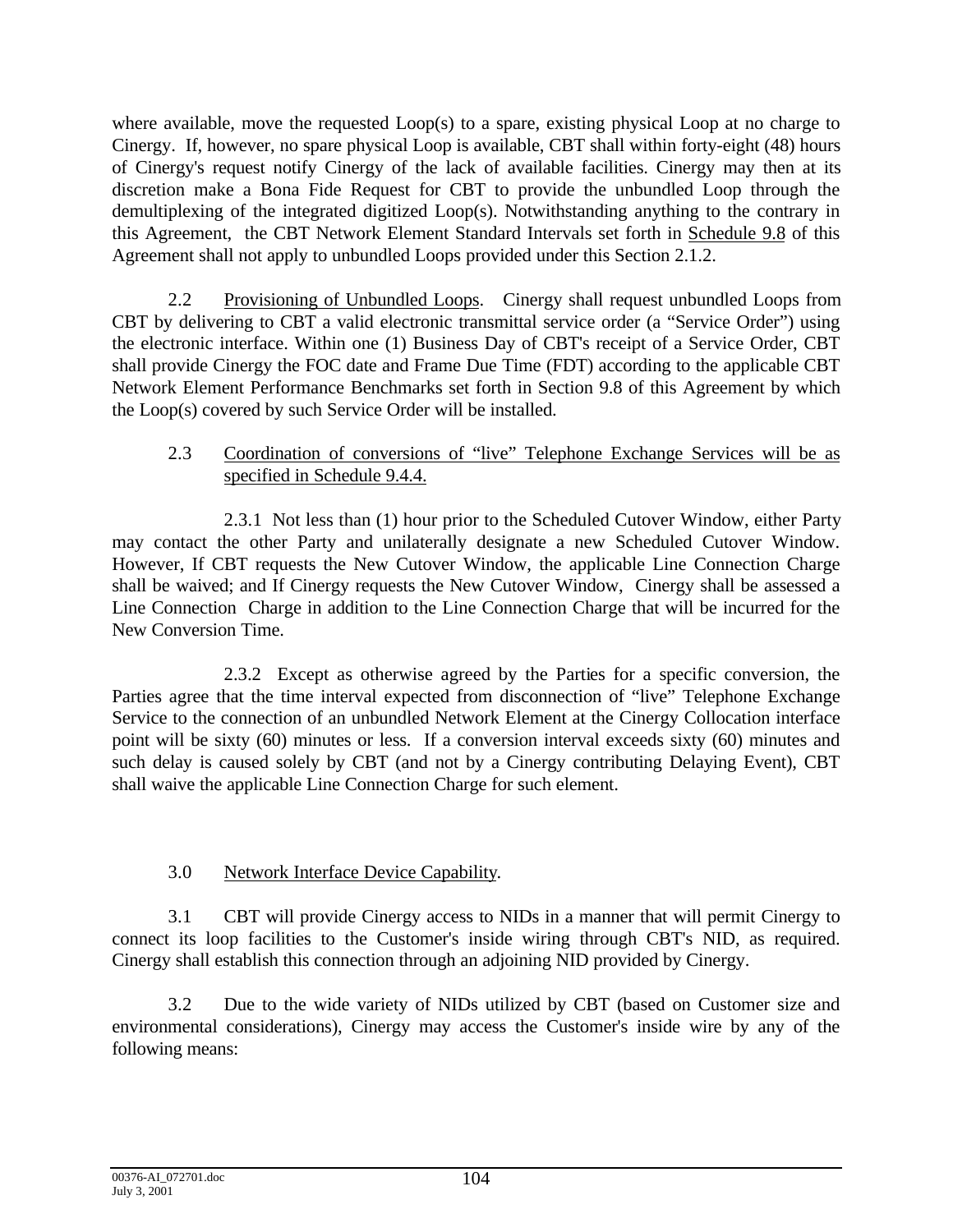where available, move the requested Loop(s) to a spare, existing physical Loop at no charge to Cinergy. If, however, no spare physical Loop is available, CBT shall within forty-eight (48) hours of Cinergy's request notify Cinergy of the lack of available facilities. Cinergy may then at its discretion make a Bona Fide Request for CBT to provide the unbundled Loop through the demultiplexing of the integrated digitized Loop(s). Notwithstanding anything to the contrary in this Agreement, the CBT Network Element Standard Intervals set forth in Schedule 9.8 of this Agreement shall not apply to unbundled Loops provided under this Section 2.1.2.

2.2 Provisioning of Unbundled Loops. Cinergy shall request unbundled Loops from CBT by delivering to CBT a valid electronic transmittal service order (a "Service Order") using the electronic interface. Within one (1) Business Day of CBT's receipt of a Service Order, CBT shall provide Cinergy the FOC date and Frame Due Time (FDT) according to the applicable CBT Network Element Performance Benchmarks set forth in Section 9.8 of this Agreement by which the Loop(s) covered by such Service Order will be installed.

2.3 Coordination of conversions of "live" Telephone Exchange Services will be as specified in Schedule 9.4.4.

2.3.1 Not less than (1) hour prior to the Scheduled Cutover Window, either Party may contact the other Party and unilaterally designate a new Scheduled Cutover Window. However, If CBT requests the New Cutover Window, the applicable Line Connection Charge shall be waived; and If Cinergy requests the New Cutover Window, Cinergy shall be assessed a Line Connection Charge in addition to the Line Connection Charge that will be incurred for the New Conversion Time.

2.3.2 Except as otherwise agreed by the Parties for a specific conversion, the Parties agree that the time interval expected from disconnection of "live" Telephone Exchange Service to the connection of an unbundled Network Element at the Cinergy Collocation interface point will be sixty (60) minutes or less. If a conversion interval exceeds sixty (60) minutes and such delay is caused solely by CBT (and not by a Cinergy contributing Delaying Event), CBT shall waive the applicable Line Connection Charge for such element.

3.0 Network Interface Device Capability.

3.1 CBT will provide Cinergy access to NIDs in a manner that will permit Cinergy to connect its loop facilities to the Customer's inside wiring through CBT's NID, as required. Cinergy shall establish this connection through an adjoining NID provided by Cinergy.

3.2 Due to the wide variety of NIDs utilized by CBT (based on Customer size and environmental considerations), Cinergy may access the Customer's inside wire by any of the following means: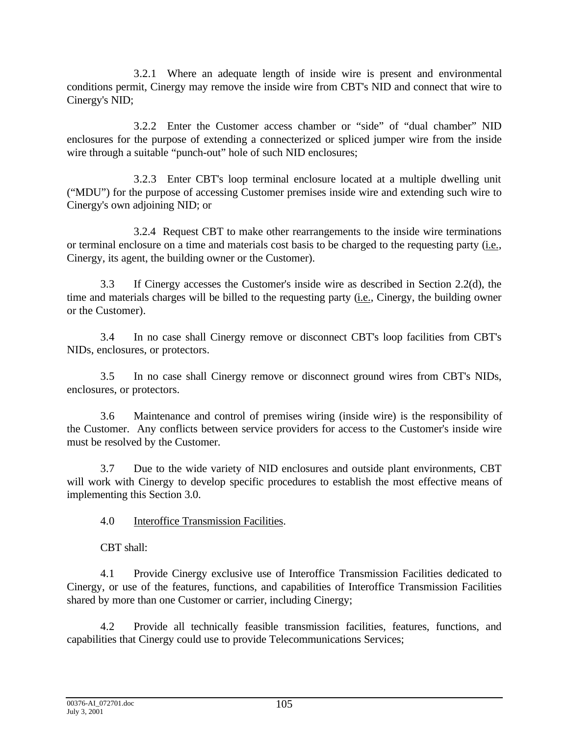3.2.1 Where an adequate length of inside wire is present and environmental conditions permit, Cinergy may remove the inside wire from CBT's NID and connect that wire to Cinergy's NID;

3.2.2 Enter the Customer access chamber or "side" of "dual chamber" NID enclosures for the purpose of extending a connecterized or spliced jumper wire from the inside wire through a suitable "punch-out" hole of such NID enclosures;

3.2.3 Enter CBT's loop terminal enclosure located at a multiple dwelling unit ("MDU") for the purpose of accessing Customer premises inside wire and extending such wire to Cinergy's own adjoining NID; or

3.2.4 Request CBT to make other rearrangements to the inside wire terminations or terminal enclosure on a time and materials cost basis to be charged to the requesting party (i.e., Cinergy, its agent, the building owner or the Customer).

3.3 If Cinergy accesses the Customer's inside wire as described in Section 2.2(d), the time and materials charges will be billed to the requesting party (i.e., Cinergy, the building owner or the Customer).

3.4 In no case shall Cinergy remove or disconnect CBT's loop facilities from CBT's NIDs, enclosures, or protectors.

3.5 In no case shall Cinergy remove or disconnect ground wires from CBT's NIDs, enclosures, or protectors.

3.6 Maintenance and control of premises wiring (inside wire) is the responsibility of the Customer. Any conflicts between service providers for access to the Customer's inside wire must be resolved by the Customer.

3.7 Due to the wide variety of NID enclosures and outside plant environments, CBT will work with Cinergy to develop specific procedures to establish the most effective means of implementing this Section 3.0.

4.0 Interoffice Transmission Facilities.

CBT shall:

4.1 Provide Cinergy exclusive use of Interoffice Transmission Facilities dedicated to Cinergy, or use of the features, functions, and capabilities of Interoffice Transmission Facilities shared by more than one Customer or carrier, including Cinergy;

4.2 Provide all technically feasible transmission facilities, features, functions, and capabilities that Cinergy could use to provide Telecommunications Services;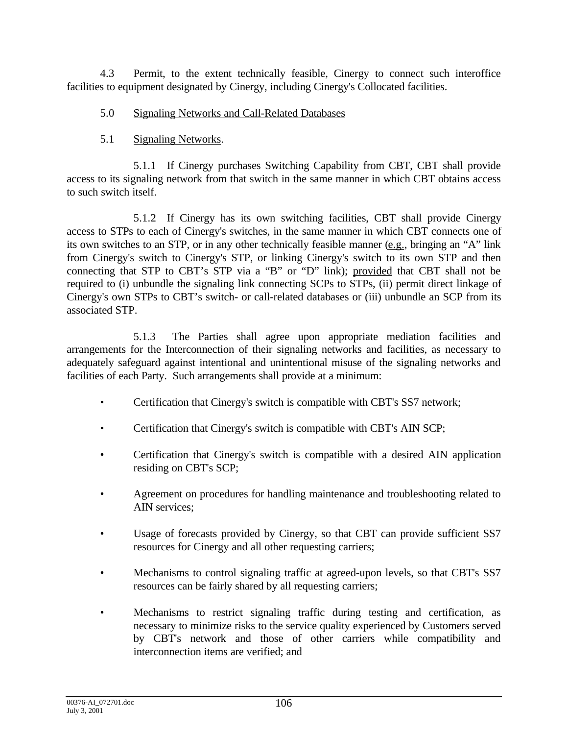4.3 Permit, to the extent technically feasible, Cinergy to connect such interoffice facilities to equipment designated by Cinergy, including Cinergy's Collocated facilities.

5.0 Signaling Networks and Call-Related Databases

5.1 Signaling Networks.

5.1.1 If Cinergy purchases Switching Capability from CBT, CBT shall provide access to its signaling network from that switch in the same manner in which CBT obtains access to such switch itself.

5.1.2 If Cinergy has its own switching facilities, CBT shall provide Cinergy access to STPs to each of Cinergy's switches, in the same manner in which CBT connects one of its own switches to an STP, or in any other technically feasible manner (e.g., bringing an "A" link from Cinergy's switch to Cinergy's STP, or linking Cinergy's switch to its own STP and then connecting that STP to CBT's STP via a "B" or "D" link); provided that CBT shall not be required to (i) unbundle the signaling link connecting SCPs to STPs, (ii) permit direct linkage of Cinergy's own STPs to CBT's switch- or call-related databases or (iii) unbundle an SCP from its associated STP.

5.1.3 The Parties shall agree upon appropriate mediation facilities and arrangements for the Interconnection of their signaling networks and facilities, as necessary to adequately safeguard against intentional and unintentional misuse of the signaling networks and facilities of each Party. Such arrangements shall provide at a minimum:

- Certification that Cinergy's switch is compatible with CBT's SS7 network;
- Certification that Cinergy's switch is compatible with CBT's AIN SCP;
- Certification that Cinergy's switch is compatible with a desired AIN application residing on CBT's SCP;
- Agreement on procedures for handling maintenance and troubleshooting related to AIN services;
- Usage of forecasts provided by Cinergy, so that CBT can provide sufficient SS7 resources for Cinergy and all other requesting carriers;
- Mechanisms to control signaling traffic at agreed-upon levels, so that CBT's SS7 resources can be fairly shared by all requesting carriers;
- Mechanisms to restrict signaling traffic during testing and certification, as necessary to minimize risks to the service quality experienced by Customers served by CBT's network and those of other carriers while compatibility and interconnection items are verified; and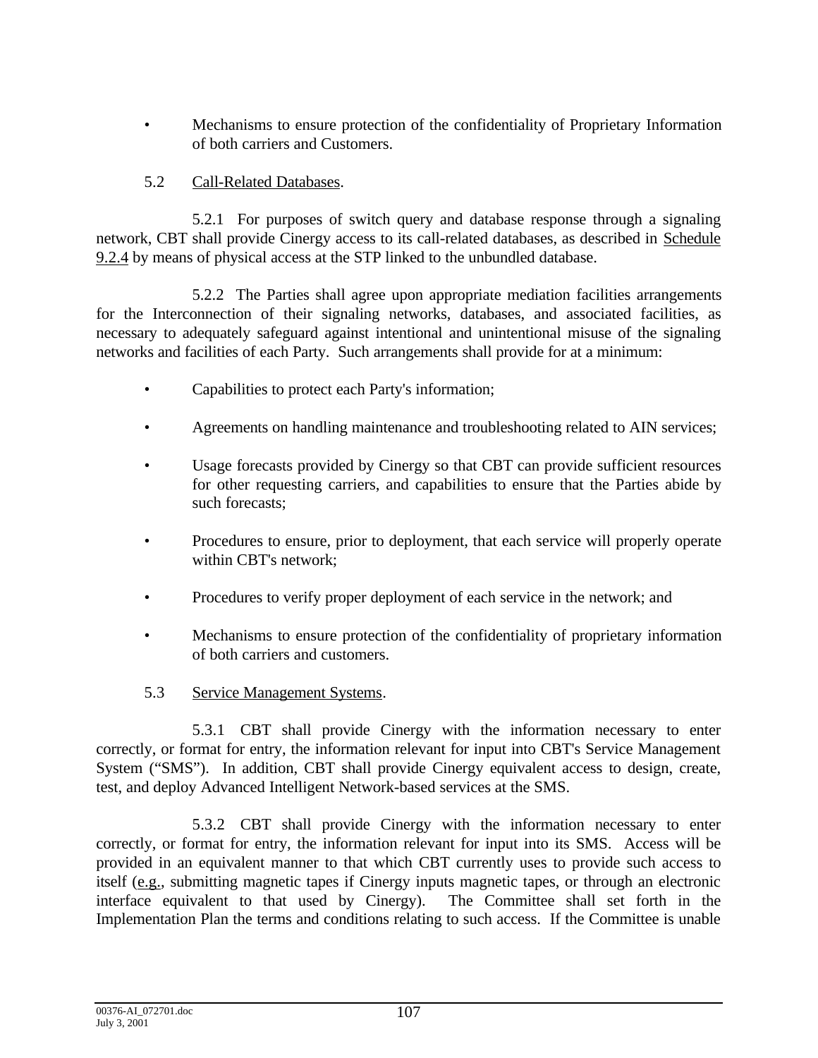- Mechanisms to ensure protection of the confidentiality of Proprietary Information of both carriers and Customers.

5.2 Call-Related Databases.

5.2.1 For purposes of switch query and database response through a signaling network, CBT shall provide Cinergy access to its call-related databases, as described in Schedule 9.2.4 by means of physical access at the STP linked to the unbundled database.

5.2.2 The Parties shall agree upon appropriate mediation facilities arrangements for the Interconnection of their signaling networks, databases, and associated facilities, as necessary to adequately safeguard against intentional and unintentional misuse of the signaling networks and facilities of each Party. Such arrangements shall provide for at a minimum:

- Capabilities to protect each Party's information;
- Agreements on handling maintenance and troubleshooting related to AIN services;
- Usage forecasts provided by Cinergy so that CBT can provide sufficient resources for other requesting carriers, and capabilities to ensure that the Parties abide by such forecasts;
- Procedures to ensure, prior to deployment, that each service will properly operate within CBT's network;
- Procedures to verify proper deployment of each service in the network; and
- Mechanisms to ensure protection of the confidentiality of proprietary information of both carriers and customers.

5.3 Service Management Systems.

5.3.1 CBT shall provide Cinergy with the information necessary to enter correctly, or format for entry, the information relevant for input into CBT's Service Management System ("SMS"). In addition, CBT shall provide Cinergy equivalent access to design, create, test, and deploy Advanced Intelligent Network-based services at the SMS.

5.3.2 CBT shall provide Cinergy with the information necessary to enter correctly, or format for entry, the information relevant for input into its SMS. Access will be provided in an equivalent manner to that which CBT currently uses to provide such access to itself (e.g., submitting magnetic tapes if Cinergy inputs magnetic tapes, or through an electronic interface equivalent to that used by Cinergy). The Committee shall set forth in the Implementation Plan the terms and conditions relating to such access. If the Committee is unable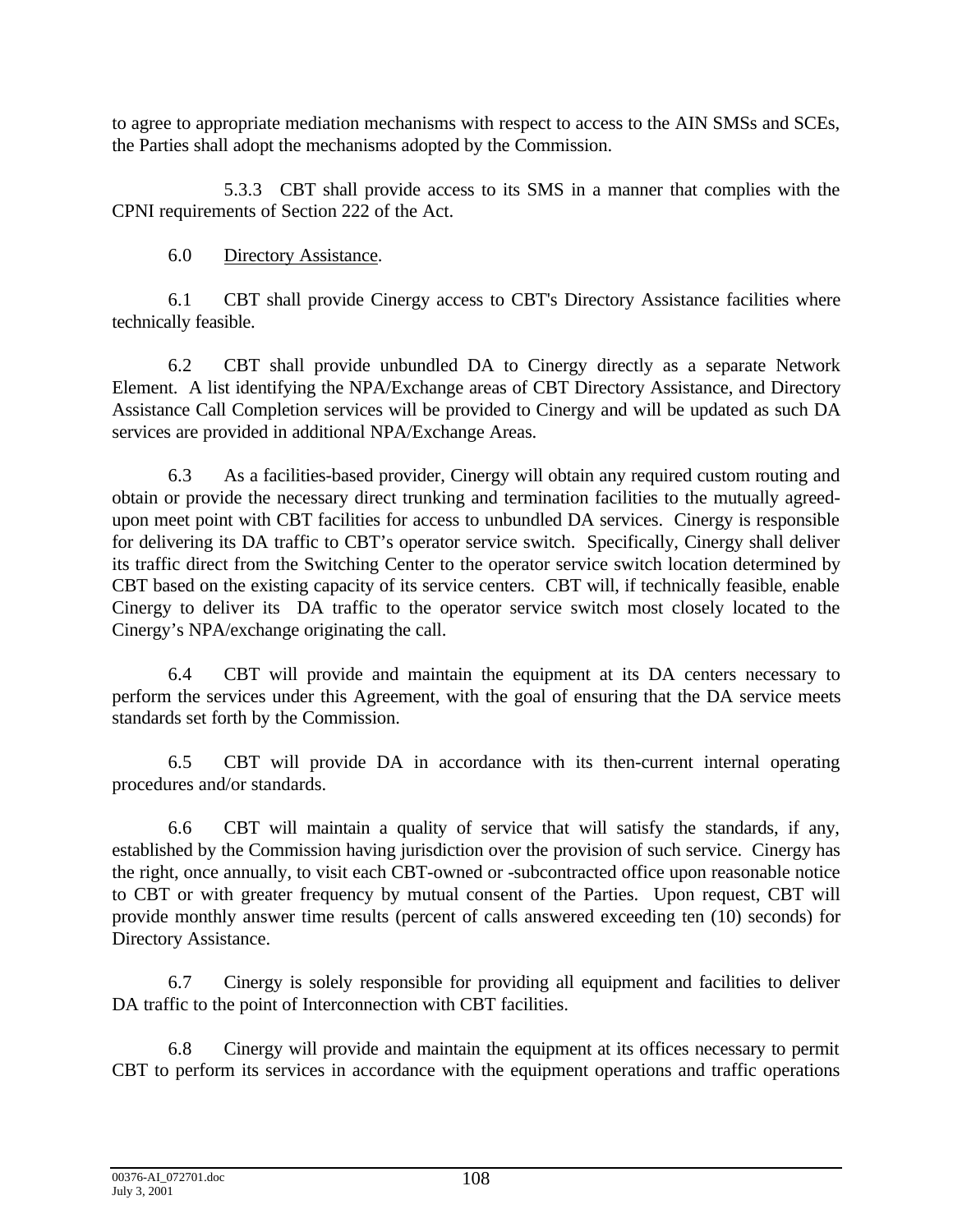to agree to appropriate mediation mechanisms with respect to access to the AIN SMSs and SCEs, the Parties shall adopt the mechanisms adopted by the Commission.

5.3.3 CBT shall provide access to its SMS in a manner that complies with the CPNI requirements of Section 222 of the Act.

6.0 Directory Assistance.

6.1 CBT shall provide Cinergy access to CBT's Directory Assistance facilities where technically feasible.

6.2 CBT shall provide unbundled DA to Cinergy directly as a separate Network Element. A list identifying the NPA/Exchange areas of CBT Directory Assistance, and Directory Assistance Call Completion services will be provided to Cinergy and will be updated as such DA services are provided in additional NPA/Exchange Areas.

6.3 As a facilities-based provider, Cinergy will obtain any required custom routing and obtain or provide the necessary direct trunking and termination facilities to the mutually agreed-upon meet point with CBT facilities for access to unbundled DA services. Cinergy is responsible for delivering its DA traffic to CBT's operator service switch. Specifically, Cinergy shall deliver its traffic direct from the Switching Center to the operator service switch location determined by CBT based on the existing capacity of its service centers. CBT will, if technically feasible, enable Cinergy to deliver its DA traffic to the operator service switch most closely located to the Cinergy's NPA/exchange originating the call.

6.4 CBT will provide and maintain the equipment at its DA centers necessary to perform the services under this Agreement, with the goal of ensuring that the DA service meets standards set forth by the Commission.

6.5 CBT will provide DA in accordance with its then-current internal operating procedures and/or standards.

6.6 CBT will maintain a quality of service that will satisfy the standards, if any, established by the Commission having jurisdiction over the provision of such service. Cinergy has the right, once annually, to visit each CBT-owned or -subcontracted office upon reasonable notice to CBT or with greater frequency by mutual consent of the Parties. Upon request, CBT will provide monthly answer time results (percent of calls answered exceeding ten (10) seconds) for Directory Assistance.

6.7 Cinergy is solely responsible for providing all equipment and facilities to deliver DA traffic to the point of Interconnection with CBT facilities.

6.8 Cinergy will provide and maintain the equipment at its offices necessary to permit CBT to perform its services in accordance with the equipment operations and traffic operations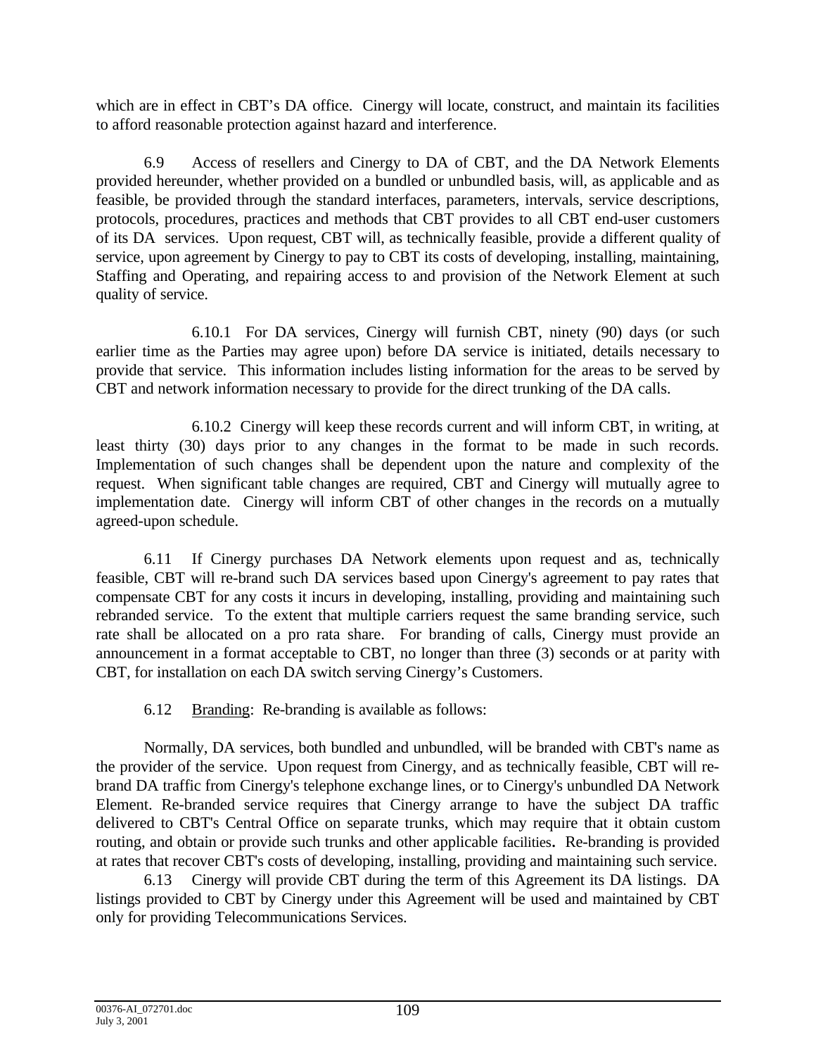which are in effect in CBT's DA office. Cinergy will locate, construct, and maintain its facilities to afford reasonable protection against hazard and interference.

6.9 Access of resellers and Cinergy to DA of CBT, and the DA Network Elements provided hereunder, whether provided on a bundled or unbundled basis, will, as applicable and as feasible, be provided through the standard interfaces, parameters, intervals, service descriptions, protocols, procedures, practices and methods that CBT provides to all CBT end-user customers of its DA services. Upon request, CBT will, as technically feasible, provide a different quality of service, upon agreement by Cinergy to pay to CBT its costs of developing, installing, maintaining, Staffing and Operating, and repairing access to and provision of the Network Element at such quality of service.

6.10.1 For DA services, Cinergy will furnish CBT, ninety (90) days (or such earlier time as the Parties may agree upon) before DA service is initiated, details necessary to provide that service. This information includes listing information for the areas to be served by CBT and network information necessary to provide for the direct trunking of the DA calls.

6.10.2 Cinergy will keep these records current and will inform CBT, in writing, at least thirty (30) days prior to any changes in the format to be made in such records. Implementation of such changes shall be dependent upon the nature and complexity of the request. When significant table changes are required, CBT and Cinergy will mutually agree to implementation date. Cinergy will inform CBT of other changes in the records on a mutually agreed-upon schedule.

6.11 If Cinergy purchases DA Network elements upon request and as, technically feasible, CBT will re-brand such DA services based upon Cinergy's agreement to pay rates that compensate CBT for any costs it incurs in developing, installing, providing and maintaining such rebranded service. To the extent that multiple carriers request the same branding service, such rate shall be allocated on a pro rata share. For branding of calls, Cinergy must provide an announcement in a format acceptable to CBT, no longer than three (3) seconds or at parity with CBT, for installation on each DA switch serving Cinergy's Customers.

6.12 Branding: Re-branding is available as follows:

Normally, DA services, both bundled and unbundled, will be branded with CBT's name as the provider of the service. Upon request from Cinergy, and as technically feasible, CBT will re-brand DA traffic from Cinergy's telephone exchange lines, or to Cinergy's unbundled DA Network Element. Re-branded service requires that Cinergy arrange to have the subject DA traffic delivered to CBT's Central Office on separate trunks, which may require that it obtain custom routing, and obtain or provide such trunks and other applicable facilities. Re-branding is provided at rates that recover CBT's costs of developing, installing, providing and maintaining such service.

6.13 Cinergy will provide CBT during the term of this Agreement its DA listings. DA listings provided to CBT by Cinergy under this Agreement will be used and maintained by CBT only for providing Telecommunications Services.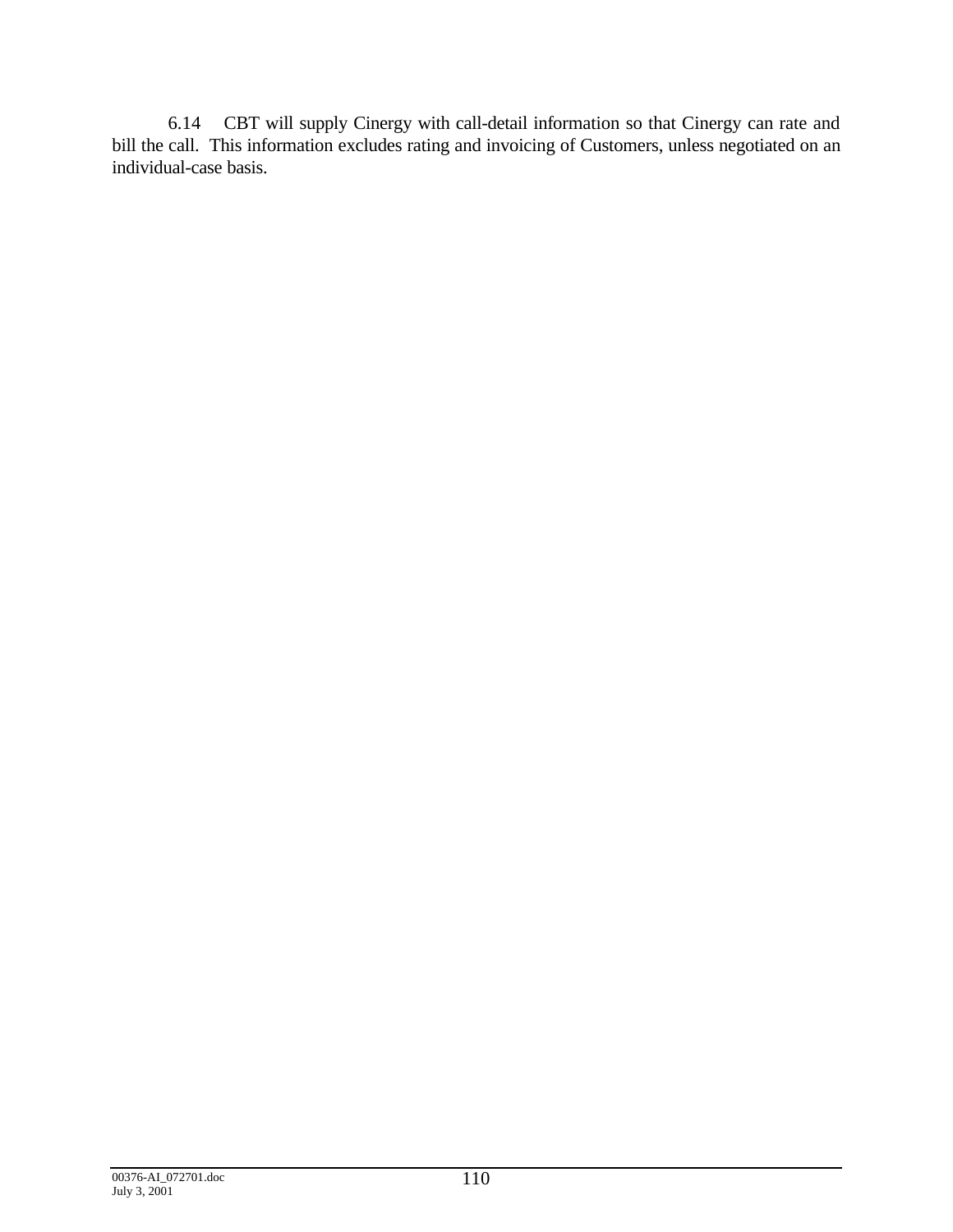6.14 CBT will supply Cinergy with call-detail information so that Cinergy can rate and bill the call. This information excludes rating and invoicing of Customers, unless negotiated on an individual-case basis.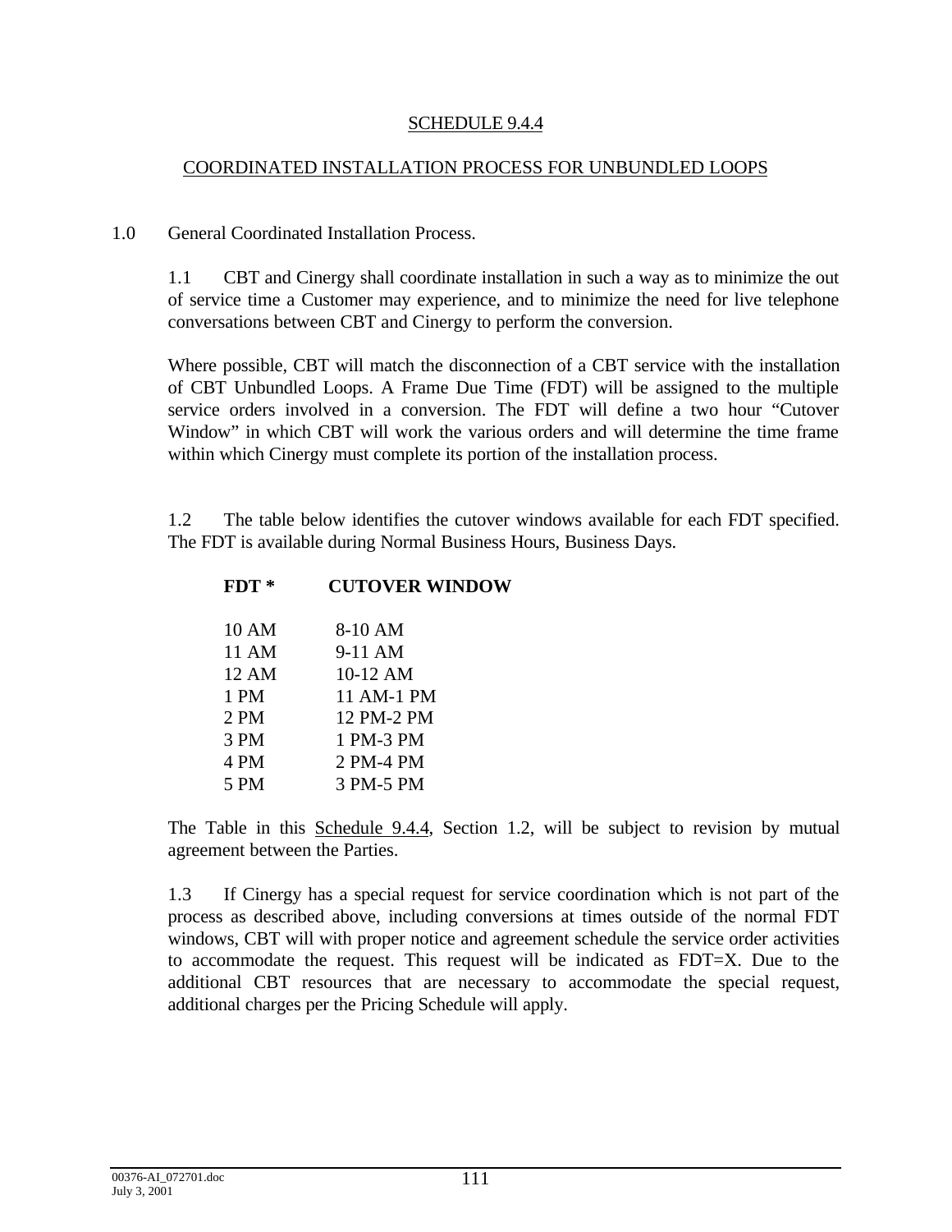# SCHEDULE 9.4.4

## COORDINATED INSTALLATION PROCESS FOR UNBUNDLED LOOPS

1.0 General Coordinated Installation Process.

1.1 CBT and Cinergy shall coordinate installation in such a way as to minimize the out of service time a Customer may experience, and to minimize the need for live telephone conversations between CBT and Cinergy to perform the conversion.

Where possible, CBT will match the disconnection of a CBT service with the installation of CBT Unbundled Loops. A Frame Due Time (FDT) will be assigned to the multiple service orders involved in a conversion. The FDT will define a two hour "Cutover Window" in which CBT will work the various orders and will determine the time frame within which Cinergy must complete its portion of the installation process.

1.2 The table below identifies the cutover windows available for each FDT specified. The FDT is available during Normal Business Hours, Business Days.

| **FDT *** | **CUTOVER WINDOW** |
|---|---|
| 10 AM | 8-10 AM |
| 11 AM | 9-11 AM |
| 12 AM | 10-12 AM |
| 1 PM | 11 AM-1 PM |
| 2 PM | 12 PM-2 PM |
| 3 PM | 1 PM-3 PM |
| 4 PM | 2 PM-4 PM |
| 5 PM | 3 PM-5 PM |

The Table in this Schedule 9.4.4, Section 1.2, will be subject to revision by mutual agreement between the Parties.

1.3 If Cinergy has a special request for service coordination which is not part of the process as described above, including conversions at times outside of the normal FDT windows, CBT will with proper notice and agreement schedule the service order activities to accommodate the request. This request will be indicated as FDT=X. Due to the additional CBT resources that are necessary to accommodate the special request, additional charges per the Pricing Schedule will apply.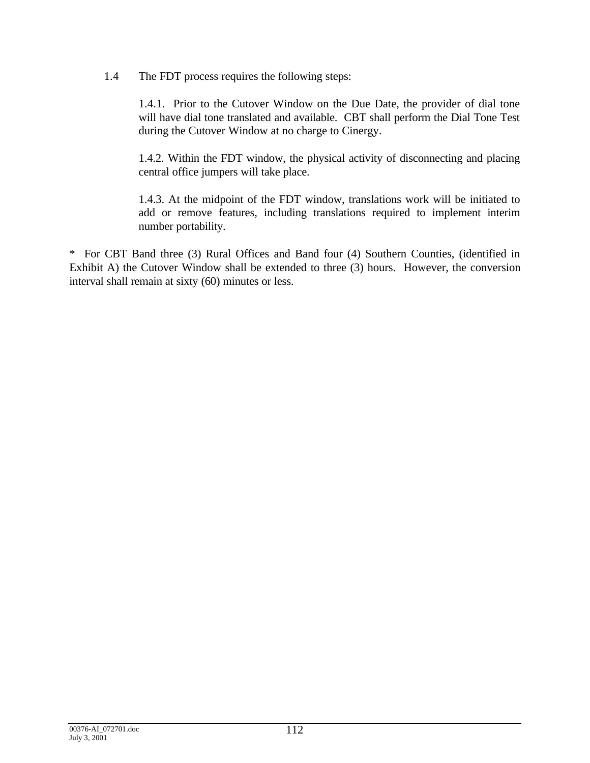1.4 The FDT process requires the following steps:

1.4.1. Prior to the Cutover Window on the Due Date, the provider of dial tone will have dial tone translated and available. CBT shall perform the Dial Tone Test during the Cutover Window at no charge to Cinergy.

1.4.2. Within the FDT window, the physical activity of disconnecting and placing central office jumpers will take place.

1.4.3. At the midpoint of the FDT window, translations work will be initiated to add or remove features, including translations required to implement interim number portability.

* For CBT Band three (3) Rural Offices and Band four (4) Southern Counties, (identified in Exhibit A) the Cutover Window shall be extended to three (3) hours. However, the conversion interval shall remain at sixty (60) minutes or less.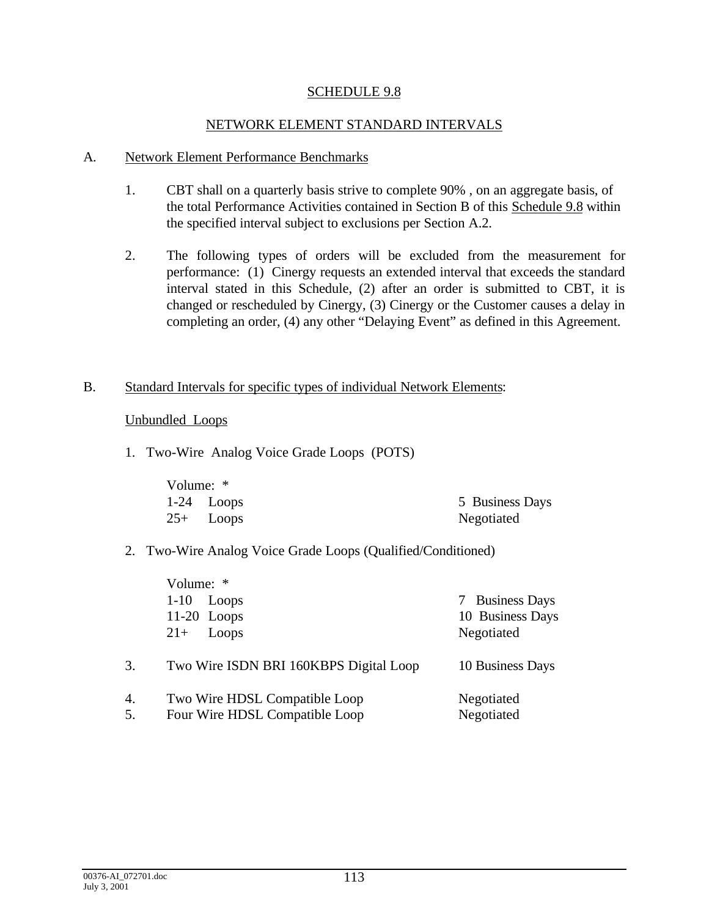## SCHEDULE 9.8

## NETWORK ELEMENT STANDARD INTERVALS

A. Network Element Performance Benchmarks

1. CBT shall on a quarterly basis strive to complete 90% , on an aggregate basis, of the total Performance Activities contained in Section B of this Schedule 9.8 within the specified interval subject to exclusions per Section A.2.

2. The following types of orders will be excluded from the measurement for performance: (1) Cinergy requests an extended interval that exceeds the standard interval stated in this Schedule, (2) after an order is submitted to CBT, it is changed or rescheduled by Cinergy, (3) Cinergy or the Customer causes a delay in completing an order, (4) any other "Delaying Event" as defined in this Agreement.

B. Standard Intervals for specific types of individual Network Elements:

Unbundled Loops

1. Two-Wire Analog Voice Grade Loops (POTS)

| Volume: * | |
|---|---|
| 1-24 Loops | 5 Business Days |
| 25+ Loops | Negotiated |

2. Two-Wire Analog Voice Grade Loops (Qualified/Conditioned)

| Volume: * | |
|---|---|
| 1-10 Loops | 7 Business Days |
| 11-20 Loops | 10 Business Days |
| 21+ Loops | Negotiated |

| | | |
|---|---|---|
| 3. | Two Wire ISDN BRI 160KBPS Digital Loop | 10 Business Days |
| 4. | Two Wire HDSL Compatible Loop | Negotiated |
| 5. | Four Wire HDSL Compatible Loop | Negotiated |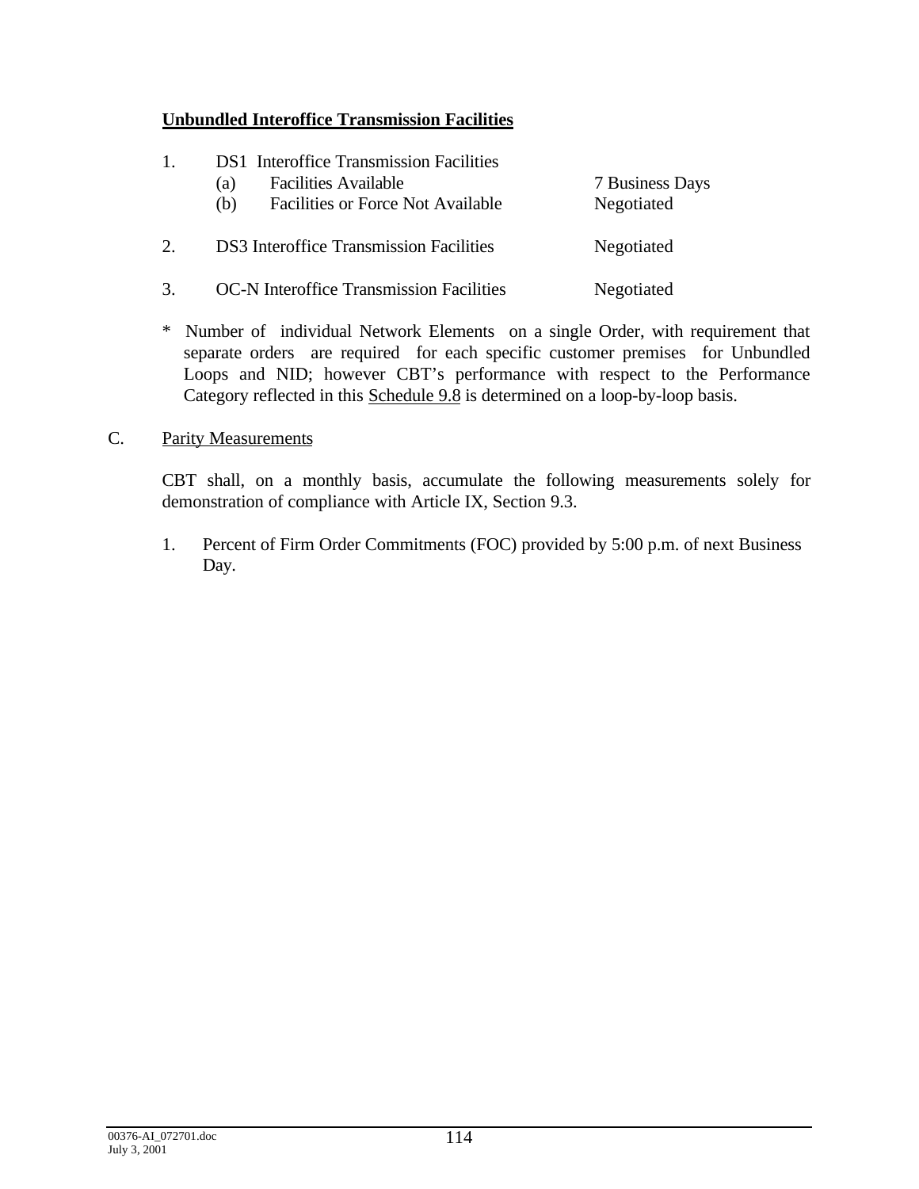**Unbundled Interoffice Transmission Facilities**

| | | |
|---|---|---|
| 1. | DS1 Interoffice Transmission Facilities | |
| | (a) Facilities Available | 7 Business Days |
| | (b) Facilities or Force Not Available | Negotiated |
| 2. | DS3 Interoffice Transmission Facilities | Negotiated |
| 3. | OC-N Interoffice Transmission Facilities | Negotiated |

\* Number of individual Network Elements on a single Order, with requirement that separate orders are required for each specific customer premises for Unbundled Loops and NID; however CBT's performance with respect to the Performance Category reflected in this Schedule 9.8 is determined on a loop-by-loop basis.

C. Parity Measurements

CBT shall, on a monthly basis, accumulate the following measurements solely for demonstration of compliance with Article IX, Section 9.3.

1. Percent of Firm Order Commitments (FOC) provided by 5:00 p.m. of next Business Day.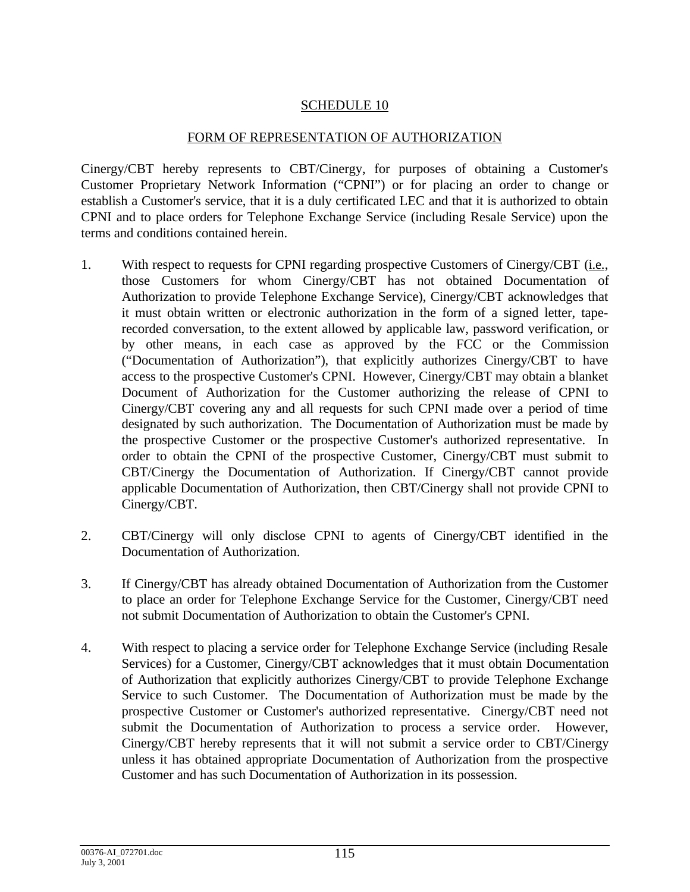# SCHEDULE 10

## FORM OF REPRESENTATION OF AUTHORIZATION

Cinergy/CBT hereby represents to CBT/Cinergy, for purposes of obtaining a Customer's Customer Proprietary Network Information ("CPNI") or for placing an order to change or establish a Customer's service, that it is a duly certificated LEC and that it is authorized to obtain CPNI and to place orders for Telephone Exchange Service (including Resale Service) upon the terms and conditions contained herein.

1. With respect to requests for CPNI regarding prospective Customers of Cinergy/CBT (i.e., those Customers for whom Cinergy/CBT has not obtained Documentation of Authorization to provide Telephone Exchange Service), Cinergy/CBT acknowledges that it must obtain written or electronic authorization in the form of a signed letter, tape-recorded conversation, to the extent allowed by applicable law, password verification, or by other means, in each case as approved by the FCC or the Commission ("Documentation of Authorization"), that explicitly authorizes Cinergy/CBT to have access to the prospective Customer's CPNI. However, Cinergy/CBT may obtain a blanket Document of Authorization for the Customer authorizing the release of CPNI to Cinergy/CBT covering any and all requests for such CPNI made over a period of time designated by such authorization. The Documentation of Authorization must be made by the prospective Customer or the prospective Customer's authorized representative. In order to obtain the CPNI of the prospective Customer, Cinergy/CBT must submit to CBT/Cinergy the Documentation of Authorization. If Cinergy/CBT cannot provide applicable Documentation of Authorization, then CBT/Cinergy shall not provide CPNI to Cinergy/CBT.

2. CBT/Cinergy will only disclose CPNI to agents of Cinergy/CBT identified in the Documentation of Authorization.

3. If Cinergy/CBT has already obtained Documentation of Authorization from the Customer to place an order for Telephone Exchange Service for the Customer, Cinergy/CBT need not submit Documentation of Authorization to obtain the Customer's CPNI.

4. With respect to placing a service order for Telephone Exchange Service (including Resale Services) for a Customer, Cinergy/CBT acknowledges that it must obtain Documentation of Authorization that explicitly authorizes Cinergy/CBT to provide Telephone Exchange Service to such Customer. The Documentation of Authorization must be made by the prospective Customer or Customer's authorized representative. Cinergy/CBT need not submit the Documentation of Authorization to process a service order. However, Cinergy/CBT hereby represents that it will not submit a service order to CBT/Cinergy unless it has obtained appropriate Documentation of Authorization from the prospective Customer and has such Documentation of Authorization in its possession.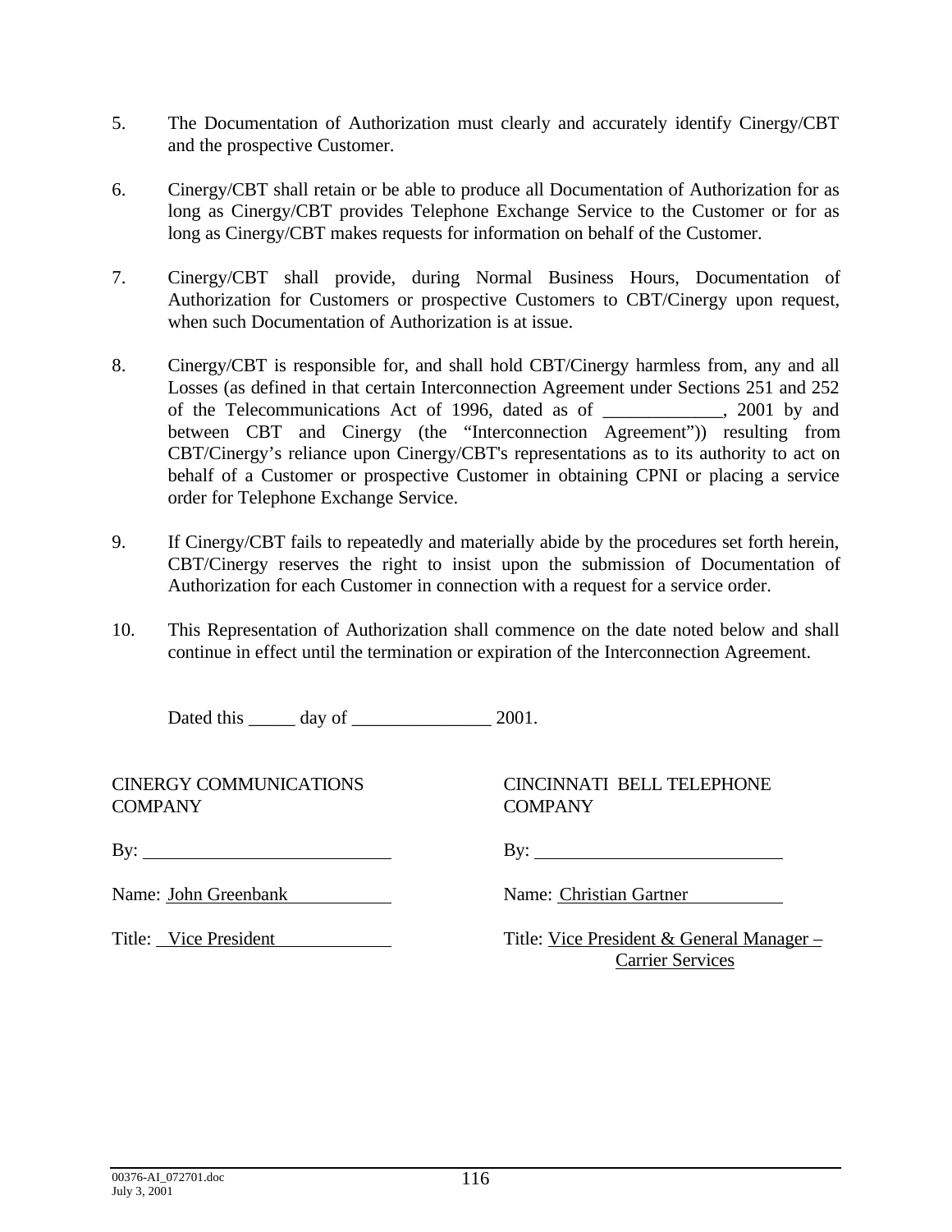5. The Documentation of Authorization must clearly and accurately identify Cinergy/CBT and the prospective Customer.

6. Cinergy/CBT shall retain or be able to produce all Documentation of Authorization for as long as Cinergy/CBT provides Telephone Exchange Service to the Customer or for as long as Cinergy/CBT makes requests for information on behalf of the Customer.

7. Cinergy/CBT shall provide, during Normal Business Hours, Documentation of Authorization for Customers or prospective Customers to CBT/Cinergy upon request, when such Documentation of Authorization is at issue.

8. Cinergy/CBT is responsible for, and shall hold CBT/Cinergy harmless from, any and all Losses (as defined in that certain Interconnection Agreement under Sections 251 and 252 of the Telecommunications Act of 1996, dated as of _____________, 2001 by and between CBT and Cinergy (the "Interconnection Agreement")) resulting from CBT/Cinergy's reliance upon Cinergy/CBT's representations as to its authority to act on behalf of a Customer or prospective Customer in obtaining CPNI or placing a service order for Telephone Exchange Service.

9. If Cinergy/CBT fails to repeatedly and materially abide by the procedures set forth herein, CBT/Cinergy reserves the right to insist upon the submission of Documentation of Authorization for each Customer in connection with a request for a service order.

10. This Representation of Authorization shall commence on the date noted below and shall continue in effect until the termination or expiration of the Interconnection Agreement.

Dated this _____ day of _______________ 2001.

| CINERGY COMMUNICATIONS COMPANY | CINCINNATI BELL TELEPHONE COMPANY |
|---|---|
| By: ___________________________ | By: ___________________________ |
| Name: John Greenbank | Name: Christian Gartner |
| Title: Vice President | Title: Vice President & General Manager – Carrier Services |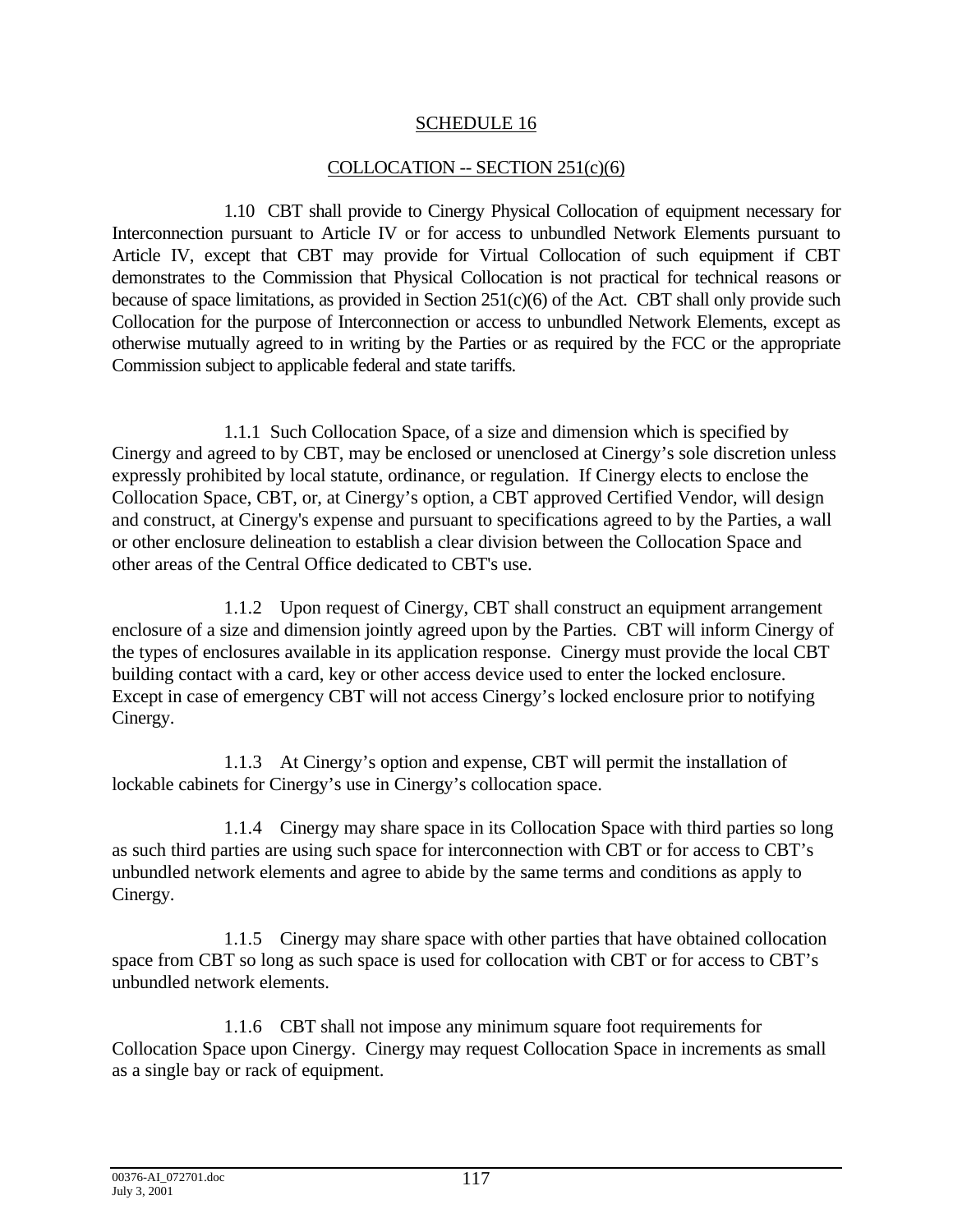SCHEDULE 16

COLLOCATION -- SECTION 251(c)(6)

1.10 CBT shall provide to Cinergy Physical Collocation of equipment necessary for Interconnection pursuant to Article IV or for access to unbundled Network Elements pursuant to Article IV, except that CBT may provide for Virtual Collocation of such equipment if CBT demonstrates to the Commission that Physical Collocation is not practical for technical reasons or because of space limitations, as provided in Section 251(c)(6) of the Act. CBT shall only provide such Collocation for the purpose of Interconnection or access to unbundled Network Elements, except as otherwise mutually agreed to in writing by the Parties or as required by the FCC or the appropriate Commission subject to applicable federal and state tariffs.

1.1.1 Such Collocation Space, of a size and dimension which is specified by Cinergy and agreed to by CBT, may be enclosed or unenclosed at Cinergy's sole discretion unless expressly prohibited by local statute, ordinance, or regulation. If Cinergy elects to enclose the Collocation Space, CBT, or, at Cinergy's option, a CBT approved Certified Vendor, will design and construct, at Cinergy's expense and pursuant to specifications agreed to by the Parties, a wall or other enclosure delineation to establish a clear division between the Collocation Space and other areas of the Central Office dedicated to CBT's use.

1.1.2 Upon request of Cinergy, CBT shall construct an equipment arrangement enclosure of a size and dimension jointly agreed upon by the Parties. CBT will inform Cinergy of the types of enclosures available in its application response. Cinergy must provide the local CBT building contact with a card, key or other access device used to enter the locked enclosure. Except in case of emergency CBT will not access Cinergy's locked enclosure prior to notifying Cinergy.

1.1.3 At Cinergy's option and expense, CBT will permit the installation of lockable cabinets for Cinergy's use in Cinergy's collocation space.

1.1.4 Cinergy may share space in its Collocation Space with third parties so long as such third parties are using such space for interconnection with CBT or for access to CBT's unbundled network elements and agree to abide by the same terms and conditions as apply to Cinergy.

1.1.5 Cinergy may share space with other parties that have obtained collocation space from CBT so long as such space is used for collocation with CBT or for access to CBT's unbundled network elements.

1.1.6 CBT shall not impose any minimum square foot requirements for Collocation Space upon Cinergy. Cinergy may request Collocation Space in increments as small as a single bay or rack of equipment.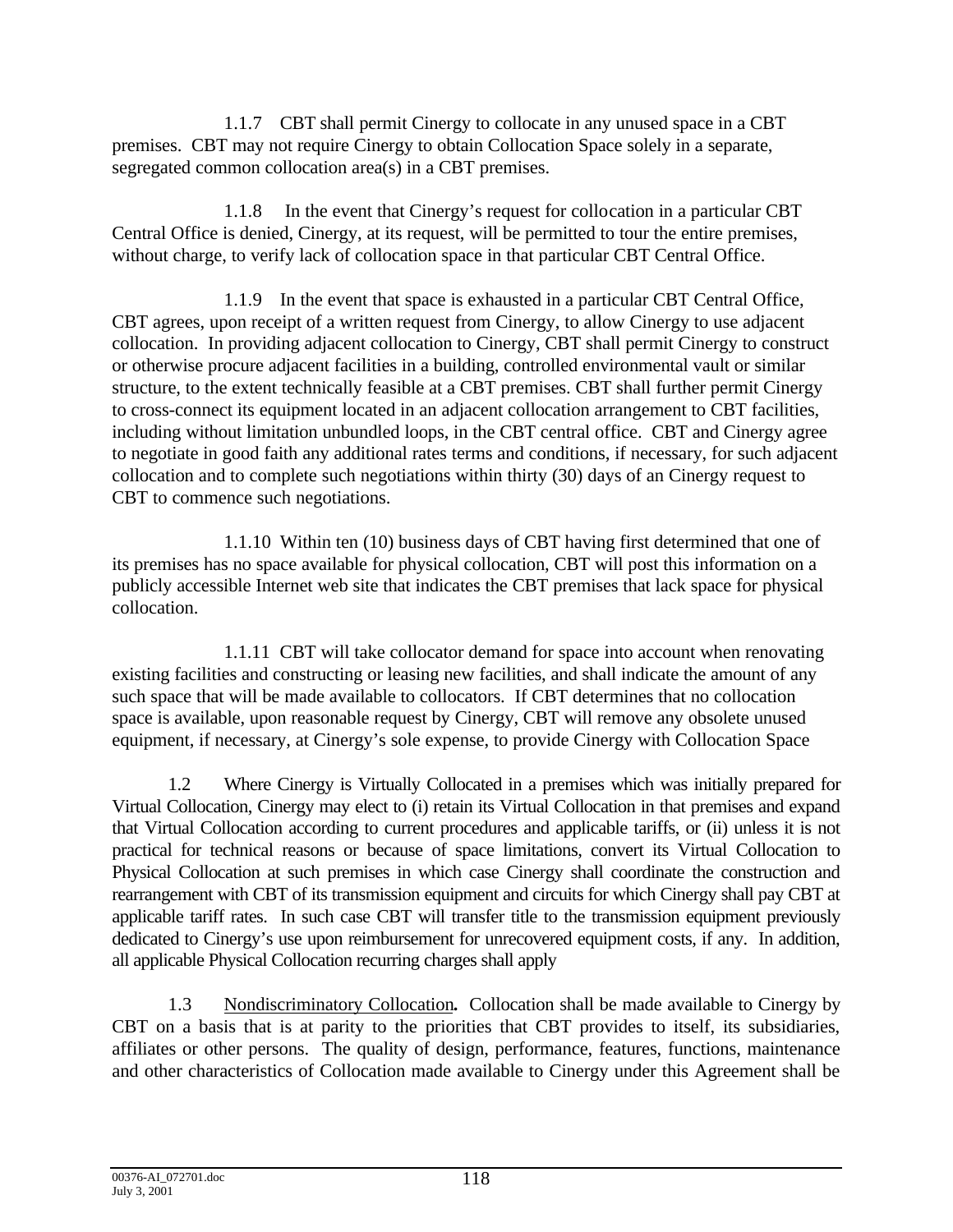1.1.7 CBT shall permit Cinergy to collocate in any unused space in a CBT premises. CBT may not require Cinergy to obtain Collocation Space solely in a separate, segregated common collocation area(s) in a CBT premises.

1.1.8 In the event that Cinergy's request for collocation in a particular CBT Central Office is denied, Cinergy, at its request, will be permitted to tour the entire premises, without charge, to verify lack of collocation space in that particular CBT Central Office.

1.1.9 In the event that space is exhausted in a particular CBT Central Office, CBT agrees, upon receipt of a written request from Cinergy, to allow Cinergy to use adjacent collocation. In providing adjacent collocation to Cinergy, CBT shall permit Cinergy to construct or otherwise procure adjacent facilities in a building, controlled environmental vault or similar structure, to the extent technically feasible at a CBT premises. CBT shall further permit Cinergy to cross-connect its equipment located in an adjacent collocation arrangement to CBT facilities, including without limitation unbundled loops, in the CBT central office. CBT and Cinergy agree to negotiate in good faith any additional rates terms and conditions, if necessary, for such adjacent collocation and to complete such negotiations within thirty (30) days of an Cinergy request to CBT to commence such negotiations.

1.1.10 Within ten (10) business days of CBT having first determined that one of its premises has no space available for physical collocation, CBT will post this information on a publicly accessible Internet web site that indicates the CBT premises that lack space for physical collocation.

1.1.11 CBT will take collocator demand for space into account when renovating existing facilities and constructing or leasing new facilities, and shall indicate the amount of any such space that will be made available to collocators. If CBT determines that no collocation space is available, upon reasonable request by Cinergy, CBT will remove any obsolete unused equipment, if necessary, at Cinergy's sole expense, to provide Cinergy with Collocation Space

1.2 Where Cinergy is Virtually Collocated in a premises which was initially prepared for Virtual Collocation, Cinergy may elect to (i) retain its Virtual Collocation in that premises and expand that Virtual Collocation according to current procedures and applicable tariffs, or (ii) unless it is not practical for technical reasons or because of space limitations, convert its Virtual Collocation to Physical Collocation at such premises in which case Cinergy shall coordinate the construction and rearrangement with CBT of its transmission equipment and circuits for which Cinergy shall pay CBT at applicable tariff rates. In such case CBT will transfer title to the transmission equipment previously dedicated to Cinergy's use upon reimbursement for unrecovered equipment costs, if any. In addition, all applicable Physical Collocation recurring charges shall apply

1.3 Nondiscriminatory Collocation**.** Collocation shall be made available to Cinergy by CBT on a basis that is at parity to the priorities that CBT provides to itself, its subsidiaries, affiliates or other persons. The quality of design, performance, features, functions, maintenance and other characteristics of Collocation made available to Cinergy under this Agreement shall be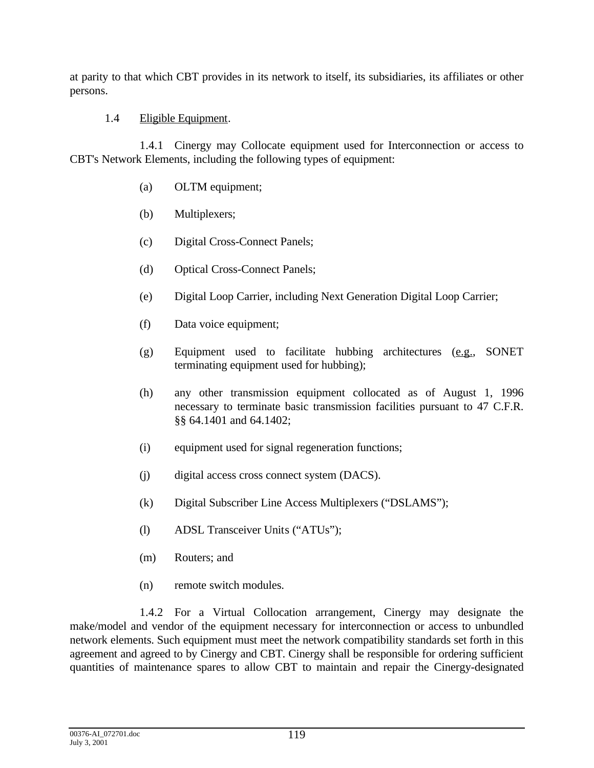at parity to that which CBT provides in its network to itself, its subsidiaries, its affiliates or other persons.

1.4 <u>Eligible Equipment</u>.

1.4.1 Cinergy may Collocate equipment used for Interconnection or access to CBT's Network Elements, including the following types of equipment:

(a) OLTM equipment;

(b) Multiplexers;

(c) Digital Cross-Connect Panels;

(d) Optical Cross-Connect Panels;

(e) Digital Loop Carrier, including Next Generation Digital Loop Carrier;

(f) Data voice equipment;

(g) Equipment used to facilitate hubbing architectures (<u>e.g.</u>, SONET terminating equipment used for hubbing);

(h) any other transmission equipment collocated as of August 1, 1996 necessary to terminate basic transmission facilities pursuant to 47 C.F.R. §§ 64.1401 and 64.1402;

(i) equipment used for signal regeneration functions;

(j) digital access cross connect system (DACS).

(k) Digital Subscriber Line Access Multiplexers ("DSLAMS");

(l) ADSL Transceiver Units ("ATUs");

(m) Routers; and

(n) remote switch modules.

1.4.2 For a Virtual Collocation arrangement, Cinergy may designate the make/model and vendor of the equipment necessary for interconnection or access to unbundled network elements. Such equipment must meet the network compatibility standards set forth in this agreement and agreed to by Cinergy and CBT. Cinergy shall be responsible for ordering sufficient quantities of maintenance spares to allow CBT to maintain and repair the Cinergy-designated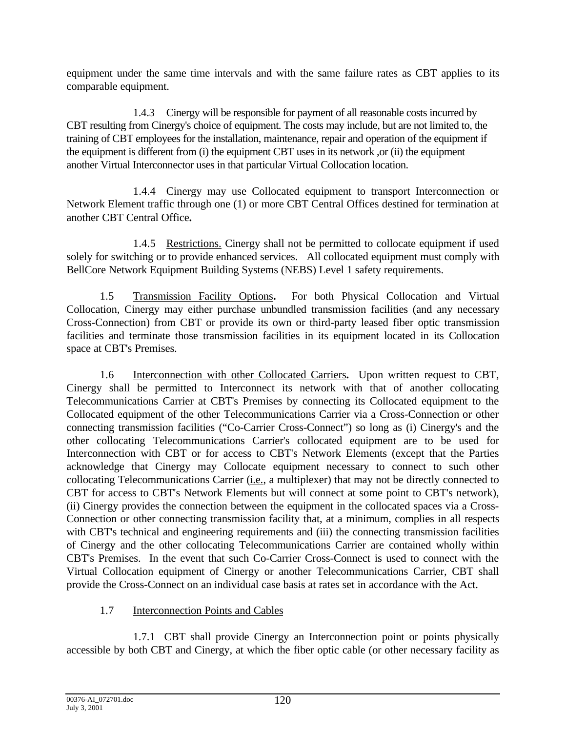equipment under the same time intervals and with the same failure rates as CBT applies to its comparable equipment.

1.4.3 Cinergy will be responsible for payment of all reasonable costs incurred by CBT resulting from Cinergy's choice of equipment. The costs may include, but are not limited to, the training of CBT employees for the installation, maintenance, repair and operation of the equipment if the equipment is different from (i) the equipment CBT uses in its network ,or (ii) the equipment another Virtual Interconnector uses in that particular Virtual Collocation location.

1.4.4 Cinergy may use Collocated equipment to transport Interconnection or Network Element traffic through one (1) or more CBT Central Offices destined for termination at another CBT Central Office**.**

1.4.5 Restrictions. Cinergy shall not be permitted to collocate equipment if used solely for switching or to provide enhanced services. All collocated equipment must comply with BellCore Network Equipment Building Systems (NEBS) Level 1 safety requirements.

1.5 Transmission Facility Options**.** For both Physical Collocation and Virtual Collocation, Cinergy may either purchase unbundled transmission facilities (and any necessary Cross-Connection) from CBT or provide its own or third-party leased fiber optic transmission facilities and terminate those transmission facilities in its equipment located in its Collocation space at CBT's Premises.

1.6 Interconnection with other Collocated Carriers**.** Upon written request to CBT, Cinergy shall be permitted to Interconnect its network with that of another collocating Telecommunications Carrier at CBT's Premises by connecting its Collocated equipment to the Collocated equipment of the other Telecommunications Carrier via a Cross-Connection or other connecting transmission facilities ("Co-Carrier Cross-Connect") so long as (i) Cinergy's and the other collocating Telecommunications Carrier's collocated equipment are to be used for Interconnection with CBT or for access to CBT's Network Elements (except that the Parties acknowledge that Cinergy may Collocate equipment necessary to connect to such other collocating Telecommunications Carrier (i.e., a multiplexer) that may not be directly connected to CBT for access to CBT's Network Elements but will connect at some point to CBT's network), (ii) Cinergy provides the connection between the equipment in the collocated spaces via a Cross-Connection or other connecting transmission facility that, at a minimum, complies in all respects with CBT's technical and engineering requirements and (iii) the connecting transmission facilities of Cinergy and the other collocating Telecommunications Carrier are contained wholly within CBT's Premises. In the event that such Co-Carrier Cross-Connect is used to connect with the Virtual Collocation equipment of Cinergy or another Telecommunications Carrier, CBT shall provide the Cross-Connect on an individual case basis at rates set in accordance with the Act.

1.7 Interconnection Points and Cables

1.7.1 CBT shall provide Cinergy an Interconnection point or points physically accessible by both CBT and Cinergy, at which the fiber optic cable (or other necessary facility as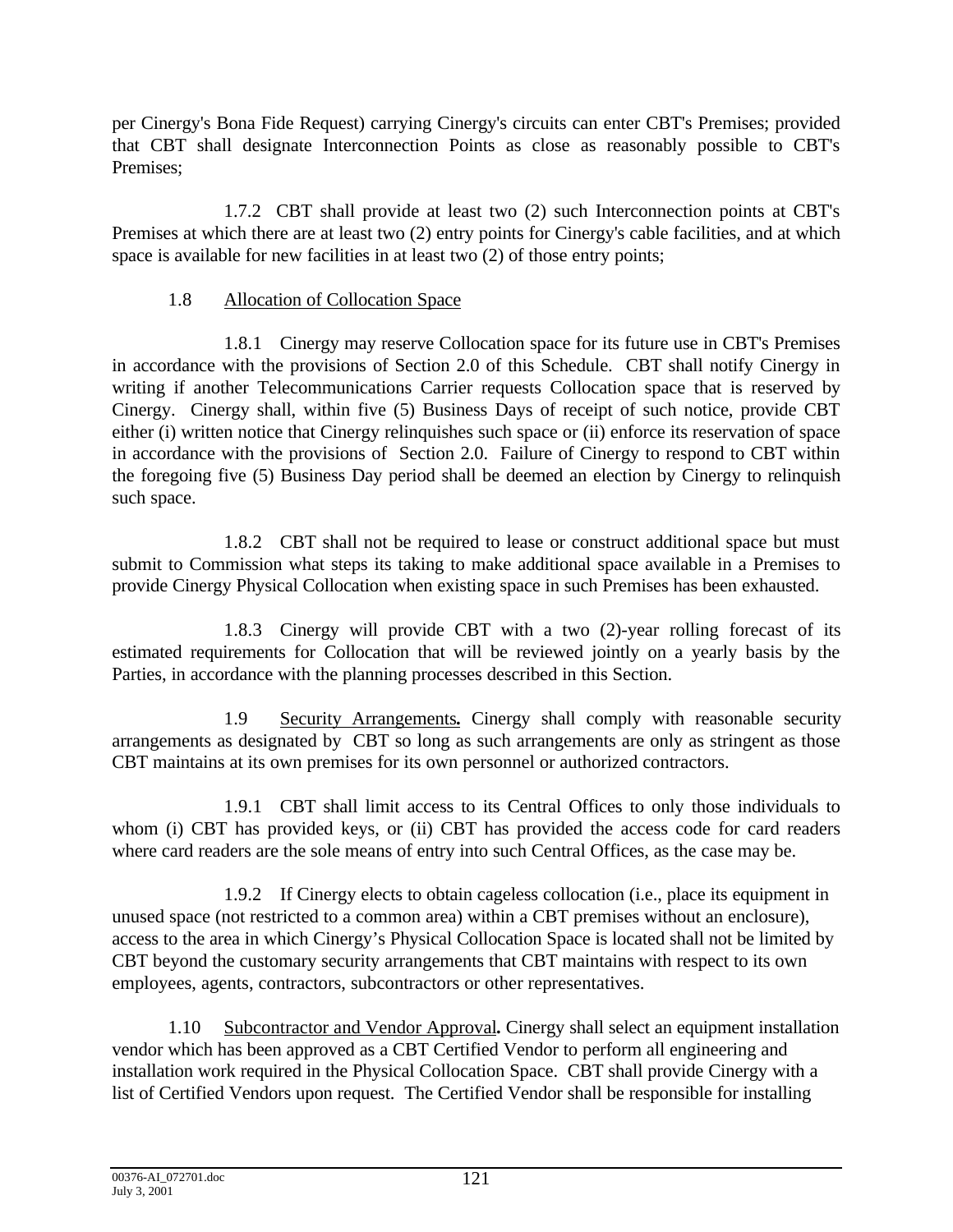per Cinergy's Bona Fide Request) carrying Cinergy's circuits can enter CBT's Premises; provided that CBT shall designate Interconnection Points as close as reasonably possible to CBT's Premises;

1.7.2 CBT shall provide at least two (2) such Interconnection points at CBT's Premises at which there are at least two (2) entry points for Cinergy's cable facilities, and at which space is available for new facilities in at least two (2) of those entry points;

1.8 Allocation of Collocation Space

1.8.1 Cinergy may reserve Collocation space for its future use in CBT's Premises in accordance with the provisions of Section 2.0 of this Schedule. CBT shall notify Cinergy in writing if another Telecommunications Carrier requests Collocation space that is reserved by Cinergy. Cinergy shall, within five (5) Business Days of receipt of such notice, provide CBT either (i) written notice that Cinergy relinquishes such space or (ii) enforce its reservation of space in accordance with the provisions of Section 2.0. Failure of Cinergy to respond to CBT within the foregoing five (5) Business Day period shall be deemed an election by Cinergy to relinquish such space.

1.8.2 CBT shall not be required to lease or construct additional space but must submit to Commission what steps its taking to make additional space available in a Premises to provide Cinergy Physical Collocation when existing space in such Premises has been exhausted.

1.8.3 Cinergy will provide CBT with a two (2)-year rolling forecast of its estimated requirements for Collocation that will be reviewed jointly on a yearly basis by the Parties, in accordance with the planning processes described in this Section.

1.9 Security Arrangements**.** Cinergy shall comply with reasonable security arrangements as designated by CBT so long as such arrangements are only as stringent as those CBT maintains at its own premises for its own personnel or authorized contractors.

1.9.1 CBT shall limit access to its Central Offices to only those individuals to whom (i) CBT has provided keys, or (ii) CBT has provided the access code for card readers where card readers are the sole means of entry into such Central Offices, as the case may be.

1.9.2 If Cinergy elects to obtain cageless collocation (i.e., place its equipment in unused space (not restricted to a common area) within a CBT premises without an enclosure), access to the area in which Cinergy's Physical Collocation Space is located shall not be limited by CBT beyond the customary security arrangements that CBT maintains with respect to its own employees, agents, contractors, subcontractors or other representatives.

1.10 Subcontractor and Vendor Approval**.** Cinergy shall select an equipment installation vendor which has been approved as a CBT Certified Vendor to perform all engineering and installation work required in the Physical Collocation Space. CBT shall provide Cinergy with a list of Certified Vendors upon request. The Certified Vendor shall be responsible for installing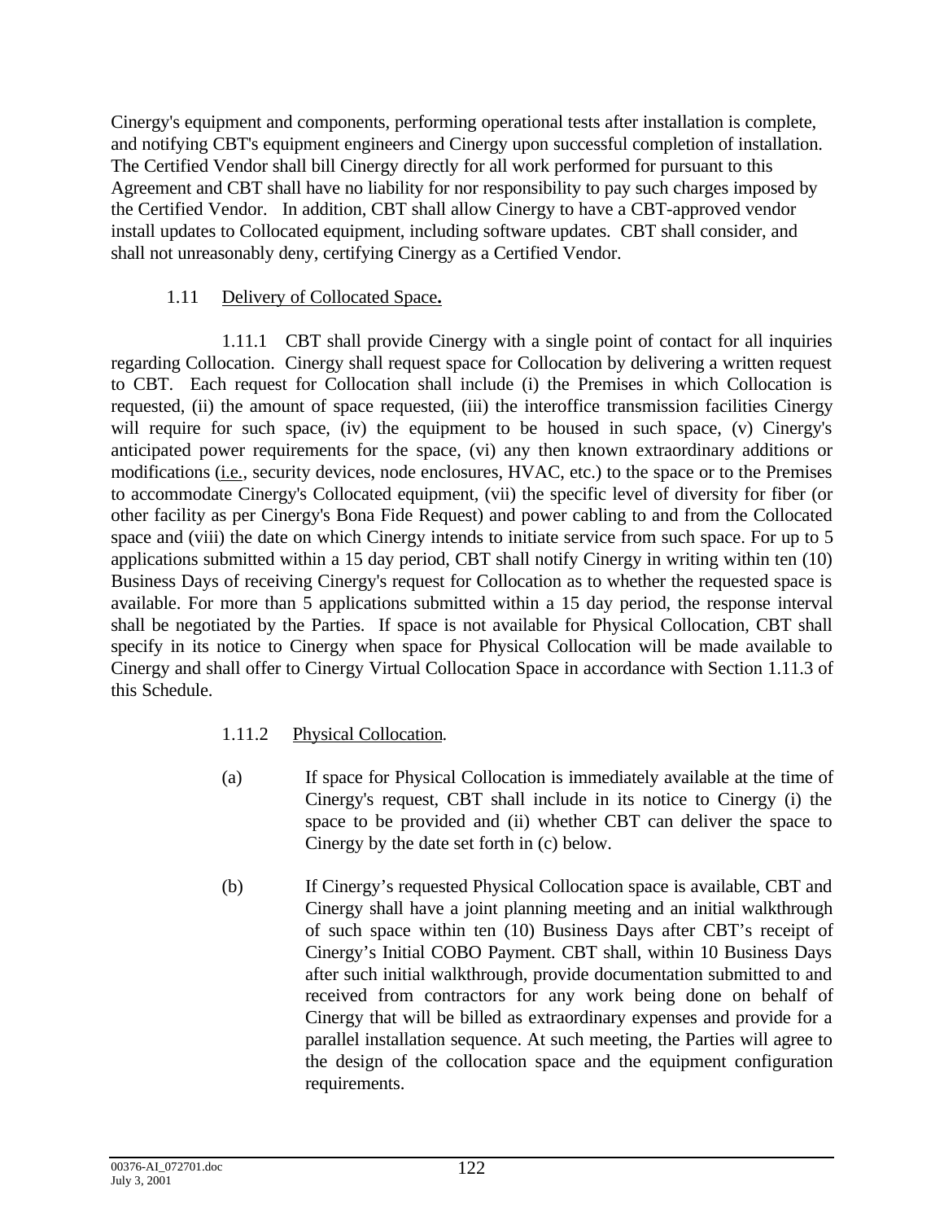Cinergy's equipment and components, performing operational tests after installation is complete, and notifying CBT's equipment engineers and Cinergy upon successful completion of installation. The Certified Vendor shall bill Cinergy directly for all work performed for pursuant to this Agreement and CBT shall have no liability for nor responsibility to pay such charges imposed by the Certified Vendor. In addition, CBT shall allow Cinergy to have a CBT-approved vendor install updates to Collocated equipment, including software updates. CBT shall consider, and shall not unreasonably deny, certifying Cinergy as a Certified Vendor.

1.11 Delivery of Collocated Space**.**

1.11.1 CBT shall provide Cinergy with a single point of contact for all inquiries regarding Collocation. Cinergy shall request space for Collocation by delivering a written request to CBT. Each request for Collocation shall include (i) the Premises in which Collocation is requested, (ii) the amount of space requested, (iii) the interoffice transmission facilities Cinergy will require for such space, (iv) the equipment to be housed in such space, (v) Cinergy's anticipated power requirements for the space, (vi) any then known extraordinary additions or modifications (i.e., security devices, node enclosures, HVAC, etc.) to the space or to the Premises to accommodate Cinergy's Collocated equipment, (vii) the specific level of diversity for fiber (or other facility as per Cinergy's Bona Fide Request) and power cabling to and from the Collocated space and (viii) the date on which Cinergy intends to initiate service from such space. For up to 5 applications submitted within a 15 day period, CBT shall notify Cinergy in writing within ten (10) Business Days of receiving Cinergy's request for Collocation as to whether the requested space is available. For more than 5 applications submitted within a 15 day period, the response interval shall be negotiated by the Parties. If space is not available for Physical Collocation, CBT shall specify in its notice to Cinergy when space for Physical Collocation will be made available to Cinergy and shall offer to Cinergy Virtual Collocation Space in accordance with Section 1.11.3 of this Schedule.

1.11.2 Physical Collocation.

(a) If space for Physical Collocation is immediately available at the time of Cinergy's request, CBT shall include in its notice to Cinergy (i) the space to be provided and (ii) whether CBT can deliver the space to Cinergy by the date set forth in (c) below.

(b) If Cinergy's requested Physical Collocation space is available, CBT and Cinergy shall have a joint planning meeting and an initial walkthrough of such space within ten (10) Business Days after CBT's receipt of Cinergy's Initial COBO Payment. CBT shall, within 10 Business Days after such initial walkthrough, provide documentation submitted to and received from contractors for any work being done on behalf of Cinergy that will be billed as extraordinary expenses and provide for a parallel installation sequence. At such meeting, the Parties will agree to the design of the collocation space and the equipment configuration requirements.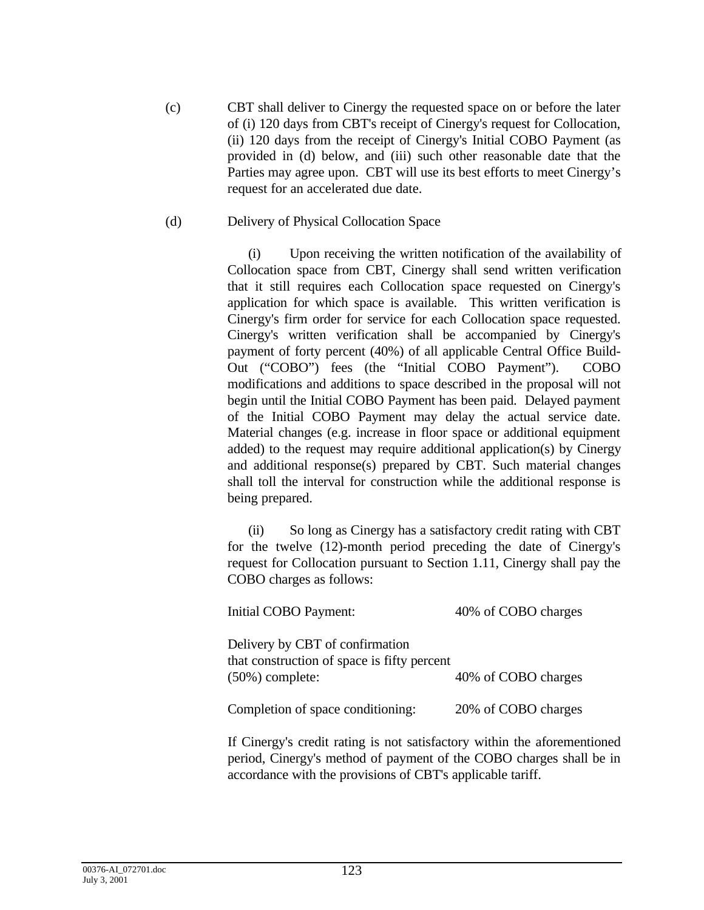(c) CBT shall deliver to Cinergy the requested space on or before the later of (i) 120 days from CBT's receipt of Cinergy's request for Collocation, (ii) 120 days from the receipt of Cinergy's Initial COBO Payment (as provided in (d) below, and (iii) such other reasonable date that the Parties may agree upon. CBT will use its best efforts to meet Cinergy's request for an accelerated due date.

(d) Delivery of Physical Collocation Space

(i) Upon receiving the written notification of the availability of Collocation space from CBT, Cinergy shall send written verification that it still requires each Collocation space requested on Cinergy's application for which space is available. This written verification is Cinergy's firm order for service for each Collocation space requested. Cinergy's written verification shall be accompanied by Cinergy's payment of forty percent (40%) of all applicable Central Office Build-Out ("COBO") fees (the "Initial COBO Payment"). COBO modifications and additions to space described in the proposal will not begin until the Initial COBO Payment has been paid. Delayed payment of the Initial COBO Payment may delay the actual service date. Material changes (e.g. increase in floor space or additional equipment added) to the request may require additional application(s) by Cinergy and additional response(s) prepared by CBT. Such material changes shall toll the interval for construction while the additional response is being prepared.

(ii) So long as Cinergy has a satisfactory credit rating with CBT for the twelve (12)-month period preceding the date of Cinergy's request for Collocation pursuant to Section 1.11, Cinergy shall pay the COBO charges as follows:

| | |
|---|---|
| Initial COBO Payment: | 40% of COBO charges |
| Delivery by CBT of confirmation that construction of space is fifty percent (50%) complete: | 40% of COBO charges |
| Completion of space conditioning: | 20% of COBO charges |

If Cinergy's credit rating is not satisfactory within the aforementioned period, Cinergy's method of payment of the COBO charges shall be in accordance with the provisions of CBT's applicable tariff.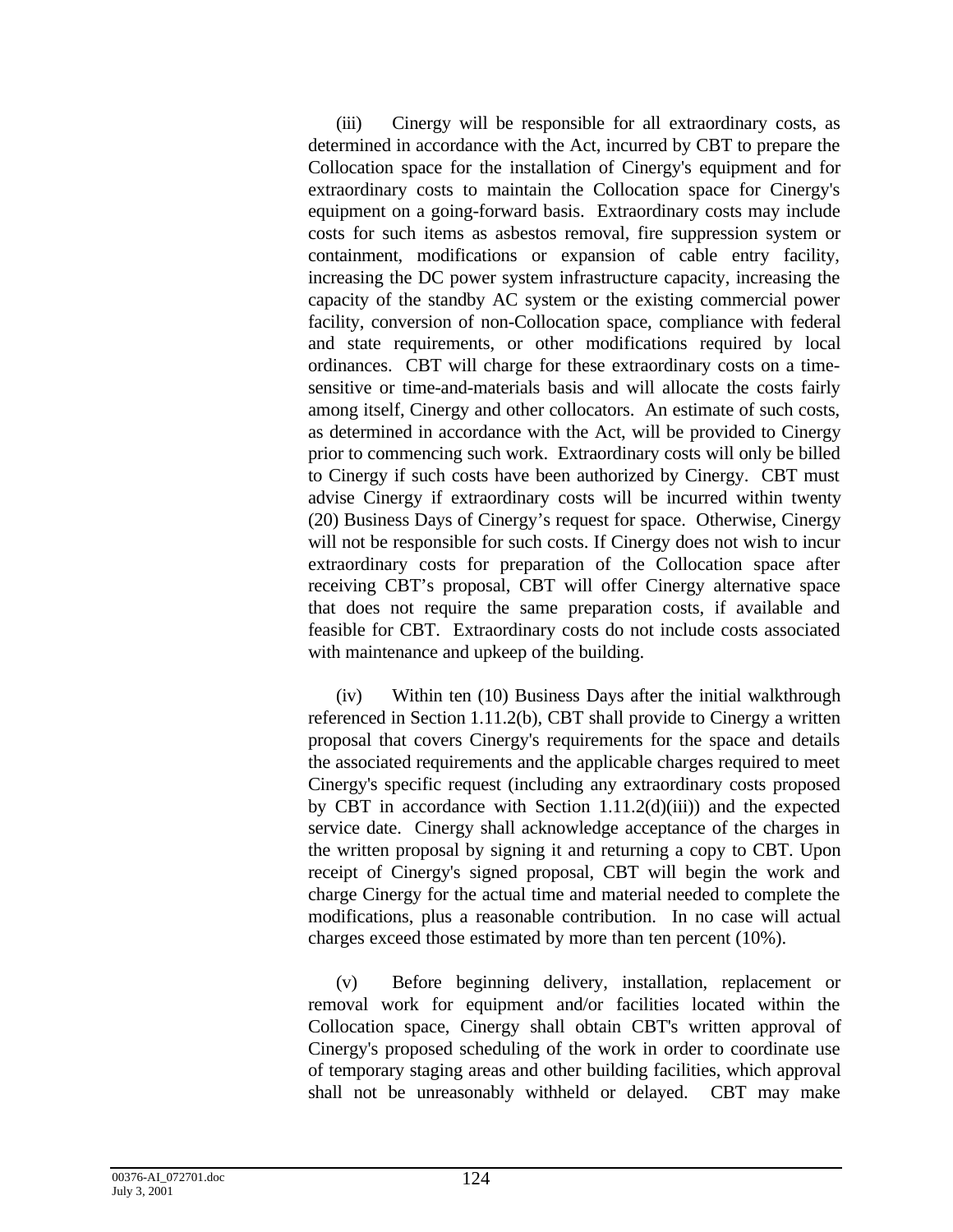(iii) Cinergy will be responsible for all extraordinary costs, as determined in accordance with the Act, incurred by CBT to prepare the Collocation space for the installation of Cinergy's equipment and for extraordinary costs to maintain the Collocation space for Cinergy's equipment on a going-forward basis. Extraordinary costs may include costs for such items as asbestos removal, fire suppression system or containment, modifications or expansion of cable entry facility, increasing the DC power system infrastructure capacity, increasing the capacity of the standby AC system or the existing commercial power facility, conversion of non-Collocation space, compliance with federal and state requirements, or other modifications required by local ordinances. CBT will charge for these extraordinary costs on a time-sensitive or time-and-materials basis and will allocate the costs fairly among itself, Cinergy and other collocators. An estimate of such costs, as determined in accordance with the Act, will be provided to Cinergy prior to commencing such work. Extraordinary costs will only be billed to Cinergy if such costs have been authorized by Cinergy. CBT must advise Cinergy if extraordinary costs will be incurred within twenty (20) Business Days of Cinergy's request for space. Otherwise, Cinergy will not be responsible for such costs. If Cinergy does not wish to incur extraordinary costs for preparation of the Collocation space after receiving CBT's proposal, CBT will offer Cinergy alternative space that does not require the same preparation costs, if available and feasible for CBT. Extraordinary costs do not include costs associated with maintenance and upkeep of the building.

(iv) Within ten (10) Business Days after the initial walkthrough referenced in Section 1.11.2(b), CBT shall provide to Cinergy a written proposal that covers Cinergy's requirements for the space and details the associated requirements and the applicable charges required to meet Cinergy's specific request (including any extraordinary costs proposed by CBT in accordance with Section 1.11.2(d)(iii)) and the expected service date. Cinergy shall acknowledge acceptance of the charges in the written proposal by signing it and returning a copy to CBT. Upon receipt of Cinergy's signed proposal, CBT will begin the work and charge Cinergy for the actual time and material needed to complete the modifications, plus a reasonable contribution. In no case will actual charges exceed those estimated by more than ten percent (10%).

(v) Before beginning delivery, installation, replacement or removal work for equipment and/or facilities located within the Collocation space, Cinergy shall obtain CBT's written approval of Cinergy's proposed scheduling of the work in order to coordinate use of temporary staging areas and other building facilities, which approval shall not be unreasonably withheld or delayed. CBT may make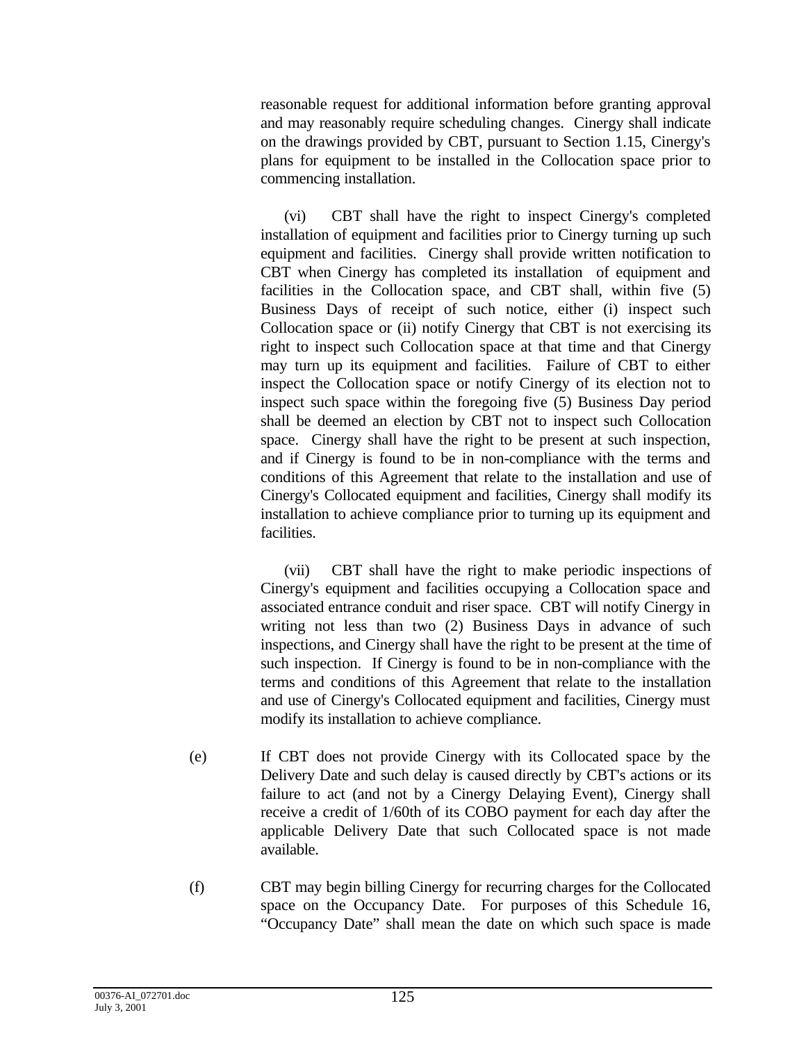reasonable request for additional information before granting approval and may reasonably require scheduling changes. Cinergy shall indicate on the drawings provided by CBT, pursuant to Section 1.15, Cinergy's plans for equipment to be installed in the Collocation space prior to commencing installation.

(vi) CBT shall have the right to inspect Cinergy's completed installation of equipment and facilities prior to Cinergy turning up such equipment and facilities. Cinergy shall provide written notification to CBT when Cinergy has completed its installation of equipment and facilities in the Collocation space, and CBT shall, within five (5) Business Days of receipt of such notice, either (i) inspect such Collocation space or (ii) notify Cinergy that CBT is not exercising its right to inspect such Collocation space at that time and that Cinergy may turn up its equipment and facilities. Failure of CBT to either inspect the Collocation space or notify Cinergy of its election not to inspect such space within the foregoing five (5) Business Day period shall be deemed an election by CBT not to inspect such Collocation space. Cinergy shall have the right to be present at such inspection, and if Cinergy is found to be in non-compliance with the terms and conditions of this Agreement that relate to the installation and use of Cinergy's Collocated equipment and facilities, Cinergy shall modify its installation to achieve compliance prior to turning up its equipment and facilities.

(vii) CBT shall have the right to make periodic inspections of Cinergy's equipment and facilities occupying a Collocation space and associated entrance conduit and riser space. CBT will notify Cinergy in writing not less than two (2) Business Days in advance of such inspections, and Cinergy shall have the right to be present at the time of such inspection. If Cinergy is found to be in non-compliance with the terms and conditions of this Agreement that relate to the installation and use of Cinergy's Collocated equipment and facilities, Cinergy must modify its installation to achieve compliance.

(e) If CBT does not provide Cinergy with its Collocated space by the Delivery Date and such delay is caused directly by CBT's actions or its failure to act (and not by a Cinergy Delaying Event), Cinergy shall receive a credit of 1/60th of its COBO payment for each day after the applicable Delivery Date that such Collocated space is not made available.

(f) CBT may begin billing Cinergy for recurring charges for the Collocated space on the Occupancy Date. For purposes of this Schedule 16, "Occupancy Date" shall mean the date on which such space is made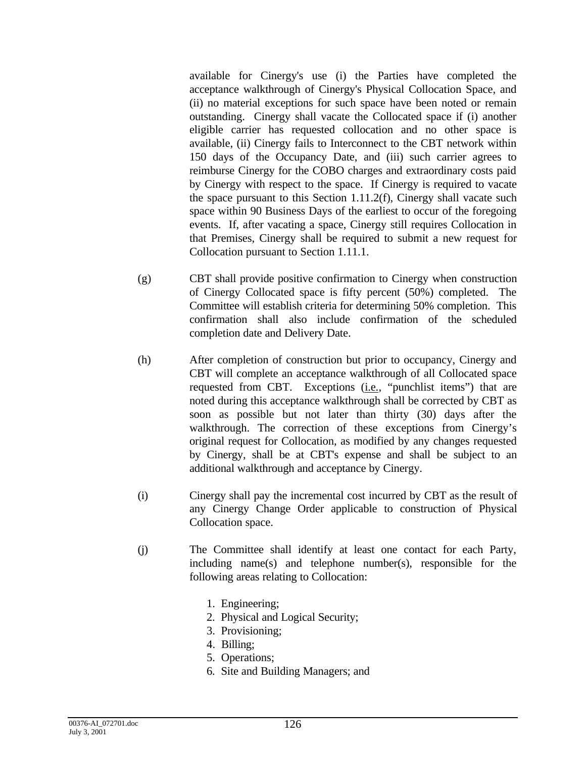available for Cinergy's use (i) the Parties have completed the acceptance walkthrough of Cinergy's Physical Collocation Space, and (ii) no material exceptions for such space have been noted or remain outstanding. Cinergy shall vacate the Collocated space if (i) another eligible carrier has requested collocation and no other space is available, (ii) Cinergy fails to Interconnect to the CBT network within 150 days of the Occupancy Date, and (iii) such carrier agrees to reimburse Cinergy for the COBO charges and extraordinary costs paid by Cinergy with respect to the space. If Cinergy is required to vacate the space pursuant to this Section 1.11.2(f), Cinergy shall vacate such space within 90 Business Days of the earliest to occur of the foregoing events. If, after vacating a space, Cinergy still requires Collocation in that Premises, Cinergy shall be required to submit a new request for Collocation pursuant to Section 1.11.1.

(g) CBT shall provide positive confirmation to Cinergy when construction of Cinergy Collocated space is fifty percent (50%) completed. The Committee will establish criteria for determining 50% completion. This confirmation shall also include confirmation of the scheduled completion date and Delivery Date.

(h) After completion of construction but prior to occupancy, Cinergy and CBT will complete an acceptance walkthrough of all Collocated space requested from CBT. Exceptions (i.e., "punchlist items") that are noted during this acceptance walkthrough shall be corrected by CBT as soon as possible but not later than thirty (30) days after the walkthrough. The correction of these exceptions from Cinergy's original request for Collocation, as modified by any changes requested by Cinergy, shall be at CBT's expense and shall be subject to an additional walkthrough and acceptance by Cinergy.

(i) Cinergy shall pay the incremental cost incurred by CBT as the result of any Cinergy Change Order applicable to construction of Physical Collocation space.

(j) The Committee shall identify at least one contact for each Party, including name(s) and telephone number(s), responsible for the following areas relating to Collocation:

1. Engineering;
2. Physical and Logical Security;
3. Provisioning;
4. Billing;
5. Operations;
6. Site and Building Managers; and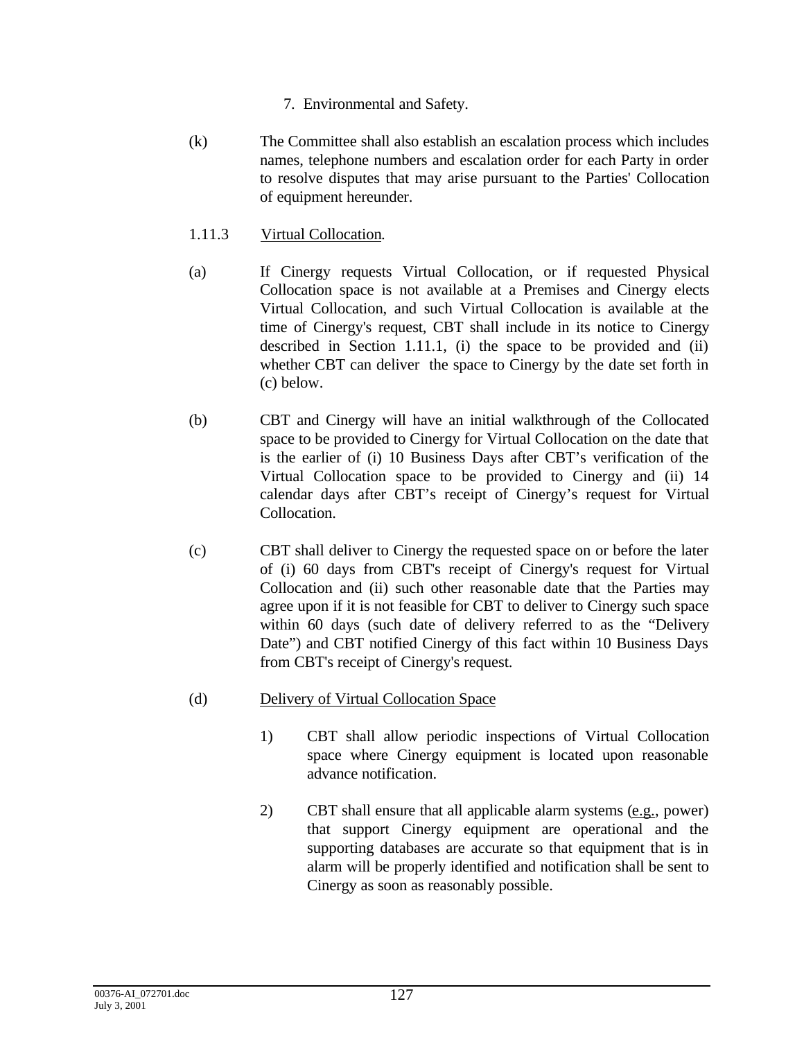7. Environmental and Safety.

(k) The Committee shall also establish an escalation process which includes names, telephone numbers and escalation order for each Party in order to resolve disputes that may arise pursuant to the Parties' Collocation of equipment hereunder.

1.11.3 Virtual Collocation.

(a) If Cinergy requests Virtual Collocation, or if requested Physical Collocation space is not available at a Premises and Cinergy elects Virtual Collocation, and such Virtual Collocation is available at the time of Cinergy's request, CBT shall include in its notice to Cinergy described in Section 1.11.1, (i) the space to be provided and (ii) whether CBT can deliver the space to Cinergy by the date set forth in (c) below.

(b) CBT and Cinergy will have an initial walkthrough of the Collocated space to be provided to Cinergy for Virtual Collocation on the date that is the earlier of (i) 10 Business Days after CBT's verification of the Virtual Collocation space to be provided to Cinergy and (ii) 14 calendar days after CBT's receipt of Cinergy's request for Virtual Collocation.

(c) CBT shall deliver to Cinergy the requested space on or before the later of (i) 60 days from CBT's receipt of Cinergy's request for Virtual Collocation and (ii) such other reasonable date that the Parties may agree upon if it is not feasible for CBT to deliver to Cinergy such space within 60 days (such date of delivery referred to as the "Delivery Date") and CBT notified Cinergy of this fact within 10 Business Days from CBT's receipt of Cinergy's request.

(d) Delivery of Virtual Collocation Space

1) CBT shall allow periodic inspections of Virtual Collocation space where Cinergy equipment is located upon reasonable advance notification.

2) CBT shall ensure that all applicable alarm systems (e.g., power) that support Cinergy equipment are operational and the supporting databases are accurate so that equipment that is in alarm will be properly identified and notification shall be sent to Cinergy as soon as reasonably possible.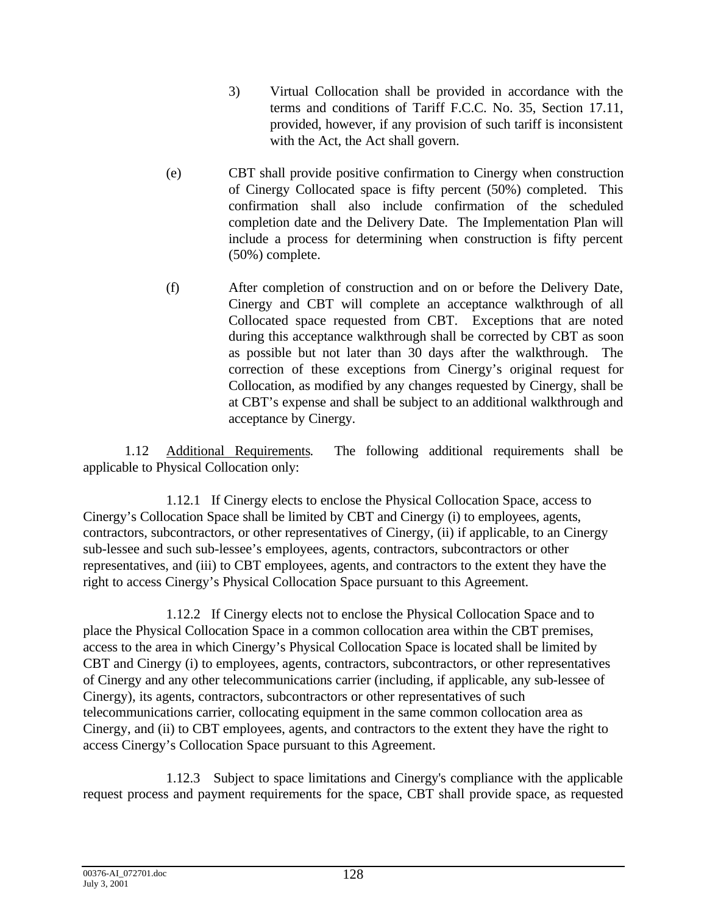3) Virtual Collocation shall be provided in accordance with the terms and conditions of Tariff F.C.C. No. 35, Section 17.11, provided, however, if any provision of such tariff is inconsistent with the Act, the Act shall govern.

(e) CBT shall provide positive confirmation to Cinergy when construction of Cinergy Collocated space is fifty percent (50%) completed. This confirmation shall also include confirmation of the scheduled completion date and the Delivery Date. The Implementation Plan will include a process for determining when construction is fifty percent (50%) complete.

(f) After completion of construction and on or before the Delivery Date, Cinergy and CBT will complete an acceptance walkthrough of all Collocated space requested from CBT. Exceptions that are noted during this acceptance walkthrough shall be corrected by CBT as soon as possible but not later than 30 days after the walkthrough. The correction of these exceptions from Cinergy's original request for Collocation, as modified by any changes requested by Cinergy, shall be at CBT's expense and shall be subject to an additional walkthrough and acceptance by Cinergy.

1.12 Additional Requirements. The following additional requirements shall be applicable to Physical Collocation only:

1.12.1 If Cinergy elects to enclose the Physical Collocation Space, access to Cinergy's Collocation Space shall be limited by CBT and Cinergy (i) to employees, agents, contractors, subcontractors, or other representatives of Cinergy, (ii) if applicable, to an Cinergy sub-lessee and such sub-lessee's employees, agents, contractors, subcontractors or other representatives, and (iii) to CBT employees, agents, and contractors to the extent they have the right to access Cinergy's Physical Collocation Space pursuant to this Agreement.

1.12.2 If Cinergy elects not to enclose the Physical Collocation Space and to place the Physical Collocation Space in a common collocation area within the CBT premises, access to the area in which Cinergy's Physical Collocation Space is located shall be limited by CBT and Cinergy (i) to employees, agents, contractors, subcontractors, or other representatives of Cinergy and any other telecommunications carrier (including, if applicable, any sub-lessee of Cinergy), its agents, contractors, subcontractors or other representatives of such telecommunications carrier, collocating equipment in the same common collocation area as Cinergy, and (ii) to CBT employees, agents, and contractors to the extent they have the right to access Cinergy's Collocation Space pursuant to this Agreement.

1.12.3 Subject to space limitations and Cinergy's compliance with the applicable request process and payment requirements for the space, CBT shall provide space, as requested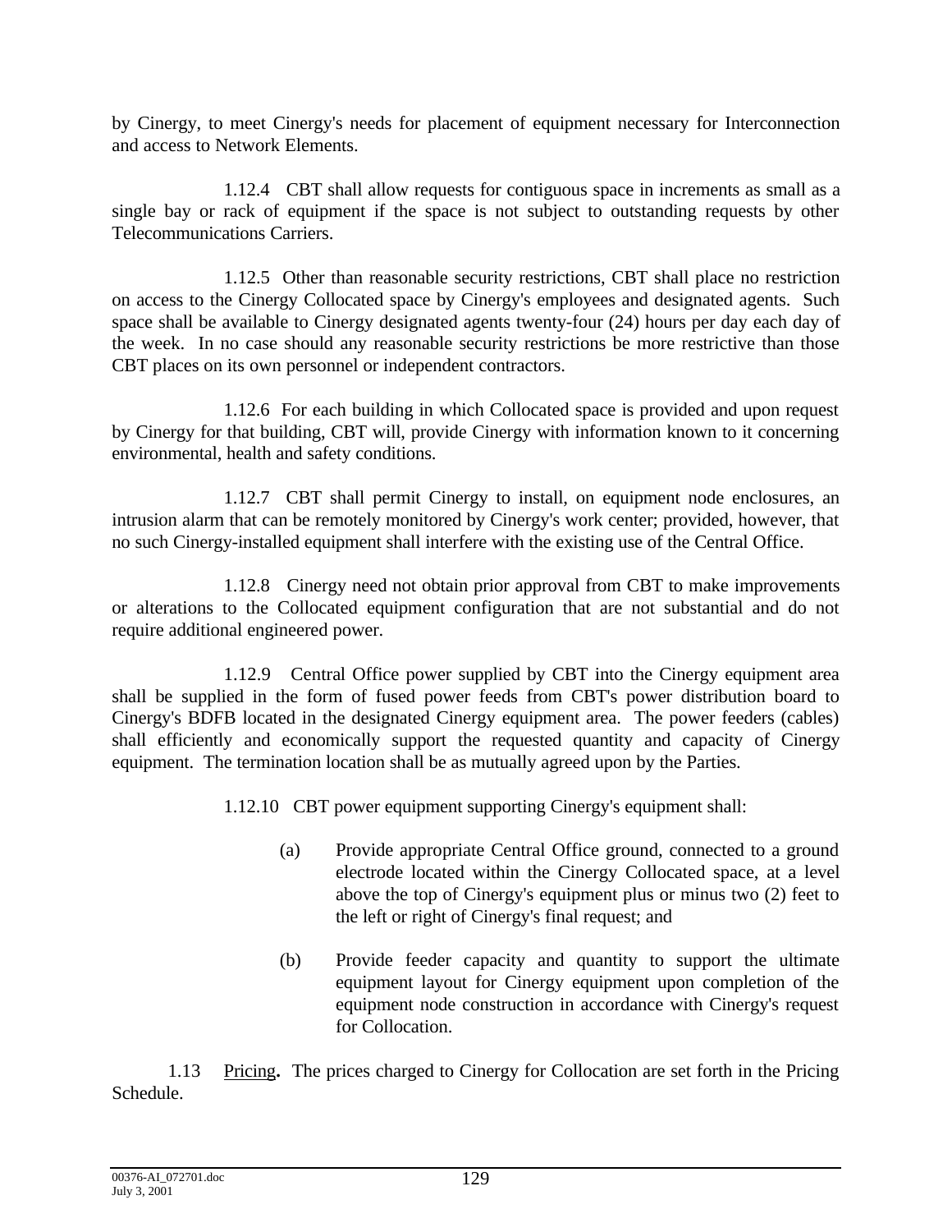by Cinergy, to meet Cinergy's needs for placement of equipment necessary for Interconnection and access to Network Elements.

1.12.4 CBT shall allow requests for contiguous space in increments as small as a single bay or rack of equipment if the space is not subject to outstanding requests by other Telecommunications Carriers.

1.12.5 Other than reasonable security restrictions, CBT shall place no restriction on access to the Cinergy Collocated space by Cinergy's employees and designated agents. Such space shall be available to Cinergy designated agents twenty-four (24) hours per day each day of the week. In no case should any reasonable security restrictions be more restrictive than those CBT places on its own personnel or independent contractors.

1.12.6 For each building in which Collocated space is provided and upon request by Cinergy for that building, CBT will, provide Cinergy with information known to it concerning environmental, health and safety conditions.

1.12.7 CBT shall permit Cinergy to install, on equipment node enclosures, an intrusion alarm that can be remotely monitored by Cinergy's work center; provided, however, that no such Cinergy-installed equipment shall interfere with the existing use of the Central Office.

1.12.8 Cinergy need not obtain prior approval from CBT to make improvements or alterations to the Collocated equipment configuration that are not substantial and do not require additional engineered power.

1.12.9 Central Office power supplied by CBT into the Cinergy equipment area shall be supplied in the form of fused power feeds from CBT's power distribution board to Cinergy's BDFB located in the designated Cinergy equipment area. The power feeders (cables) shall efficiently and economically support the requested quantity and capacity of Cinergy equipment. The termination location shall be as mutually agreed upon by the Parties.

1.12.10 CBT power equipment supporting Cinergy's equipment shall:

(a) Provide appropriate Central Office ground, connected to a ground electrode located within the Cinergy Collocated space, at a level above the top of Cinergy's equipment plus or minus two (2) feet to the left or right of Cinergy's final request; and

(b) Provide feeder capacity and quantity to support the ultimate equipment layout for Cinergy equipment upon completion of the equipment node construction in accordance with Cinergy's request for Collocation.

1.13 Pricing**.** The prices charged to Cinergy for Collocation are set forth in the Pricing Schedule.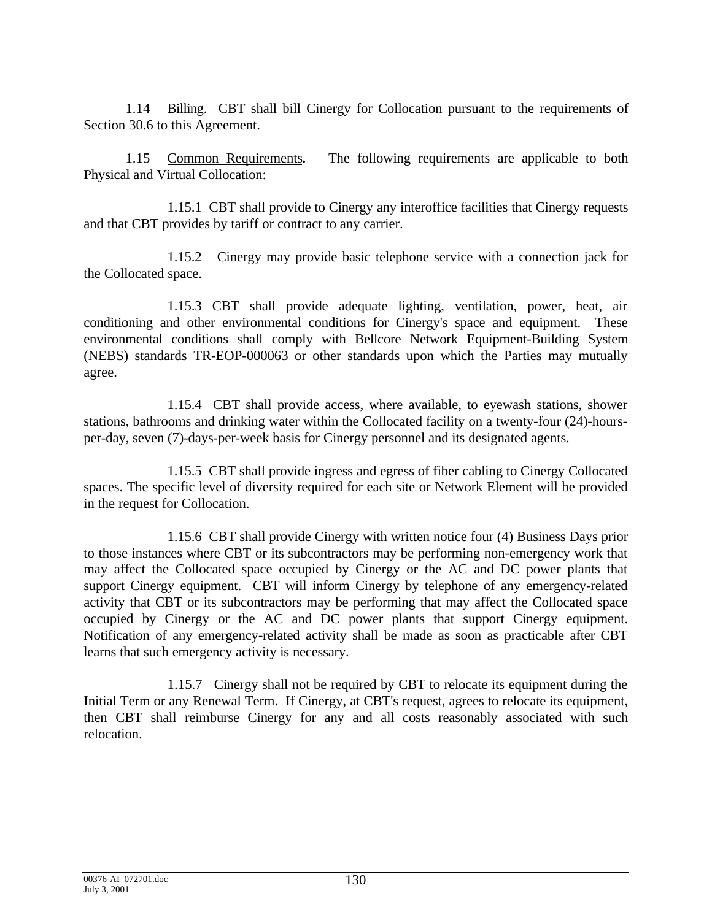1.14 Billing. CBT shall bill Cinergy for Collocation pursuant to the requirements of Section 30.6 to this Agreement.

1.15 Common Requirements**.** The following requirements are applicable to both Physical and Virtual Collocation:

1.15.1 CBT shall provide to Cinergy any interoffice facilities that Cinergy requests and that CBT provides by tariff or contract to any carrier.

1.15.2 Cinergy may provide basic telephone service with a connection jack for the Collocated space.

1.15.3 CBT shall provide adequate lighting, ventilation, power, heat, air conditioning and other environmental conditions for Cinergy's space and equipment. These environmental conditions shall comply with Bellcore Network Equipment-Building System (NEBS) standards TR-EOP-000063 or other standards upon which the Parties may mutually agree.

1.15.4 CBT shall provide access, where available, to eyewash stations, shower stations, bathrooms and drinking water within the Collocated facility on a twenty-four (24)-hours-per-day, seven (7)-days-per-week basis for Cinergy personnel and its designated agents.

1.15.5 CBT shall provide ingress and egress of fiber cabling to Cinergy Collocated spaces. The specific level of diversity required for each site or Network Element will be provided in the request for Collocation.

1.15.6 CBT shall provide Cinergy with written notice four (4) Business Days prior to those instances where CBT or its subcontractors may be performing non-emergency work that may affect the Collocated space occupied by Cinergy or the AC and DC power plants that support Cinergy equipment. CBT will inform Cinergy by telephone of any emergency-related activity that CBT or its subcontractors may be performing that may affect the Collocated space occupied by Cinergy or the AC and DC power plants that support Cinergy equipment. Notification of any emergency-related activity shall be made as soon as practicable after CBT learns that such emergency activity is necessary.

1.15.7 Cinergy shall not be required by CBT to relocate its equipment during the Initial Term or any Renewal Term. If Cinergy, at CBT's request, agrees to relocate its equipment, then CBT shall reimburse Cinergy for any and all costs reasonably associated with such relocation.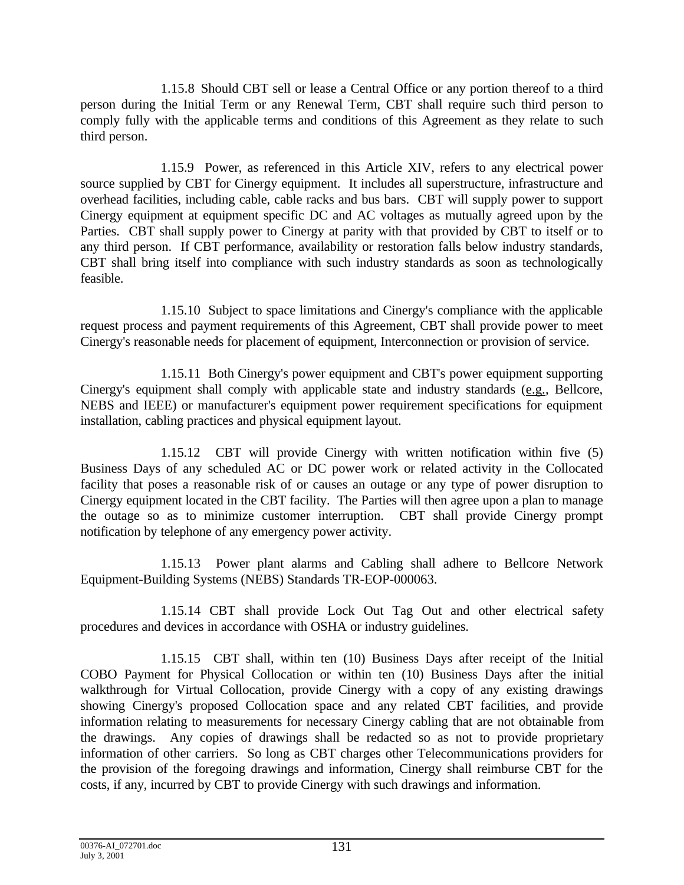1.15.8 Should CBT sell or lease a Central Office or any portion thereof to a third person during the Initial Term or any Renewal Term, CBT shall require such third person to comply fully with the applicable terms and conditions of this Agreement as they relate to such third person.

1.15.9 Power, as referenced in this Article XIV, refers to any electrical power source supplied by CBT for Cinergy equipment. It includes all superstructure, infrastructure and overhead facilities, including cable, cable racks and bus bars. CBT will supply power to support Cinergy equipment at equipment specific DC and AC voltages as mutually agreed upon by the Parties. CBT shall supply power to Cinergy at parity with that provided by CBT to itself or to any third person. If CBT performance, availability or restoration falls below industry standards, CBT shall bring itself into compliance with such industry standards as soon as technologically feasible.

1.15.10 Subject to space limitations and Cinergy's compliance with the applicable request process and payment requirements of this Agreement, CBT shall provide power to meet Cinergy's reasonable needs for placement of equipment, Interconnection or provision of service.

1.15.11 Both Cinergy's power equipment and CBT's power equipment supporting Cinergy's equipment shall comply with applicable state and industry standards (e.g., Bellcore, NEBS and IEEE) or manufacturer's equipment power requirement specifications for equipment installation, cabling practices and physical equipment layout.

1.15.12 CBT will provide Cinergy with written notification within five (5) Business Days of any scheduled AC or DC power work or related activity in the Collocated facility that poses a reasonable risk of or causes an outage or any type of power disruption to Cinergy equipment located in the CBT facility. The Parties will then agree upon a plan to manage the outage so as to minimize customer interruption. CBT shall provide Cinergy prompt notification by telephone of any emergency power activity.

1.15.13 Power plant alarms and Cabling shall adhere to Bellcore Network Equipment-Building Systems (NEBS) Standards TR-EOP-000063.

1.15.14 CBT shall provide Lock Out Tag Out and other electrical safety procedures and devices in accordance with OSHA or industry guidelines.

1.15.15 CBT shall, within ten (10) Business Days after receipt of the Initial COBO Payment for Physical Collocation or within ten (10) Business Days after the initial walkthrough for Virtual Collocation, provide Cinergy with a copy of any existing drawings showing Cinergy's proposed Collocation space and any related CBT facilities, and provide information relating to measurements for necessary Cinergy cabling that are not obtainable from the drawings. Any copies of drawings shall be redacted so as not to provide proprietary information of other carriers. So long as CBT charges other Telecommunications providers for the provision of the foregoing drawings and information, Cinergy shall reimburse CBT for the costs, if any, incurred by CBT to provide Cinergy with such drawings and information.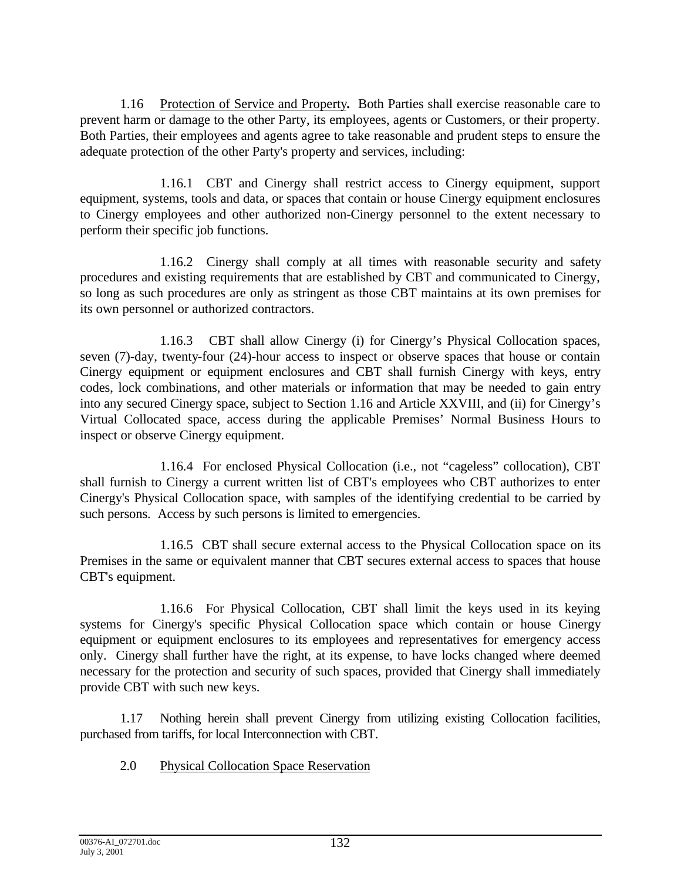1.16 Protection of Service and Property**.** Both Parties shall exercise reasonable care to prevent harm or damage to the other Party, its employees, agents or Customers, or their property. Both Parties, their employees and agents agree to take reasonable and prudent steps to ensure the adequate protection of the other Party's property and services, including:

1.16.1 CBT and Cinergy shall restrict access to Cinergy equipment, support equipment, systems, tools and data, or spaces that contain or house Cinergy equipment enclosures to Cinergy employees and other authorized non-Cinergy personnel to the extent necessary to perform their specific job functions.

1.16.2 Cinergy shall comply at all times with reasonable security and safety procedures and existing requirements that are established by CBT and communicated to Cinergy, so long as such procedures are only as stringent as those CBT maintains at its own premises for its own personnel or authorized contractors.

1.16.3 CBT shall allow Cinergy (i) for Cinergy's Physical Collocation spaces, seven (7)-day, twenty-four (24)-hour access to inspect or observe spaces that house or contain Cinergy equipment or equipment enclosures and CBT shall furnish Cinergy with keys, entry codes, lock combinations, and other materials or information that may be needed to gain entry into any secured Cinergy space, subject to Section 1.16 and Article XXVIII, and (ii) for Cinergy's Virtual Collocated space, access during the applicable Premises' Normal Business Hours to inspect or observe Cinergy equipment.

1.16.4 For enclosed Physical Collocation (i.e., not "cageless" collocation), CBT shall furnish to Cinergy a current written list of CBT's employees who CBT authorizes to enter Cinergy's Physical Collocation space, with samples of the identifying credential to be carried by such persons. Access by such persons is limited to emergencies.

1.16.5 CBT shall secure external access to the Physical Collocation space on its Premises in the same or equivalent manner that CBT secures external access to spaces that house CBT's equipment.

1.16.6 For Physical Collocation, CBT shall limit the keys used in its keying systems for Cinergy's specific Physical Collocation space which contain or house Cinergy equipment or equipment enclosures to its employees and representatives for emergency access only. Cinergy shall further have the right, at its expense, to have locks changed where deemed necessary for the protection and security of such spaces, provided that Cinergy shall immediately provide CBT with such new keys.

1.17 Nothing herein shall prevent Cinergy from utilizing existing Collocation facilities, purchased from tariffs, for local Interconnection with CBT.

2.0 Physical Collocation Space Reservation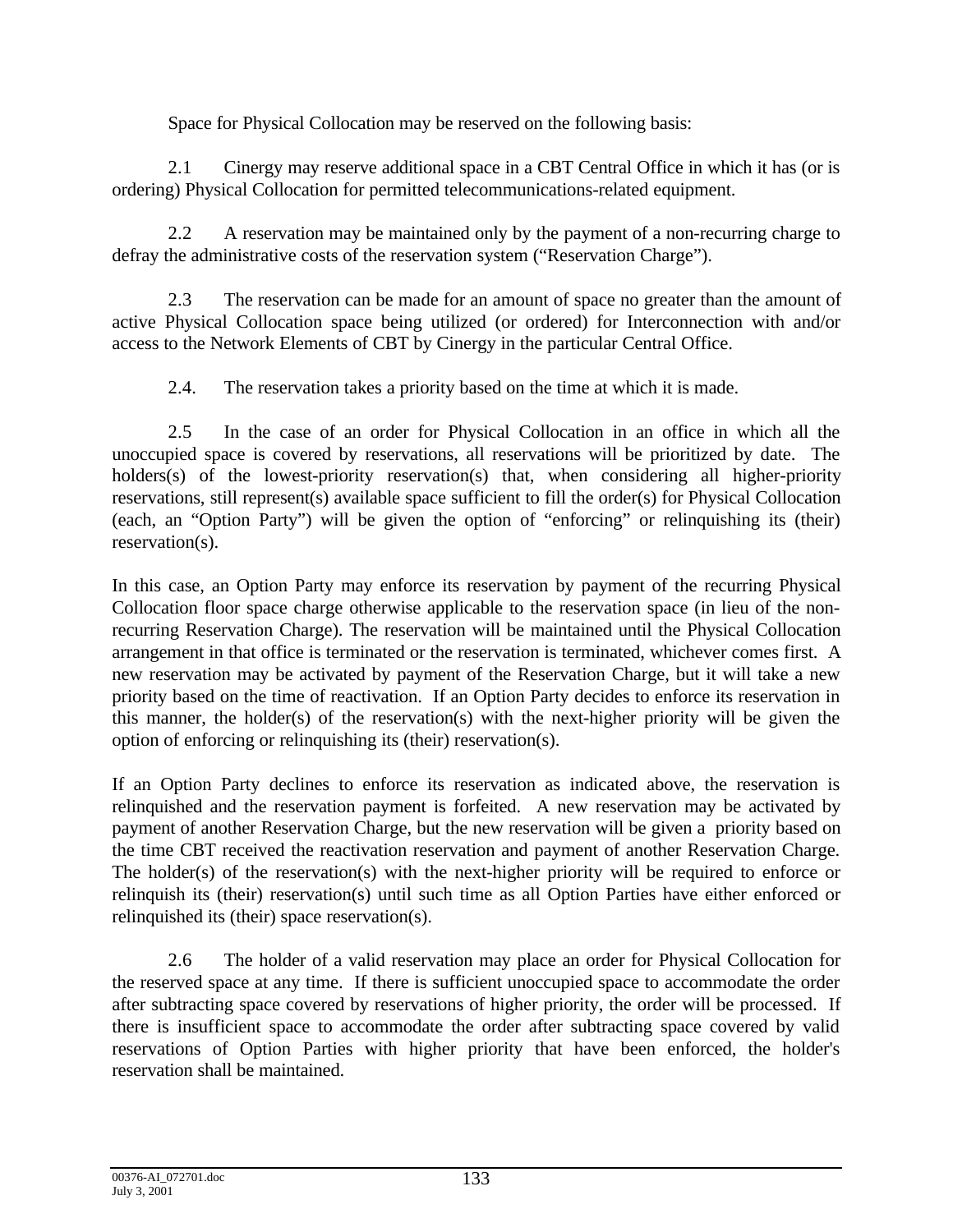Space for Physical Collocation may be reserved on the following basis:

2.1 Cinergy may reserve additional space in a CBT Central Office in which it has (or is ordering) Physical Collocation for permitted telecommunications-related equipment.

2.2 A reservation may be maintained only by the payment of a non-recurring charge to defray the administrative costs of the reservation system ("Reservation Charge").

2.3 The reservation can be made for an amount of space no greater than the amount of active Physical Collocation space being utilized (or ordered) for Interconnection with and/or access to the Network Elements of CBT by Cinergy in the particular Central Office.

2.4. The reservation takes a priority based on the time at which it is made.

2.5 In the case of an order for Physical Collocation in an office in which all the unoccupied space is covered by reservations, all reservations will be prioritized by date. The holders(s) of the lowest-priority reservation(s) that, when considering all higher-priority reservations, still represent(s) available space sufficient to fill the order(s) for Physical Collocation (each, an "Option Party") will be given the option of "enforcing" or relinquishing its (their) reservation(s).

In this case, an Option Party may enforce its reservation by payment of the recurring Physical Collocation floor space charge otherwise applicable to the reservation space (in lieu of the non-recurring Reservation Charge). The reservation will be maintained until the Physical Collocation arrangement in that office is terminated or the reservation is terminated, whichever comes first. A new reservation may be activated by payment of the Reservation Charge, but it will take a new priority based on the time of reactivation. If an Option Party decides to enforce its reservation in this manner, the holder(s) of the reservation(s) with the next-higher priority will be given the option of enforcing or relinquishing its (their) reservation(s).

If an Option Party declines to enforce its reservation as indicated above, the reservation is relinquished and the reservation payment is forfeited. A new reservation may be activated by payment of another Reservation Charge, but the new reservation will be given a priority based on the time CBT received the reactivation reservation and payment of another Reservation Charge. The holder(s) of the reservation(s) with the next-higher priority will be required to enforce or relinquish its (their) reservation(s) until such time as all Option Parties have either enforced or relinquished its (their) space reservation(s).

2.6 The holder of a valid reservation may place an order for Physical Collocation for the reserved space at any time. If there is sufficient unoccupied space to accommodate the order after subtracting space covered by reservations of higher priority, the order will be processed. If there is insufficient space to accommodate the order after subtracting space covered by valid reservations of Option Parties with higher priority that have been enforced, the holder's reservation shall be maintained.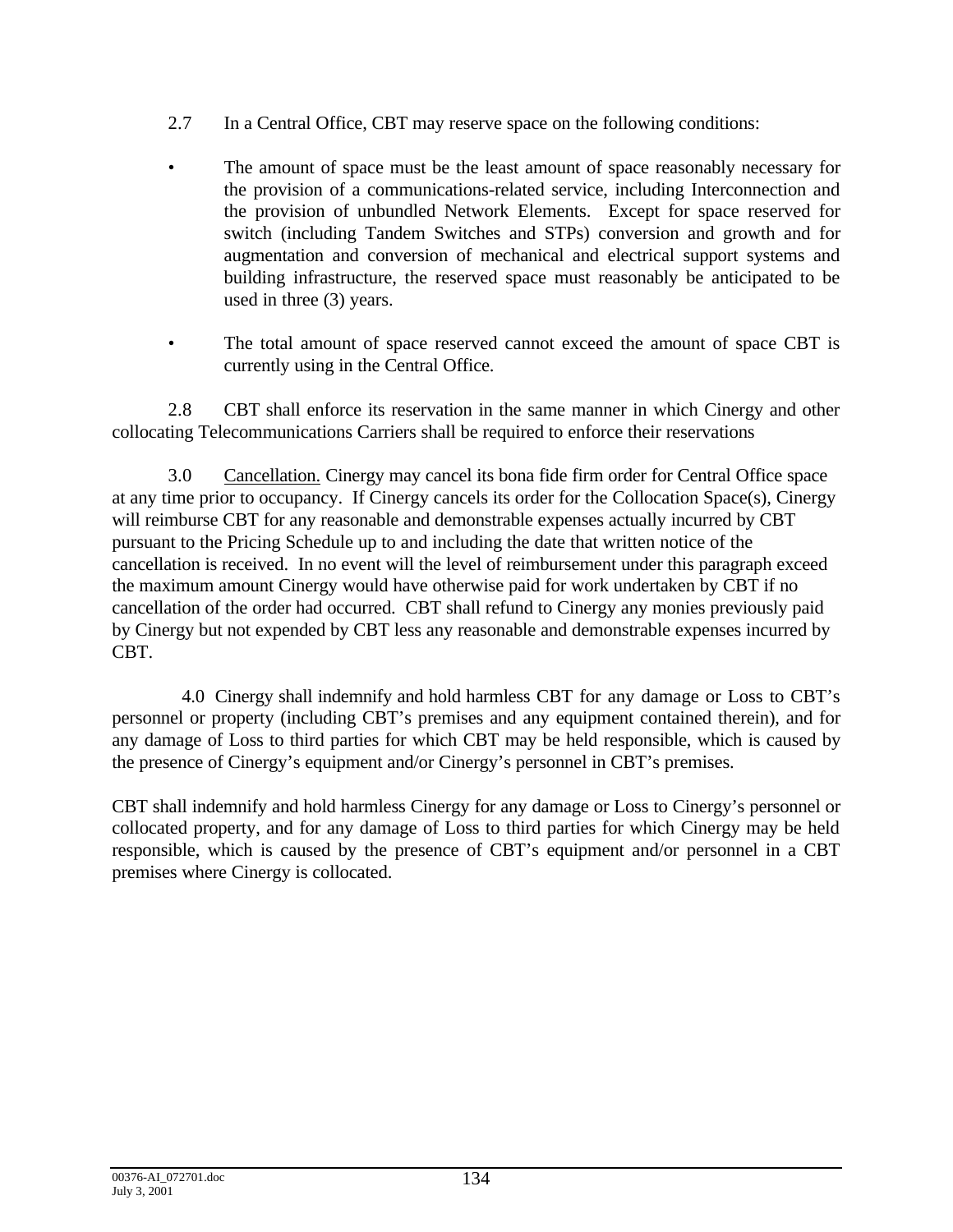2.7 In a Central Office, CBT may reserve space on the following conditions:

- The amount of space must be the least amount of space reasonably necessary for the provision of a communications-related service, including Interconnection and the provision of unbundled Network Elements. Except for space reserved for switch (including Tandem Switches and STPs) conversion and growth and for augmentation and conversion of mechanical and electrical support systems and building infrastructure, the reserved space must reasonably be anticipated to be used in three (3) years.

- The total amount of space reserved cannot exceed the amount of space CBT is currently using in the Central Office.

2.8 CBT shall enforce its reservation in the same manner in which Cinergy and other collocating Telecommunications Carriers shall be required to enforce their reservations

3.0 Cancellation. Cinergy may cancel its bona fide firm order for Central Office space at any time prior to occupancy. If Cinergy cancels its order for the Collocation Space(s), Cinergy will reimburse CBT for any reasonable and demonstrable expenses actually incurred by CBT pursuant to the Pricing Schedule up to and including the date that written notice of the cancellation is received. In no event will the level of reimbursement under this paragraph exceed the maximum amount Cinergy would have otherwise paid for work undertaken by CBT if no cancellation of the order had occurred. CBT shall refund to Cinergy any monies previously paid by Cinergy but not expended by CBT less any reasonable and demonstrable expenses incurred by CBT.

4.0 Cinergy shall indemnify and hold harmless CBT for any damage or Loss to CBT's personnel or property (including CBT's premises and any equipment contained therein), and for any damage of Loss to third parties for which CBT may be held responsible, which is caused by the presence of Cinergy's equipment and/or Cinergy's personnel in CBT's premises.

CBT shall indemnify and hold harmless Cinergy for any damage or Loss to Cinergy's personnel or collocated property, and for any damage of Loss to third parties for which Cinergy may be held responsible, which is caused by the presence of CBT's equipment and/or personnel in a CBT premises where Cinergy is collocated.